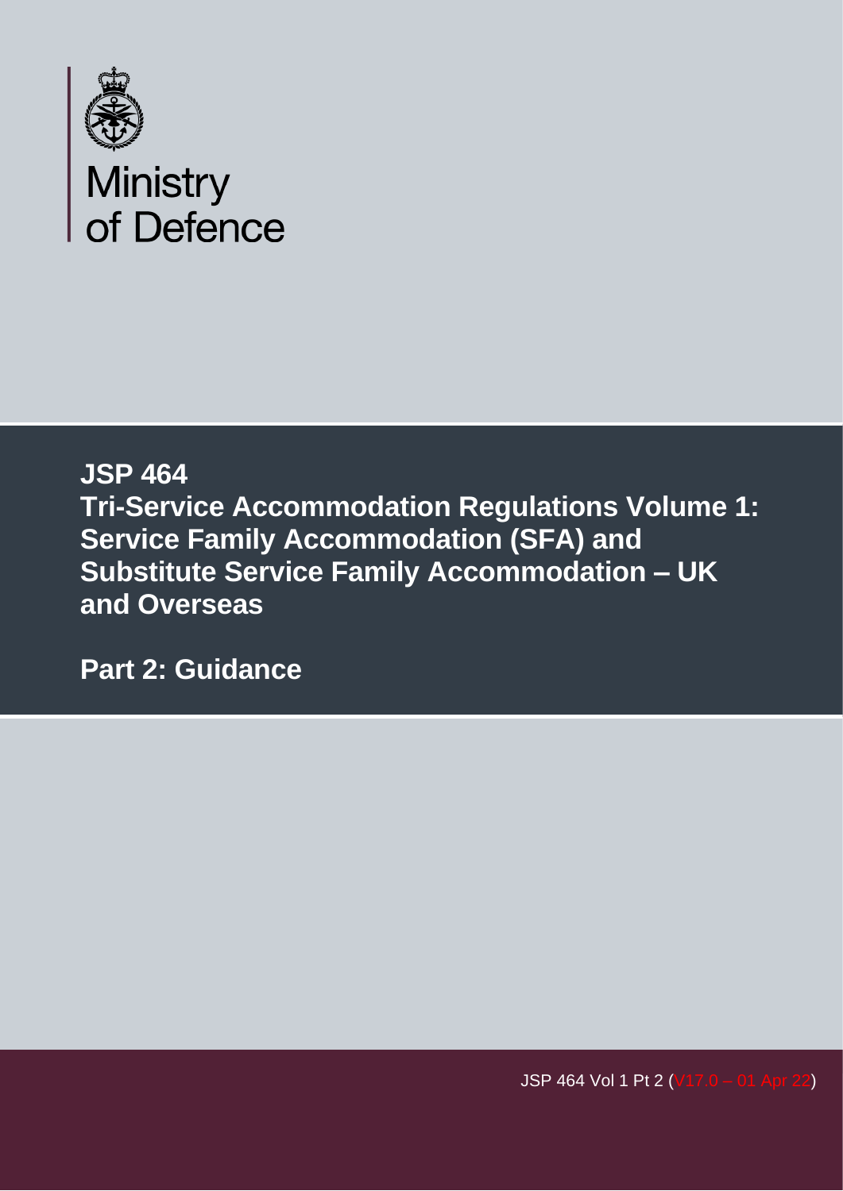Ministry of Defence

# JSP 464

# Tri-Service Accommodation Regulations Volume 1: Service Family Accommodation (SFA) and Substitute Service Family Accommodation – UK and Overseas

## Part 2: Guidance

JSP 464 Vol 1 Pt 2 (V17.0 – 01 Apr 22)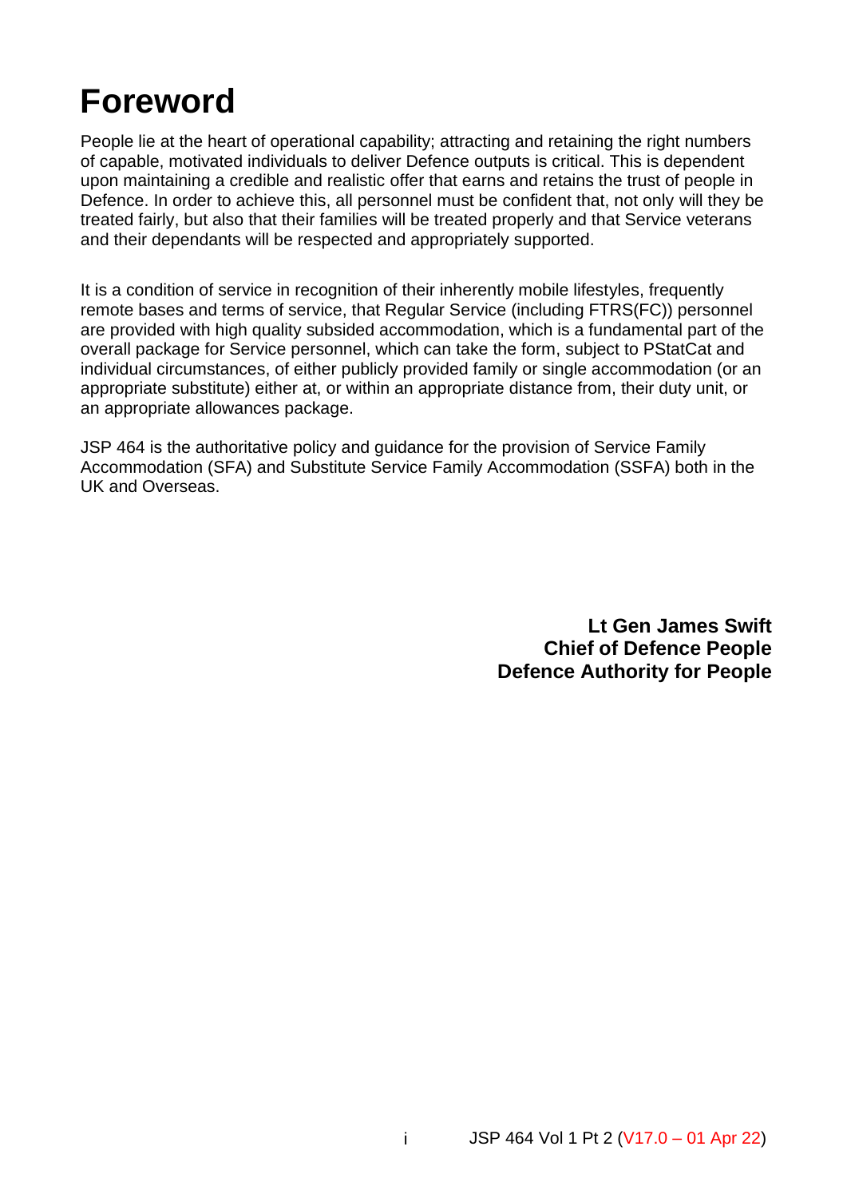# Foreword

People lie at the heart of operational capability; attracting and retaining the right numbers of capable, motivated individuals to deliver Defence outputs is critical. This is dependent upon maintaining a credible and realistic offer that earns and retains the trust of people in Defence. In order to achieve this, all personnel must be confident that, not only will they be treated fairly, but also that their families will be treated properly and that Service veterans and their dependants will be respected and appropriately supported.

It is a condition of service in recognition of their inherently mobile lifestyles, frequently remote bases and terms of service, that Regular Service (including FTRS(FC)) personnel are provided with high quality subsided accommodation, which is a fundamental part of the overall package for Service personnel, which can take the form, subject to PStatCat and individual circumstances, of either publicly provided family or single accommodation (or an appropriate substitute) either at, or within an appropriate distance from, their duty unit, or an appropriate allowances package.

JSP 464 is the authoritative policy and guidance for the provision of Service Family Accommodation (SFA) and Substitute Service Family Accommodation (SSFA) both in the UK and Overseas.

**Lt Gen James Swift**
**Chief of Defence People**
**Defence Authority for People**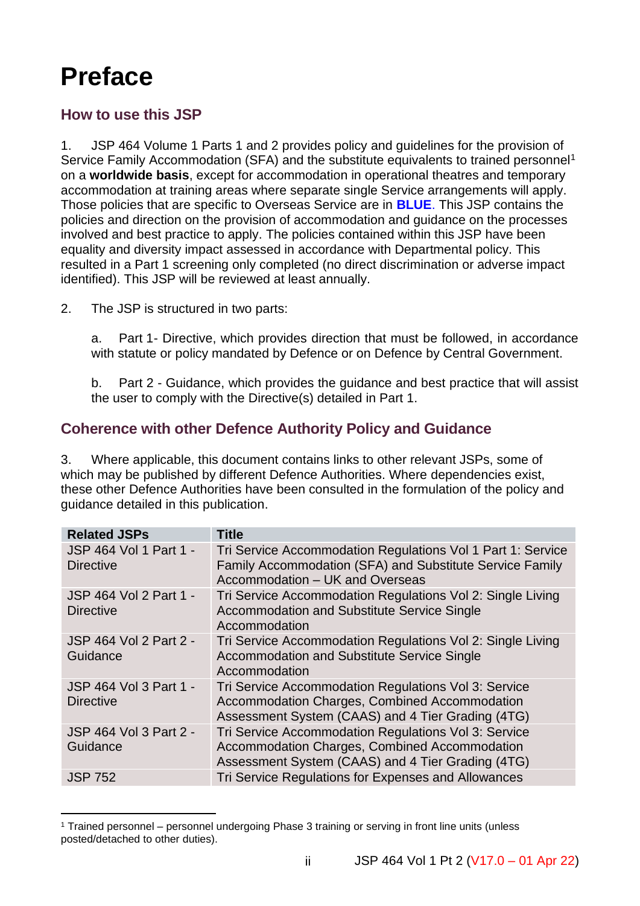# Preface

## How to use this JSP

1. JSP 464 Volume 1 Parts 1 and 2 provides policy and guidelines for the provision of Service Family Accommodation (SFA) and the substitute equivalents to trained personnel[1] on a **worldwide basis**, except for accommodation in operational theatres and temporary accommodation at training areas where separate single Service arrangements will apply. Those policies that are specific to Overseas Service are in **BLUE**. This JSP contains the policies and direction on the provision of accommodation and guidance on the processes involved and best practice to apply. The policies contained within this JSP have been equality and diversity impact assessed in accordance with Departmental policy. This resulted in a Part 1 screening only completed (no direct discrimination or adverse impact identified). This JSP will be reviewed at least annually.

2. The JSP is structured in two parts:

a. Part 1- Directive, which provides direction that must be followed, in accordance with statute or policy mandated by Defence or on Defence by Central Government.

b. Part 2 - Guidance, which provides the guidance and best practice that will assist the user to comply with the Directive(s) detailed in Part 1.

## Coherence with other Defence Authority Policy and Guidance

3. Where applicable, this document contains links to other relevant JSPs, some of which may be published by different Defence Authorities. Where dependencies exist, these other Defence Authorities have been consulted in the formulation of the policy and guidance detailed in this publication.

| Related JSPs | Title |
|---|---|
| JSP 464 Vol 1 Part 1 - Directive | Tri Service Accommodation Regulations Vol 1 Part 1: Service Family Accommodation (SFA) and Substitute Service Family Accommodation – UK and Overseas |
| JSP 464 Vol 2 Part 1 - Directive | Tri Service Accommodation Regulations Vol 2: Single Living Accommodation and Substitute Service Single Accommodation |
| JSP 464 Vol 2 Part 2 - Guidance | Tri Service Accommodation Regulations Vol 2: Single Living Accommodation and Substitute Service Single Accommodation |
| JSP 464 Vol 3 Part 1 - Directive | Tri Service Accommodation Regulations Vol 3: Service Accommodation Charges, Combined Accommodation Assessment System (CAAS) and 4 Tier Grading (4TG) |
| JSP 464 Vol 3 Part 2 - Guidance | Tri Service Accommodation Regulations Vol 3: Service Accommodation Charges, Combined Accommodation Assessment System (CAAS) and 4 Tier Grading (4TG) |
| JSP 752 | Tri Service Regulations for Expenses and Allowances |

[1] Trained personnel – personnel undergoing Phase 3 training or serving in front line units (unless posted/detached to other duties).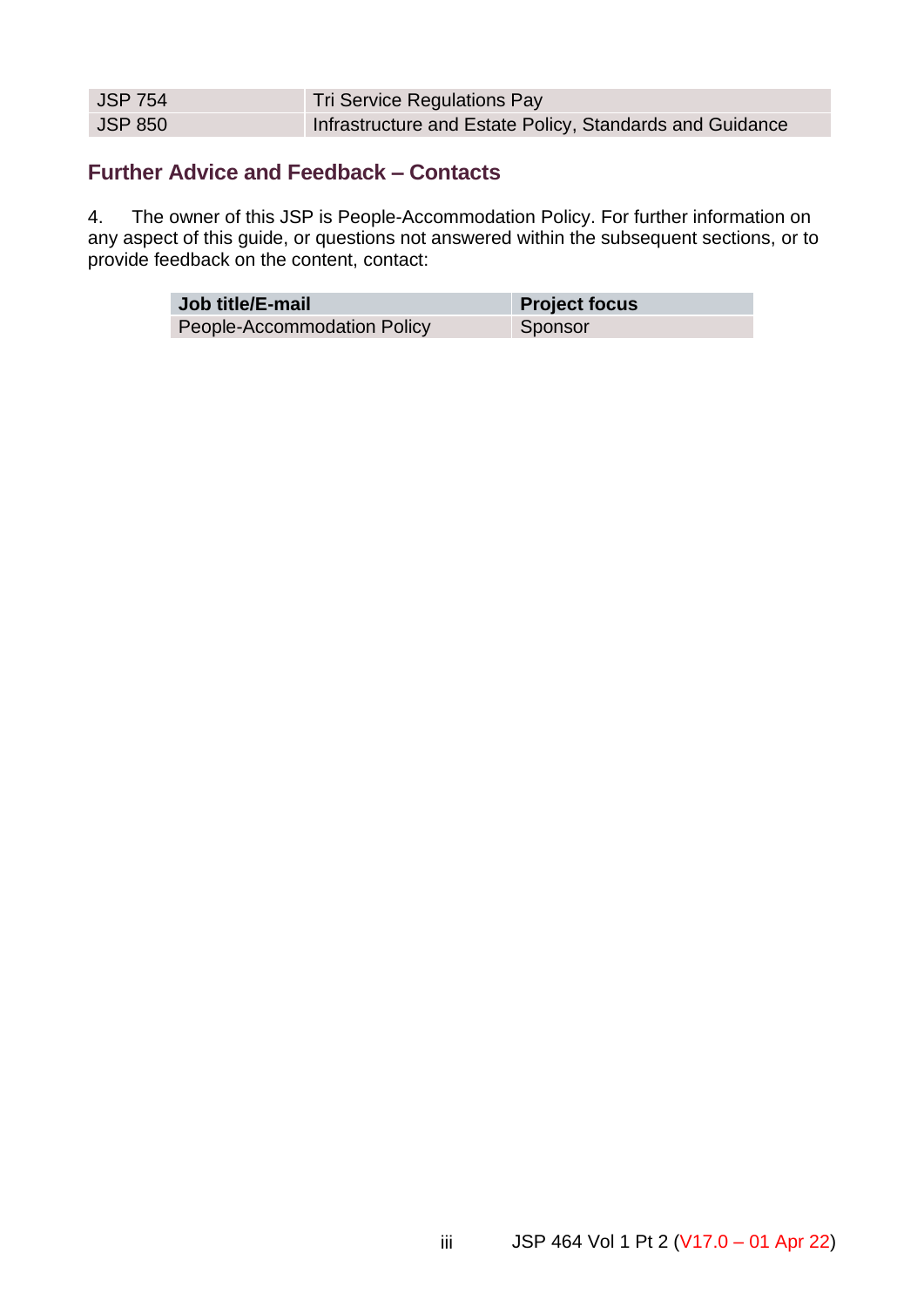| JSP 754 | Tri Service Regulations Pay |
|---|---|
| JSP 850 | Infrastructure and Estate Policy, Standards and Guidance |

## Further Advice and Feedback – Contacts

4. The owner of this JSP is People-Accommodation Policy. For further information on any aspect of this guide, or questions not answered within the subsequent sections, or to provide feedback on the content, contact:

| Job title/E-mail | Project focus |
|---|---|
| People-Accommodation Policy | Sponsor |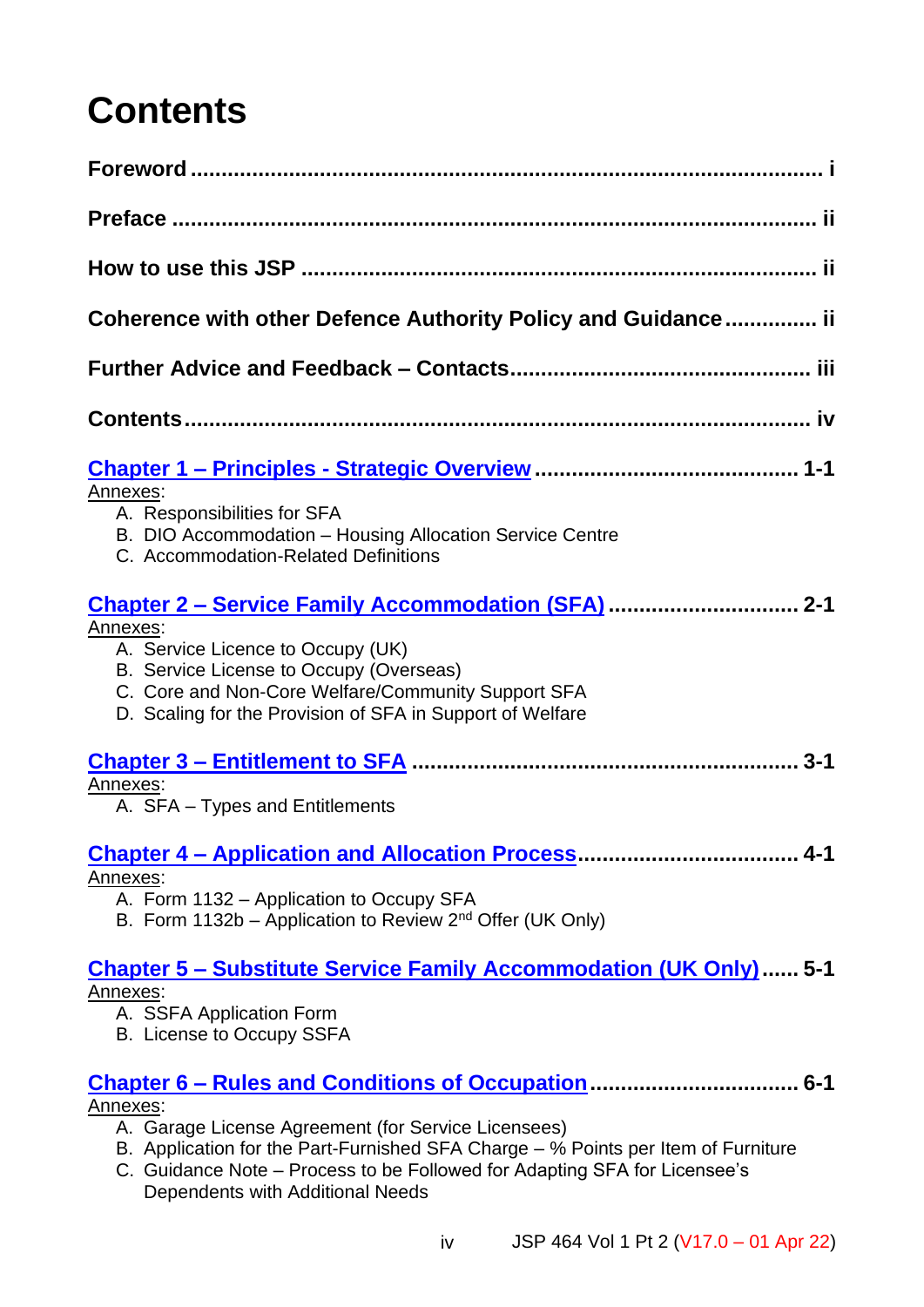# Contents

**Foreword** ........................................................................................ i

**Preface** ........................................................................................... ii

**How to use this JSP** ....................................................................... ii

**Coherence with other Defence Authority Policy and Guidance** .............. ii

**Further Advice and Feedback – Contacts** ........................................... iii

**Contents** ......................................................................................... iv

**Chapter 1 – Principles - Strategic Overview** ........................................ 1-1

Annexes:

A. Responsibilities for SFA
B. DIO Accommodation – Housing Allocation Service Centre
C. Accommodation-Related Definitions

**Chapter 2 – Service Family Accommodation (SFA)** ............................ 2-1

Annexes:

A. Service Licence to Occupy (UK)
B. Service License to Occupy (Overseas)
C. Core and Non-Core Welfare/Community Support SFA
D. Scaling for the Provision of SFA in Support of Welfare

**Chapter 3 – Entitlement to SFA** ........................................................ 3-1

Annexes:

A. SFA – Types and Entitlements

**Chapter 4 – Application and Allocation Process** ................................. 4-1

Annexes:

A. Form 1132 – Application to Occupy SFA
B. Form 1132b – Application to Review 2nd Offer (UK Only)

**Chapter 5 – Substitute Service Family Accommodation (UK Only)** ...... 5-1

Annexes:

A. SSFA Application Form
B. License to Occupy SSFA

**Chapter 6 – Rules and Conditions of Occupation** ............................... 6-1

Annexes:

A. Garage License Agreement (for Service Licensees)
B. Application for the Part-Furnished SFA Charge – % Points per Item of Furniture
C. Guidance Note – Process to be Followed for Adapting SFA for Licensee's Dependents with Additional Needs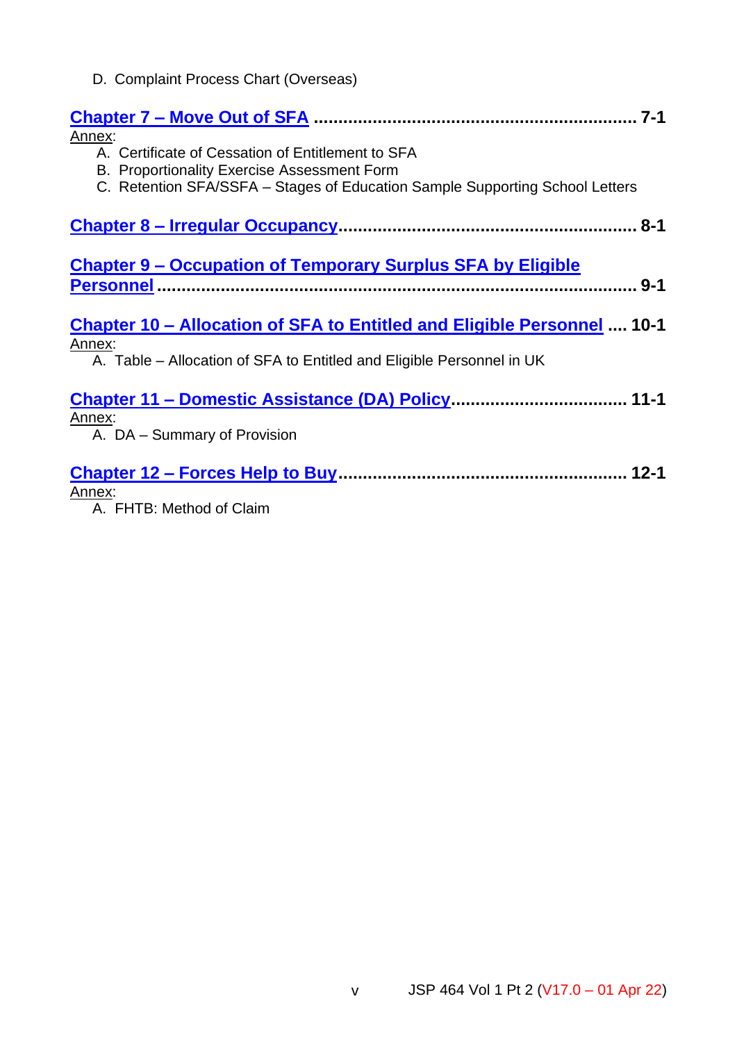D. Complaint Process Chart (Overseas)

**Chapter 7 – Move Out of SFA ....................................................................... 7-1**

Annex:

A. Certificate of Cessation of Entitlement to SFA
B. Proportionality Exercise Assessment Form
C. Retention SFA/SSFA – Stages of Education Sample Supporting School Letters

**Chapter 8 – Irregular Occupancy............................................................. 8-1**

**Chapter 9 – Occupation of Temporary Surplus SFA by Eligible Personnel ............................................................................................. 9-1**

**Chapter 10 – Allocation of SFA to Entitled and Eligible Personnel .... 10-1**

Annex:

A. Table – Allocation of SFA to Entitled and Eligible Personnel in UK

**Chapter 11 – Domestic Assistance (DA) Policy.................................... 11-1**

Annex:

A. DA – Summary of Provision

**Chapter 12 – Forces Help to Buy........................................................... 12-1**

Annex:

A. FHTB: Method of Claim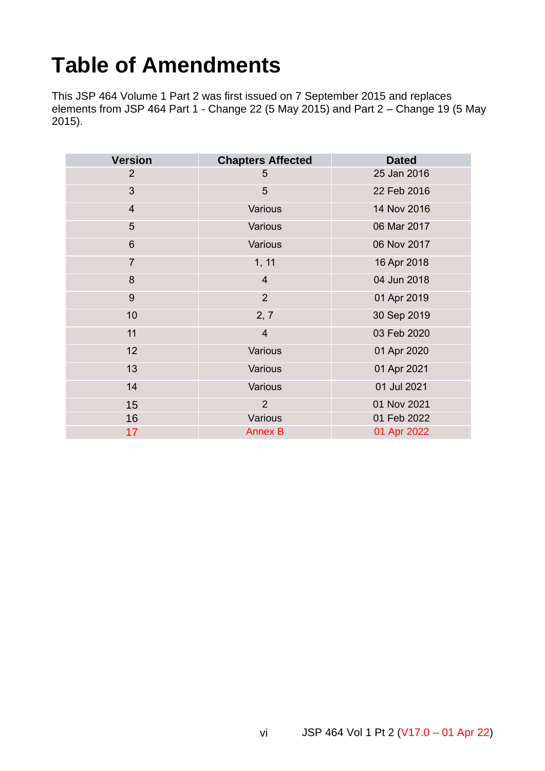# Table of Amendments

This JSP 464 Volume 1 Part 2 was first issued on 7 September 2015 and replaces elements from JSP 464 Part 1 - Change 22 (5 May 2015) and Part 2 – Change 19 (5 May 2015).

| Version | Chapters Affected | Dated |
|---|---|---|
| 2 | 5 | 25 Jan 2016 |
| 3 | 5 | 22 Feb 2016 |
| 4 | Various | 14 Nov 2016 |
| 5 | Various | 06 Mar 2017 |
| 6 | Various | 06 Nov 2017 |
| 7 | 1, 11 | 16 Apr 2018 |
| 8 | 4 | 04 Jun 2018 |
| 9 | 2 | 01 Apr 2019 |
| 10 | 2, 7 | 30 Sep 2019 |
| 11 | 4 | 03 Feb 2020 |
| 12 | Various | 01 Apr 2020 |
| 13 | Various | 01 Apr 2021 |
| 14 | Various | 01 Jul 2021 |
| 15 | 2 | 01 Nov 2021 |
| 16 | Various | 01 Feb 2022 |
| 17 | Annex B | 01 Apr 2022 |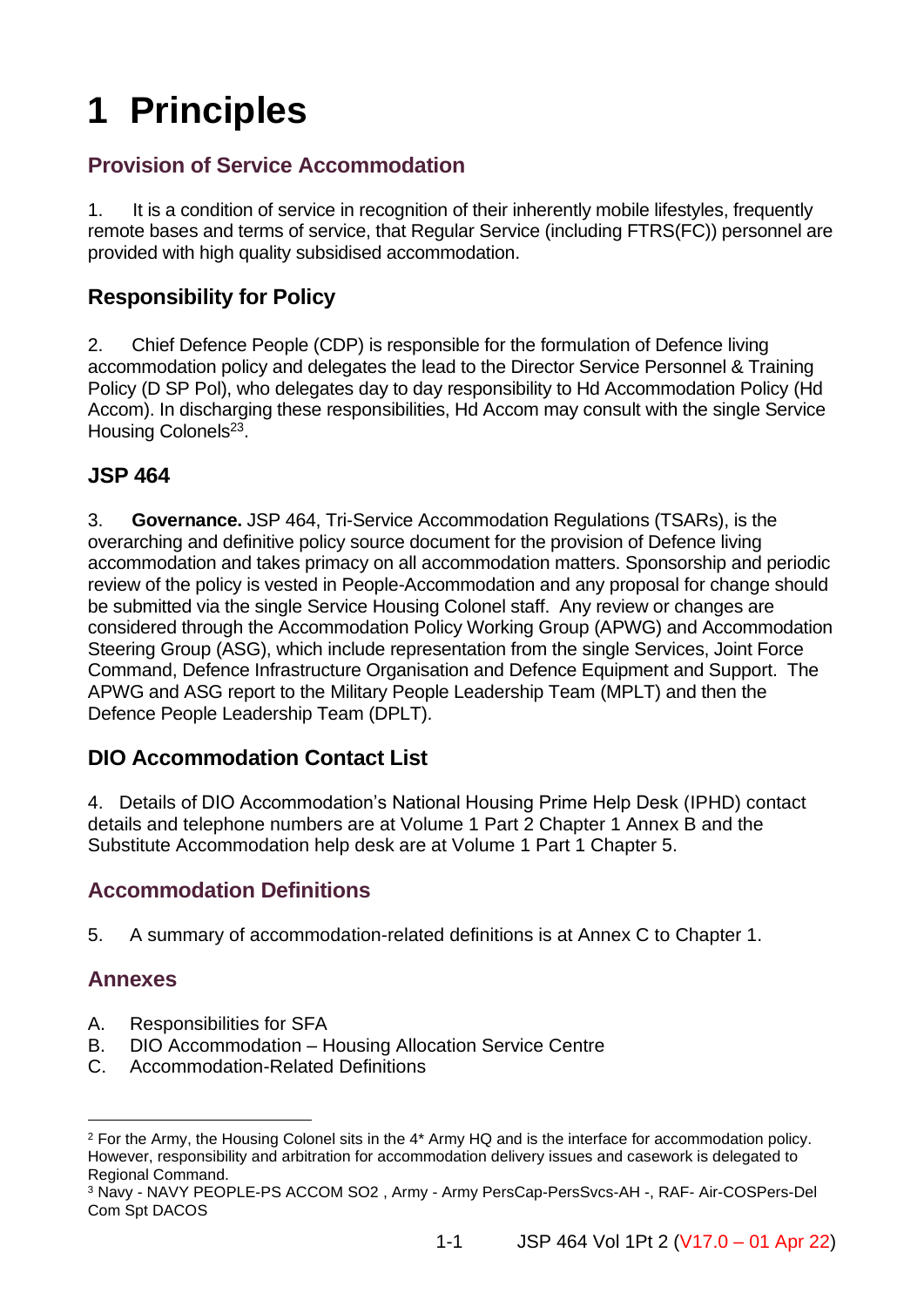# 1 Principles

## Provision of Service Accommodation

1. It is a condition of service in recognition of their inherently mobile lifestyles, frequently remote bases and terms of service, that Regular Service (including FTRS(FC)) personnel are provided with high quality subsidised accommodation.

### Responsibility for Policy

2. Chief Defence People (CDP) is responsible for the formulation of Defence living accommodation policy and delegates the lead to the Director Service Personnel & Training Policy (D SP Pol), who delegates day to day responsibility to Hd Accommodation Policy (Hd Accom). In discharging these responsibilities, Hd Accom may consult with the single Service Housing Colonels[2][3].

### JSP 464

3. **Governance.** JSP 464, Tri-Service Accommodation Regulations (TSARs), is the overarching and definitive policy source document for the provision of Defence living accommodation and takes primacy on all accommodation matters. Sponsorship and periodic review of the policy is vested in People-Accommodation and any proposal for change should be submitted via the single Service Housing Colonel staff. Any review or changes are considered through the Accommodation Policy Working Group (APWG) and Accommodation Steering Group (ASG), which include representation from the single Services, Joint Force Command, Defence Infrastructure Organisation and Defence Equipment and Support. The APWG and ASG report to the Military People Leadership Team (MPLT) and then the Defence People Leadership Team (DPLT).

### DIO Accommodation Contact List

4. Details of DIO Accommodation's National Housing Prime Help Desk (IPHD) contact details and telephone numbers are at Volume 1 Part 2 Chapter 1 Annex B and the Substitute Accommodation help desk are at Volume 1 Part 1 Chapter 5.

## Accommodation Definitions

5. A summary of accommodation-related definitions is at Annex C to Chapter 1.

## Annexes

A. Responsibilities for SFA
B. DIO Accommodation – Housing Allocation Service Centre
C. Accommodation-Related Definitions

---

[2] For the Army, the Housing Colonel sits in the 4* Army HQ and is the interface for accommodation policy. However, responsibility and arbitration for accommodation delivery issues and casework is delegated to Regional Command.

[3] Navy - NAVY PEOPLE-PS ACCOM SO2 , Army - Army PersCap-PersSvcs-AH -, RAF- Air-COSPers-Del Com Spt DACOS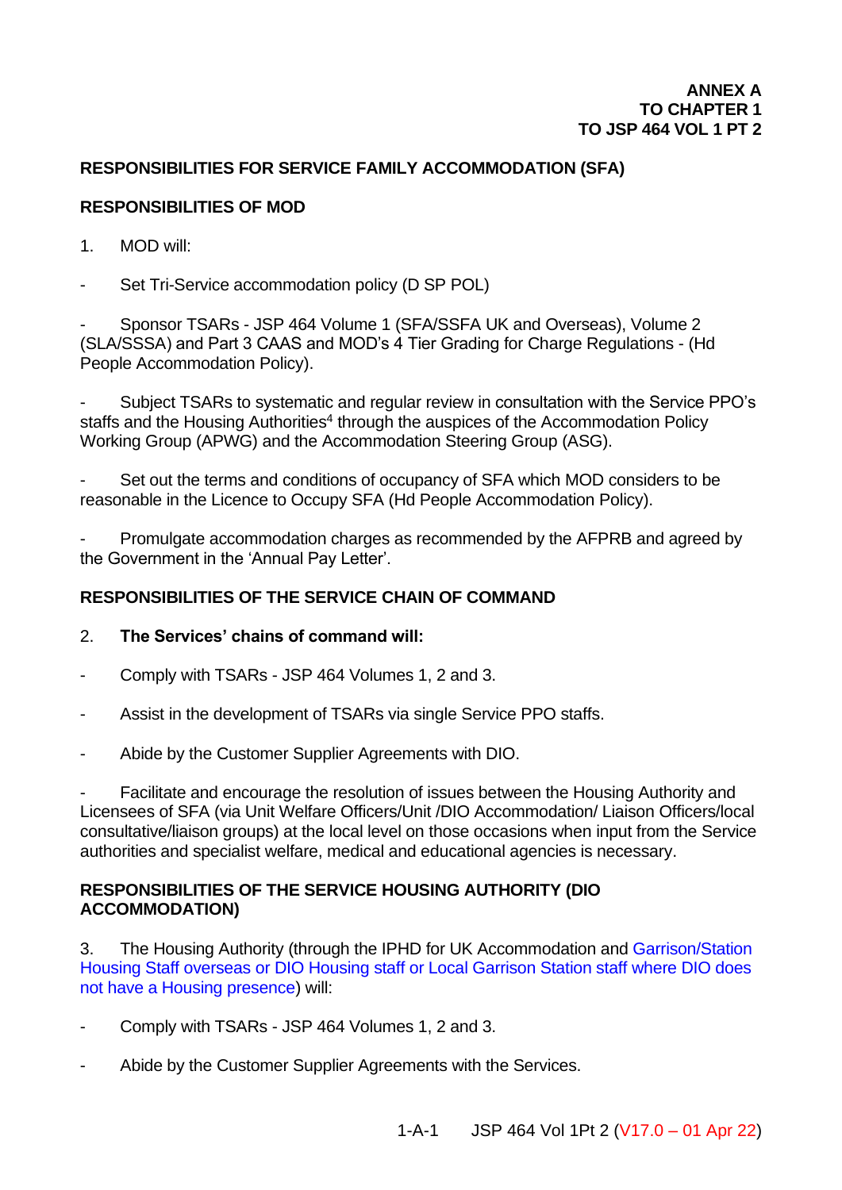**ANNEX A**
**TO CHAPTER 1**
**TO JSP 464 VOL 1 PT 2**

## RESPONSIBILITIES FOR SERVICE FAMILY ACCOMMODATION (SFA)

### RESPONSIBILITIES OF MOD

1. MOD will:

- Set Tri-Service accommodation policy (D SP POL)

- Sponsor TSARs - JSP 464 Volume 1 (SFA/SSFA UK and Overseas), Volume 2 (SLA/SSSA) and Part 3 CAAS and MOD's 4 Tier Grading for Charge Regulations - (Hd People Accommodation Policy).

- Subject TSARs to systematic and regular review in consultation with the Service PPO's staffs and the Housing Authorities[4] through the auspices of the Accommodation Policy Working Group (APWG) and the Accommodation Steering Group (ASG).

- Set out the terms and conditions of occupancy of SFA which MOD considers to be reasonable in the Licence to Occupy SFA (Hd People Accommodation Policy).

- Promulgate accommodation charges as recommended by the AFPRB and agreed by the Government in the 'Annual Pay Letter'.

### RESPONSIBILITIES OF THE SERVICE CHAIN OF COMMAND

2. **The Services' chains of command will:**

- Comply with TSARs - JSP 464 Volumes 1, 2 and 3.

- Assist in the development of TSARs via single Service PPO staffs.

- Abide by the Customer Supplier Agreements with DIO.

- Facilitate and encourage the resolution of issues between the Housing Authority and Licensees of SFA (via Unit Welfare Officers/Unit /DIO Accommodation/ Liaison Officers/local consultative/liaison groups) at the local level on those occasions when input from the Service authorities and specialist welfare, medical and educational agencies is necessary.

### RESPONSIBILITIES OF THE SERVICE HOUSING AUTHORITY (DIO ACCOMMODATION)

3. The Housing Authority (through the IPHD for UK Accommodation and Garrison/Station Housing Staff overseas or DIO Housing staff or Local Garrison Station staff where DIO does not have a Housing presence) will:

- Comply with TSARs - JSP 464 Volumes 1, 2 and 3.

- Abide by the Customer Supplier Agreements with the Services.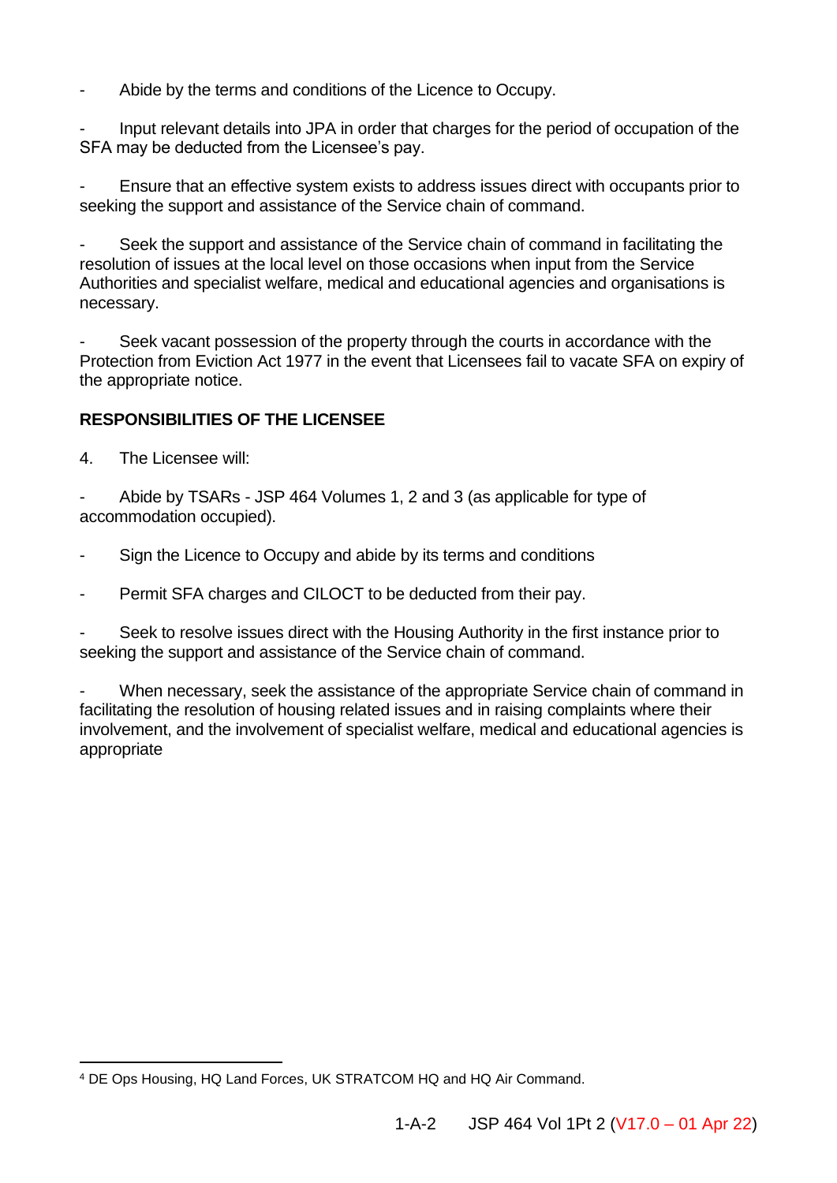- Abide by the terms and conditions of the Licence to Occupy.

- Input relevant details into JPA in order that charges for the period of occupation of the SFA may be deducted from the Licensee's pay.

- Ensure that an effective system exists to address issues direct with occupants prior to seeking the support and assistance of the Service chain of command.

- Seek the support and assistance of the Service chain of command in facilitating the resolution of issues at the local level on those occasions when input from the Service Authorities and specialist welfare, medical and educational agencies and organisations is necessary.

- Seek vacant possession of the property through the courts in accordance with the Protection from Eviction Act 1977 in the event that Licensees fail to vacate SFA on expiry of the appropriate notice.

**RESPONSIBILITIES OF THE LICENSEE**

4. The Licensee will:

- Abide by TSARs - JSP 464 Volumes 1, 2 and 3 (as applicable for type of accommodation occupied).

- Sign the Licence to Occupy and abide by its terms and conditions

- Permit SFA charges and CILOCT to be deducted from their pay.

- Seek to resolve issues direct with the Housing Authority in the first instance prior to seeking the support and assistance of the Service chain of command.

- When necessary, seek the assistance of the appropriate Service chain of command in facilitating the resolution of housing related issues and in raising complaints where their involvement, and the involvement of specialist welfare, medical and educational agencies is appropriate

[4] DE Ops Housing, HQ Land Forces, UK STRATCOM HQ and HQ Air Command.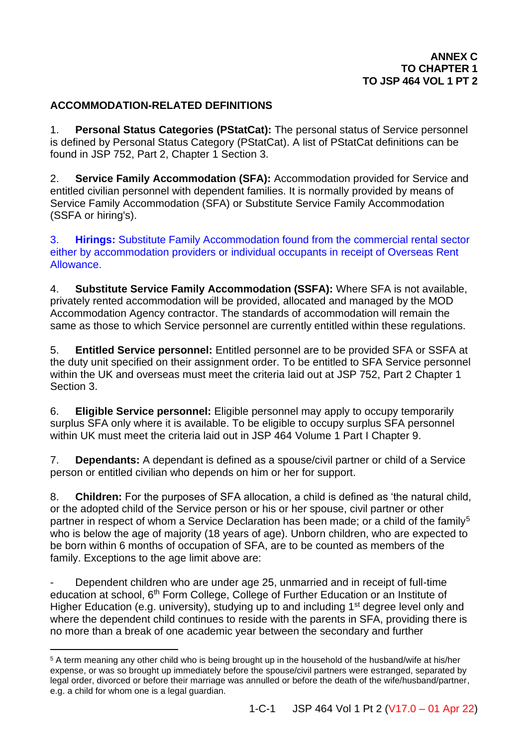**ANNEX C**
**TO CHAPTER 1**
**TO JSP 464 VOL 1 PT 2**

## ACCOMMODATION-RELATED DEFINITIONS

1. **Personal Status Categories (PStatCat):** The personal status of Service personnel is defined by Personal Status Category (PStatCat). A list of PStatCat definitions can be found in JSP 752, Part 2, Chapter 1 Section 3.

2. **Service Family Accommodation (SFA):** Accommodation provided for Service and entitled civilian personnel with dependent families. It is normally provided by means of Service Family Accommodation (SFA) or Substitute Service Family Accommodation (SSFA or hiring's).

3. **Hirings:** Substitute Family Accommodation found from the commercial rental sector either by accommodation providers or individual occupants in receipt of Overseas Rent Allowance.

4. **Substitute Service Family Accommodation (SSFA):** Where SFA is not available, privately rented accommodation will be provided, allocated and managed by the MOD Accommodation Agency contractor. The standards of accommodation will remain the same as those to which Service personnel are currently entitled within these regulations.

5. **Entitled Service personnel:** Entitled personnel are to be provided SFA or SSFA at the duty unit specified on their assignment order. To be entitled to SFA Service personnel within the UK and overseas must meet the criteria laid out at JSP 752, Part 2 Chapter 1 Section 3.

6. **Eligible Service personnel:** Eligible personnel may apply to occupy temporarily surplus SFA only where it is available. To be eligible to occupy surplus SFA personnel within UK must meet the criteria laid out in JSP 464 Volume 1 Part I Chapter 9.

7. **Dependants:** A dependant is defined as a spouse/civil partner or child of a Service person or entitled civilian who depends on him or her for support.

8. **Children:** For the purposes of SFA allocation, a child is defined as 'the natural child, or the adopted child of the Service person or his or her spouse, civil partner or other partner in respect of whom a Service Declaration has been made; or a child of the family[5] who is below the age of majority (18 years of age). Unborn children, who are expected to be born within 6 months of occupation of SFA, are to be counted as members of the family. Exceptions to the age limit above are:

- Dependent children who are under age 25, unmarried and in receipt of full-time education at school, 6th Form College, College of Further Education or an Institute of Higher Education (e.g. university), studying up to and including 1st degree level only and where the dependent child continues to reside with the parents in SFA, providing there is no more than a break of one academic year between the secondary and further

[5] A term meaning any other child who is being brought up in the household of the husband/wife at his/her expense, or was so brought up immediately before the spouse/civil partners were estranged, separated by legal order, divorced or before their marriage was annulled or before the death of the wife/husband/partner, e.g. a child for whom one is a legal guardian.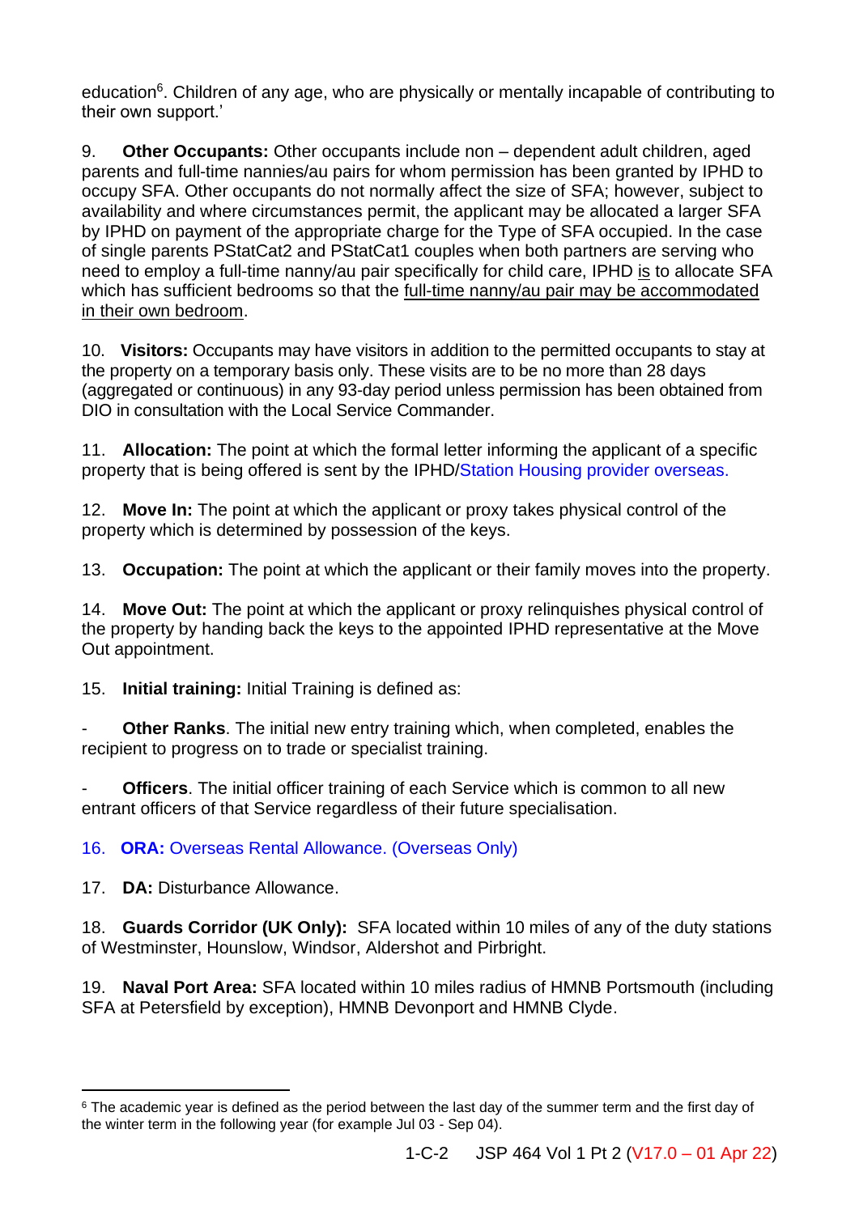education[6]. Children of any age, who are physically or mentally incapable of contributing to their own support.'

9. **Other Occupants:** Other occupants include non – dependent adult children, aged parents and full-time nannies/au pairs for whom permission has been granted by IPHD to occupy SFA. Other occupants do not normally affect the size of SFA; however, subject to availability and where circumstances permit, the applicant may be allocated a larger SFA by IPHD on payment of the appropriate charge for the Type of SFA occupied. In the case of single parents PStatCat2 and PStatCat1 couples when both partners are serving who need to employ a full-time nanny/au pair specifically for child care, IPHD is to allocate SFA which has sufficient bedrooms so that the full-time nanny/au pair may be accommodated in their own bedroom.

10. **Visitors:** Occupants may have visitors in addition to the permitted occupants to stay at the property on a temporary basis only. These visits are to be no more than 28 days (aggregated or continuous) in any 93-day period unless permission has been obtained from DIO in consultation with the Local Service Commander.

11. **Allocation:** The point at which the formal letter informing the applicant of a specific property that is being offered is sent by the IPHD/Station Housing provider overseas.

12. **Move In:** The point at which the applicant or proxy takes physical control of the property which is determined by possession of the keys.

13. **Occupation:** The point at which the applicant or their family moves into the property.

14. **Move Out:** The point at which the applicant or proxy relinquishes physical control of the property by handing back the keys to the appointed IPHD representative at the Move Out appointment.

15. **Initial training:** Initial Training is defined as:

- **Other Ranks**. The initial new entry training which, when completed, enables the recipient to progress on to trade or specialist training.

- **Officers**. The initial officer training of each Service which is common to all new entrant officers of that Service regardless of their future specialisation.

16. **ORA:** Overseas Rental Allowance. (Overseas Only)

17. **DA:** Disturbance Allowance.

18. **Guards Corridor (UK Only):** SFA located within 10 miles of any of the duty stations of Westminster, Hounslow, Windsor, Aldershot and Pirbright.

19. **Naval Port Area:** SFA located within 10 miles radius of HMNB Portsmouth (including SFA at Petersfield by exception), HMNB Devonport and HMNB Clyde.

---

[6] The academic year is defined as the period between the last day of the summer term and the first day of the winter term in the following year (for example Jul 03 - Sep 04).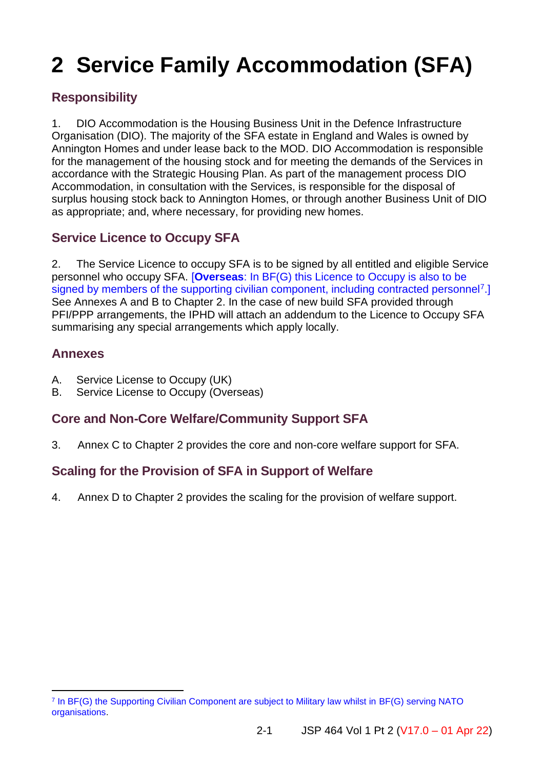# 2 Service Family Accommodation (SFA)

## Responsibility

1. DIO Accommodation is the Housing Business Unit in the Defence Infrastructure Organisation (DIO). The majority of the SFA estate in England and Wales is owned by Annington Homes and under lease back to the MOD. DIO Accommodation is responsible for the management of the housing stock and for meeting the demands of the Services in accordance with the Strategic Housing Plan. As part of the management process DIO Accommodation, in consultation with the Services, is responsible for the disposal of surplus housing stock back to Annington Homes, or through another Business Unit of DIO as appropriate; and, where necessary, for providing new homes.

## Service Licence to Occupy SFA

2. The Service Licence to occupy SFA is to be signed by all entitled and eligible Service personnel who occupy SFA. [**Overseas**: In BF(G) this Licence to Occupy is also to be signed by members of the supporting civilian component, including contracted personnel[7].] See Annexes A and B to Chapter 2. In the case of new build SFA provided through PFI/PPP arrangements, the IPHD will attach an addendum to the Licence to Occupy SFA summarising any special arrangements which apply locally.

## Annexes

A. Service License to Occupy (UK)
B. Service License to Occupy (Overseas)

## Core and Non-Core Welfare/Community Support SFA

3. Annex C to Chapter 2 provides the core and non-core welfare support for SFA.

## Scaling for the Provision of SFA in Support of Welfare

4. Annex D to Chapter 2 provides the scaling for the provision of welfare support.

---

[7] In BF(G) the Supporting Civilian Component are subject to Military law whilst in BF(G) serving NATO organisations.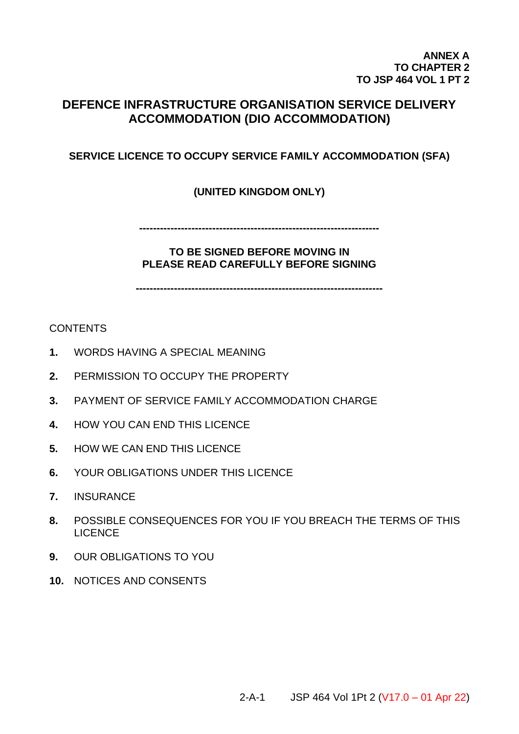**ANNEX A**
**TO CHAPTER 2**
**TO JSP 464 VOL 1 PT 2**

# DEFENCE INFRASTRUCTURE ORGANISATION SERVICE DELIVERY ACCOMMODATION (DIO ACCOMMODATION)

## SERVICE LICENCE TO OCCUPY SERVICE FAMILY ACCOMMODATION (SFA)

## (UNITED KINGDOM ONLY)

---

**TO BE SIGNED BEFORE MOVING IN**
**PLEASE READ CAREFULLY BEFORE SIGNING**

---

CONTENTS

1. WORDS HAVING A SPECIAL MEANING
2. PERMISSION TO OCCUPY THE PROPERTY
3. PAYMENT OF SERVICE FAMILY ACCOMMODATION CHARGE
4. HOW YOU CAN END THIS LICENCE
5. HOW WE CAN END THIS LICENCE
6. YOUR OBLIGATIONS UNDER THIS LICENCE
7. INSURANCE
8. POSSIBLE CONSEQUENCES FOR YOU IF YOU BREACH THE TERMS OF THIS LICENCE
9. OUR OBLIGATIONS TO YOU
10. NOTICES AND CONSENTS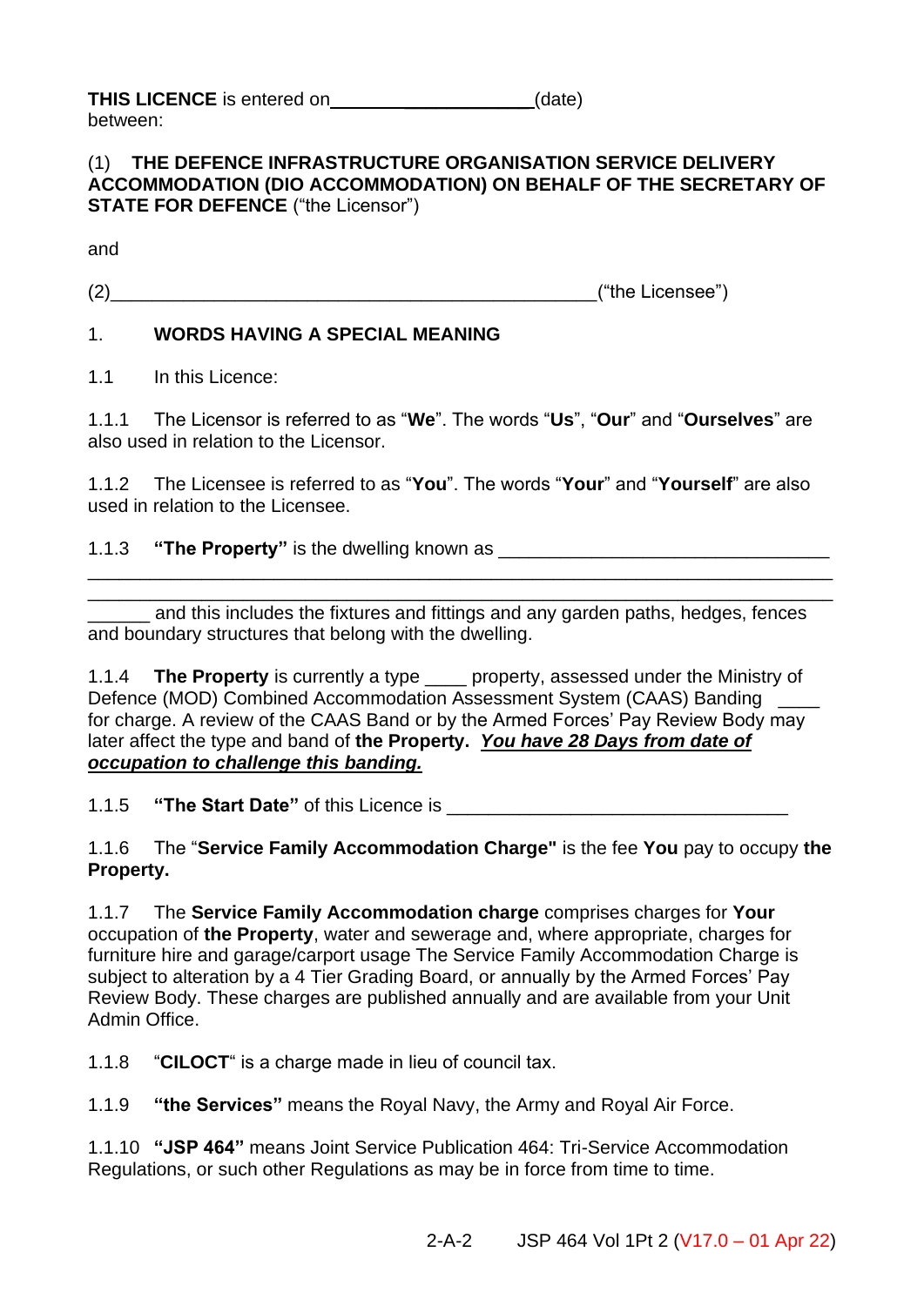**THIS LICENCE** is entered on____________________(date) between:

(1) **THE DEFENCE INFRASTRUCTURE ORGANISATION SERVICE DELIVERY ACCOMMODATION (DIO ACCOMMODATION) ON BEHALF OF THE SECRETARY OF STATE FOR DEFENCE** ("the Licensor")

and

(2)_______________________________________________("the Licensee")

1. **WORDS HAVING A SPECIAL MEANING**

1.1 In this Licence:

1.1.1 The Licensor is referred to as "**We**". The words "**Us**", "**Our**" and "**Ourselves**" are also used in relation to the Licensor.

1.1.2 The Licensee is referred to as "**You**". The words "**Your**" and "**Yourself**" are also used in relation to the Licensee.

1.1.3 **"The Property"** is the dwelling known as ________________________________ ________________________________________________________________________ ________________________________________________________________________ ______ and this includes the fixtures and fittings and any garden paths, hedges, fences and boundary structures that belong with the dwelling.

1.1.4 **The Property** is currently a type ____ property, assessed under the Ministry of Defence (MOD) Combined Accommodation Assessment System (CAAS) Banding ____ for charge. A review of the CAAS Band or by the Armed Forces' Pay Review Body may later affect the type and band of **the Property.** ***<u>You have 28 Days from date of occupation to challenge this banding.</u>***

1.1.5 **"The Start Date"** of this Licence is _________________________________

1.1.6 The "**Service Family Accommodation Charge"** is the fee **You** pay to occupy **the Property.**

1.1.7 The **Service Family Accommodation charge** comprises charges for **Your** occupation of **the Property**, water and sewerage and, where appropriate, charges for furniture hire and garage/carport usage The Service Family Accommodation Charge is subject to alteration by a 4 Tier Grading Board, or annually by the Armed Forces' Pay Review Body. These charges are published annually and are available from your Unit Admin Office.

1.1.8 "**CILOCT**" is a charge made in lieu of council tax.

1.1.9 **"the Services"** means the Royal Navy, the Army and Royal Air Force.

1.1.10 **"JSP 464"** means Joint Service Publication 464: Tri-Service Accommodation Regulations, or such other Regulations as may be in force from time to time.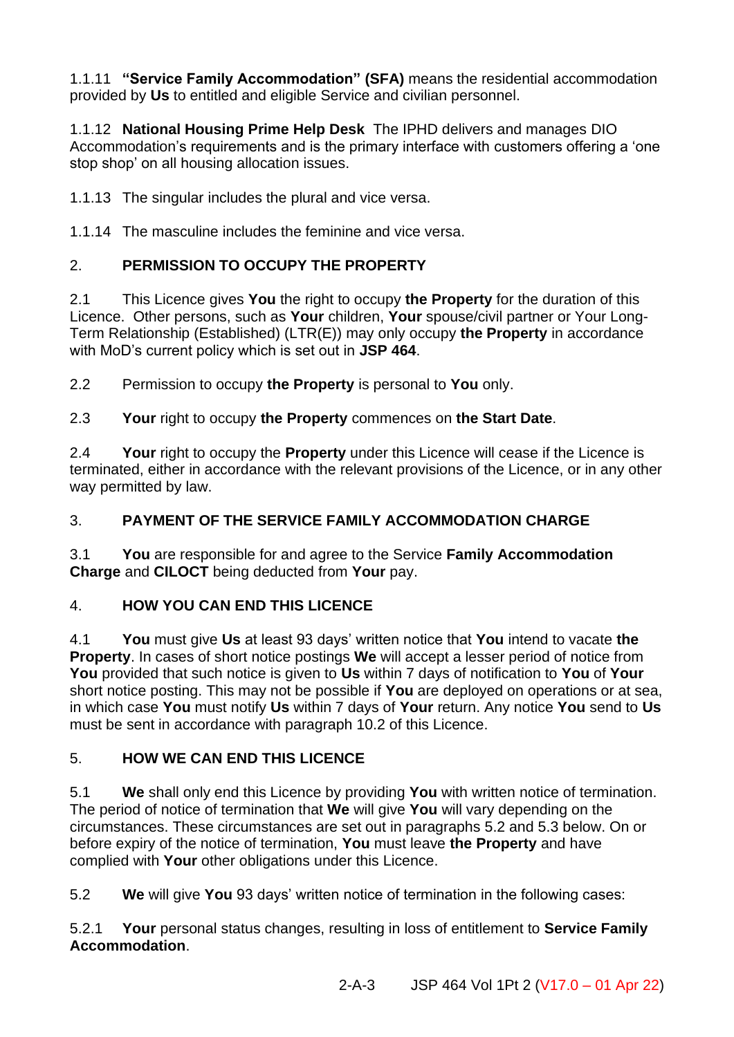1.1.11 **"Service Family Accommodation" (SFA)** means the residential accommodation provided by **Us** to entitled and eligible Service and civilian personnel.

1.1.12 **National Housing Prime Help Desk** The IPHD delivers and manages DIO Accommodation's requirements and is the primary interface with customers offering a 'one stop shop' on all housing allocation issues.

1.1.13 The singular includes the plural and vice versa.

1.1.14 The masculine includes the feminine and vice versa.

## 2. PERMISSION TO OCCUPY THE PROPERTY

2.1 This Licence gives **You** the right to occupy **the Property** for the duration of this Licence. Other persons, such as **Your** children, **Your** spouse/civil partner or Your Long-Term Relationship (Established) (LTR(E)) may only occupy **the Property** in accordance with MoD's current policy which is set out in **JSP 464**.

2.2 Permission to occupy **the Property** is personal to **You** only.

2.3 **Your** right to occupy **the Property** commences on **the Start Date**.

2.4 **Your** right to occupy the **Property** under this Licence will cease if the Licence is terminated, either in accordance with the relevant provisions of the Licence, or in any other way permitted by law.

## 3. PAYMENT OF THE SERVICE FAMILY ACCOMMODATION CHARGE

3.1 **You** are responsible for and agree to the Service **Family Accommodation Charge** and **CILOCT** being deducted from **Your** pay.

## 4. HOW YOU CAN END THIS LICENCE

4.1 **You** must give **Us** at least 93 days' written notice that **You** intend to vacate **the Property**. In cases of short notice postings **We** will accept a lesser period of notice from **You** provided that such notice is given to **Us** within 7 days of notification to **You** of **Your** short notice posting. This may not be possible if **You** are deployed on operations or at sea, in which case **You** must notify **Us** within 7 days of **Your** return. Any notice **You** send to **Us** must be sent in accordance with paragraph 10.2 of this Licence.

## 5. HOW WE CAN END THIS LICENCE

5.1 **We** shall only end this Licence by providing **You** with written notice of termination. The period of notice of termination that **We** will give **You** will vary depending on the circumstances. These circumstances are set out in paragraphs 5.2 and 5.3 below. On or before expiry of the notice of termination, **You** must leave **the Property** and have complied with **Your** other obligations under this Licence.

5.2 **We** will give **You** 93 days' written notice of termination in the following cases:

5.2.1 **Your** personal status changes, resulting in loss of entitlement to **Service Family Accommodation**.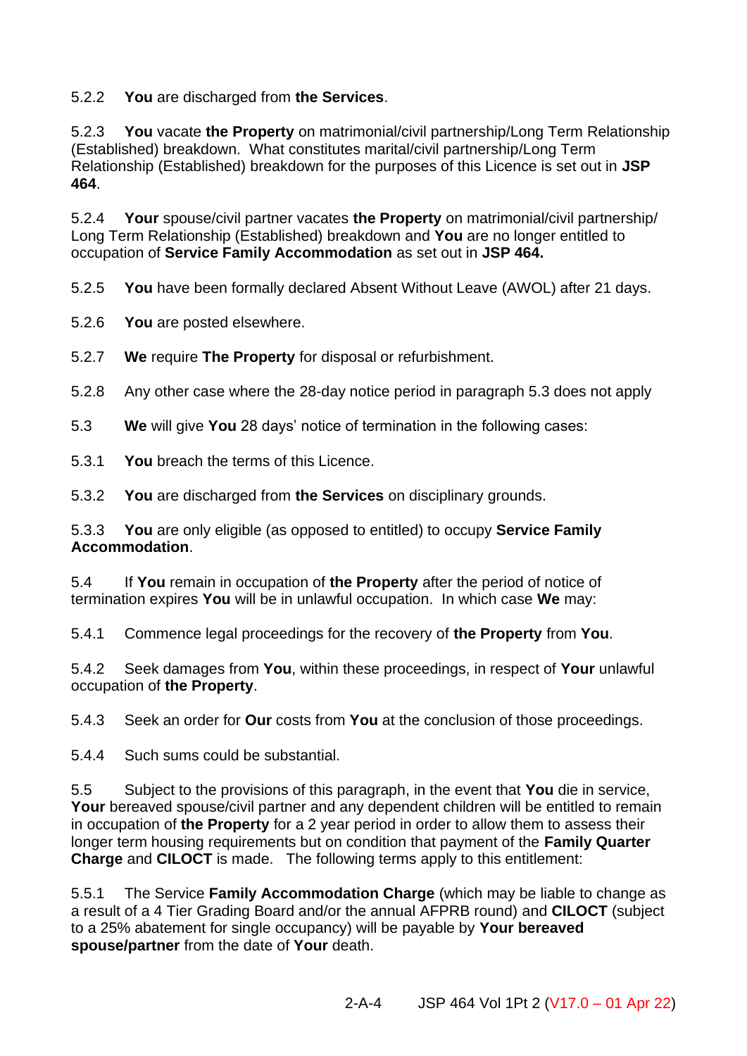5.2.2 **You** are discharged from **the Services**.

5.2.3 **You** vacate **the Property** on matrimonial/civil partnership/Long Term Relationship (Established) breakdown. What constitutes marital/civil partnership/Long Term Relationship (Established) breakdown for the purposes of this Licence is set out in **JSP 464**.

5.2.4 **Your** spouse/civil partner vacates **the Property** on matrimonial/civil partnership/ Long Term Relationship (Established) breakdown and **You** are no longer entitled to occupation of **Service Family Accommodation** as set out in **JSP 464.**

5.2.5 **You** have been formally declared Absent Without Leave (AWOL) after 21 days.

5.2.6 **You** are posted elsewhere.

5.2.7 **We** require **The Property** for disposal or refurbishment.

5.2.8 Any other case where the 28-day notice period in paragraph 5.3 does not apply

5.3 **We** will give **You** 28 days' notice of termination in the following cases:

5.3.1 **You** breach the terms of this Licence.

5.3.2 **You** are discharged from **the Services** on disciplinary grounds.

5.3.3 **You** are only eligible (as opposed to entitled) to occupy **Service Family Accommodation**.

5.4 If **You** remain in occupation of **the Property** after the period of notice of termination expires **You** will be in unlawful occupation. In which case **We** may:

5.4.1 Commence legal proceedings for the recovery of **the Property** from **You**.

5.4.2 Seek damages from **You**, within these proceedings, in respect of **Your** unlawful occupation of **the Property**.

5.4.3 Seek an order for **Our** costs from **You** at the conclusion of those proceedings.

5.4.4 Such sums could be substantial.

5.5 Subject to the provisions of this paragraph, in the event that **You** die in service, **Your** bereaved spouse/civil partner and any dependent children will be entitled to remain in occupation of **the Property** for a 2 year period in order to allow them to assess their longer term housing requirements but on condition that payment of the **Family Quarter Charge** and **CILOCT** is made. The following terms apply to this entitlement:

5.5.1 The Service **Family Accommodation Charge** (which may be liable to change as a result of a 4 Tier Grading Board and/or the annual AFPRB round) and **CILOCT** (subject to a 25% abatement for single occupancy) will be payable by **Your bereaved spouse/partner** from the date of **Your** death.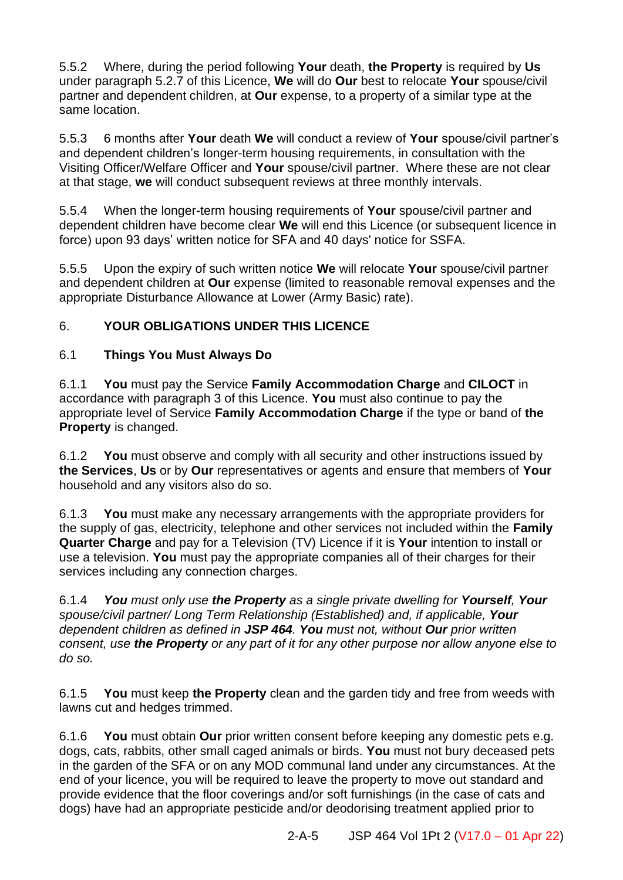5.5.2 Where, during the period following **Your** death, **the Property** is required by **Us** under paragraph 5.2.7 of this Licence, **We** will do **Our** best to relocate **Your** spouse/civil partner and dependent children, at **Our** expense, to a property of a similar type at the same location.

5.5.3 6 months after **Your** death **We** will conduct a review of **Your** spouse/civil partner's and dependent children's longer-term housing requirements, in consultation with the Visiting Officer/Welfare Officer and **Your** spouse/civil partner. Where these are not clear at that stage, **we** will conduct subsequent reviews at three monthly intervals.

5.5.4 When the longer-term housing requirements of **Your** spouse/civil partner and dependent children have become clear **We** will end this Licence (or subsequent licence in force) upon 93 days' written notice for SFA and 40 days' notice for SSFA.

5.5.5 Upon the expiry of such written notice **We** will relocate **Your** spouse/civil partner and dependent children at **Our** expense (limited to reasonable removal expenses and the appropriate Disturbance Allowance at Lower (Army Basic) rate).

## 6. YOUR OBLIGATIONS UNDER THIS LICENCE

### 6.1 Things You Must Always Do

6.1.1 **You** must pay the Service **Family Accommodation Charge** and **CILOCT** in accordance with paragraph 3 of this Licence. **You** must also continue to pay the appropriate level of Service **Family Accommodation Charge** if the type or band of **the Property** is changed.

6.1.2 **You** must observe and comply with all security and other instructions issued by **the Services**, **Us** or by **Our** representatives or agents and ensure that members of **Your** household and any visitors also do so.

6.1.3 **You** must make any necessary arrangements with the appropriate providers for the supply of gas, electricity, telephone and other services not included within the **Family Quarter Charge** and pay for a Television (TV) Licence if it is **Your** intention to install or use a television. **You** must pay the appropriate companies all of their charges for their services including any connection charges.

6.1.4 *__You__ must only use __the Property__ as a single private dwelling for __Yourself__, __Your__ spouse/civil partner/ Long Term Relationship (Established) and, if applicable, __Your__ dependent children as defined in __JSP 464__. __You__ must not, without __Our__ prior written consent, use __the Property__ or any part of it for any other purpose nor allow anyone else to do so.*

6.1.5 **You** must keep **the Property** clean and the garden tidy and free from weeds with lawns cut and hedges trimmed.

6.1.6 **You** must obtain **Our** prior written consent before keeping any domestic pets e.g. dogs, cats, rabbits, other small caged animals or birds. **You** must not bury deceased pets in the garden of the SFA or on any MOD communal land under any circumstances. At the end of your licence, you will be required to leave the property to move out standard and provide evidence that the floor coverings and/or soft furnishings (in the case of cats and dogs) have had an appropriate pesticide and/or deodorising treatment applied prior to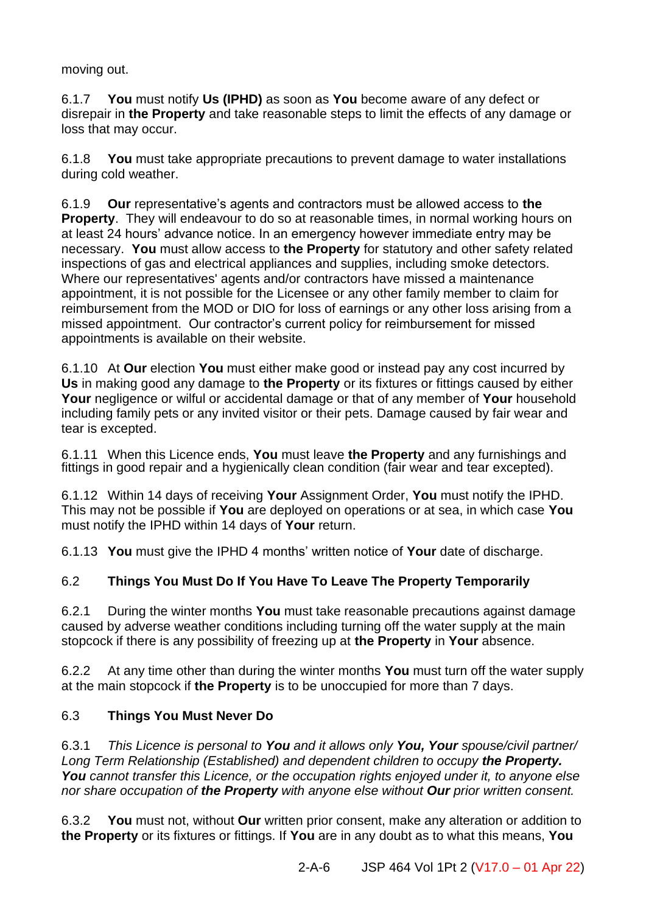moving out.

6.1.7 **You** must notify **Us (IPHD)** as soon as **You** become aware of any defect or disrepair in **the Property** and take reasonable steps to limit the effects of any damage or loss that may occur.

6.1.8 **You** must take appropriate precautions to prevent damage to water installations during cold weather.

6.1.9 **Our** representative's agents and contractors must be allowed access to **the Property**. They will endeavour to do so at reasonable times, in normal working hours on at least 24 hours' advance notice. In an emergency however immediate entry may be necessary. **You** must allow access to **the Property** for statutory and other safety related inspections of gas and electrical appliances and supplies, including smoke detectors. Where our representatives' agents and/or contractors have missed a maintenance appointment, it is not possible for the Licensee or any other family member to claim for reimbursement from the MOD or DIO for loss of earnings or any other loss arising from a missed appointment. Our contractor's current policy for reimbursement for missed appointments is available on their website.

6.1.10 At **Our** election **You** must either make good or instead pay any cost incurred by **Us** in making good any damage to **the Property** or its fixtures or fittings caused by either **Your** negligence or wilful or accidental damage or that of any member of **Your** household including family pets or any invited visitor or their pets. Damage caused by fair wear and tear is excepted.

6.1.11 When this Licence ends, **You** must leave **the Property** and any furnishings and fittings in good repair and a hygienically clean condition (fair wear and tear excepted).

6.1.12 Within 14 days of receiving **Your** Assignment Order, **You** must notify the IPHD. This may not be possible if **You** are deployed on operations or at sea, in which case **You** must notify the IPHD within 14 days of **Your** return.

6.1.13 **You** must give the IPHD 4 months' written notice of **Your** date of discharge.

### 6.2 Things You Must Do If You Have To Leave The Property Temporarily

6.2.1 During the winter months **You** must take reasonable precautions against damage caused by adverse weather conditions including turning off the water supply at the main stopcock if there is any possibility of freezing up at **the Property** in **Your** absence.

6.2.2 At any time other than during the winter months **You** must turn off the water supply at the main stopcock if **the Property** is to be unoccupied for more than 7 days.

### 6.3 Things You Must Never Do

6.3.1 *This Licence is personal to **You** and it allows only **You, Your** spouse/civil partner/ Long Term Relationship (Established) and dependent children to occupy **the Property. You** cannot transfer this Licence, or the occupation rights enjoyed under it, to anyone else nor share occupation of **the Property** with anyone else without **Our** prior written consent.*

6.3.2 **You** must not, without **Our** written prior consent, make any alteration or addition to **the Property** or its fixtures or fittings. If **You** are in any doubt as to what this means, **You**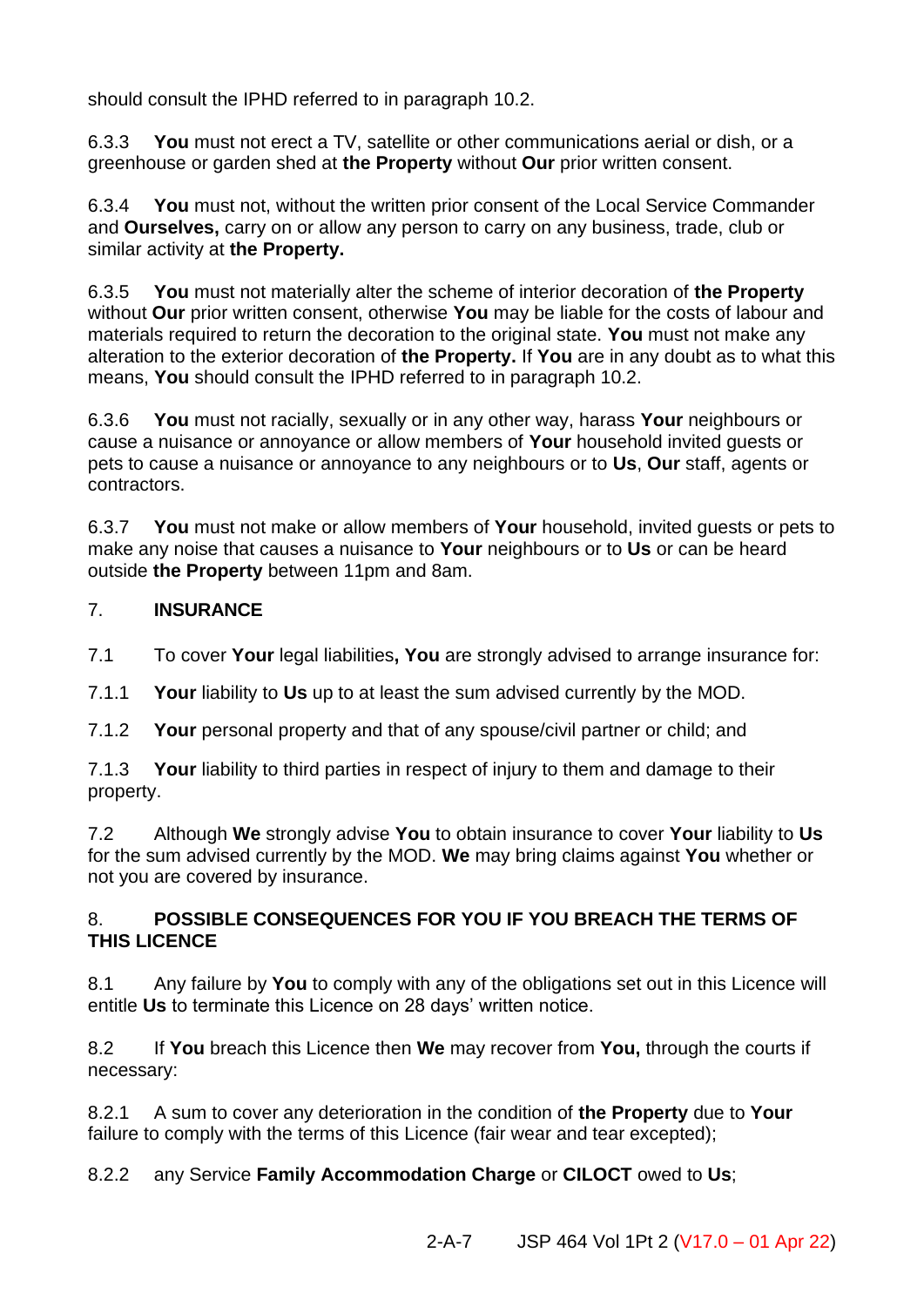should consult the IPHD referred to in paragraph 10.2.

6.3.3 **You** must not erect a TV, satellite or other communications aerial or dish, or a greenhouse or garden shed at **the Property** without **Our** prior written consent.

6.3.4 **You** must not, without the written prior consent of the Local Service Commander and **Ourselves,** carry on or allow any person to carry on any business, trade, club or similar activity at **the Property.**

6.3.5 **You** must not materially alter the scheme of interior decoration of **the Property** without **Our** prior written consent, otherwise **You** may be liable for the costs of labour and materials required to return the decoration to the original state. **You** must not make any alteration to the exterior decoration of **the Property.** If **You** are in any doubt as to what this means, **You** should consult the IPHD referred to in paragraph 10.2.

6.3.6 **You** must not racially, sexually or in any other way, harass **Your** neighbours or cause a nuisance or annoyance or allow members of **Your** household invited guests or pets to cause a nuisance or annoyance to any neighbours or to **Us**, **Our** staff, agents or contractors.

6.3.7 **You** must not make or allow members of **Your** household, invited guests or pets to make any noise that causes a nuisance to **Your** neighbours or to **Us** or can be heard outside **the Property** between 11pm and 8am.

7. **INSURANCE**

7.1 To cover **Your** legal liabilities**, You** are strongly advised to arrange insurance for:

7.1.1 **Your** liability to **Us** up to at least the sum advised currently by the MOD.

7.1.2 **Your** personal property and that of any spouse/civil partner or child; and

7.1.3 **Your** liability to third parties in respect of injury to them and damage to their property.

7.2 Although **We** strongly advise **You** to obtain insurance to cover **Your** liability to **Us** for the sum advised currently by the MOD. **We** may bring claims against **You** whether or not you are covered by insurance.

8. **POSSIBLE CONSEQUENCES FOR YOU IF YOU BREACH THE TERMS OF THIS LICENCE**

8.1 Any failure by **You** to comply with any of the obligations set out in this Licence will entitle **Us** to terminate this Licence on 28 days' written notice.

8.2 If **You** breach this Licence then **We** may recover from **You,** through the courts if necessary:

8.2.1 A sum to cover any deterioration in the condition of **the Property** due to **Your** failure to comply with the terms of this Licence (fair wear and tear excepted);

8.2.2 any Service **Family Accommodation Charge** or **CILOCT** owed to **Us**;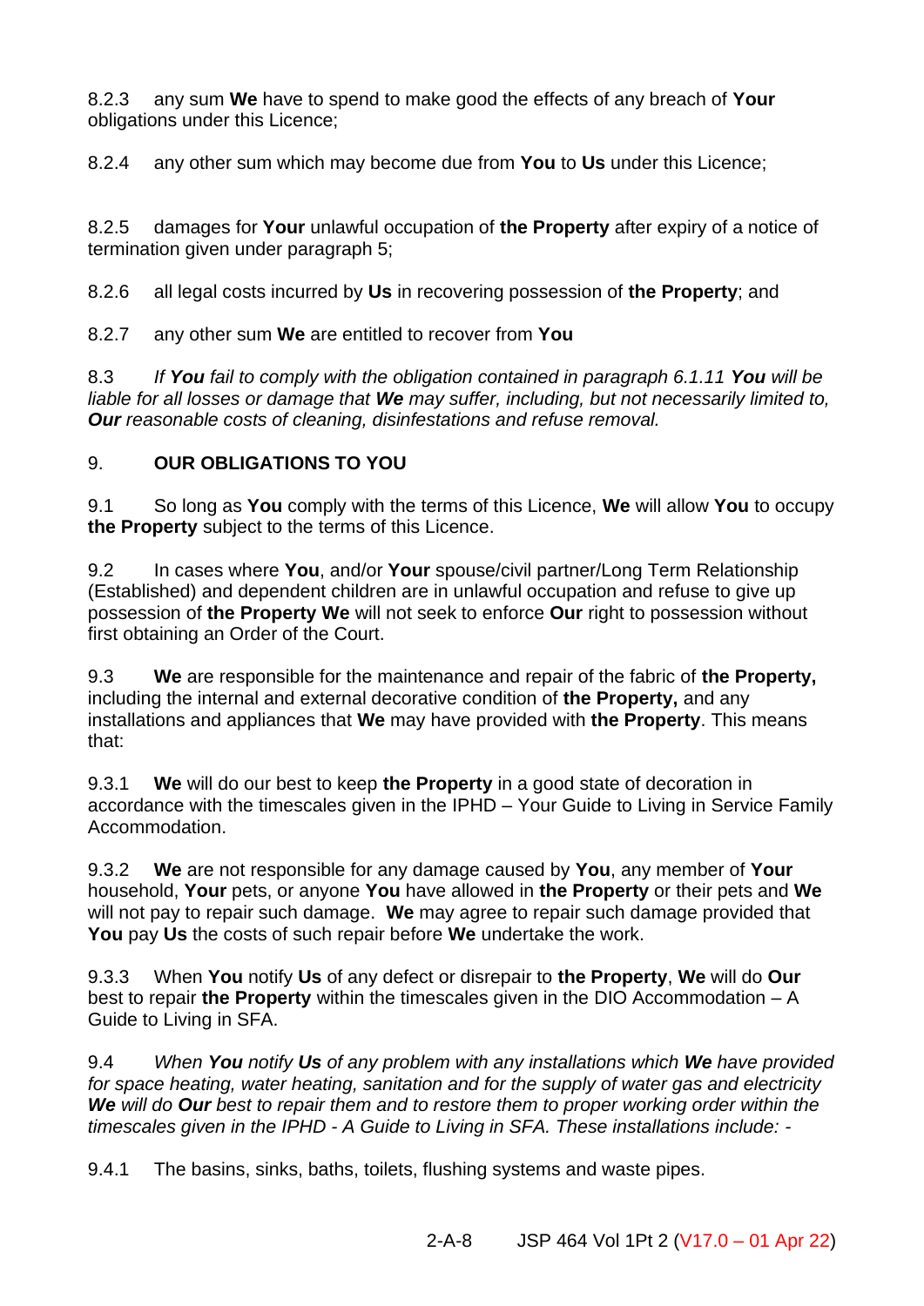8.2.3 any sum **We** have to spend to make good the effects of any breach of **Your** obligations under this Licence;

8.2.4 any other sum which may become due from **You** to **Us** under this Licence;

8.2.5 damages for **Your** unlawful occupation of **the Property** after expiry of a notice of termination given under paragraph 5;

8.2.6 all legal costs incurred by **Us** in recovering possession of **the Property**; and

8.2.7 any other sum **We** are entitled to recover from **You**

8.3 *If **You** fail to comply with the obligation contained in paragraph 6.1.11 **You** will be liable for all losses or damage that **We** may suffer, including, but not necessarily limited to, **Our** reasonable costs of cleaning, disinfestations and refuse removal.*

## 9. OUR OBLIGATIONS TO YOU

9.1 So long as **You** comply with the terms of this Licence, **We** will allow **You** to occupy **the Property** subject to the terms of this Licence.

9.2 In cases where **You**, and/or **Your** spouse/civil partner/Long Term Relationship (Established) and dependent children are in unlawful occupation and refuse to give up possession of **the Property We** will not seek to enforce **Our** right to possession without first obtaining an Order of the Court.

9.3 **We** are responsible for the maintenance and repair of the fabric of **the Property,** including the internal and external decorative condition of **the Property,** and any installations and appliances that **We** may have provided with **the Property**. This means that:

9.3.1 **We** will do our best to keep **the Property** in a good state of decoration in accordance with the timescales given in the IPHD – Your Guide to Living in Service Family Accommodation.

9.3.2 **We** are not responsible for any damage caused by **You**, any member of **Your** household, **Your** pets, or anyone **You** have allowed in **the Property** or their pets and **We** will not pay to repair such damage. **We** may agree to repair such damage provided that **You** pay **Us** the costs of such repair before **We** undertake the work.

9.3.3 When **You** notify **Us** of any defect or disrepair to **the Property**, **We** will do **Our** best to repair **the Property** within the timescales given in the DIO Accommodation – A Guide to Living in SFA.

9.4 *When **You** notify **Us** of any problem with any installations which **We** have provided for space heating, water heating, sanitation and for the supply of water gas and electricity **We** will do **Our** best to repair them and to restore them to proper working order within the timescales given in the IPHD - A Guide to Living in SFA. These installations include: -*

9.4.1 The basins, sinks, baths, toilets, flushing systems and waste pipes.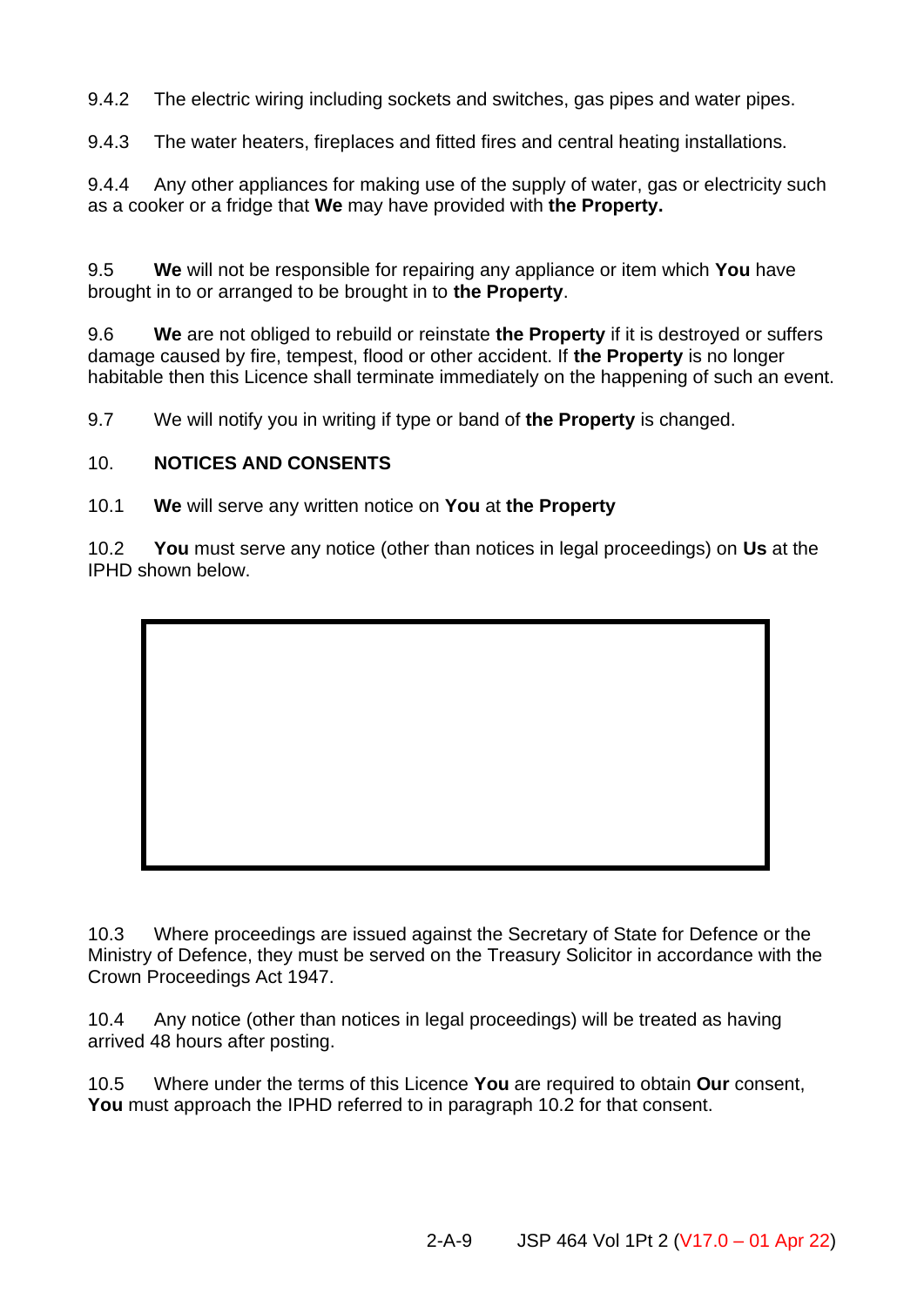9.4.2 The electric wiring including sockets and switches, gas pipes and water pipes.

9.4.3 The water heaters, fireplaces and fitted fires and central heating installations.

9.4.4 Any other appliances for making use of the supply of water, gas or electricity such as a cooker or a fridge that **We** may have provided with **the Property.**

9.5 **We** will not be responsible for repairing any appliance or item which **You** have brought in to or arranged to be brought in to **the Property**.

9.6 **We** are not obliged to rebuild or reinstate **the Property** if it is destroyed or suffers damage caused by fire, tempest, flood or other accident. If **the Property** is no longer habitable then this Licence shall terminate immediately on the happening of such an event.

9.7 We will notify you in writing if type or band of **the Property** is changed.

## 10. NOTICES AND CONSENTS

10.1 **We** will serve any written notice on **You** at **the Property**

10.2 **You** must serve any notice (other than notices in legal proceedings) on **Us** at the IPHD shown below.

| |
|---|
| |

10.3 Where proceedings are issued against the Secretary of State for Defence or the Ministry of Defence, they must be served on the Treasury Solicitor in accordance with the Crown Proceedings Act 1947.

10.4 Any notice (other than notices in legal proceedings) will be treated as having arrived 48 hours after posting.

10.5 Where under the terms of this Licence **You** are required to obtain **Our** consent, **You** must approach the IPHD referred to in paragraph 10.2 for that consent.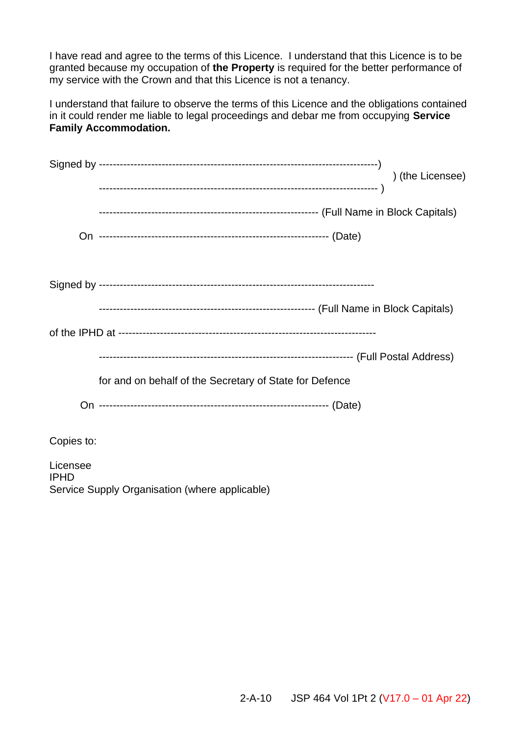I have read and agree to the terms of this Licence. I understand that this Licence is to be granted because my occupation of **the Property** is required for the better performance of my service with the Crown and that this Licence is not a tenancy.

I understand that failure to observe the terms of this Licence and the obligations contained in it could render me liable to legal proceedings and debar me from occupying **Service Family Accommodation.**

Signed by --------------------------------------------------------------------------------)
) (the Licensee)
-------------------------------------------------------------------------------- )

--------------------------------------------------------------- (Full Name in Block Capitals)

On ------------------------------------------------------------------ (Date)

Signed by ------------------------------------------------------------------------------

-------------------------------------------------------------- (Full Name in Block Capitals)

of the IPHD at ------------------------------------------------------------------------

------------------------------------------------------------------------- (Full Postal Address)

for and on behalf of the Secretary of State for Defence

On ------------------------------------------------------------------ (Date)

Copies to:

Licensee
IPHD
Service Supply Organisation (where applicable)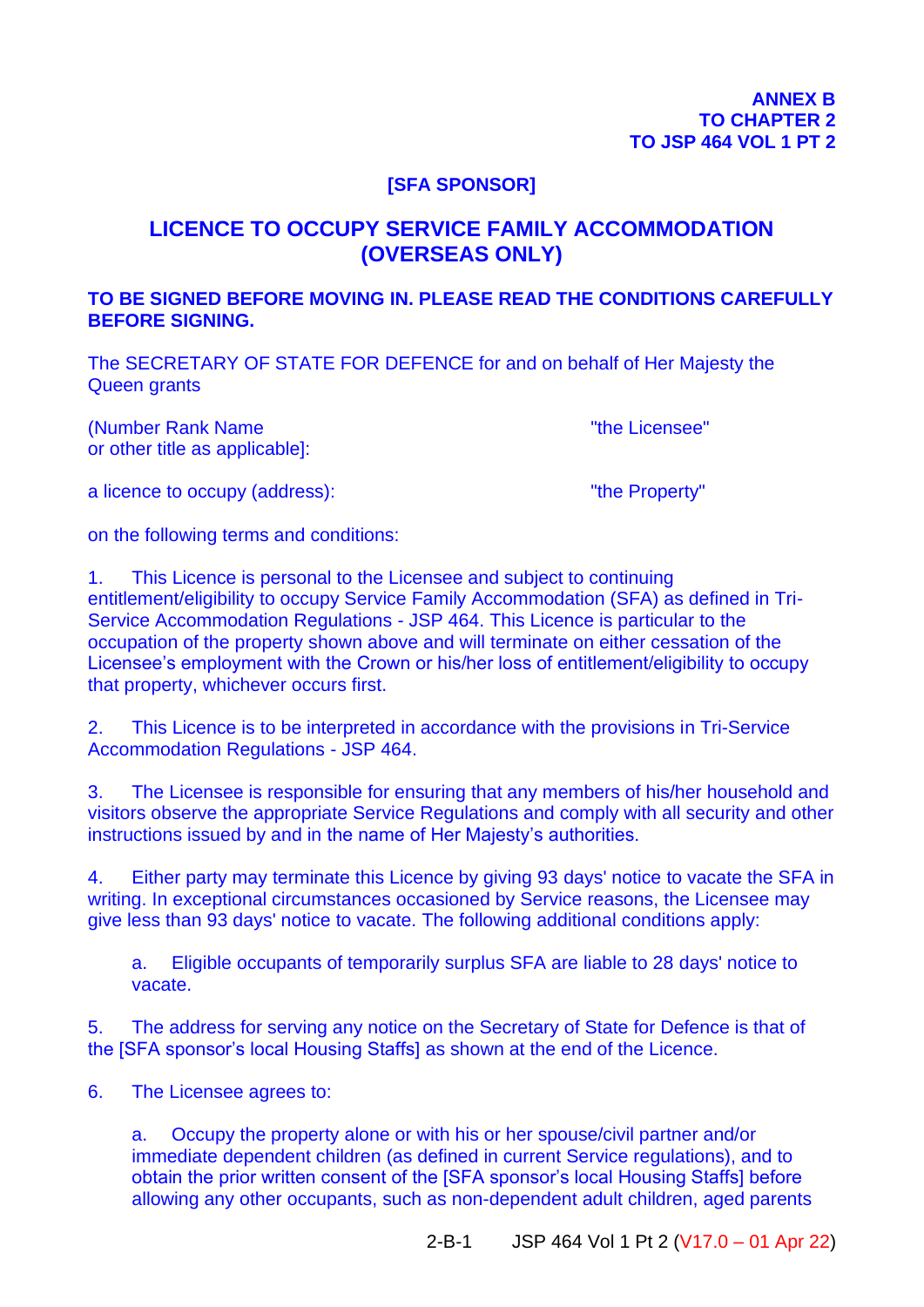**ANNEX B**
**TO CHAPTER 2**
**TO JSP 464 VOL 1 PT 2**

**[SFA SPONSOR]**

## LICENCE TO OCCUPY SERVICE FAMILY ACCOMMODATION (OVERSEAS ONLY)

**TO BE SIGNED BEFORE MOVING IN. PLEASE READ THE CONDITIONS CAREFULLY BEFORE SIGNING.**

The SECRETARY OF STATE FOR DEFENCE for and on behalf of Her Majesty the Queen grants

(Number Rank Name or other title as applicable]: "the Licensee"

a licence to occupy (address): "the Property"

on the following terms and conditions:

1. This Licence is personal to the Licensee and subject to continuing entitlement/eligibility to occupy Service Family Accommodation (SFA) as defined in Tri-Service Accommodation Regulations - JSP 464. This Licence is particular to the occupation of the property shown above and will terminate on either cessation of the Licensee's employment with the Crown or his/her loss of entitlement/eligibility to occupy that property, whichever occurs first.

2. This Licence is to be interpreted in accordance with the provisions in Tri-Service Accommodation Regulations - JSP 464.

3. The Licensee is responsible for ensuring that any members of his/her household and visitors observe the appropriate Service Regulations and comply with all security and other instructions issued by and in the name of Her Majesty's authorities.

4. Either party may terminate this Licence by giving 93 days' notice to vacate the SFA in writing. In exceptional circumstances occasioned by Service reasons, the Licensee may give less than 93 days' notice to vacate. The following additional conditions apply:

   a. Eligible occupants of temporarily surplus SFA are liable to 28 days' notice to vacate.

5. The address for serving any notice on the Secretary of State for Defence is that of the [SFA sponsor's local Housing Staffs] as shown at the end of the Licence.

6. The Licensee agrees to:

   a. Occupy the property alone or with his or her spouse/civil partner and/or immediate dependent children (as defined in current Service regulations), and to obtain the prior written consent of the [SFA sponsor's local Housing Staffs] before allowing any other occupants, such as non-dependent adult children, aged parents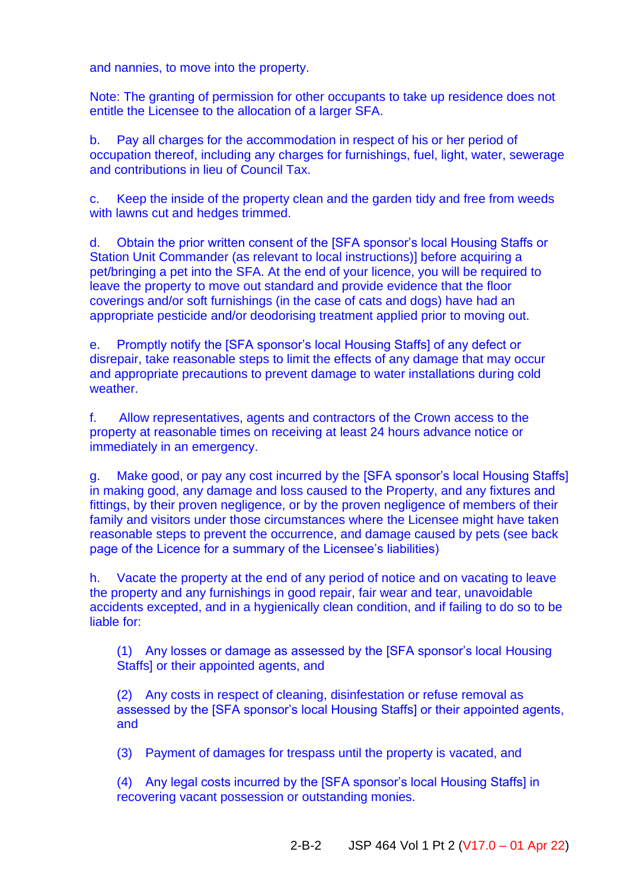and nannies, to move into the property.

Note: The granting of permission for other occupants to take up residence does not entitle the Licensee to the allocation of a larger SFA.

b. Pay all charges for the accommodation in respect of his or her period of occupation thereof, including any charges for furnishings, fuel, light, water, sewerage and contributions in lieu of Council Tax.

c. Keep the inside of the property clean and the garden tidy and free from weeds with lawns cut and hedges trimmed.

d. Obtain the prior written consent of the [SFA sponsor's local Housing Staffs or Station Unit Commander (as relevant to local instructions)] before acquiring a pet/bringing a pet into the SFA. At the end of your licence, you will be required to leave the property to move out standard and provide evidence that the floor coverings and/or soft furnishings (in the case of cats and dogs) have had an appropriate pesticide and/or deodorising treatment applied prior to moving out.

e. Promptly notify the [SFA sponsor's local Housing Staffs] of any defect or disrepair, take reasonable steps to limit the effects of any damage that may occur and appropriate precautions to prevent damage to water installations during cold weather.

f. Allow representatives, agents and contractors of the Crown access to the property at reasonable times on receiving at least 24 hours advance notice or immediately in an emergency.

g. Make good, or pay any cost incurred by the [SFA sponsor's local Housing Staffs] in making good, any damage and loss caused to the Property, and any fixtures and fittings, by their proven negligence, or by the proven negligence of members of their family and visitors under those circumstances where the Licensee might have taken reasonable steps to prevent the occurrence, and damage caused by pets (see back page of the Licence for a summary of the Licensee's liabilities)

h. Vacate the property at the end of any period of notice and on vacating to leave the property and any furnishings in good repair, fair wear and tear, unavoidable accidents excepted, and in a hygienically clean condition, and if failing to do so to be liable for:

(1) Any losses or damage as assessed by the [SFA sponsor's local Housing Staffs] or their appointed agents, and

(2) Any costs in respect of cleaning, disinfestation or refuse removal as assessed by the [SFA sponsor's local Housing Staffs] or their appointed agents, and

(3) Payment of damages for trespass until the property is vacated, and

(4) Any legal costs incurred by the [SFA sponsor's local Housing Staffs] in recovering vacant possession or outstanding monies.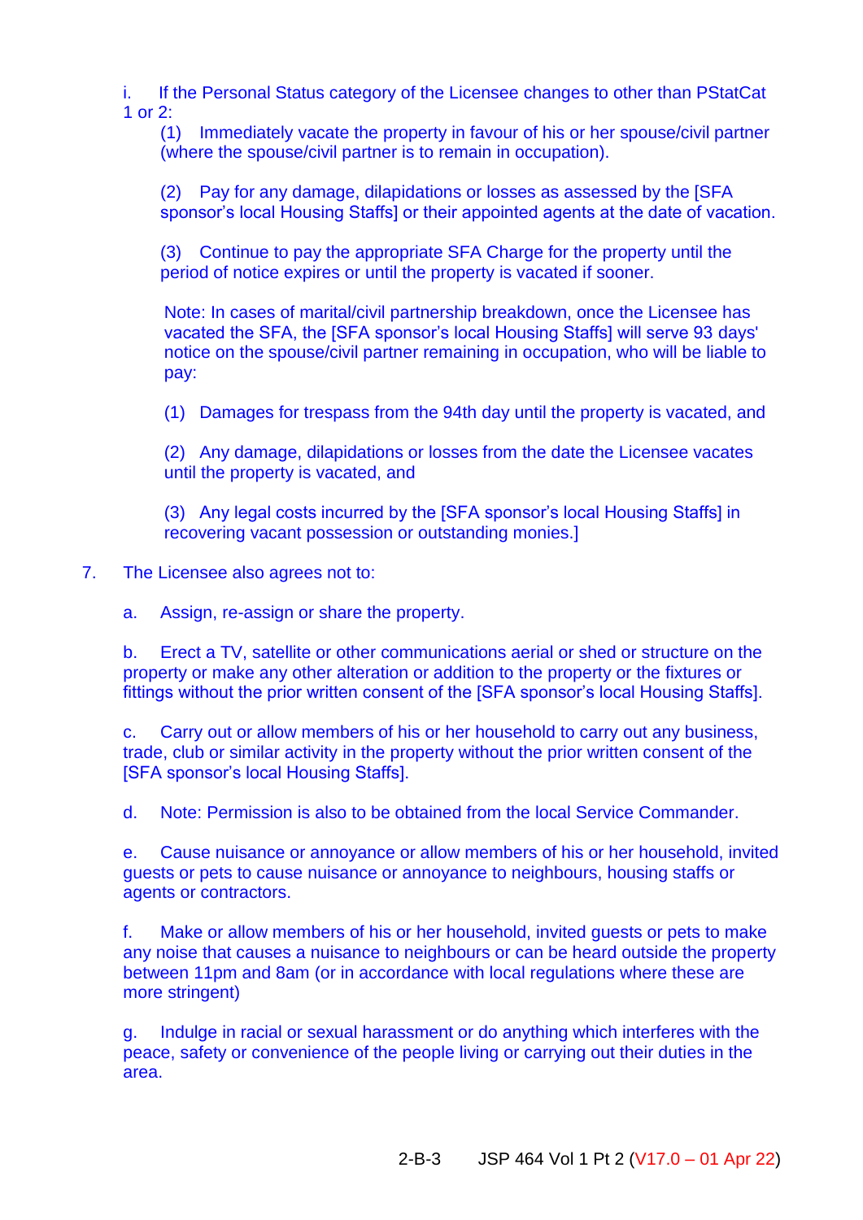i. If the Personal Status category of the Licensee changes to other than PStatCat 1 or 2:

(1) Immediately vacate the property in favour of his or her spouse/civil partner (where the spouse/civil partner is to remain in occupation).

(2) Pay for any damage, dilapidations or losses as assessed by the [SFA sponsor's local Housing Staffs] or their appointed agents at the date of vacation.

(3) Continue to pay the appropriate SFA Charge for the property until the period of notice expires or until the property is vacated if sooner.

Note: In cases of marital/civil partnership breakdown, once the Licensee has vacated the SFA, the [SFA sponsor's local Housing Staffs] will serve 93 days' notice on the spouse/civil partner remaining in occupation, who will be liable to pay:

(1) Damages for trespass from the 94th day until the property is vacated, and

(2) Any damage, dilapidations or losses from the date the Licensee vacates until the property is vacated, and

(3) Any legal costs incurred by the [SFA sponsor's local Housing Staffs] in recovering vacant possession or outstanding monies.]

7. The Licensee also agrees not to:

a. Assign, re-assign or share the property.

b. Erect a TV, satellite or other communications aerial or shed or structure on the property or make any other alteration or addition to the property or the fixtures or fittings without the prior written consent of the [SFA sponsor's local Housing Staffs].

c. Carry out or allow members of his or her household to carry out any business, trade, club or similar activity in the property without the prior written consent of the [SFA sponsor's local Housing Staffs].

d. Note: Permission is also to be obtained from the local Service Commander.

e. Cause nuisance or annoyance or allow members of his or her household, invited guests or pets to cause nuisance or annoyance to neighbours, housing staffs or agents or contractors.

f. Make or allow members of his or her household, invited guests or pets to make any noise that causes a nuisance to neighbours or can be heard outside the property between 11pm and 8am (or in accordance with local regulations where these are more stringent)

g. Indulge in racial or sexual harassment or do anything which interferes with the peace, safety or convenience of the people living or carrying out their duties in the area.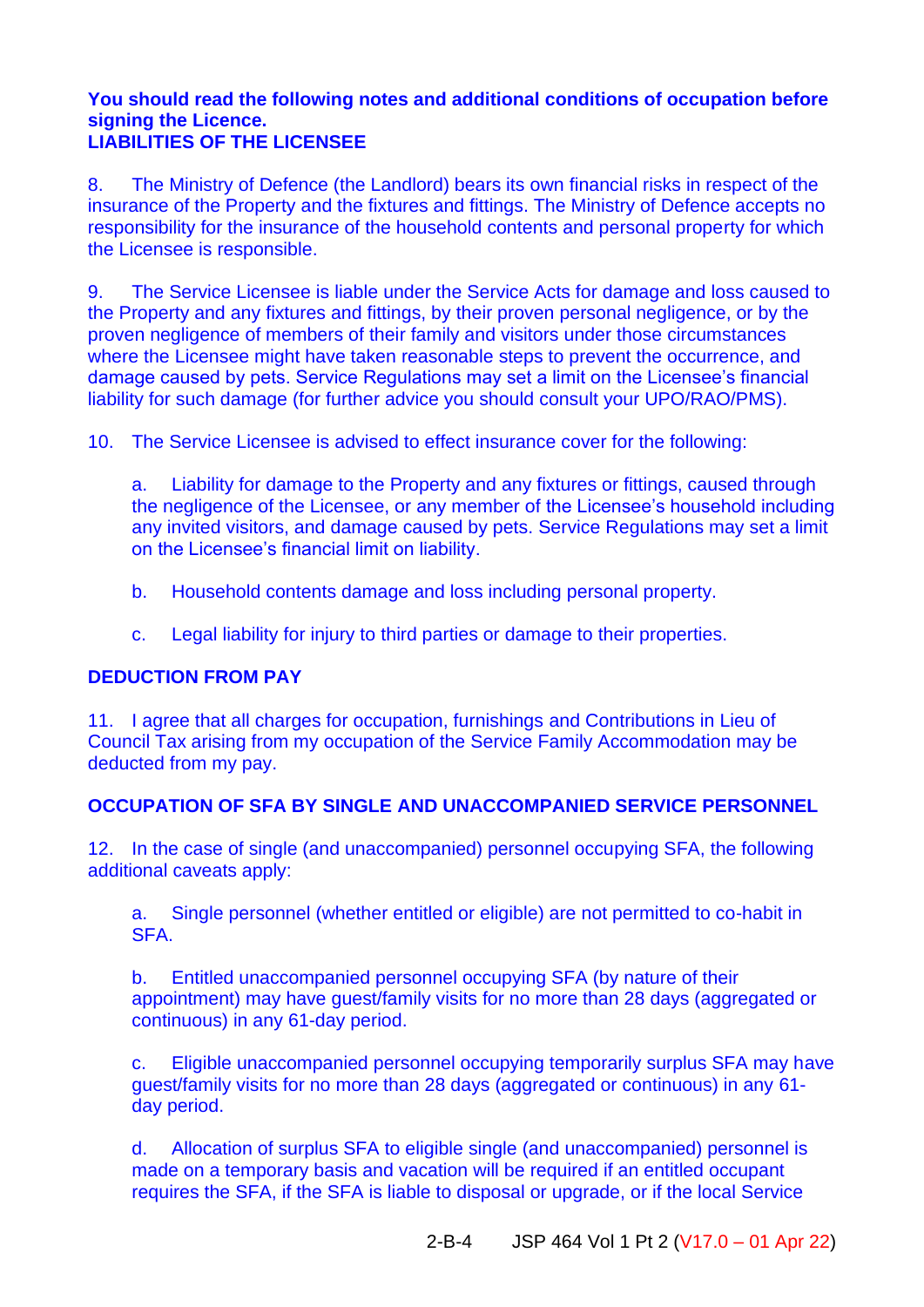**You should read the following notes and additional conditions of occupation before signing the Licence.**

**LIABILITIES OF THE LICENSEE**

8. The Ministry of Defence (the Landlord) bears its own financial risks in respect of the insurance of the Property and the fixtures and fittings. The Ministry of Defence accepts no responsibility for the insurance of the household contents and personal property for which the Licensee is responsible.

9. The Service Licensee is liable under the Service Acts for damage and loss caused to the Property and any fixtures and fittings, by their proven personal negligence, or by the proven negligence of members of their family and visitors under those circumstances where the Licensee might have taken reasonable steps to prevent the occurrence, and damage caused by pets. Service Regulations may set a limit on the Licensee's financial liability for such damage (for further advice you should consult your UPO/RAO/PMS).

10. The Service Licensee is advised to effect insurance cover for the following:

a. Liability for damage to the Property and any fixtures or fittings, caused through the negligence of the Licensee, or any member of the Licensee's household including any invited visitors, and damage caused by pets. Service Regulations may set a limit on the Licensee's financial limit on liability.

b. Household contents damage and loss including personal property.

c. Legal liability for injury to third parties or damage to their properties.

**DEDUCTION FROM PAY**

11. I agree that all charges for occupation, furnishings and Contributions in Lieu of Council Tax arising from my occupation of the Service Family Accommodation may be deducted from my pay.

**OCCUPATION OF SFA BY SINGLE AND UNACCOMPANIED SERVICE PERSONNEL**

12. In the case of single (and unaccompanied) personnel occupying SFA, the following additional caveats apply:

a. Single personnel (whether entitled or eligible) are not permitted to co-habit in SFA.

b. Entitled unaccompanied personnel occupying SFA (by nature of their appointment) may have guest/family visits for no more than 28 days (aggregated or continuous) in any 61-day period.

c. Eligible unaccompanied personnel occupying temporarily surplus SFA may have guest/family visits for no more than 28 days (aggregated or continuous) in any 61-day period.

d. Allocation of surplus SFA to eligible single (and unaccompanied) personnel is made on a temporary basis and vacation will be required if an entitled occupant requires the SFA, if the SFA is liable to disposal or upgrade, or if the local Service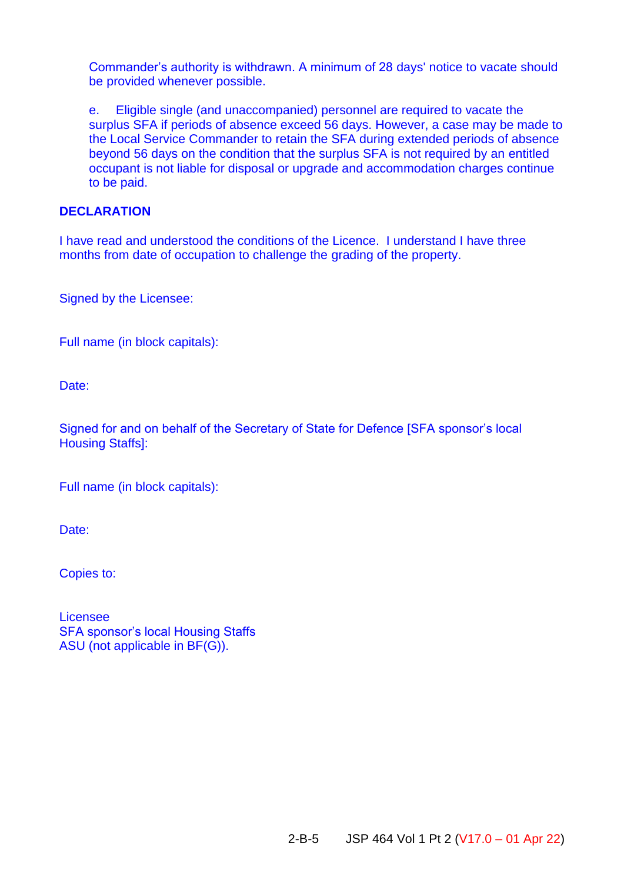Commander's authority is withdrawn. A minimum of 28 days' notice to vacate should be provided whenever possible.

e. Eligible single (and unaccompanied) personnel are required to vacate the surplus SFA if periods of absence exceed 56 days. However, a case may be made to the Local Service Commander to retain the SFA during extended periods of absence beyond 56 days on the condition that the surplus SFA is not required by an entitled occupant is not liable for disposal or upgrade and accommodation charges continue to be paid.

**DECLARATION**

I have read and understood the conditions of the Licence. I understand I have three months from date of occupation to challenge the grading of the property.

Signed by the Licensee:

Full name (in block capitals):

Date:

Signed for and on behalf of the Secretary of State for Defence [SFA sponsor's local Housing Staffs]:

Full name (in block capitals):

Date:

Copies to:

Licensee
SFA sponsor's local Housing Staffs
ASU (not applicable in BF(G)).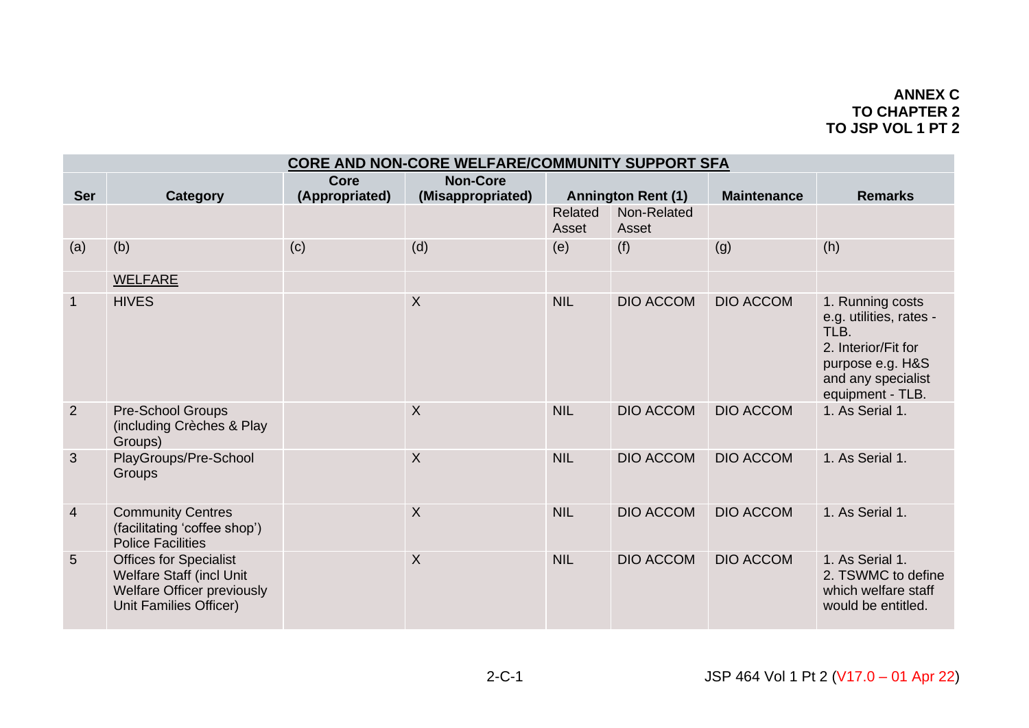**ANNEX C**
**TO CHAPTER 2**
**TO JSP VOL 1 PT 2**

**CORE AND NON-CORE WELFARE/COMMUNITY SUPPORT SFA**

| Ser | Category | Core (Appropriated) | Non-Core (Misappropriated) | Annington Rent (1) | | Maintenance | Remarks |
|---|---|---|---|---|---|---|---|
| | | | | Related Asset | Non-Related Asset | | |
| (a) | (b) | (c) | (d) | (e) | (f) | (g) | (h) |
| | WELFARE | | | | | | |
| 1 | HIVES | | X | NIL | DIO ACCOM | DIO ACCOM | 1. Running costs e.g. utilities, rates - TLB. 2. Interior/Fit for purpose e.g. H&S and any specialist equipment - TLB. |
| 2 | Pre-School Groups (including Crèches & Play Groups) | | X | NIL | DIO ACCOM | DIO ACCOM | 1. As Serial 1. |
| 3 | PlayGroups/Pre-School Groups | | X | NIL | DIO ACCOM | DIO ACCOM | 1. As Serial 1. |
| 4 | Community Centres (facilitating 'coffee shop') Police Facilities | | X | NIL | DIO ACCOM | DIO ACCOM | 1. As Serial 1. |
| 5 | Offices for Specialist Welfare Staff (incl Unit Welfare Officer previously Unit Families Officer) | | X | NIL | DIO ACCOM | DIO ACCOM | 1. As Serial 1. 2. TSWMC to define which welfare staff would be entitled. |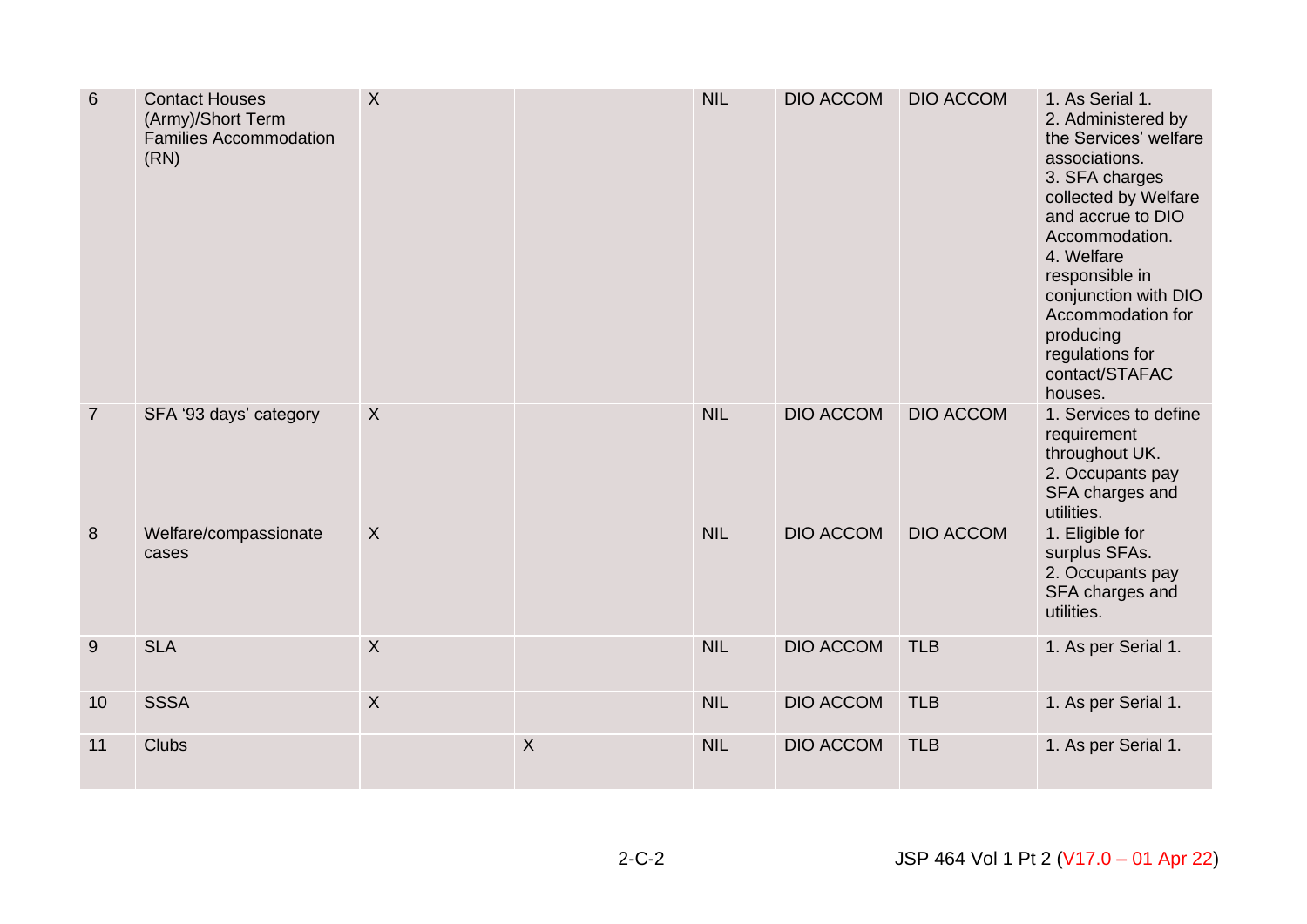| | | | | | | | |
|---|---|---|---|---|---|---|---|
| 6 | Contact Houses (Army)/Short Term Families Accommodation (RN) | X | | NIL | DIO ACCOM | DIO ACCOM | 1. As Serial 1.<br>2. Administered by the Services' welfare associations.<br>3. SFA charges collected by Welfare and accrue to DIO Accommodation.<br>4. Welfare responsible in conjunction with DIO Accommodation for producing regulations for contact/STAFAC houses. |
| 7 | SFA '93 days' category | X | | NIL | DIO ACCOM | DIO ACCOM | 1. Services to define requirement throughout UK.<br>2. Occupants pay SFA charges and utilities. |
| 8 | Welfare/compassionate cases | X | | NIL | DIO ACCOM | DIO ACCOM | 1. Eligible for surplus SFAs.<br>2. Occupants pay SFA charges and utilities. |
| 9 | SLA | X | | NIL | DIO ACCOM | TLB | 1. As per Serial 1. |
| 10 | SSSA | X | | NIL | DIO ACCOM | TLB | 1. As per Serial 1. |
| 11 | Clubs | | X | NIL | DIO ACCOM | TLB | 1. As per Serial 1. |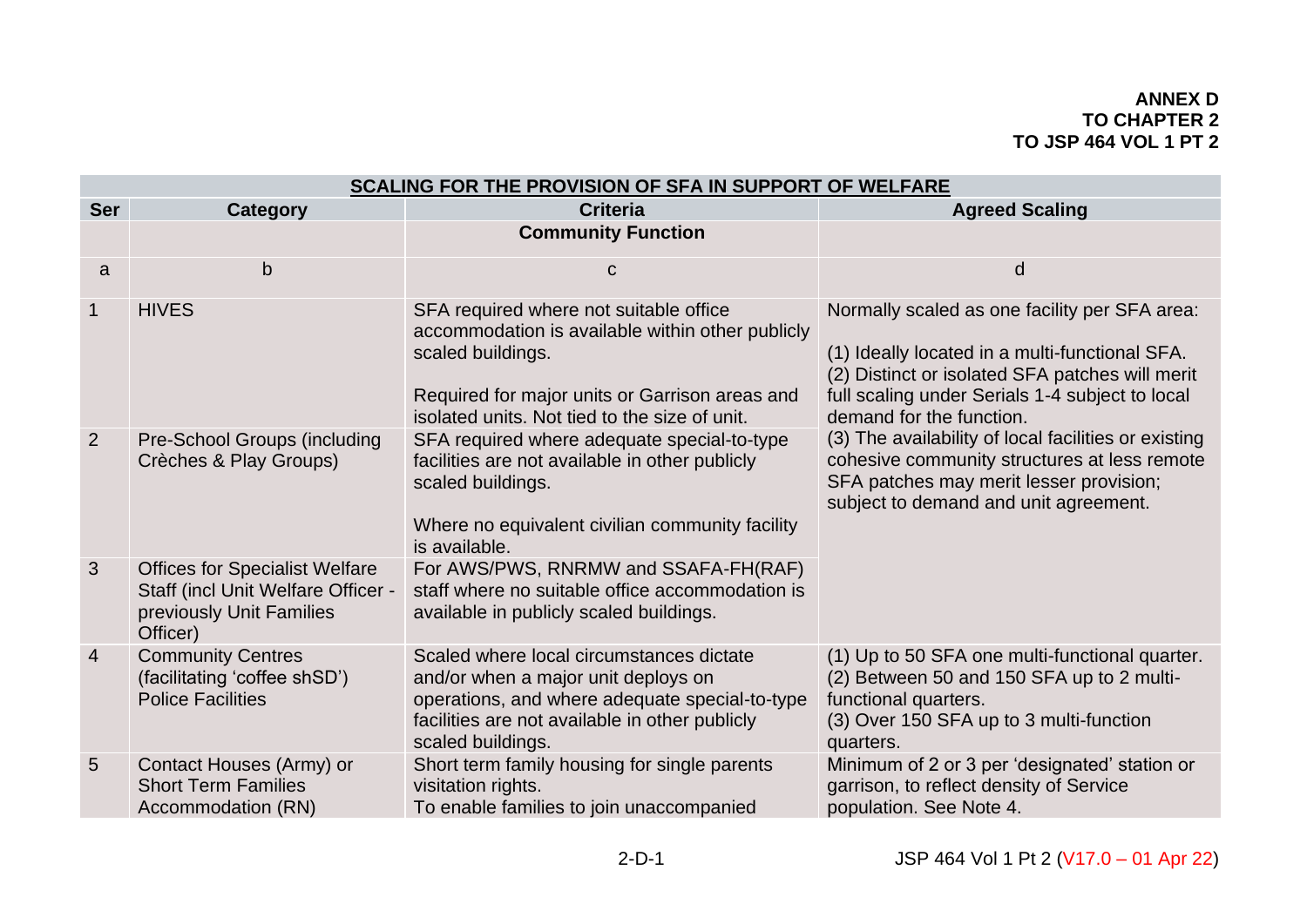**ANNEX D**
**TO CHAPTER 2**
**TO JSP 464 VOL 1 PT 2**

| **SCALING FOR THE PROVISION OF SFA IN SUPPORT OF WELFARE** | | | |
|---|---|---|---|
| **Ser** | **Category** | **Criteria** | **Agreed Scaling** |
| | | **Community Function** | |
| a | b | c | d |
| 1 | HIVES | SFA required where not suitable office accommodation is available within other publicly scaled buildings.<br><br>Required for major units or Garrison areas and isolated units. Not tied to the size of unit. | Normally scaled as one facility per SFA area:<br><br>(1) Ideally located in a multi-functional SFA.<br>(2) Distinct or isolated SFA patches will merit full scaling under Serials 1-4 subject to local demand for the function.<br>(3) The availability of local facilities or existing cohesive community structures at less remote SFA patches may merit lesser provision; subject to demand and unit agreement. |
| 2 | Pre-School Groups (including Crèches & Play Groups) | SFA required where adequate special-to-type facilities are not available in other publicly scaled buildings.<br><br>Where no equivalent civilian community facility is available. | |
| 3 | Offices for Specialist Welfare Staff (incl Unit Welfare Officer - previously Unit Families Officer) | For AWS/PWS, RNRMW and SSAFA-FH(RAF) staff where no suitable office accommodation is available in publicly scaled buildings. | |
| 4 | Community Centres (facilitating 'coffee shSD') Police Facilities | Scaled where local circumstances dictate and/or when a major unit deploys on operations, and where adequate special-to-type facilities are not available in other publicly scaled buildings. | (1) Up to 50 SFA one multi-functional quarter.<br>(2) Between 50 and 150 SFA up to 2 multi-functional quarters.<br>(3) Over 150 SFA up to 3 multi-function quarters. |
| 5 | Contact Houses (Army) or Short Term Families Accommodation (RN) | Short term family housing for single parents visitation rights.<br>To enable families to join unaccompanied | Minimum of 2 or 3 per 'designated' station or garrison, to reflect density of Service population. See Note 4. |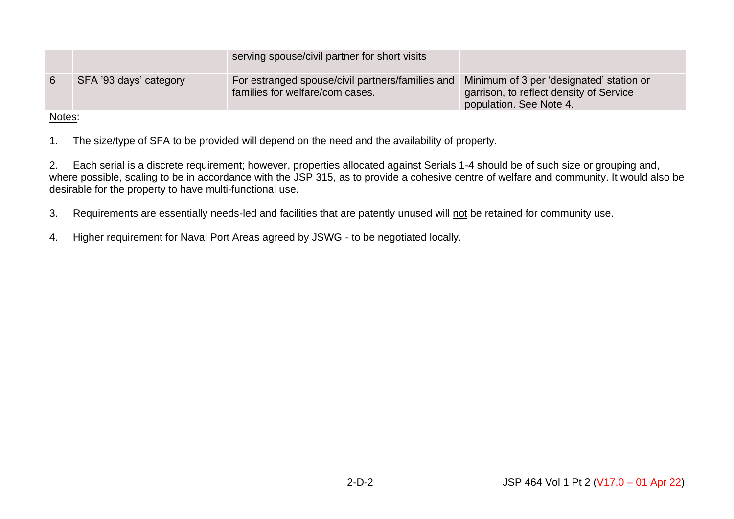|   |   |   |   |
|---|---|---|---|
|   |   | serving spouse/civil partner for short visits |   |
| 6 | SFA '93 days' category | For estranged spouse/civil partners/families and families for welfare/com cases. | Minimum of 3 per 'designated' station or garrison, to reflect density of Service population. See Note 4. |

Notes:

1. The size/type of SFA to be provided will depend on the need and the availability of property.

2. Each serial is a discrete requirement; however, properties allocated against Serials 1-4 should be of such size or grouping and, where possible, scaling to be in accordance with the JSP 315, as to provide a cohesive centre of welfare and community. It would also be desirable for the property to have multi-functional use.

3. Requirements are essentially needs-led and facilities that are patently unused will not be retained for community use.

4. Higher requirement for Naval Port Areas agreed by JSWG - to be negotiated locally.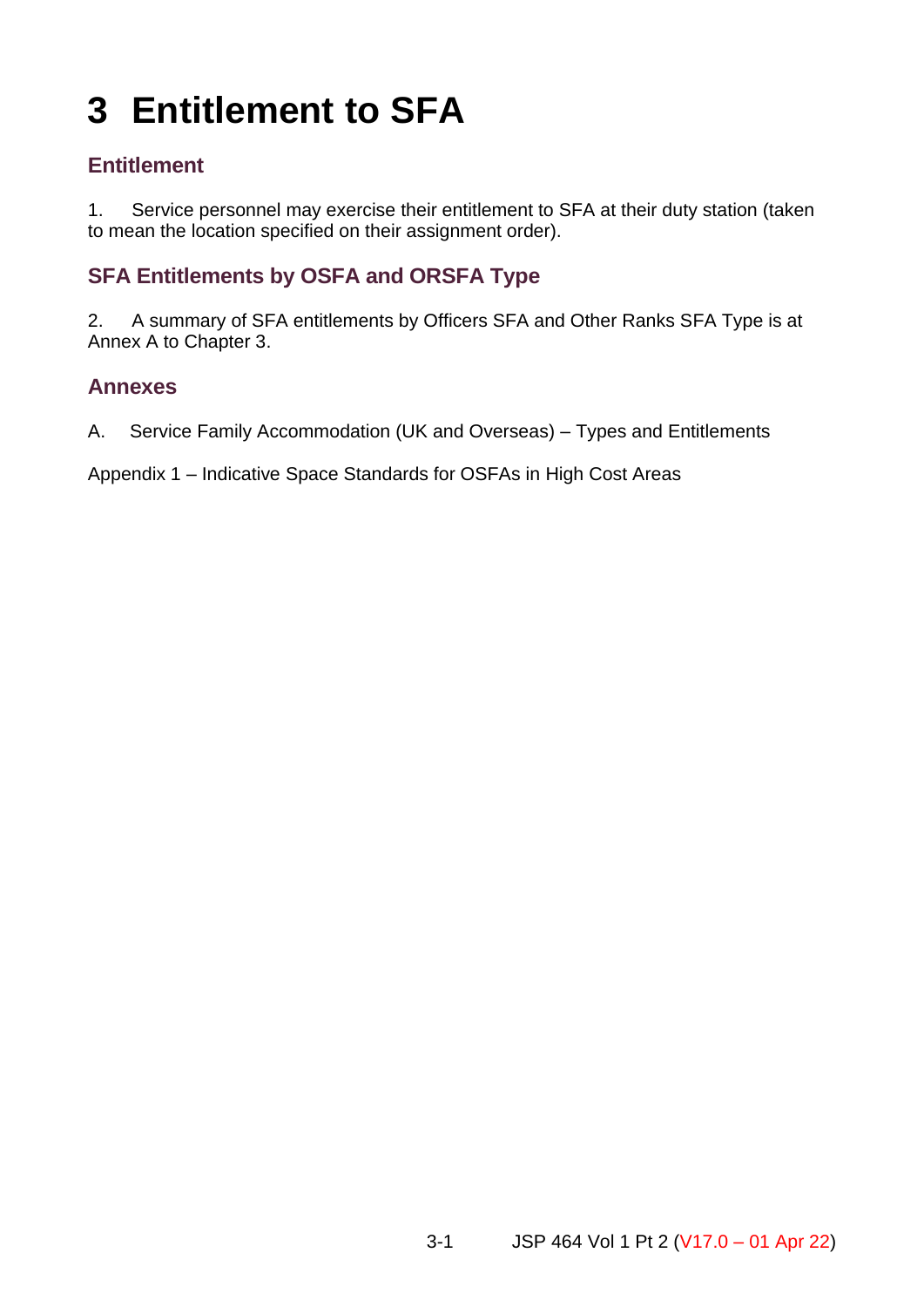# 3 Entitlement to SFA

## Entitlement

1. Service personnel may exercise their entitlement to SFA at their duty station (taken to mean the location specified on their assignment order).

## SFA Entitlements by OSFA and ORSFA Type

2. A summary of SFA entitlements by Officers SFA and Other Ranks SFA Type is at Annex A to Chapter 3.

## Annexes

A. Service Family Accommodation (UK and Overseas) – Types and Entitlements

Appendix 1 – Indicative Space Standards for OSFAs in High Cost Areas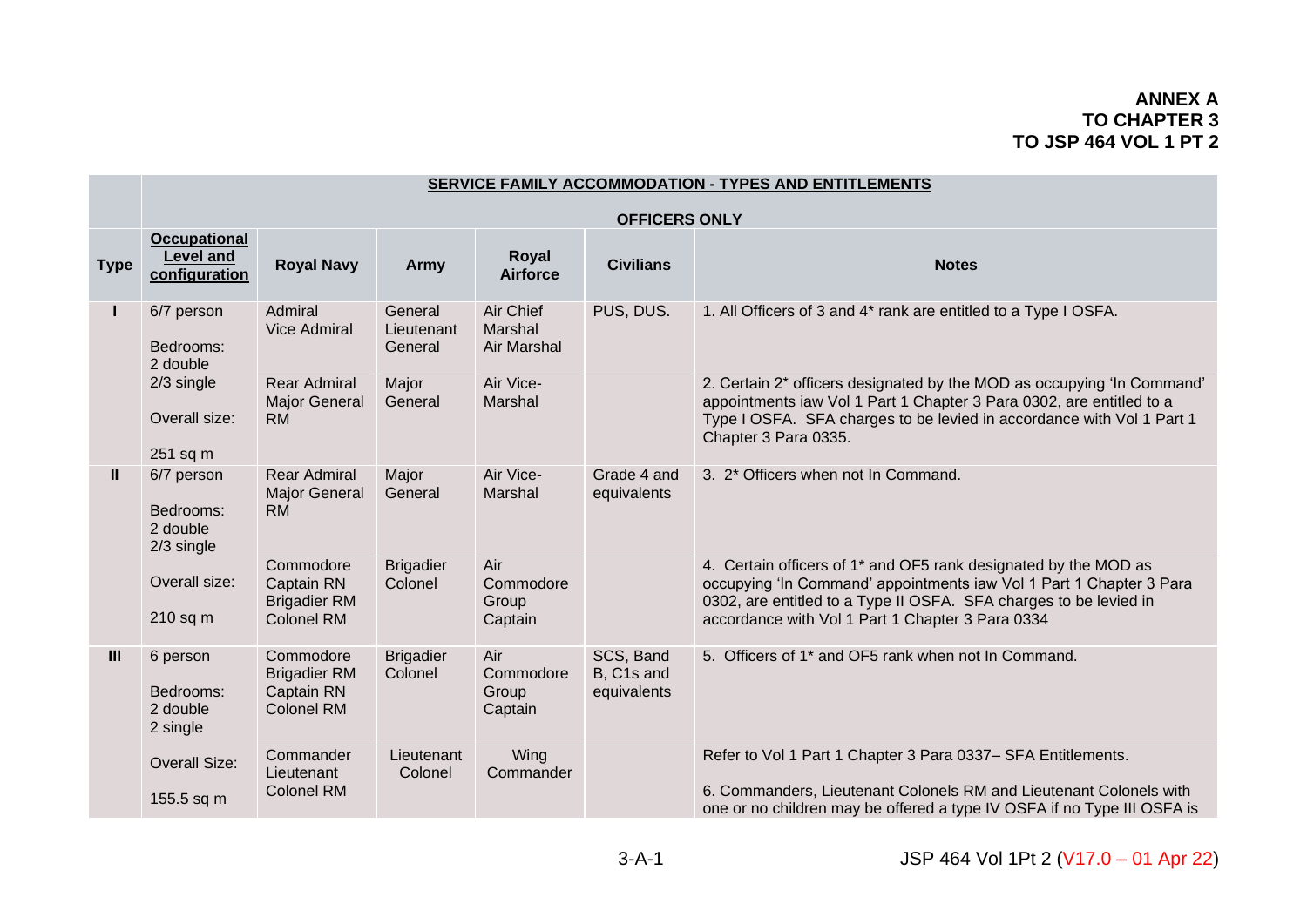**ANNEX A**
**TO CHAPTER 3**
**TO JSP 464 VOL 1 PT 2**

| | **SERVICE FAMILY ACCOMMODATION - TYPES AND ENTITLEMENTS** **OFFICERS ONLY** | | | | | |
|---|---|---|---|---|---|---|
| **Type** | **Occupational Level and configuration** | **Royal Navy** | **Army** | **Royal Airforce** | **Civilians** | **Notes** |
| **I** | 6/7 person Bedrooms: 2 double | Admiral Vice Admiral | General Lieutenant General | Air Chief Marshal Air Marshal | PUS, DUS. | 1. All Officers of 3 and 4* rank are entitled to a Type I OSFA. |
| | 2/3 single Overall size: 251 sq m | Rear Admiral Major General RM | Major General | Air Vice-Marshal | | 2. Certain 2* officers designated by the MOD as occupying 'In Command' appointments iaw Vol 1 Part 1 Chapter 3 Para 0302, are entitled to a Type I OSFA. SFA charges to be levied in accordance with Vol 1 Part 1 Chapter 3 Para 0335. |
| **II** | 6/7 person Bedrooms: 2 double 2/3 single | Rear Admiral Major General RM | Major General | Air Vice-Marshal | Grade 4 and equivalents | 3. 2* Officers when not In Command. |
| | Overall size: 210 sq m | Commodore Captain RN Brigadier RM Colonel RM | Brigadier Colonel | Air Commodore Group Captain | | 4. Certain officers of 1* and OF5 rank designated by the MOD as occupying 'In Command' appointments iaw Vol 1 Part 1 Chapter 3 Para 0302, are entitled to a Type II OSFA. SFA charges to be levied in accordance with Vol 1 Part 1 Chapter 3 Para 0334 |
| **III** | 6 person Bedrooms: 2 double 2 single | Commodore Brigadier RM Captain RN Colonel RM | Brigadier Colonel | Air Commodore Group Captain | SCS, Band B, C1s and equivalents | 5. Officers of 1* and OF5 rank when not In Command. |
| | Overall Size: 155.5 sq m | Commander Lieutenant Colonel RM | Lieutenant Colonel | Wing Commander | | Refer to Vol 1 Part 1 Chapter 3 Para 0337– SFA Entitlements. 6. Commanders, Lieutenant Colonels RM and Lieutenant Colonels with one or no children may be offered a type IV OSFA if no Type III OSFA is |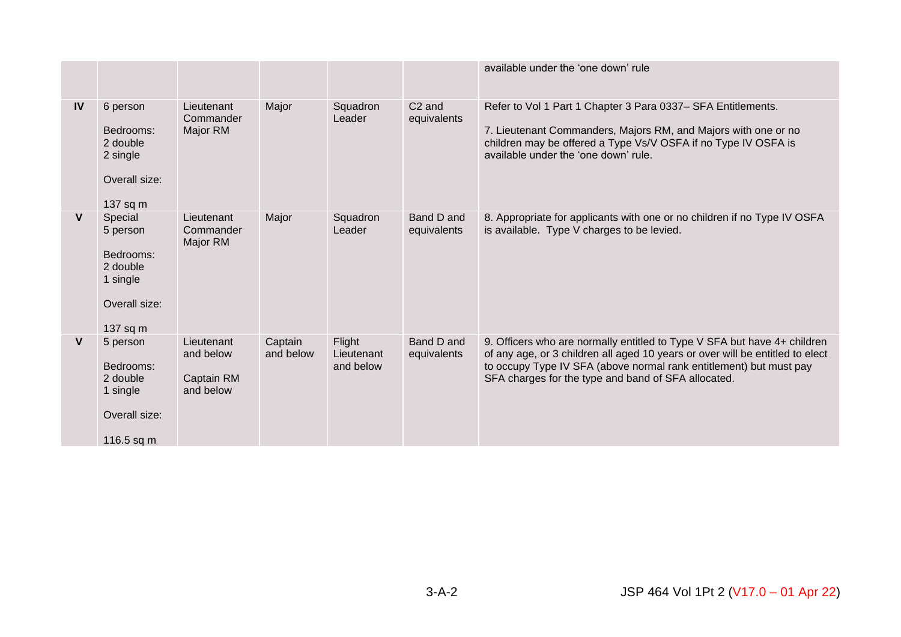| | | | | | | |
|---|---|---|---|---|---|---|
| | | | | | | available under the 'one down' rule |
| **IV** | 6 person<br><br>Bedrooms:<br>2 double<br>2 single<br><br>Overall size:<br><br>137 sq m | Lieutenant Commander Major RM | Major | Squadron Leader | C2 and equivalents | Refer to Vol 1 Part 1 Chapter 3 Para 0337– SFA Entitlements.<br><br>7. Lieutenant Commanders, Majors RM, and Majors with one or no children may be offered a Type Vs/V OSFA if no Type IV OSFA is available under the 'one down' rule. |
| **V** | Special<br>5 person<br><br>Bedrooms:<br>2 double<br>1 single<br><br>Overall size:<br><br>137 sq m | Lieutenant Commander Major RM | Major | Squadron Leader | Band D and equivalents | 8. Appropriate for applicants with one or no children if no Type IV OSFA is available. Type V charges to be levied. |
| **V** | 5 person<br><br>Bedrooms:<br>2 double<br>1 single<br><br>Overall size:<br><br>116.5 sq m | Lieutenant and below<br><br>Captain RM and below | Captain and below | Flight Lieutenant and below | Band D and equivalents | 9. Officers who are normally entitled to Type V SFA but have 4+ children of any age, or 3 children all aged 10 years or over will be entitled to elect to occupy Type IV SFA (above normal rank entitlement) but must pay SFA charges for the type and band of SFA allocated. |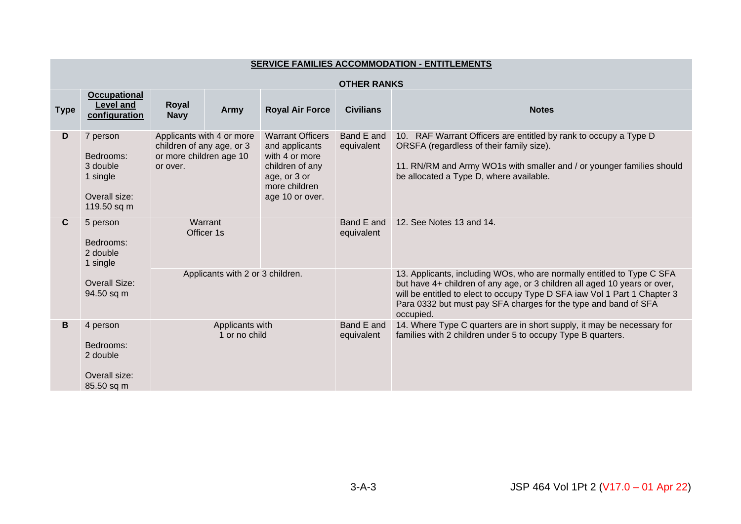**SERVICE FAMILIES ACCOMMODATION - ENTITLEMENTS**

**OTHER RANKS**

| Type | Occupational Level and configuration | Royal Navy | Army | Royal Air Force | Civilians | Notes |
|---|---|---|---|---|---|---|
| **D** | 7 person<br><br>Bedrooms:<br>3 double<br>1 single<br><br>Overall size:<br>119.50 sq m | Applicants with 4 or more children of any age, or 3 or more children age 10 or over. | | Warrant Officers and applicants with 4 or more children of any age, or 3 or more children age 10 or over. | Band E and equivalent | 10. RAF Warrant Officers are entitled by rank to occupy a Type D ORSFA (regardless of their family size).<br><br>11. RN/RM and Army WO1s with smaller and / or younger families should be allocated a Type D, where available. |
| **C** | 5 person<br><br>Bedrooms:<br>2 double<br>1 single<br><br>Overall Size:<br>94.50 sq m | Warrant Officer 1s | | | Band E and equivalent | 12. See Notes 13 and 14. |
| | | Applicants with 2 or 3 children. | | | | 13. Applicants, including WOs, who are normally entitled to Type C SFA but have 4+ children of any age, or 3 children all aged 10 years or over, will be entitled to elect to occupy Type D SFA iaw Vol 1 Part 1 Chapter 3 Para 0332 but must pay SFA charges for the type and band of SFA occupied. |
| **B** | 4 person<br><br>Bedrooms:<br>2 double<br><br>Overall size:<br>85.50 sq m | Applicants with 1 or no child | | | Band E and equivalent | 14. Where Type C quarters are in short supply, it may be necessary for families with 2 children under 5 to occupy Type B quarters. |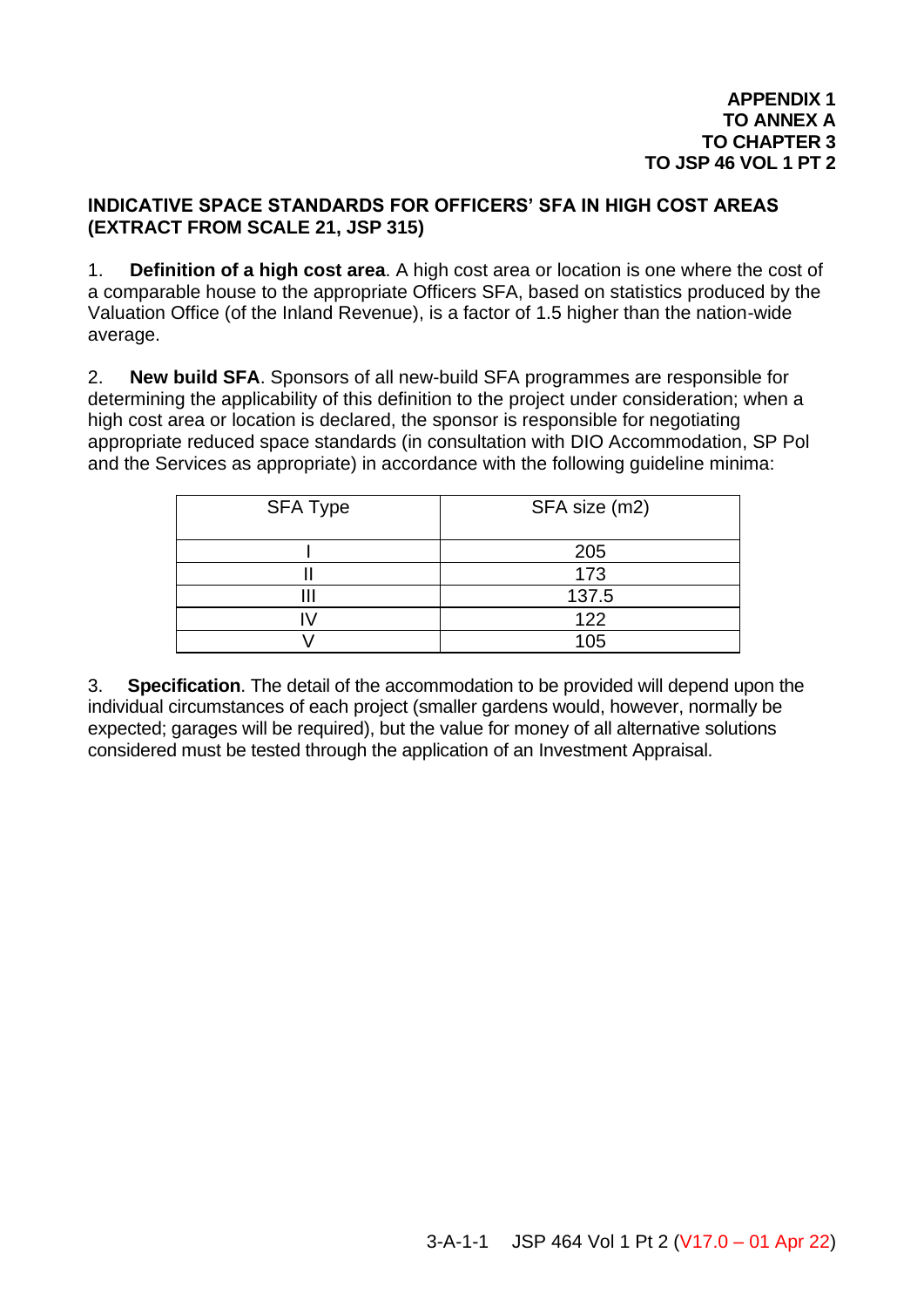**APPENDIX 1
TO ANNEX A
TO CHAPTER 3
TO JSP 46 VOL 1 PT 2**

## INDICATIVE SPACE STANDARDS FOR OFFICERS' SFA IN HIGH COST AREAS (EXTRACT FROM SCALE 21, JSP 315)

1. **Definition of a high cost area**. A high cost area or location is one where the cost of a comparable house to the appropriate Officers SFA, based on statistics produced by the Valuation Office (of the Inland Revenue), is a factor of 1.5 higher than the nation-wide average.

2. **New build SFA**. Sponsors of all new-build SFA programmes are responsible for determining the applicability of this definition to the project under consideration; when a high cost area or location is declared, the sponsor is responsible for negotiating appropriate reduced space standards (in consultation with DIO Accommodation, SP Pol and the Services as appropriate) in accordance with the following guideline minima:

| SFA Type | SFA size (m2) |
|---|---|
| I | 205 |
| II | 173 |
| III | 137.5 |
| IV | 122 |
| V | 105 |

3. **Specification**. The detail of the accommodation to be provided will depend upon the individual circumstances of each project (smaller gardens would, however, normally be expected; garages will be required), but the value for money of all alternative solutions considered must be tested through the application of an Investment Appraisal.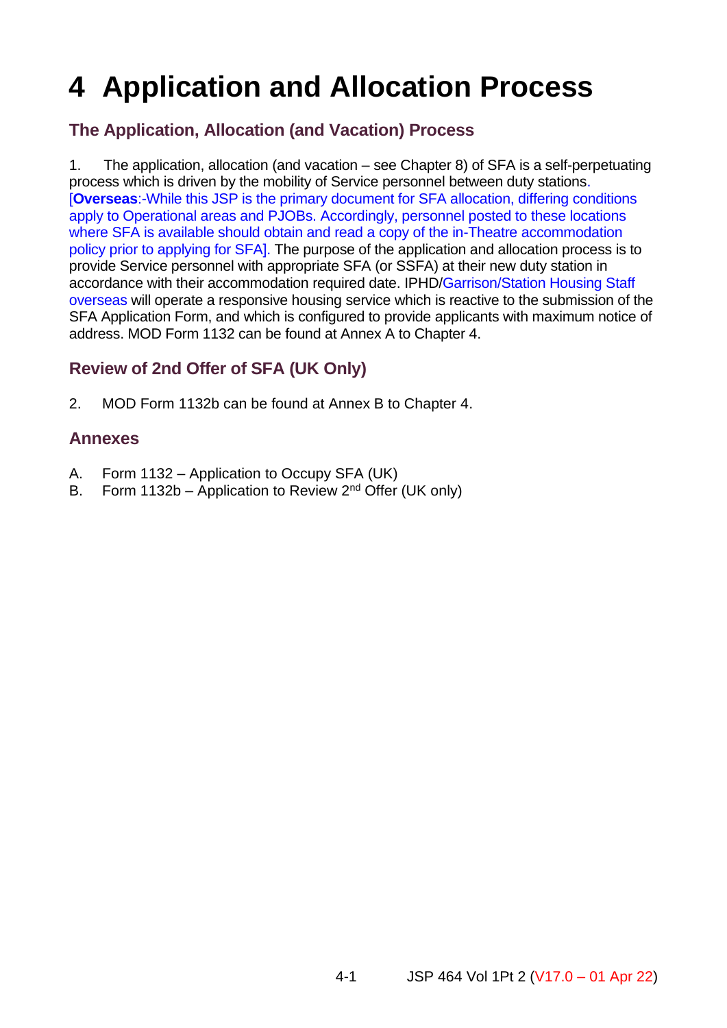# 4 Application and Allocation Process

## The Application, Allocation (and Vacation) Process

1. The application, allocation (and vacation – see Chapter 8) of SFA is a self-perpetuating process which is driven by the mobility of Service personnel between duty stations. [**Overseas**:-While this JSP is the primary document for SFA allocation, differing conditions apply to Operational areas and PJOBs. Accordingly, personnel posted to these locations where SFA is available should obtain and read a copy of the in-Theatre accommodation policy prior to applying for SFA]. The purpose of the application and allocation process is to provide Service personnel with appropriate SFA (or SSFA) at their new duty station in accordance with their accommodation required date. IPHD/Garrison/Station Housing Staff overseas will operate a responsive housing service which is reactive to the submission of the SFA Application Form, and which is configured to provide applicants with maximum notice of address. MOD Form 1132 can be found at Annex A to Chapter 4.

## Review of 2nd Offer of SFA (UK Only)

2. MOD Form 1132b can be found at Annex B to Chapter 4.

## Annexes

A. Form 1132 – Application to Occupy SFA (UK)
B. Form 1132b – Application to Review 2nd Offer (UK only)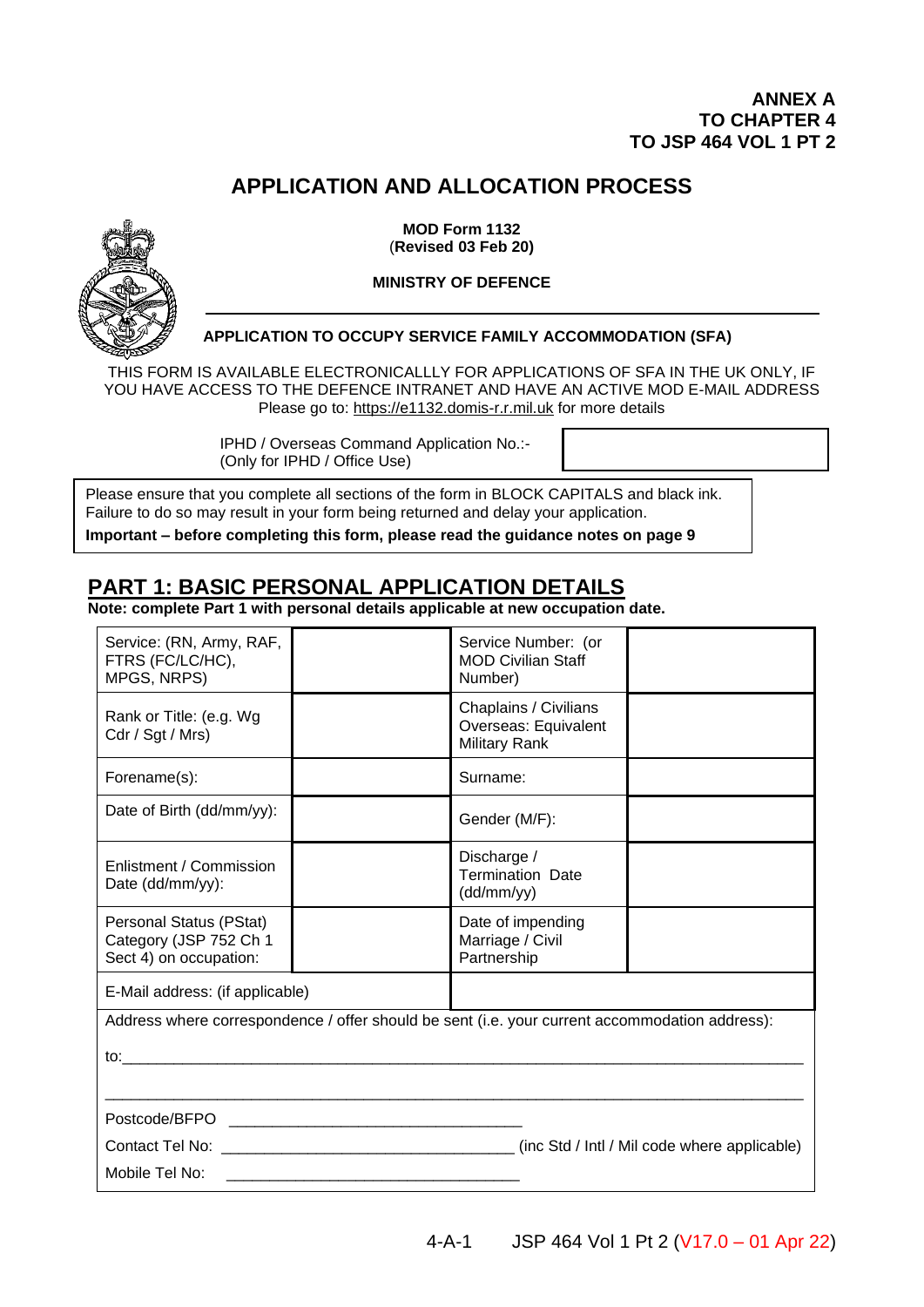**ANNEX A**
**TO CHAPTER 4**
**TO JSP 464 VOL 1 PT 2**

# APPLICATION AND ALLOCATION PROCESS

**MOD Form 1132**
(**Revised 03 Feb 20)**

**MINISTRY OF DEFENCE**

**APPLICATION TO OCCUPY SERVICE FAMILY ACCOMMODATION (SFA)**

THIS FORM IS AVAILABLE ELECTRONICALLLY FOR APPLICATIONS OF SFA IN THE UK ONLY, IF YOU HAVE ACCESS TO THE DEFENCE INTRANET AND HAVE AN ACTIVE MOD E-MAIL ADDRESS
Please go to: https://e1132.domis-r.r.mil.uk for more details

| IPHD / Overseas Command Application No.:- (Only for IPHD / Office Use) | |
|---|---|

Please ensure that you complete all sections of the form in BLOCK CAPITALS and black ink. Failure to do so may result in your form being returned and delay your application.
**Important – before completing this form, please read the guidance notes on page 9**

## PART 1: BASIC PERSONAL APPLICATION DETAILS

**Note: complete Part 1 with personal details applicable at new occupation date.**

| | | | |
|---|---|---|---|
| Service: (RN, Army, RAF, FTRS (FC/LC/HC), MPGS, NRPS) | | Service Number: (or MOD Civilian Staff Number) | |
| Rank or Title: (e.g. Wg Cdr / Sgt / Mrs) | | Chaplains / Civilians Overseas: Equivalent Military Rank | |
| Forename(s): | | Surname: | |
| Date of Birth (dd/mm/yy): | | Gender (M/F): | |
| Enlistment / Commission Date (dd/mm/yy): | | Discharge / Termination Date (dd/mm/yy) | |
| Personal Status (PStat) Category (JSP 752 Ch 1 Sect 4) on occupation: | | Date of impending Marriage / Civil Partnership | |
| E-Mail address: (if applicable) | | | |

Address where correspondence / offer should be sent (i.e. your current accommodation address):

to:_______________________________________________________________________________

_________________________________________________________________________________

Postcode/BFPO ___________________________________

Contact Tel No: __________________________________ (inc Std / Intl / Mil code where applicable)

Mobile Tel No: ___________________________________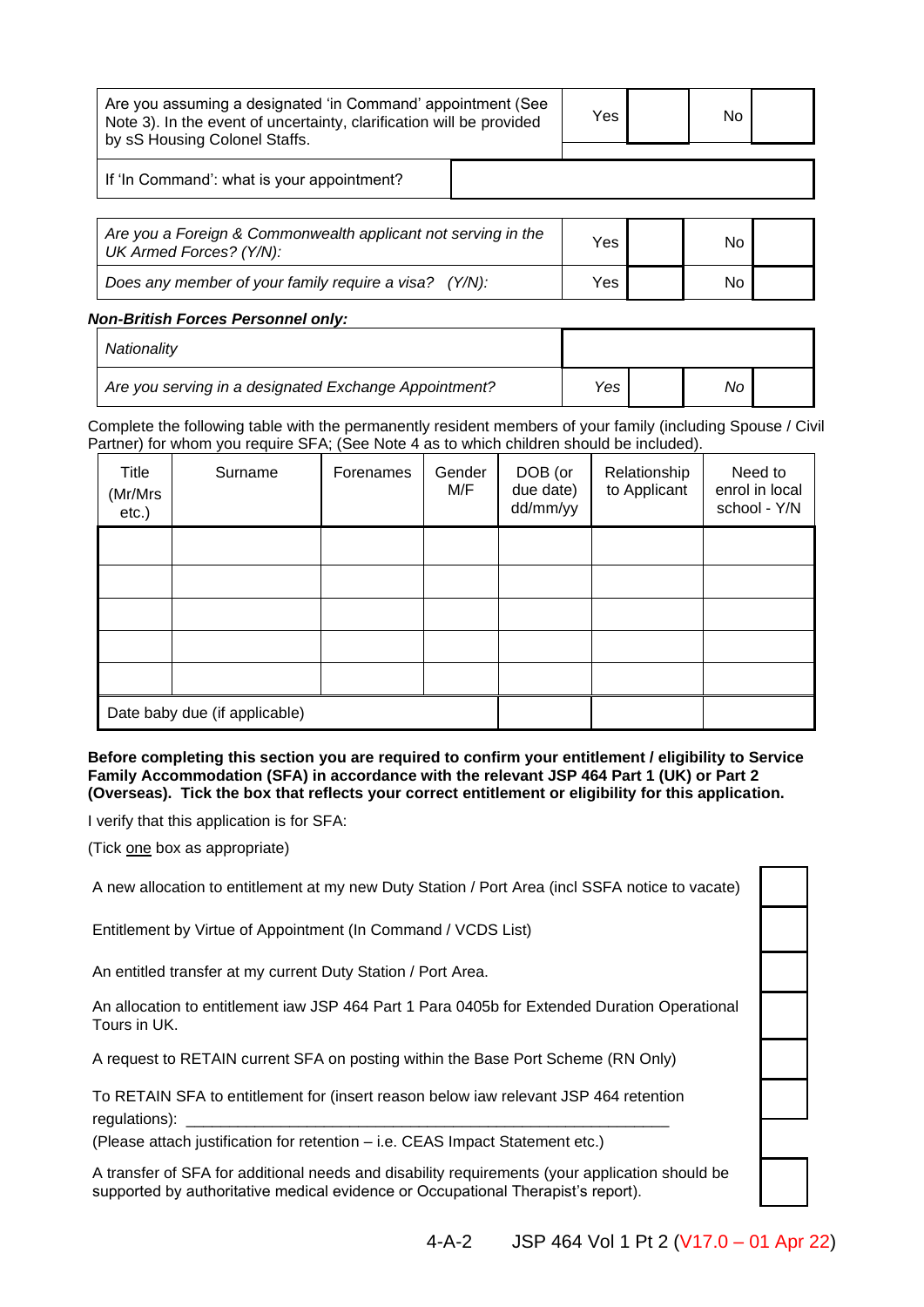| Are you assuming a designated 'in Command' appointment (See Note 3). In the event of uncertainty, clarification will be provided by sS Housing Colonel Staffs. | Yes | | No | |
|---|---|---|---|---|
| If 'In Command': what is your appointment? | | | | |

| *Are you a Foreign & Commonwealth applicant not serving in the UK Armed Forces? (Y/N):* | Yes | | No | |
|---|---|---|---|---|
| *Does any member of your family require a visa? (Y/N):* | Yes | | No | |

***Non-British Forces Personnel only:***

| *Nationality* | | | | |
|---|---|---|---|---|
| *Are you serving in a designated Exchange Appointment?* | *Yes* | | *No* | |

Complete the following table with the permanently resident members of your family (including Spouse / Civil Partner) for whom you require SFA; (See Note 4 as to which children should be included).

| Title (Mr/Mrs etc.) | Surname | Forenames | Gender M/F | DOB (or due date) dd/mm/yy | Relationship to Applicant | Need to enrol in local school - Y/N |
|---|---|---|---|---|---|---|
| | | | | | | |
| | | | | | | |
| | | | | | | |
| | | | | | | |
| | | | | | | |
| Date baby due (if applicable) | | | | | | |

**Before completing this section you are required to confirm your entitlement / eligibility to Service Family Accommodation (SFA) in accordance with the relevant JSP 464 Part 1 (UK) or Part 2 (Overseas). Tick the box that reflects your correct entitlement or eligibility for this application.**

I verify that this application is for SFA:

(Tick one box as appropriate)

| | |
|---|---|
| A new allocation to entitlement at my new Duty Station / Port Area (incl SSFA notice to vacate) | |
| Entitlement by Virtue of Appointment (In Command / VCDS List) | |
| An entitled transfer at my current Duty Station / Port Area. | |
| An allocation to entitlement iaw JSP 464 Part 1 Para 0405b for Extended Duration Operational Tours in UK. | |
| A request to RETAIN current SFA on posting within the Base Port Scheme (RN Only) | |
| To RETAIN SFA to entitlement for (insert reason below iaw relevant JSP 464 retention regulations): ____________________________________________________________ (Please attach justification for retention – i.e. CEAS Impact Statement etc.) | |
| A transfer of SFA for additional needs and disability requirements (your application should be supported by authoritative medical evidence or Occupational Therapist's report). | |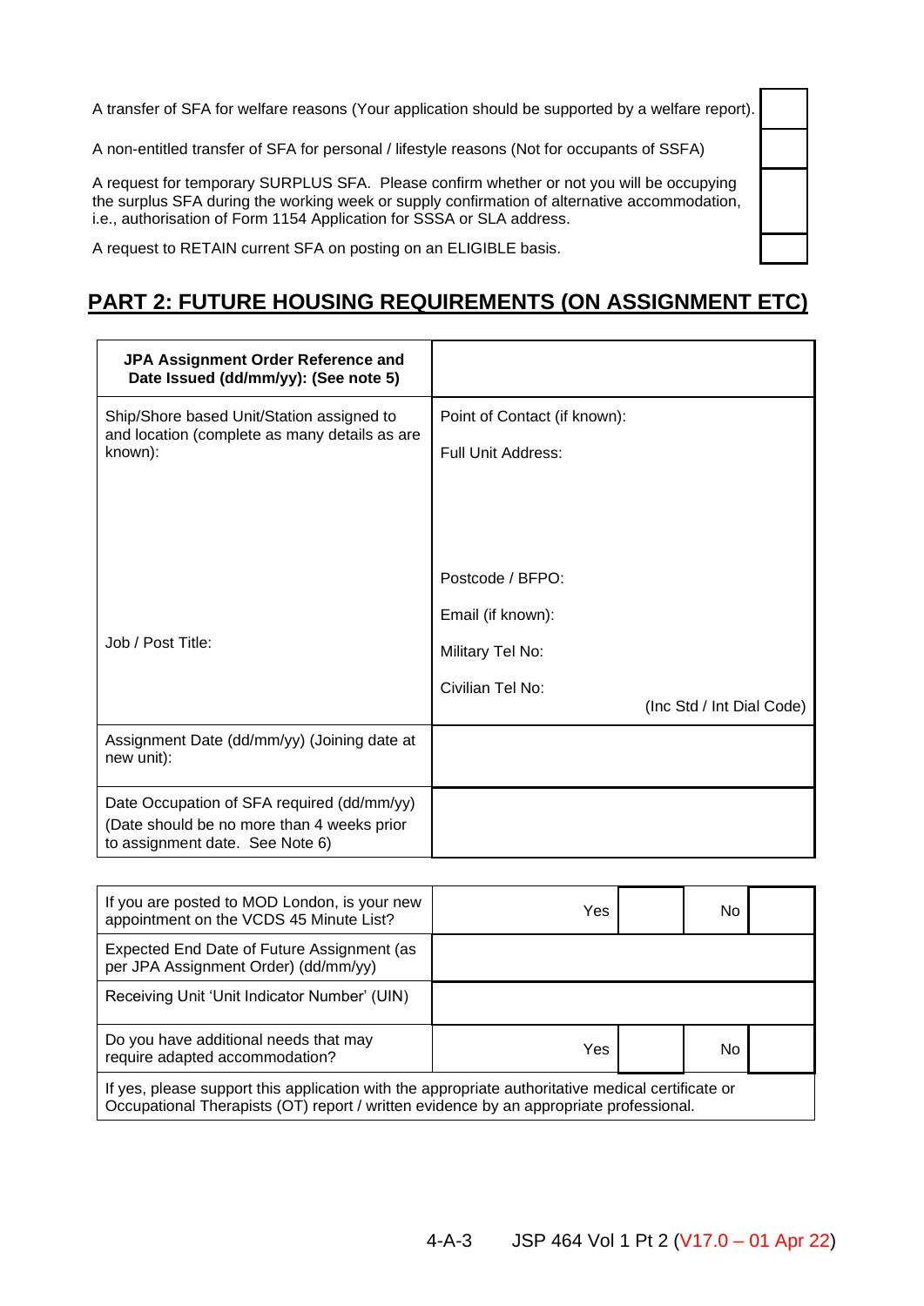| | |
|---|---|
| A transfer of SFA for welfare reasons (Your application should be supported by a welfare report). | |
| A non-entitled transfer of SFA for personal / lifestyle reasons (Not for occupants of SSFA) | |
| A request for temporary SURPLUS SFA. Please confirm whether or not you will be occupying the surplus SFA during the working week or supply confirmation of alternative accommodation, i.e., authorisation of Form 1154 Application for SSSA or SLA address. | |
| A request to RETAIN current SFA on posting on an ELIGIBLE basis. | |

## PART 2: FUTURE HOUSING REQUIREMENTS (ON ASSIGNMENT ETC)

| **JPA Assignment Order Reference and Date Issued (dd/mm/yy): (See note 5)** | |
|---|---|
| Ship/Shore based Unit/Station assigned to and location (complete as many details as are known):<br><br>Job / Post Title: | Point of Contact (if known):<br>Full Unit Address:<br><br>Postcode / BFPO:<br>Email (if known):<br>Military Tel No:<br>Civilian Tel No: (Inc Std / Int Dial Code) |
| Assignment Date (dd/mm/yy) (Joining date at new unit): | |
| Date Occupation of SFA required (dd/mm/yy) (Date should be no more than 4 weeks prior to assignment date. See Note 6) | |

| | | | | |
|---|---|---|---|---|
| If you are posted to MOD London, is your new appointment on the VCDS 45 Minute List? | Yes | | No | |
| Expected End Date of Future Assignment (as per JPA Assignment Order) (dd/mm/yy) | | | | |
| Receiving Unit 'Unit Indicator Number' (UIN) | | | | |
| Do you have additional needs that may require adapted accommodation? | Yes | | No | |
| If yes, please support this application with the appropriate authoritative medical certificate or Occupational Therapists (OT) report / written evidence by an appropriate professional. | | | | |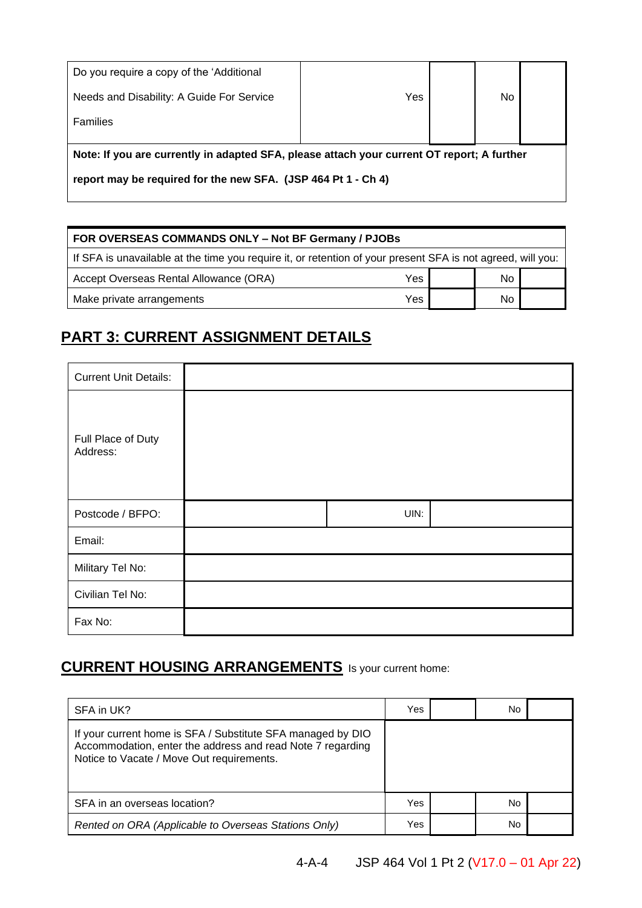| Do you require a copy of the 'Additional Needs and Disability: A Guide For Service Families | Yes | | No | |
|---|---|---|---|---|
| **Note: If you are currently in adapted SFA, please attach your current OT report; A further report may be required for the new SFA. (JSP 464 Pt 1 - Ch 4)** | | | | |

| **FOR OVERSEAS COMMANDS ONLY – Not BF Germany / PJOBs** | | | | |
|---|---|---|---|---|
| If SFA is unavailable at the time you require it, or retention of your present SFA is not agreed, will you: | | | | |
| Accept Overseas Rental Allowance (ORA) | Yes | | No | |
| Make private arrangements | Yes | | No | |

## PART 3: CURRENT ASSIGNMENT DETAILS

| Current Unit Details: | | | |
|---|---|---|---|
| Full Place of Duty Address: | | | |
| Postcode / BFPO: | | UIN: | |
| Email: | | | |
| Military Tel No: | | | |
| Civilian Tel No: | | | |
| Fax No: | | | |

## CURRENT HOUSING ARRANGEMENTS

Is your current home:

| SFA in UK? | Yes | | No | |
|---|---|---|---|---|
| If your current home is SFA / Substitute SFA managed by DIO Accommodation, enter the address and read Note 7 regarding Notice to Vacate / Move Out requirements. | | | | |
| SFA in an overseas location? | Yes | | No | |
| *Rented on ORA (Applicable to Overseas Stations Only)* | Yes | | No | |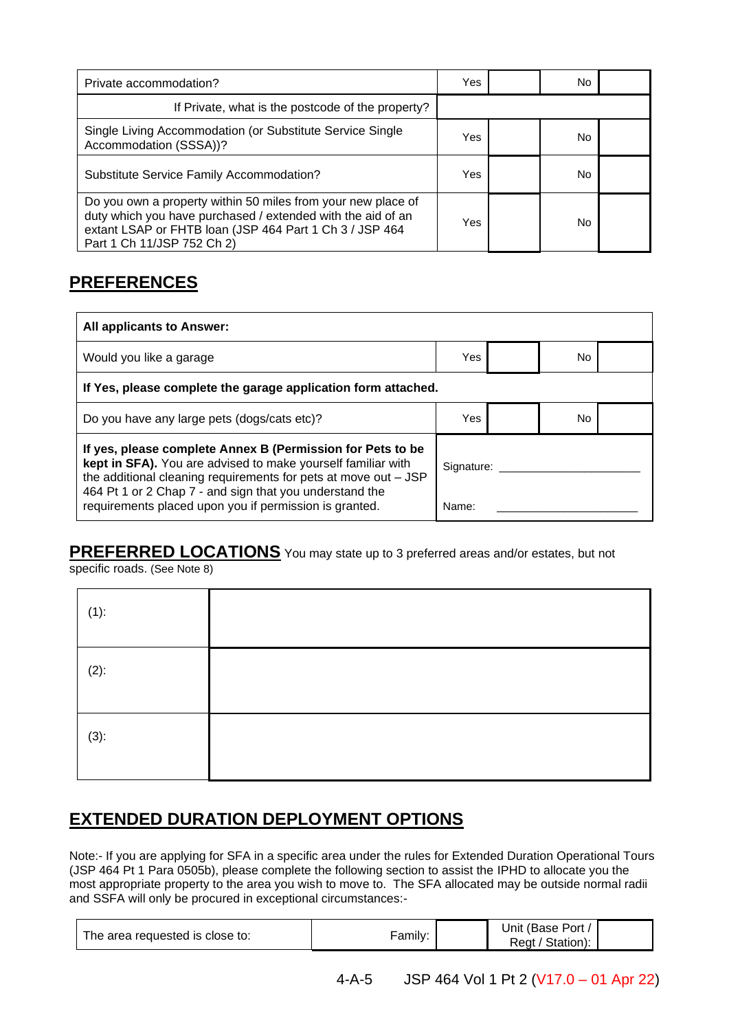| Private accommodation? | Yes | | No | |
|---|---|---|---|---|
| If Private, what is the postcode of the property? | | | | |
| Single Living Accommodation (or Substitute Service Single Accommodation (SSSA))? | Yes | | No | |
| Substitute Service Family Accommodation? | Yes | | No | |
| Do you own a property within 50 miles from your new place of duty which you have purchased / extended with the aid of an extant LSAP or FHTB loan (JSP 464 Part 1 Ch 3 / JSP 464 Part 1 Ch 11/JSP 752 Ch 2) | Yes | | No | |

## PREFERENCES

| **All applicants to Answer:** | | | | |
|---|---|---|---|---|
| Would you like a garage | Yes | | No | |
| **If Yes, please complete the garage application form attached.** | | | | |
| Do you have any large pets (dogs/cats etc)? | Yes | | No | |
| **If yes, please complete Annex B (Permission for Pets to be kept in SFA).** You are advised to make yourself familiar with the additional cleaning requirements for pets at move out – JSP 464 Pt 1 or 2 Chap 7 - and sign that you understand the requirements placed upon you if permission is granted. | Signature: ____________________<br><br>Name: ____________________ | | | |

## PREFERRED LOCATIONS

You may state up to 3 preferred areas and/or estates, but not specific roads. (See Note 8)

| | |
|---|---|
| (1): | |
| (2): | |
| (3): | |

## EXTENDED DURATION DEPLOYMENT OPTIONS

Note:- If you are applying for SFA in a specific area under the rules for Extended Duration Operational Tours (JSP 464 Pt 1 Para 0505b), please complete the following section to assist the IPHD to allocate you the most appropriate property to the area you wish to move to. The SFA allocated may be outside normal radii and SSFA will only be procured in exceptional circumstances:-

| The area requested is close to: | Family: | | Unit (Base Port / Regt / Station): | |
|---|---|---|---|---|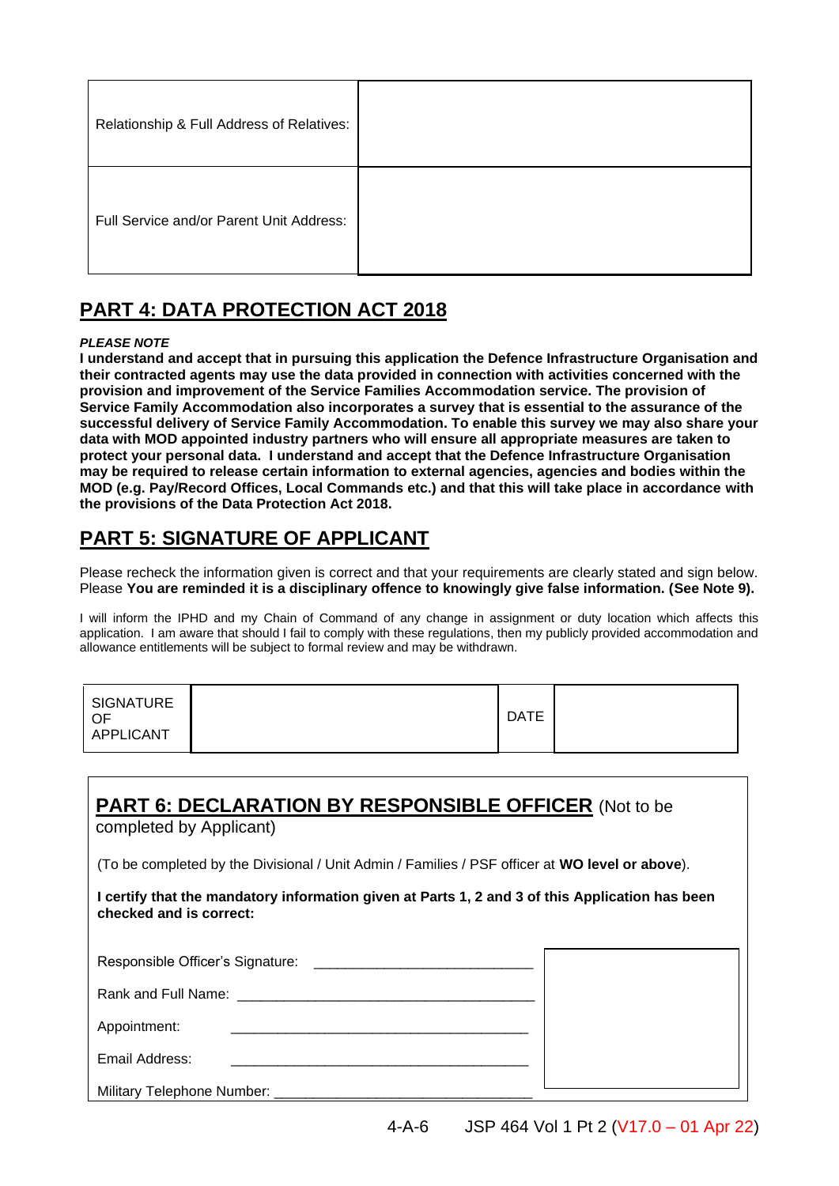| Relationship & Full Address of Relatives: | |
|---|---|
| Full Service and/or Parent Unit Address: | |

## PART 4: DATA PROTECTION ACT 2018

***PLEASE NOTE***
**I understand and accept that in pursuing this application the Defence Infrastructure Organisation and their contracted agents may use the data provided in connection with activities concerned with the provision and improvement of the Service Families Accommodation service. The provision of Service Family Accommodation also incorporates a survey that is essential to the assurance of the successful delivery of Service Family Accommodation. To enable this survey we may also share your data with MOD appointed industry partners who will ensure all appropriate measures are taken to protect your personal data. I understand and accept that the Defence Infrastructure Organisation may be required to release certain information to external agencies, agencies and bodies within the MOD (e.g. Pay/Record Offices, Local Commands etc.) and that this will take place in accordance with the provisions of the Data Protection Act 2018.**

## PART 5: SIGNATURE OF APPLICANT

Please recheck the information given is correct and that your requirements are clearly stated and sign below. Please **You are reminded it is a disciplinary offence to knowingly give false information. (See Note 9).**

I will inform the IPHD and my Chain of Command of any change in assignment or duty location which affects this application. I am aware that should I fail to comply with these regulations, then my publicly provided accommodation and allowance entitlements will be subject to formal review and may be withdrawn.

| SIGNATURE OF APPLICANT | | DATE | |
|---|---|---|---|

## PART 6: DECLARATION BY RESPONSIBLE OFFICER (Not to be completed by Applicant)

(To be completed by the Divisional / Unit Admin / Families / PSF officer at **WO level or above**).

**I certify that the mandatory information given at Parts 1, 2 and 3 of this Application has been checked and is correct:**

Responsible Officer's Signature: ___________________________

Rank and Full Name: ___________________________

Appointment: ___________________________

Email Address: ___________________________

Military Telephone Number: ___________________________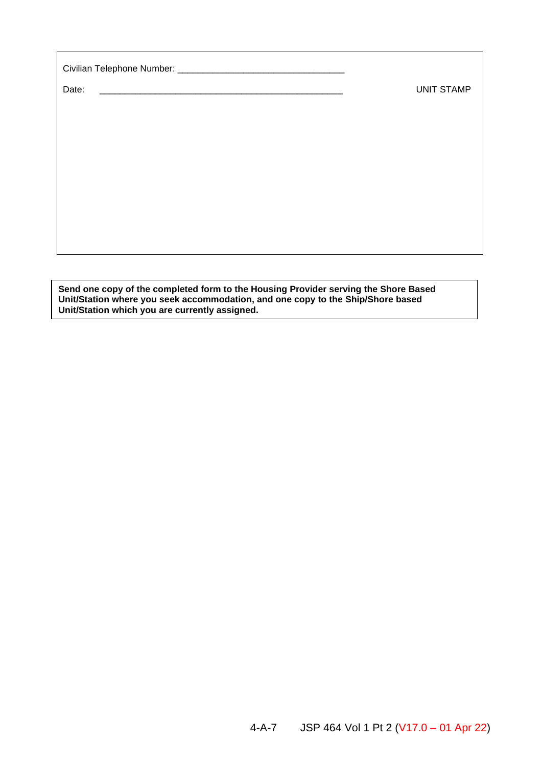Civilian Telephone Number: _______________________________

Date: _______________________________________________ UNIT STAMP

**Send one copy of the completed form to the Housing Provider serving the Shore Based Unit/Station where you seek accommodation, and one copy to the Ship/Shore based Unit/Station which you are currently assigned.**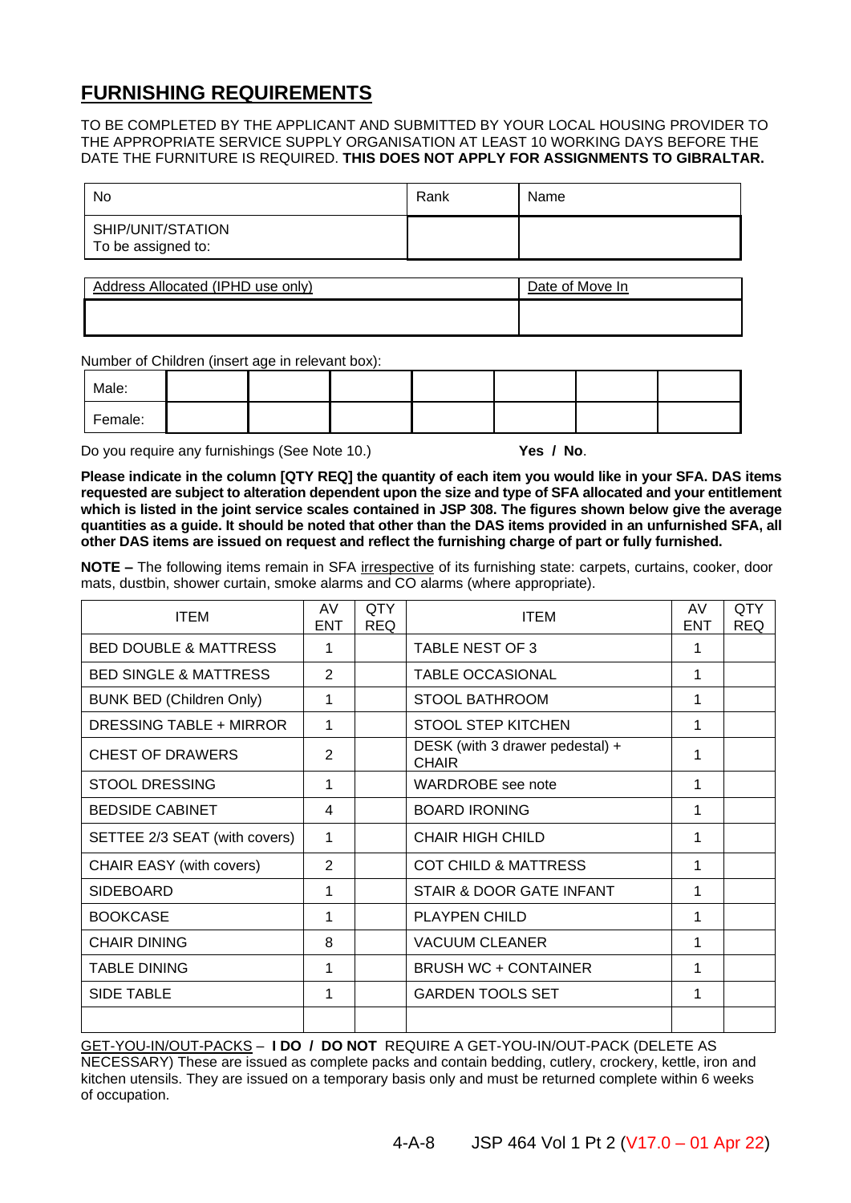## FURNISHING REQUIREMENTS

TO BE COMPLETED BY THE APPLICANT AND SUBMITTED BY YOUR LOCAL HOUSING PROVIDER TO THE APPROPRIATE SERVICE SUPPLY ORGANISATION AT LEAST 10 WORKING DAYS BEFORE THE DATE THE FURNITURE IS REQUIRED. **THIS DOES NOT APPLY FOR ASSIGNMENTS TO GIBRALTAR.**

| No | Rank | Name |
|---|---|---|
| SHIP/UNIT/STATION<br>To be assigned to: | | |

| Address Allocated (IPHD use only) | Date of Move In |
|---|---|
| | |

Number of Children (insert age in relevant box):

| | | | | | | | |
|---|---|---|---|---|---|---|---|
| Male: | | | | | | | |
| Female: | | | | | | | |

Do you require any furnishings (See Note 10.)     **Yes / No**.

**Please indicate in the column [QTY REQ] the quantity of each item you would like in your SFA. DAS items requested are subject to alteration dependent upon the size and type of SFA allocated and your entitlement which is listed in the joint service scales contained in JSP 308. The figures shown below give the average quantities as a guide. It should be noted that other than the DAS items provided in an unfurnished SFA, all other DAS items are issued on request and reflect the furnishing charge of part or fully furnished.**

**NOTE –** The following items remain in SFA irrespective of its furnishing state: carpets, curtains, cooker, door mats, dustbin, shower curtain, smoke alarms and CO alarms (where appropriate).

| ITEM | AV ENT | QTY REQ | ITEM | AV ENT | QTY REQ |
|---|---|---|---|---|---|
| BED DOUBLE & MATTRESS | 1 | | TABLE NEST OF 3 | 1 | |
| BED SINGLE & MATTRESS | 2 | | TABLE OCCASIONAL | 1 | |
| BUNK BED (Children Only) | 1 | | STOOL BATHROOM | 1 | |
| DRESSING TABLE + MIRROR | 1 | | STOOL STEP KITCHEN | 1 | |
| CHEST OF DRAWERS | 2 | | DESK (with 3 drawer pedestal) + CHAIR | 1 | |
| STOOL DRESSING | 1 | | WARDROBE see note | 1 | |
| BEDSIDE CABINET | 4 | | BOARD IRONING | 1 | |
| SETTEE 2/3 SEAT (with covers) | 1 | | CHAIR HIGH CHILD | 1 | |
| CHAIR EASY (with covers) | 2 | | COT CHILD & MATTRESS | 1 | |
| SIDEBOARD | 1 | | STAIR & DOOR GATE INFANT | 1 | |
| BOOKCASE | 1 | | PLAYPEN CHILD | 1 | |
| CHAIR DINING | 8 | | VACUUM CLEANER | 1 | |
| TABLE DINING | 1 | | BRUSH WC + CONTAINER | 1 | |
| SIDE TABLE | 1 | | GARDEN TOOLS SET | 1 | |
| | | | | | |

GET-YOU-IN/OUT-PACKS – **I DO / DO NOT** REQUIRE A GET-YOU-IN/OUT-PACK (DELETE AS NECESSARY) These are issued as complete packs and contain bedding, cutlery, crockery, kettle, iron and kitchen utensils. They are issued on a temporary basis only and must be returned complete within 6 weeks of occupation.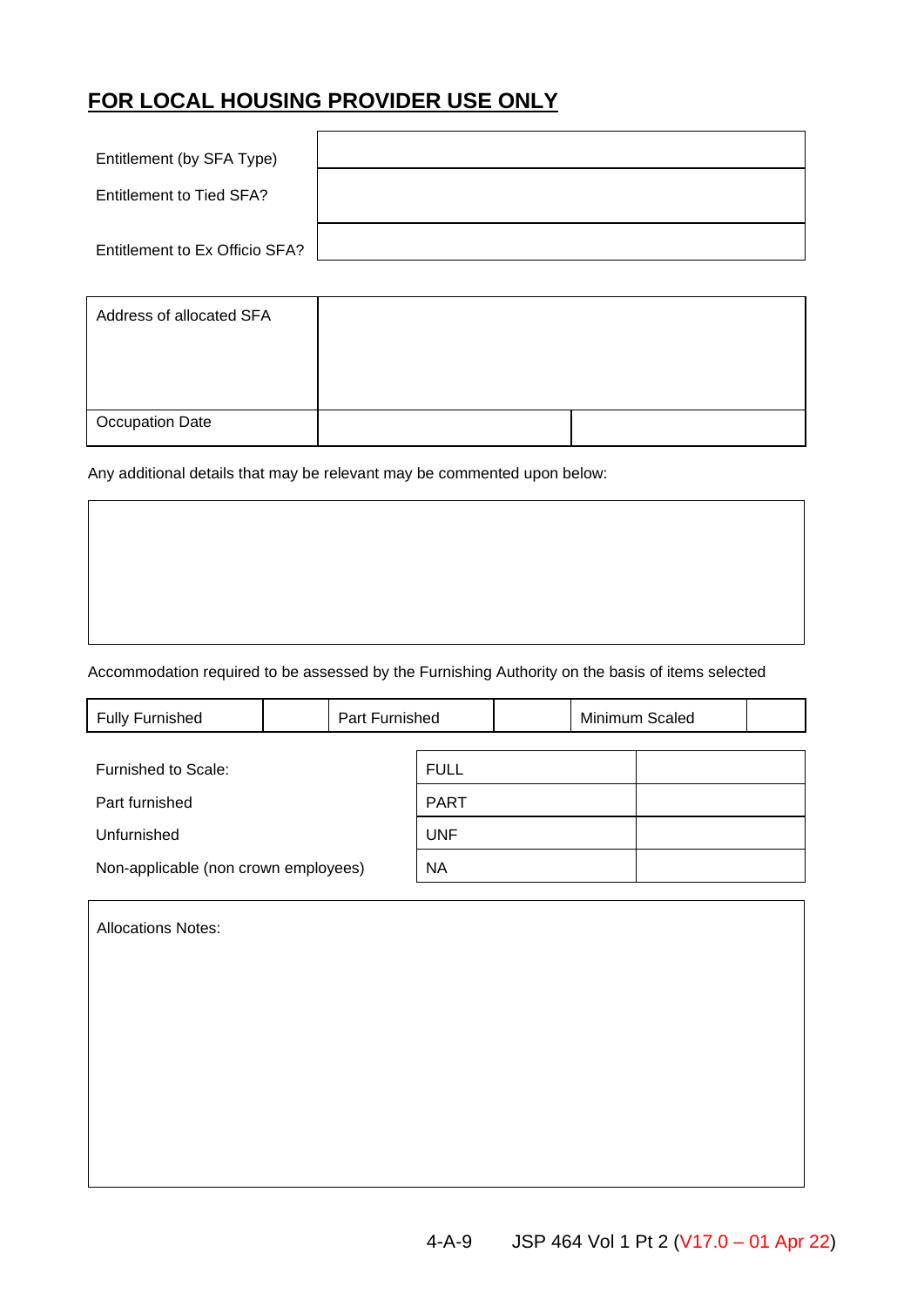## FOR LOCAL HOUSING PROVIDER USE ONLY

| | |
|---|---|
| Entitlement (by SFA Type) | |
| Entitlement to Tied SFA? | |
| Entitlement to Ex Officio SFA? | |

| | | |
|---|---|---|
| Address of allocated SFA | | |
| Occupation Date | | |

Any additional details that may be relevant may be commented upon below:

| |
|---|
| |

Accommodation required to be assessed by the Furnishing Authority on the basis of items selected

| | | | | | |
|---|---|---|---|---|---|
| Fully Furnished | | Part Furnished | | Minimum Scaled | |

| | | |
|---|---|---|
| Furnished to Scale: | FULL | |
| Part furnished | PART | |
| Unfurnished | UNF | |
| Non-applicable (non crown employees) | NA | |

| |
|---|
| Allocations Notes: |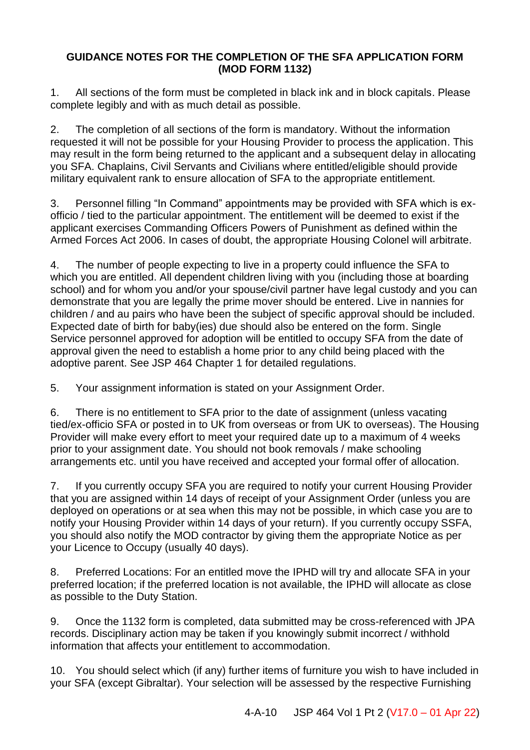**GUIDANCE NOTES FOR THE COMPLETION OF THE SFA APPLICATION FORM (MOD FORM 1132)**

1. All sections of the form must be completed in black ink and in block capitals. Please complete legibly and with as much detail as possible.

2. The completion of all sections of the form is mandatory. Without the information requested it will not be possible for your Housing Provider to process the application. This may result in the form being returned to the applicant and a subsequent delay in allocating you SFA. Chaplains, Civil Servants and Civilians where entitled/eligible should provide military equivalent rank to ensure allocation of SFA to the appropriate entitlement.

3. Personnel filling "In Command" appointments may be provided with SFA which is ex-officio / tied to the particular appointment. The entitlement will be deemed to exist if the applicant exercises Commanding Officers Powers of Punishment as defined within the Armed Forces Act 2006. In cases of doubt, the appropriate Housing Colonel will arbitrate.

4. The number of people expecting to live in a property could influence the SFA to which you are entitled. All dependent children living with you (including those at boarding school) and for whom you and/or your spouse/civil partner have legal custody and you can demonstrate that you are legally the prime mover should be entered. Live in nannies for children / and au pairs who have been the subject of specific approval should be included. Expected date of birth for baby(ies) due should also be entered on the form. Single Service personnel approved for adoption will be entitled to occupy SFA from the date of approval given the need to establish a home prior to any child being placed with the adoptive parent. See JSP 464 Chapter 1 for detailed regulations.

5. Your assignment information is stated on your Assignment Order.

6. There is no entitlement to SFA prior to the date of assignment (unless vacating tied/ex-officio SFA or posted in to UK from overseas or from UK to overseas). The Housing Provider will make every effort to meet your required date up to a maximum of 4 weeks prior to your assignment date. You should not book removals / make schooling arrangements etc. until you have received and accepted your formal offer of allocation.

7. If you currently occupy SFA you are required to notify your current Housing Provider that you are assigned within 14 days of receipt of your Assignment Order (unless you are deployed on operations or at sea when this may not be possible, in which case you are to notify your Housing Provider within 14 days of your return). If you currently occupy SSFA, you should also notify the MOD contractor by giving them the appropriate Notice as per your Licence to Occupy (usually 40 days).

8. Preferred Locations: For an entitled move the IPHD will try and allocate SFA in your preferred location; if the preferred location is not available, the IPHD will allocate as close as possible to the Duty Station.

9. Once the 1132 form is completed, data submitted may be cross-referenced with JPA records. Disciplinary action may be taken if you knowingly submit incorrect / withhold information that affects your entitlement to accommodation.

10. You should select which (if any) further items of furniture you wish to have included in your SFA (except Gibraltar). Your selection will be assessed by the respective Furnishing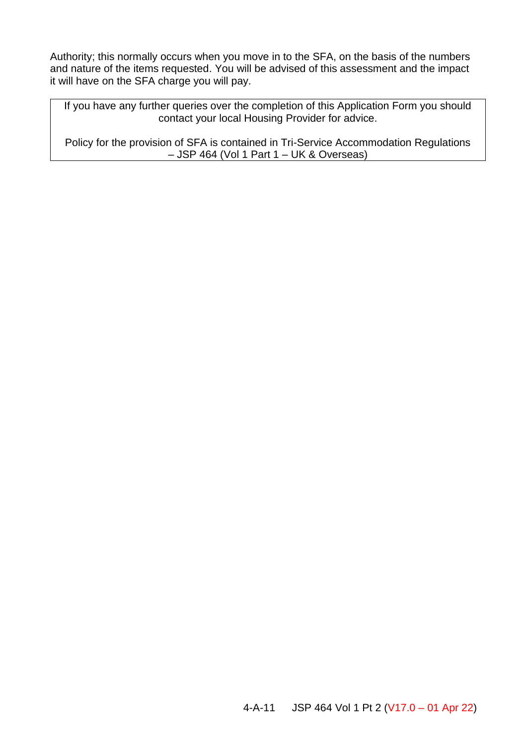Authority; this normally occurs when you move in to the SFA, on the basis of the numbers and nature of the items requested. You will be advised of this assessment and the impact it will have on the SFA charge you will pay.

| If you have any further queries over the completion of this Application Form you should contact your local Housing Provider for advice.<br><br>Policy for the provision of SFA is contained in Tri-Service Accommodation Regulations – JSP 464 (Vol 1 Part 1 – UK & Overseas) |
| --- |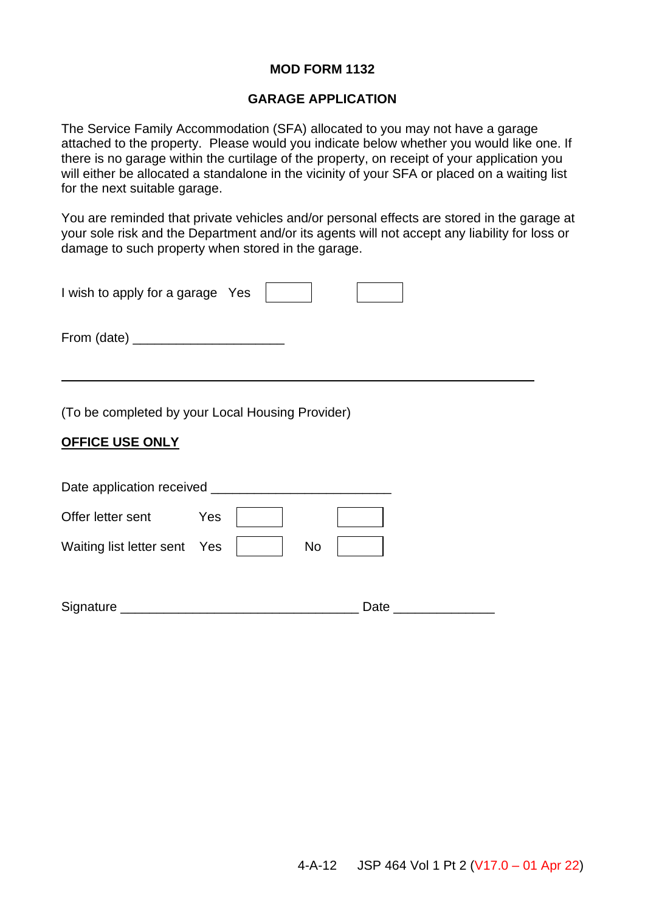**MOD FORM 1132**

**GARAGE APPLICATION**

The Service Family Accommodation (SFA) allocated to you may not have a garage attached to the property. Please would you indicate below whether you would like one. If there is no garage within the curtilage of the property, on receipt of your application you will either be allocated a standalone in the vicinity of your SFA or placed on a waiting list for the next suitable garage.

You are reminded that private vehicles and/or personal effects are stored in the garage at your sole risk and the Department and/or its agents will not accept any liability for loss or damage to such property when stored in the garage.

I wish to apply for a garage Yes ☐ ☐

From (date) ____________________

---

(To be completed by your Local Housing Provider)

**OFFICE USE ONLY**

Date application received ________________________

Offer letter sent Yes ☐ ☐

Waiting list letter sent Yes ☐ No ☐

Signature ________________________________ Date _____________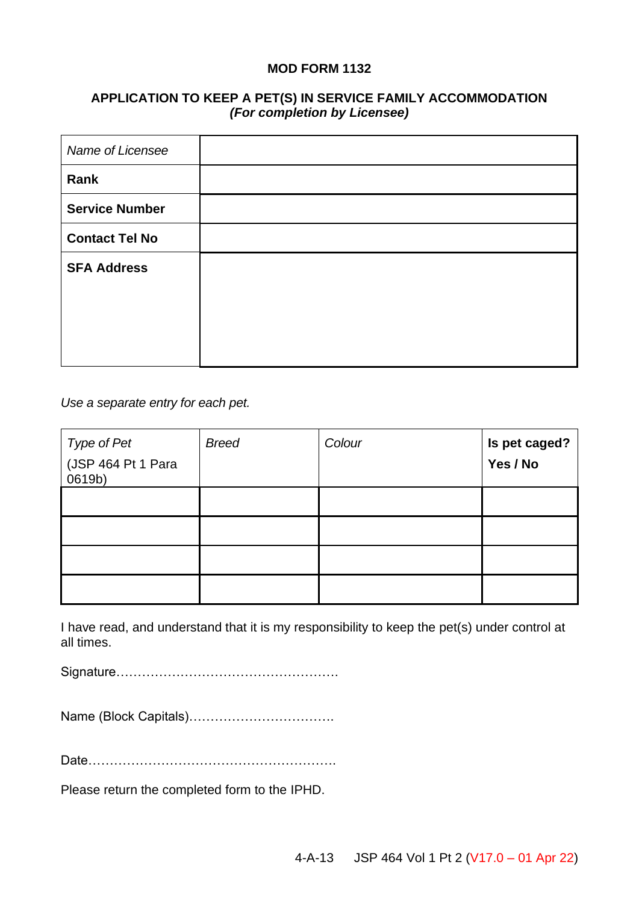**MOD FORM 1132**

**APPLICATION TO KEEP A PET(S) IN SERVICE FAMILY ACCOMMODATION**
***(For completion by Licensee)***

| *Name of Licensee* | |
|---|---|
| **Rank** | |
| **Service Number** | |
| **Contact Tel No** | |
| **SFA Address** | |

*Use a separate entry for each pet.*

| *Type of Pet* (JSP 464 Pt 1 Para 0619b) | *Breed* | *Colour* | **Is pet caged? Yes / No** |
|---|---|---|---|
| | | | |
| | | | |
| | | | |
| | | | |

I have read, and understand that it is my responsibility to keep the pet(s) under control at all times.

Signature……………………………………………

Name (Block Capitals)……………………………

Date…………………………………………………

Please return the completed form to the IPHD.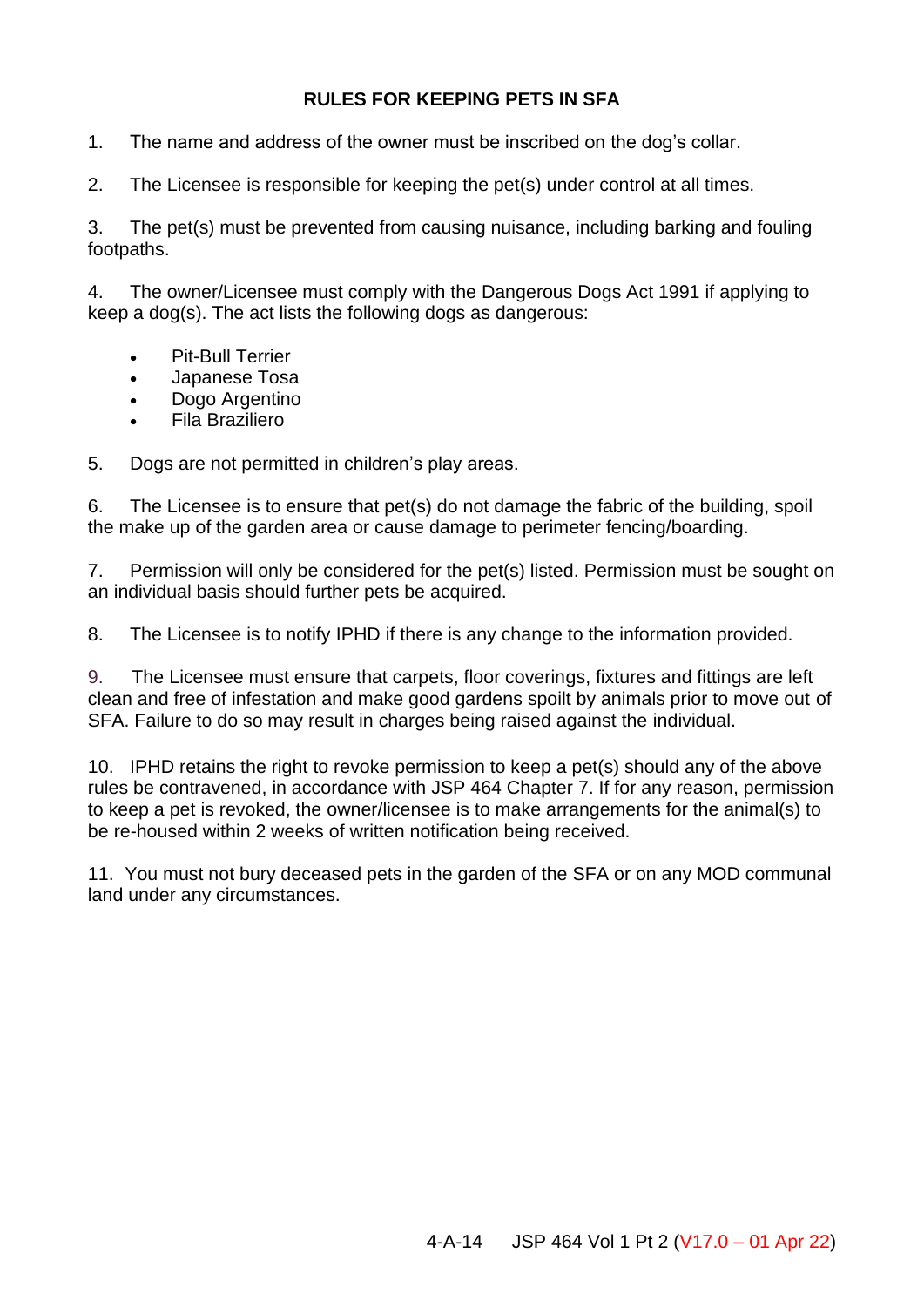**RULES FOR KEEPING PETS IN SFA**

1. The name and address of the owner must be inscribed on the dog's collar.

2. The Licensee is responsible for keeping the pet(s) under control at all times.

3. The pet(s) must be prevented from causing nuisance, including barking and fouling footpaths.

4. The owner/Licensee must comply with the Dangerous Dogs Act 1991 if applying to keep a dog(s). The act lists the following dogs as dangerous:

   - Pit-Bull Terrier
   - Japanese Tosa
   - Dogo Argentino
   - Fila Braziliero

5. Dogs are not permitted in children's play areas.

6. The Licensee is to ensure that pet(s) do not damage the fabric of the building, spoil the make up of the garden area or cause damage to perimeter fencing/boarding.

7. Permission will only be considered for the pet(s) listed. Permission must be sought on an individual basis should further pets be acquired.

8. The Licensee is to notify IPHD if there is any change to the information provided.

9. The Licensee must ensure that carpets, floor coverings, fixtures and fittings are left clean and free of infestation and make good gardens spoilt by animals prior to move out of SFA. Failure to do so may result in charges being raised against the individual.

10. IPHD retains the right to revoke permission to keep a pet(s) should any of the above rules be contravened, in accordance with JSP 464 Chapter 7. If for any reason, permission to keep a pet is revoked, the owner/licensee is to make arrangements for the animal(s) to be re-housed within 2 weeks of written notification being received.

11. You must not bury deceased pets in the garden of the SFA or on any MOD communal land under any circumstances.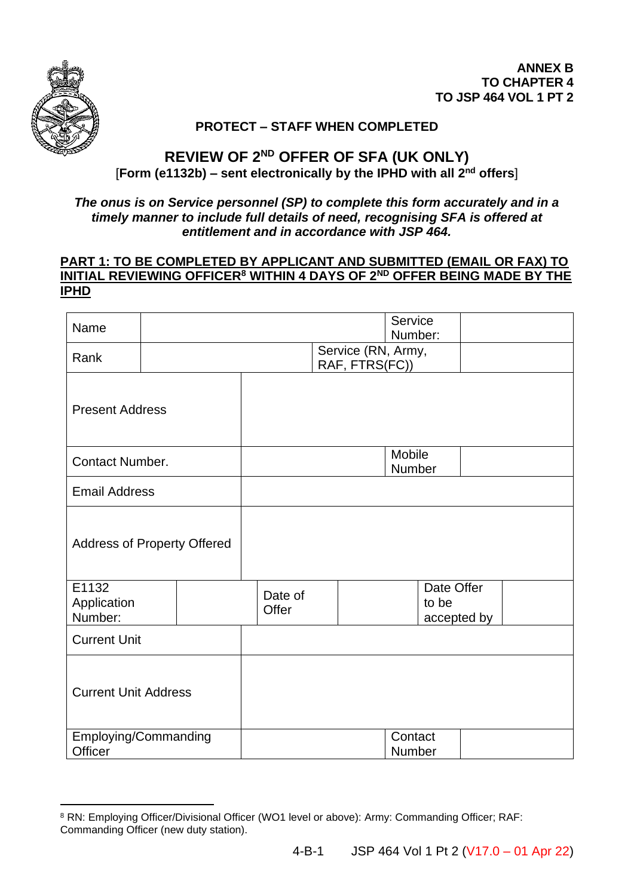**ANNEX B**
**TO CHAPTER 4**
**TO JSP 464 VOL 1 PT 2**

**PROTECT – STAFF WHEN COMPLETED**

# REVIEW OF 2ND OFFER OF SFA (UK ONLY)

[**Form (e1132b) – sent electronically by the IPHD with all 2nd offers**]

***The onus is on Service personnel (SP) to complete this form accurately and in a timely manner to include full details of need, recognising SFA is offered at entitlement and in accordance with JSP 464.***

**PART 1: TO BE COMPLETED BY APPLICANT AND SUBMITTED (EMAIL OR FAX) TO INITIAL REVIEWING OFFICER[8] WITHIN 4 DAYS OF 2ND OFFER BEING MADE BY THE IPHD**

| Name | | Service Number: | |
|---|---|---|---|
| Rank | | Service (RN, Army, RAF, FTRS(FC)) | |
| Present Address | | | |
| Contact Number. | | Mobile Number | |
| Email Address | | | |
| Address of Property Offered | | | |
| E1132 Application Number: | | Date of Offer | | Date Offer to be accepted by | |
| Current Unit | | | |
| Current Unit Address | | | |
| Employing/Commanding Officer | | Contact Number | |

[8] RN: Employing Officer/Divisional Officer (WO1 level or above): Army: Commanding Officer; RAF: Commanding Officer (new duty station).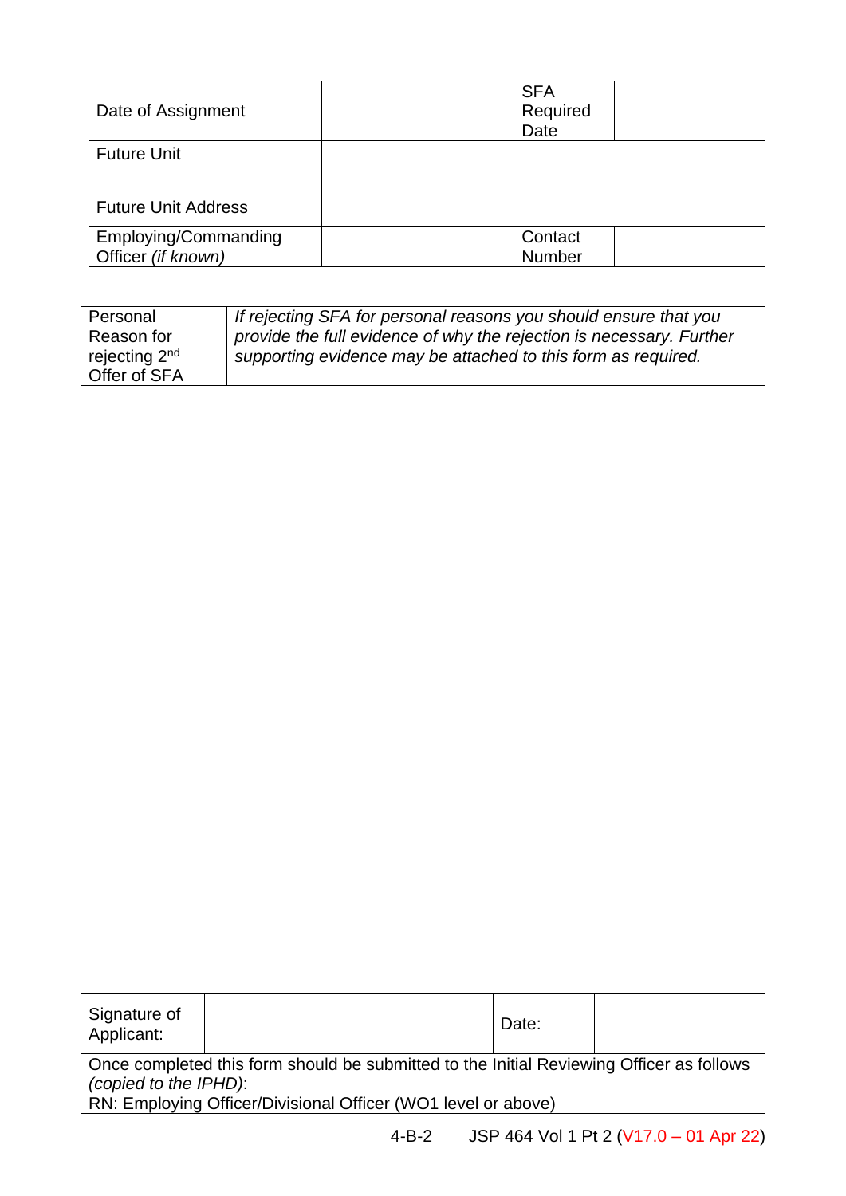| Date of Assignment | | SFA Required Date | |
|---|---|---|---|
| Future Unit | | | |
| Future Unit Address | | | |
| Employing/Commanding Officer *(if known)* | | Contact Number | |

| Personal Reason for rejecting 2nd Offer of SFA | *If rejecting SFA for personal reasons you should ensure that you provide the full evidence of why the rejection is necessary. Further supporting evidence may be attached to this form as required.* |
|---|---|
| | |

| Signature of Applicant: | | Date: | |
|---|---|---|---|

Once completed this form should be submitted to the Initial Reviewing Officer as follows *(copied to the IPHD)*:
RN: Employing Officer/Divisional Officer (WO1 level or above)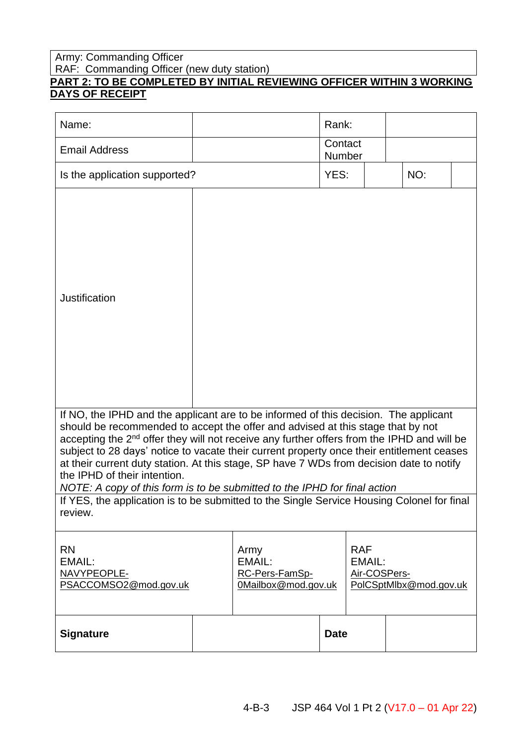| Army: Commanding Officer |
|---|
| RAF: Commanding Officer (new duty station) |

**PART 2: TO BE COMPLETED BY INITIAL REVIEWING OFFICER WITHIN 3 WORKING DAYS OF RECEIPT**

| Name: | | Rank: | | | |
|---|---|---|---|---|---|
| Email Address | | Contact Number | | | |
| Is the application supported? | | YES: | | NO: | |
| Justification | | | | | |
| If NO, the IPHD and the applicant are to be informed of this decision. The applicant should be recommended to accept the offer and advised at this stage that by not accepting the 2nd offer they will not receive any further offers from the IPHD and will be subject to 28 days' notice to vacate their current property once their entitlement ceases at their current duty station. At this stage, SP have 7 WDs from decision date to notify the IPHD of their intention. *NOTE: A copy of this form is to be submitted to the IPHD for final action* | | | | | |
| If YES, the application is to be submitted to the Single Service Housing Colonel for final review. | | | | | |

| RN EMAIL: | Army EMAIL: | RAF EMAIL: |
|---|---|---|
| NAVYPEOPLE-PSACCOMSO2@mod.gov.uk | RC-Pers-FamSp-0Mailbox@mod.gov.uk | Air-COSPers-PolCSptMlbx@mod.gov.uk |

| **Signature** | | **Date** | |
|---|---|---|---|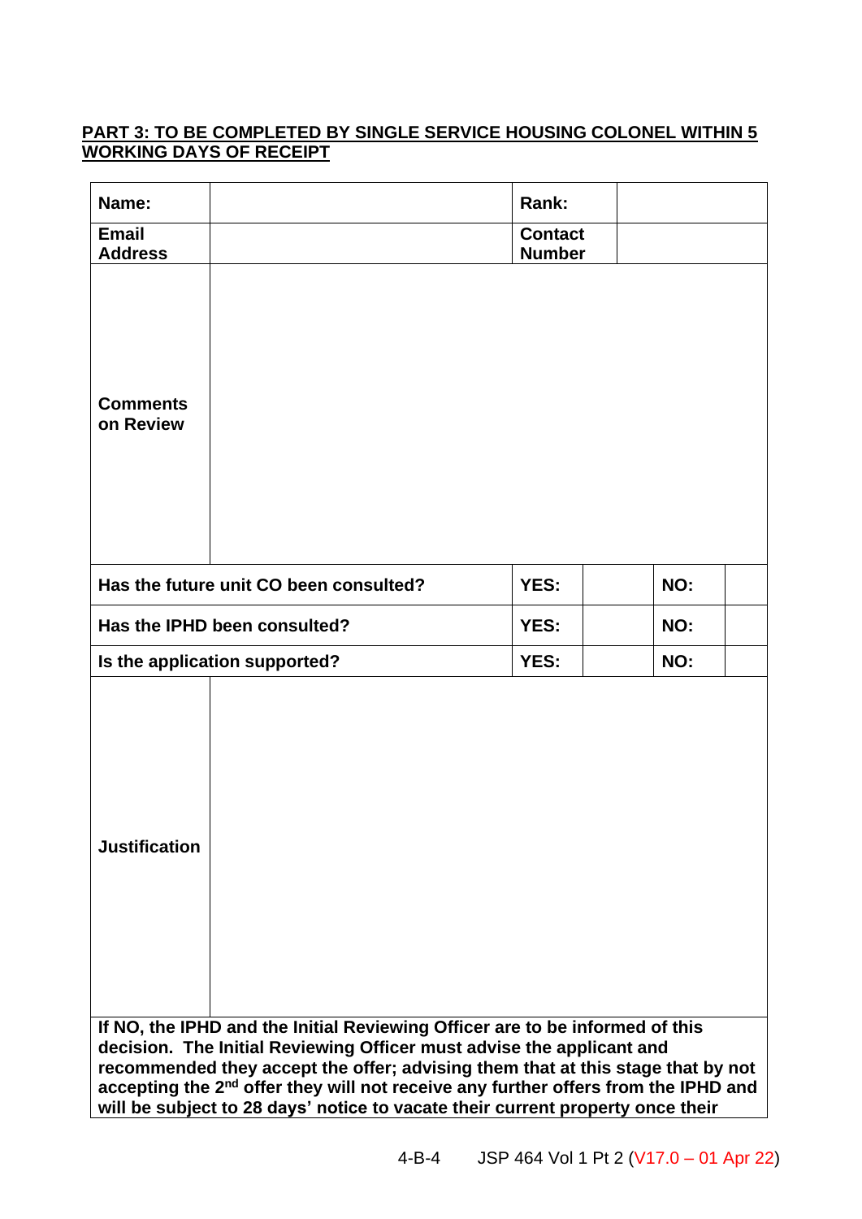**PART 3: TO BE COMPLETED BY SINGLE SERVICE HOUSING COLONEL WITHIN 5 WORKING DAYS OF RECEIPT**

| **Name:** | | **Rank:** | | | |
|---|---|---|---|---|---|
| **Email Address** | | **Contact Number** | | | |
| **Comments on Review** | | | | | |
| **Has the future unit CO been consulted?** | | **YES:** | | **NO:** | |
| **Has the IPHD been consulted?** | | **YES:** | | **NO:** | |
| **Is the application supported?** | | **YES:** | | **NO:** | |
| **Justification** | | | | | |
| **If NO, the IPHD and the Initial Reviewing Officer are to be informed of this decision. The Initial Reviewing Officer must advise the applicant and recommended they accept the offer; advising them that at this stage that by not accepting the 2nd offer they will not receive any further offers from the IPHD and will be subject to 28 days' notice to vacate their current property once their** | | | | | |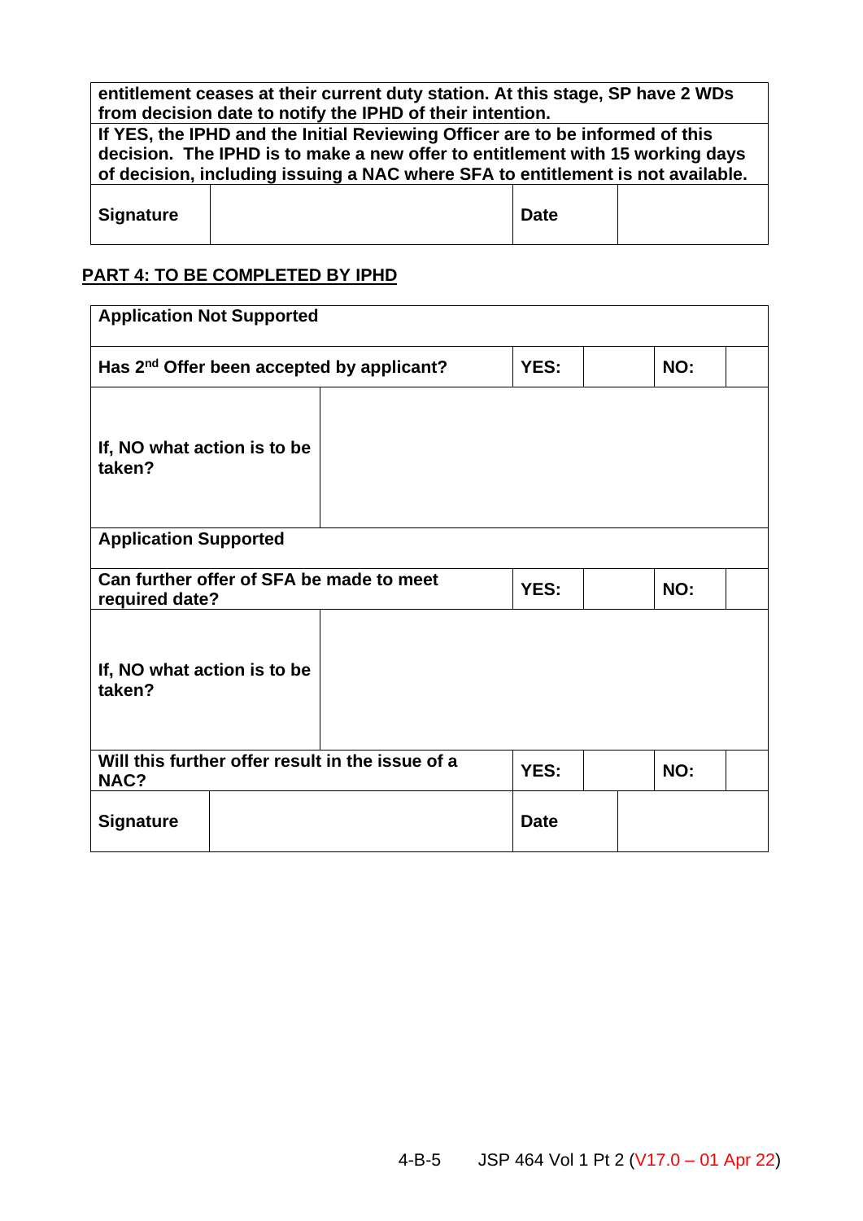| **entitlement ceases at their current duty station. At this stage, SP have 2 WDs from decision date to notify the IPHD of their intention.** | | | |
|---|---|---|---|
| **If YES, the IPHD and the Initial Reviewing Officer are to be informed of this decision. The IPHD is to make a new offer to entitlement with 15 working days of decision, including issuing a NAC where SFA to entitlement is not available.** | | | |
| **Signature** | | **Date** | |

## PART 4: TO BE COMPLETED BY IPHD

| **Application Not Supported** | | | | |
|---|---|---|---|---|
| **Has 2nd Offer been accepted by applicant?** | **YES:** | | **NO:** | |
| **If, NO what action is to be taken?** | | | | |
| **Application Supported** | | | | |
| **Can further offer of SFA be made to meet required date?** | **YES:** | | **NO:** | |
| **If, NO what action is to be taken?** | | | | |
| **Will this further offer result in the issue of a NAC?** | **YES:** | | **NO:** | |
| **Signature** | | **Date** | | |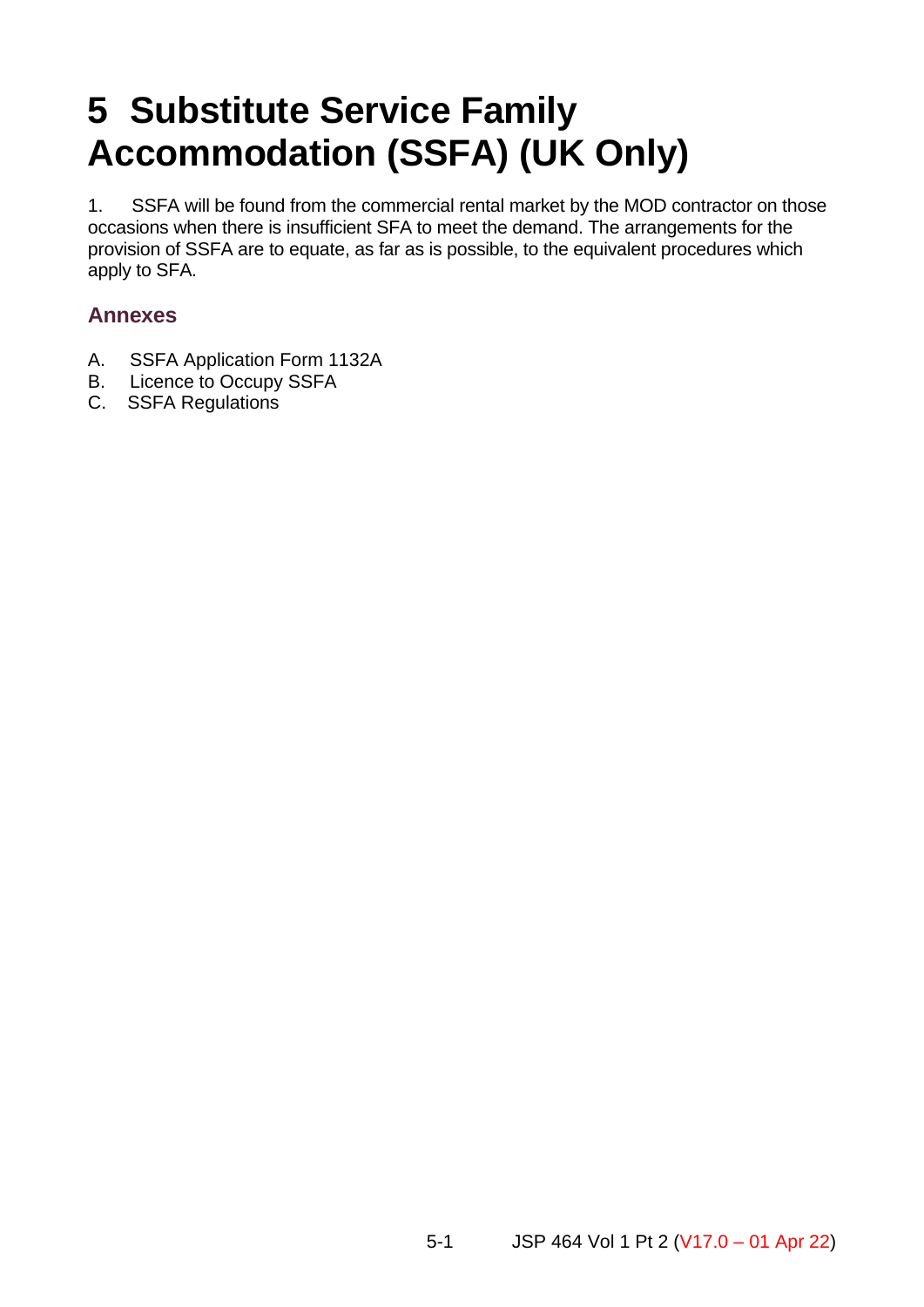# 5 Substitute Service Family Accommodation (SSFA) (UK Only)

1. SSFA will be found from the commercial rental market by the MOD contractor on those occasions when there is insufficient SFA to meet the demand. The arrangements for the provision of SSFA are to equate, as far as is possible, to the equivalent procedures which apply to SFA.

## Annexes

A. SSFA Application Form 1132A
B. Licence to Occupy SSFA
C. SSFA Regulations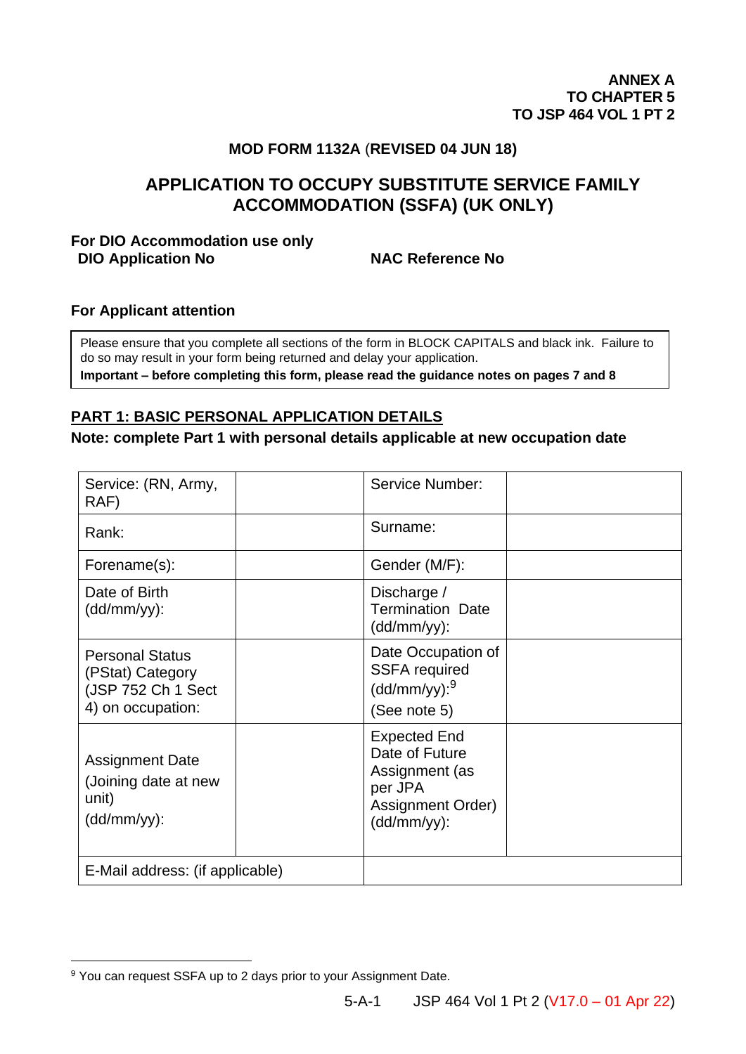**ANNEX A**
**TO CHAPTER 5**
**TO JSP 464 VOL 1 PT 2**

**MOD FORM 1132A (REVISED 04 JUN 18)**

## APPLICATION TO OCCUPY SUBSTITUTE SERVICE FAMILY ACCOMMODATION (SSFA) (UK ONLY)

**For DIO Accommodation use only**
**DIO Application No** **NAC Reference No**

**For Applicant attention**

Please ensure that you complete all sections of the form in BLOCK CAPITALS and black ink. Failure to do so may result in your form being returned and delay your application.
**Important – before completing this form, please read the guidance notes on pages 7 and 8**

### PART 1: BASIC PERSONAL APPLICATION DETAILS

**Note: complete Part 1 with personal details applicable at new occupation date**

| | | | |
|---|---|---|---|
| Service: (RN, Army, RAF) | | Service Number: | |
| Rank: | | Surname: | |
| Forename(s): | | Gender (M/F): | |
| Date of Birth (dd/mm/yy): | | Discharge / Termination Date (dd/mm/yy): | |
| Personal Status (PStat) Category (JSP 752 Ch 1 Sect 4) on occupation: | | Date Occupation of SSFA required (dd/mm/yy):[9] (See note 5) | |
| Assignment Date (Joining date at new unit) (dd/mm/yy): | | Expected End Date of Future Assignment (as per JPA Assignment Order) (dd/mm/yy): | |
| E-Mail address: (if applicable) | | | |

[9] You can request SSFA up to 2 days prior to your Assignment Date.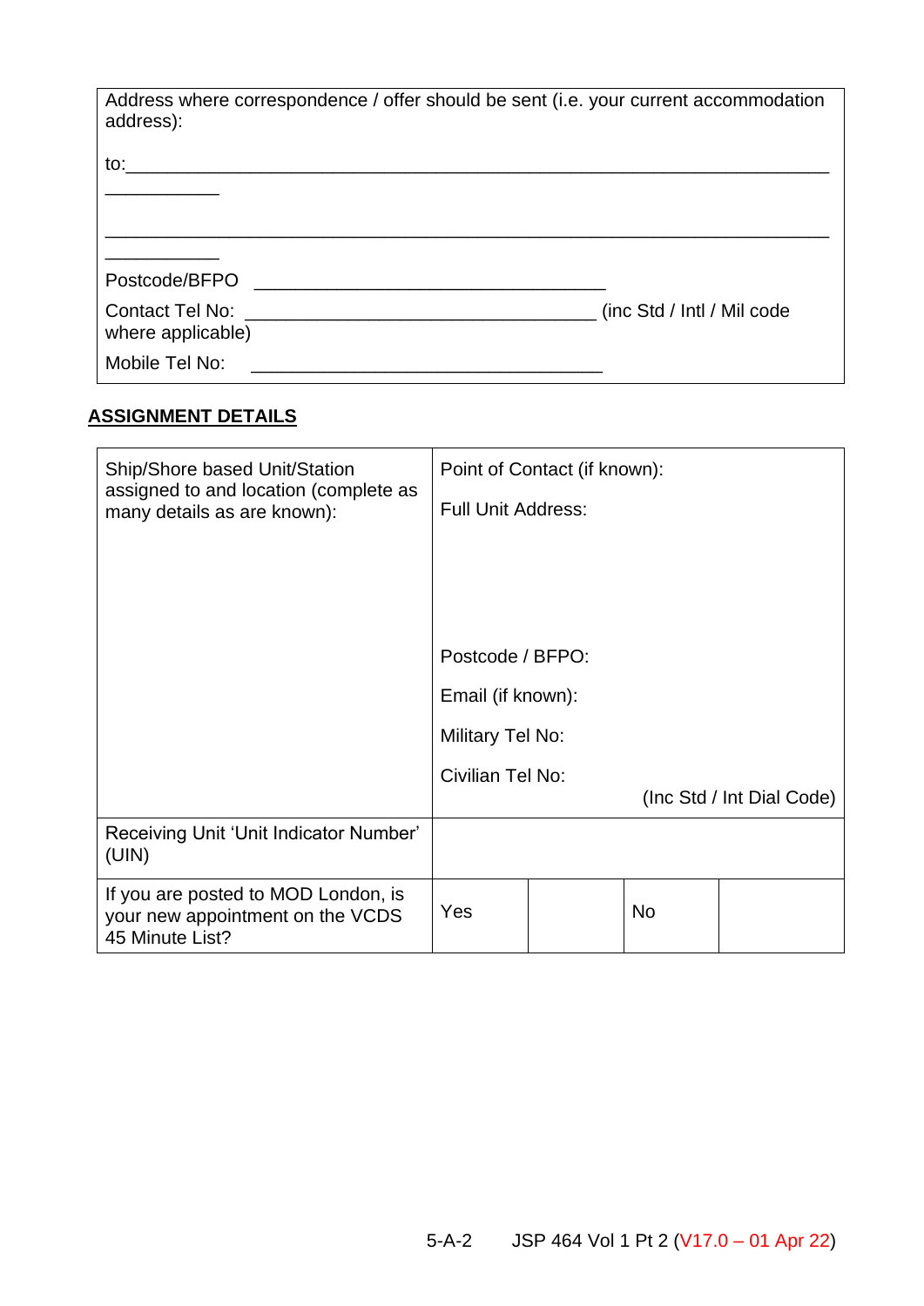| Address where correspondence / offer should be sent (i.e. your current accommodation address): |
|---|
| to:______________________________________________________________________ ___________ |
| ______________________________________________________________________ ___________ |
| Postcode/BFPO ___________________________________ |
| Contact Tel No: ___________________________________ (inc Std / Intl / Mil code where applicable) |
| Mobile Tel No: ___________________________________ |

**ASSIGNMENT DETAILS**

| Ship/Shore based Unit/Station assigned to and location (complete as many details as are known): | Point of Contact (if known):<br><br>Full Unit Address:<br><br><br><br>Postcode / BFPO:<br><br>Email (if known):<br><br>Military Tel No:<br><br>Civilian Tel No:<br>(Inc Std / Int Dial Code) | | |
|---|---|---|---|
| Receiving Unit 'Unit Indicator Number' (UIN) | | | |
| If you are posted to MOD London, is your new appointment on the VCDS 45 Minute List? | Yes | | No | |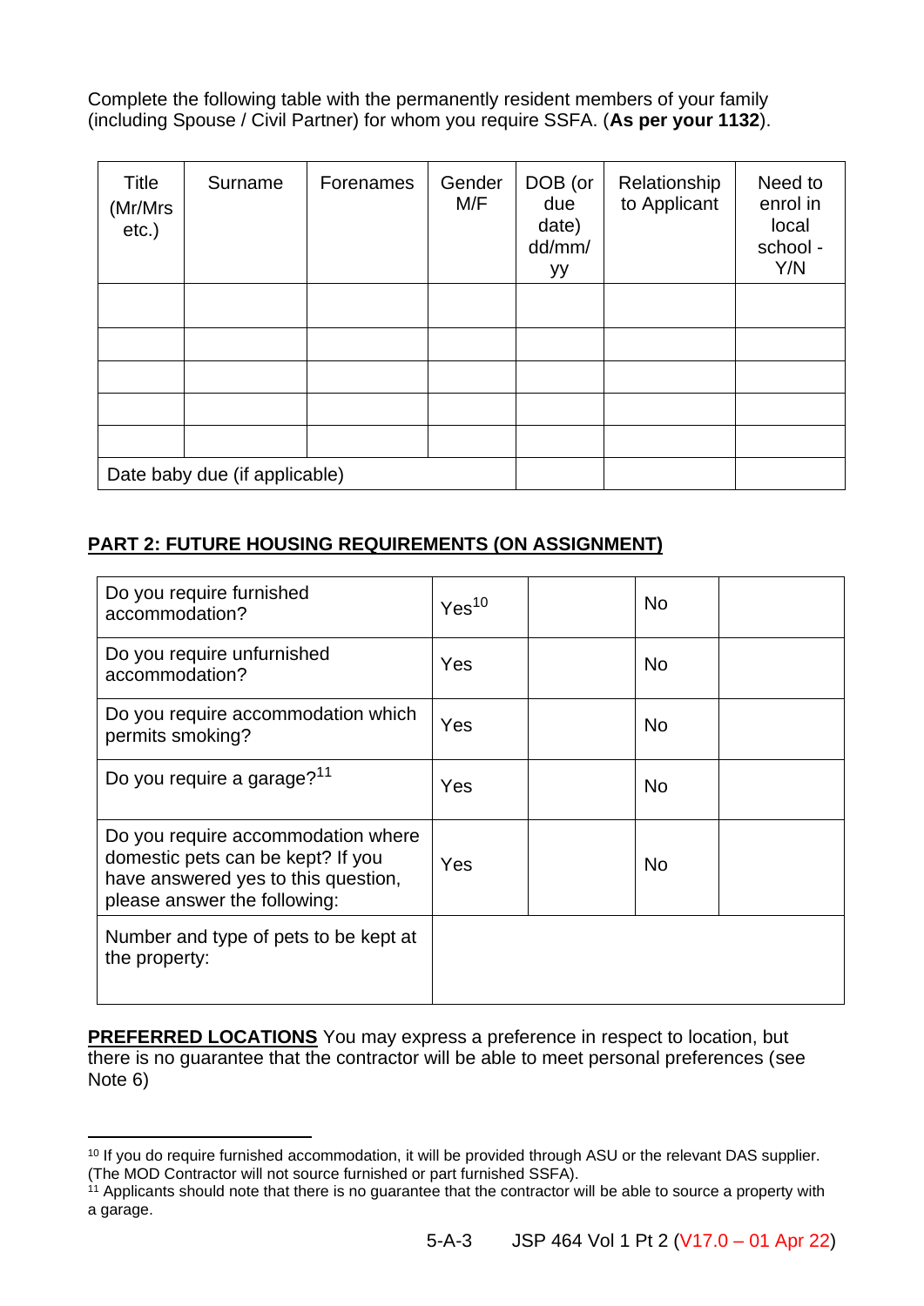Complete the following table with the permanently resident members of your family (including Spouse / Civil Partner) for whom you require SSFA. (**As per your 1132**).

| Title (Mr/Mrs etc.) | Surname | Forenames | Gender M/F | DOB (or due date) dd/mm/yy | Relationship to Applicant | Need to enrol in local school - Y/N |
|---|---|---|---|---|---|---|
| | | | | | | |
| | | | | | | |
| | | | | | | |
| | | | | | | |
| | | | | | | |
| Date baby due (if applicable) | | | | | | |

## PART 2: FUTURE HOUSING REQUIREMENTS (ON ASSIGNMENT)

| | | | | |
|---|---|---|---|---|
| Do you require furnished accommodation? | Yes[10] | | No | |
| Do you require unfurnished accommodation? | Yes | | No | |
| Do you require accommodation which permits smoking? | Yes | | No | |
| Do you require a garage?[11] | Yes | | No | |
| Do you require accommodation where domestic pets can be kept? If you have answered yes to this question, please answer the following: | Yes | | No | |
| Number and type of pets to be kept at the property: | | | | |

**PREFERRED LOCATIONS** You may express a preference in respect to location, but there is no guarantee that the contractor will be able to meet personal preferences (see Note 6)

[10] If you do require furnished accommodation, it will be provided through ASU or the relevant DAS supplier. (The MOD Contractor will not source furnished or part furnished SSFA).

[11] Applicants should note that there is no guarantee that the contractor will be able to source a property with a garage.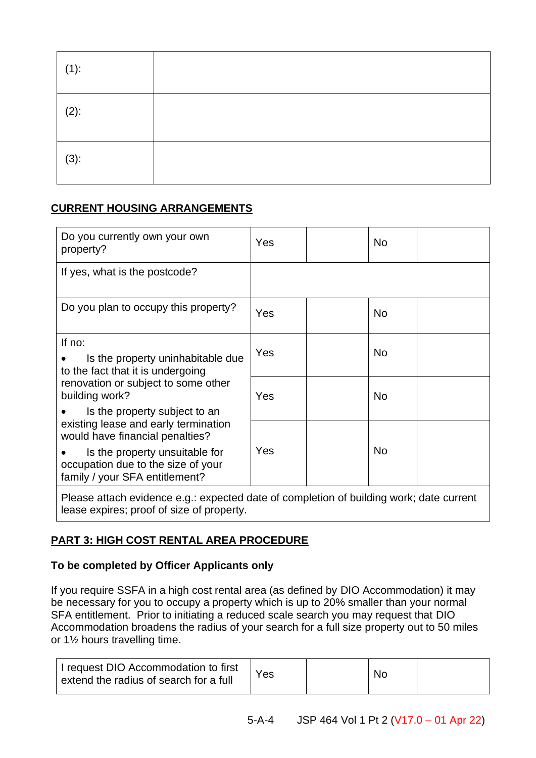| (1): | |
| --- | --- |
| (2): | |
| (3): | |

**CURRENT HOUSING ARRANGEMENTS**

| Do you currently own your own property? | Yes | | No | |
| --- | --- | --- | --- | --- |
| If yes, what is the postcode? | | | | |
| Do you plan to occupy this property? | Yes | | No | |
| If no:<br>• Is the property uninhabitable due to the fact that it is undergoing renovation or subject to some other building work? | Yes | | No | |
| • Is the property subject to an existing lease and early termination would have financial penalties? | Yes | | No | |
| • Is the property unsuitable for occupation due to the size of your family / your SFA entitlement? | Yes | | No | |
| Please attach evidence e.g.: expected date of completion of building work; date current lease expires; proof of size of property. | | | | |

**PART 3: HIGH COST RENTAL AREA PROCEDURE**

**To be completed by Officer Applicants only**

If you require SSFA in a high cost rental area (as defined by DIO Accommodation) it may be necessary for you to occupy a property which is up to 20% smaller than your normal SFA entitlement. Prior to initiating a reduced scale search you may request that DIO Accommodation broadens the radius of your search for a full size property out to 50 miles or 1½ hours travelling time.

| I request DIO Accommodation to first extend the radius of search for a full | Yes | | No | |
| --- | --- | --- | --- | --- |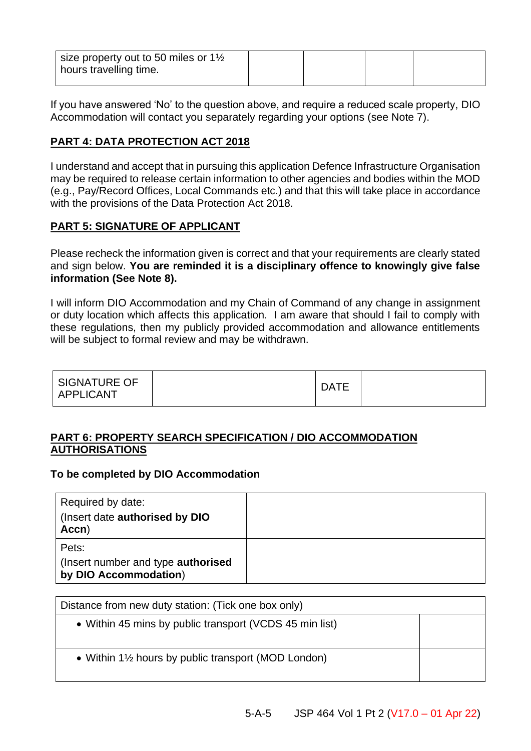| size property out to 50 miles or 1½ hours travelling time. | | | | |
|---|---|---|---|---|

If you have answered 'No' to the question above, and require a reduced scale property, DIO Accommodation will contact you separately regarding your options (see Note 7).

## PART 4: DATA PROTECTION ACT 2018

I understand and accept that in pursuing this application Defence Infrastructure Organisation may be required to release certain information to other agencies and bodies within the MOD (e.g., Pay/Record Offices, Local Commands etc.) and that this will take place in accordance with the provisions of the Data Protection Act 2018.

## PART 5: SIGNATURE OF APPLICANT

Please recheck the information given is correct and that your requirements are clearly stated and sign below. **You are reminded it is a disciplinary offence to knowingly give false information (See Note 8).**

I will inform DIO Accommodation and my Chain of Command of any change in assignment or duty location which affects this application. I am aware that should I fail to comply with these regulations, then my publicly provided accommodation and allowance entitlements will be subject to formal review and may be withdrawn.

| SIGNATURE OF APPLICANT | | DATE | |
|---|---|---|---|

## PART 6: PROPERTY SEARCH SPECIFICATION / DIO ACCOMMODATION AUTHORISATIONS

**To be completed by DIO Accommodation**

| Required by date: (Insert date **authorised by DIO Accn**) | |
|---|---|
| Pets: (Insert number and type **authorised by DIO Accommodation**) | |

| Distance from new duty station: (Tick one box only) | |
|---|---|
| • Within 45 mins by public transport (VCDS 45 min list) | |
| • Within 1½ hours by public transport (MOD London) | |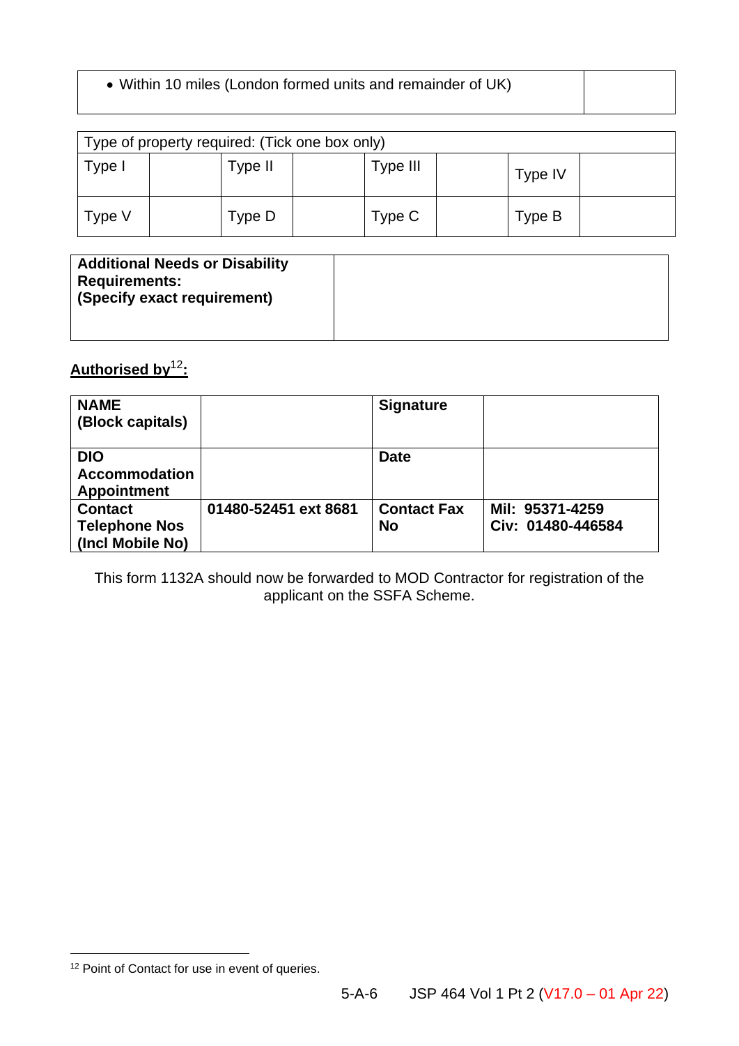| • Within 10 miles (London formed units and remainder of UK) | |
|---|---|

| Type of property required: (Tick one box only) | | | | | | | |
|---|---|---|---|---|---|---|---|
| Type I | | Type II | | Type III | | Type IV | |
| Type V | | Type D | | Type C | | Type B | |

| **Additional Needs or Disability Requirements:** **(Specify exact requirement)** | |
|---|---|

**Authorised by[12]:**

| **NAME (Block capitals)** | | **Signature** | |
|---|---|---|---|
| **DIO Accommodation Appointment** | | **Date** | |
| **Contact Telephone Nos (Incl Mobile No)** | **01480-52451 ext 8681** | **Contact Fax No** | **Mil: 95371-4259**<br>**Civ: 01480-446584** |

This form 1132A should now be forwarded to MOD Contractor for registration of the applicant on the SSFA Scheme.

[12] Point of Contact for use in event of queries.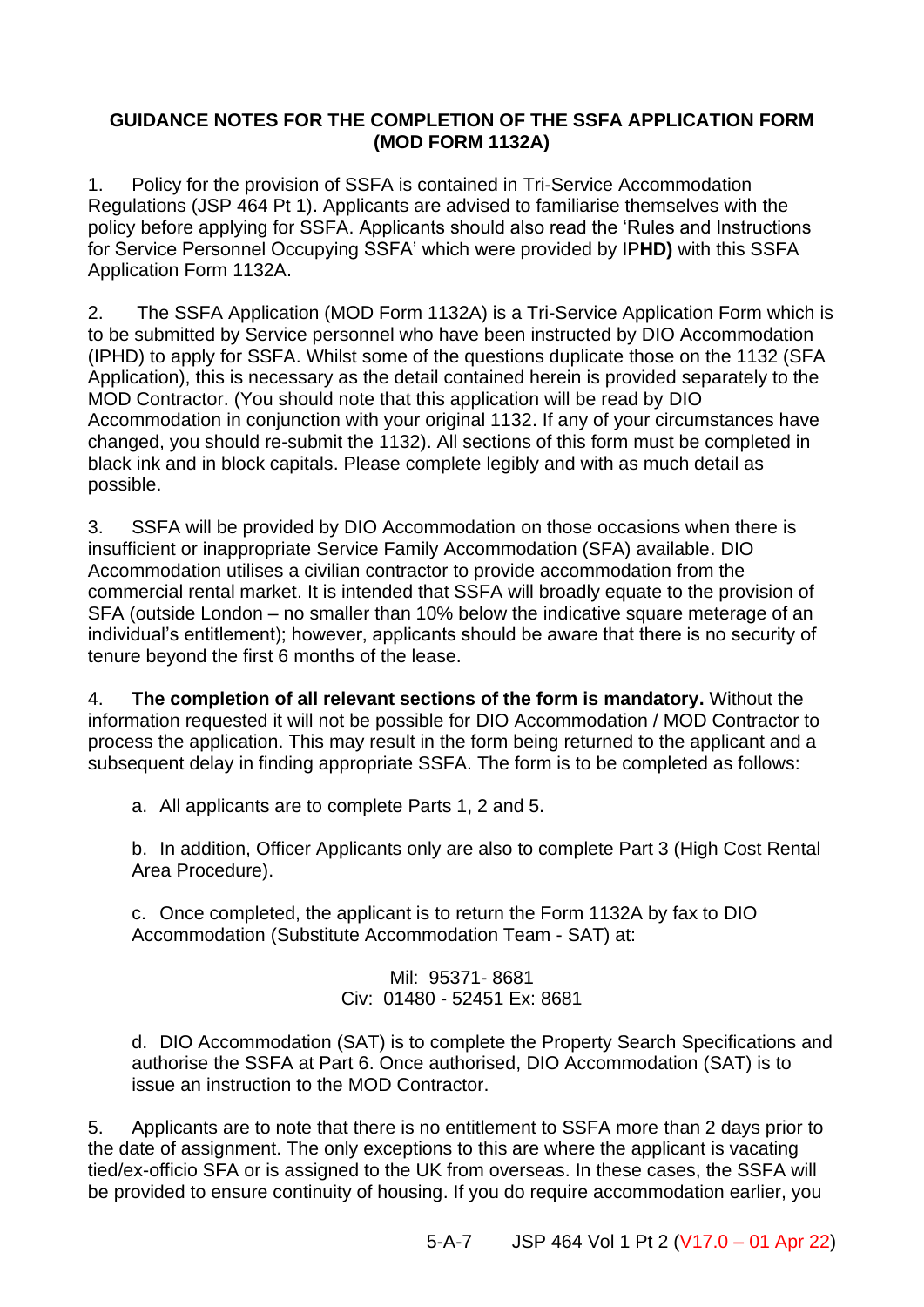**GUIDANCE NOTES FOR THE COMPLETION OF THE SSFA APPLICATION FORM (MOD FORM 1132A)**

1. Policy for the provision of SSFA is contained in Tri-Service Accommodation Regulations (JSP 464 Pt 1). Applicants are advised to familiarise themselves with the policy before applying for SSFA. Applicants should also read the 'Rules and Instructions for Service Personnel Occupying SSFA' which were provided by IP**HD)** with this SSFA Application Form 1132A.

2. The SSFA Application (MOD Form 1132A) is a Tri-Service Application Form which is to be submitted by Service personnel who have been instructed by DIO Accommodation (IPHD) to apply for SSFA. Whilst some of the questions duplicate those on the 1132 (SFA Application), this is necessary as the detail contained herein is provided separately to the MOD Contractor. (You should note that this application will be read by DIO Accommodation in conjunction with your original 1132. If any of your circumstances have changed, you should re-submit the 1132). All sections of this form must be completed in black ink and in block capitals. Please complete legibly and with as much detail as possible.

3. SSFA will be provided by DIO Accommodation on those occasions when there is insufficient or inappropriate Service Family Accommodation (SFA) available. DIO Accommodation utilises a civilian contractor to provide accommodation from the commercial rental market. It is intended that SSFA will broadly equate to the provision of SFA (outside London – no smaller than 10% below the indicative square meterage of an individual's entitlement); however, applicants should be aware that there is no security of tenure beyond the first 6 months of the lease.

4. **The completion of all relevant sections of the form is mandatory.** Without the information requested it will not be possible for DIO Accommodation / MOD Contractor to process the application. This may result in the form being returned to the applicant and a subsequent delay in finding appropriate SSFA. The form is to be completed as follows:

   a. All applicants are to complete Parts 1, 2 and 5.

   b. In addition, Officer Applicants only are also to complete Part 3 (High Cost Rental Area Procedure).

   c. Once completed, the applicant is to return the Form 1132A by fax to DIO Accommodation (Substitute Accommodation Team - SAT) at:

   Mil: 95371- 8681
   Civ: 01480 - 52451 Ex: 8681

   d. DIO Accommodation (SAT) is to complete the Property Search Specifications and authorise the SSFA at Part 6. Once authorised, DIO Accommodation (SAT) is to issue an instruction to the MOD Contractor.

5. Applicants are to note that there is no entitlement to SSFA more than 2 days prior to the date of assignment. The only exceptions to this are where the applicant is vacating tied/ex-officio SFA or is assigned to the UK from overseas. In these cases, the SSFA will be provided to ensure continuity of housing. If you do require accommodation earlier, you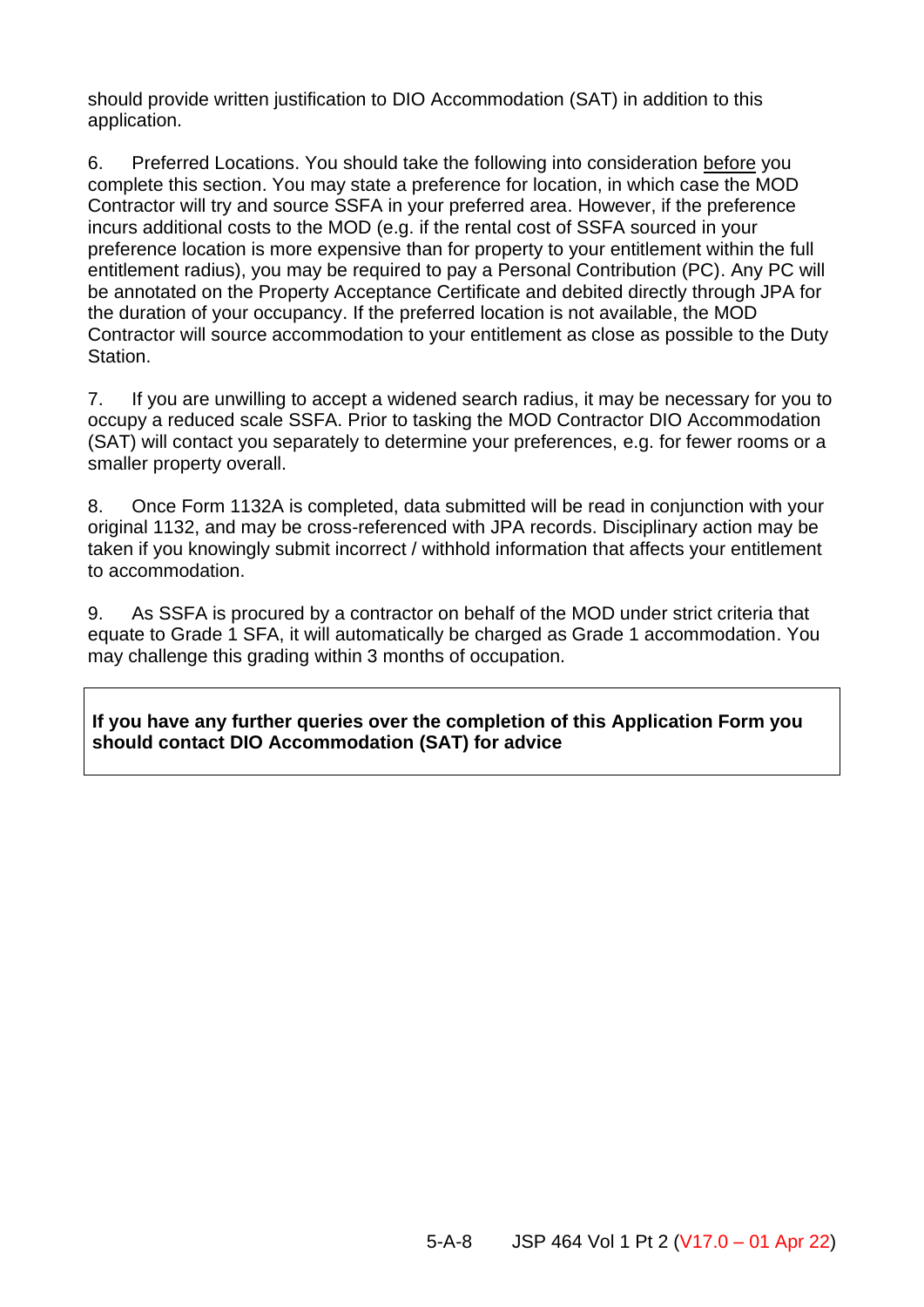should provide written justification to DIO Accommodation (SAT) in addition to this application.

6. Preferred Locations. You should take the following into consideration <u>before</u> you complete this section. You may state a preference for location, in which case the MOD Contractor will try and source SSFA in your preferred area. However, if the preference incurs additional costs to the MOD (e.g. if the rental cost of SSFA sourced in your preference location is more expensive than for property to your entitlement within the full entitlement radius), you may be required to pay a Personal Contribution (PC). Any PC will be annotated on the Property Acceptance Certificate and debited directly through JPA for the duration of your occupancy. If the preferred location is not available, the MOD Contractor will source accommodation to your entitlement as close as possible to the Duty Station.

7. If you are unwilling to accept a widened search radius, it may be necessary for you to occupy a reduced scale SSFA. Prior to tasking the MOD Contractor DIO Accommodation (SAT) will contact you separately to determine your preferences, e.g. for fewer rooms or a smaller property overall.

8. Once Form 1132A is completed, data submitted will be read in conjunction with your original 1132, and may be cross-referenced with JPA records. Disciplinary action may be taken if you knowingly submit incorrect / withhold information that affects your entitlement to accommodation.

9. As SSFA is procured by a contractor on behalf of the MOD under strict criteria that equate to Grade 1 SFA, it will automatically be charged as Grade 1 accommodation. You may challenge this grading within 3 months of occupation.

**If you have any further queries over the completion of this Application Form you should contact DIO Accommodation (SAT) for advice**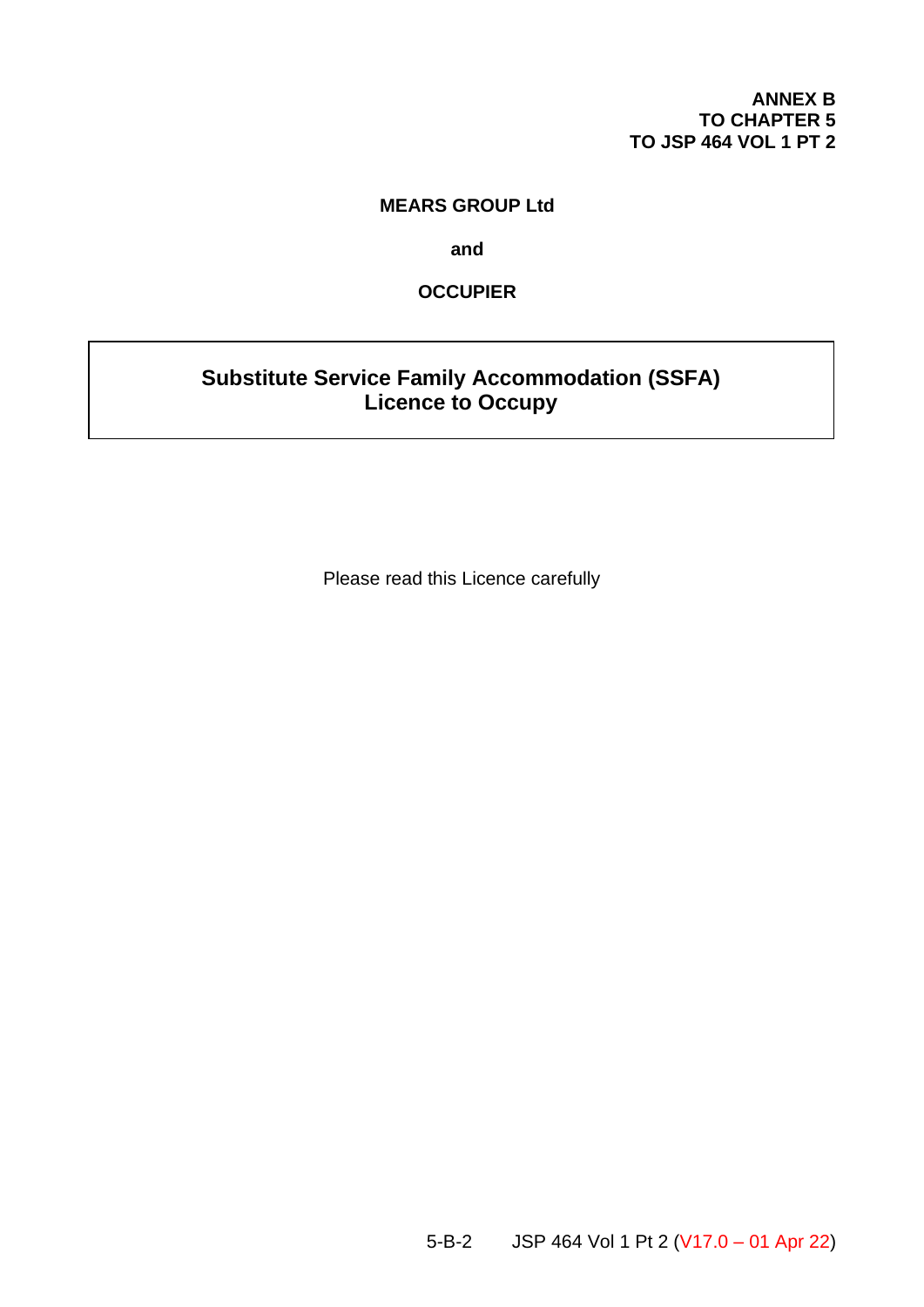**ANNEX B**
**TO CHAPTER 5**
**TO JSP 464 VOL 1 PT 2**

**MEARS GROUP Ltd**

**and**

**OCCUPIER**

# Substitute Service Family Accommodation (SSFA) Licence to Occupy

Please read this Licence carefully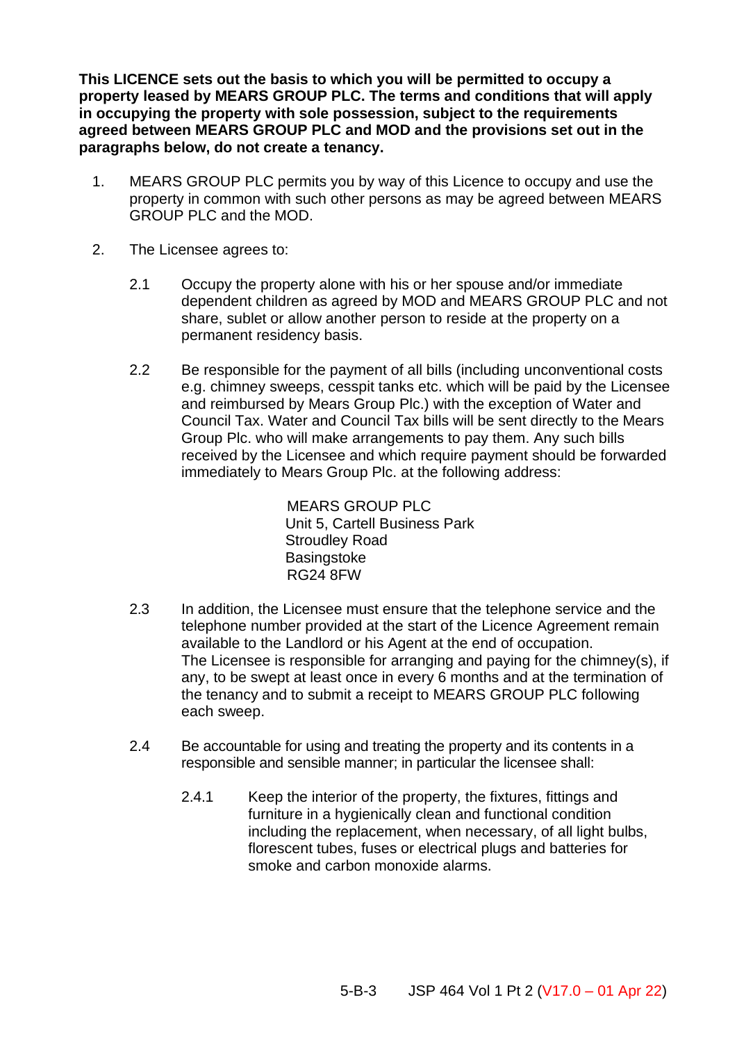**This LICENCE sets out the basis to which you will be permitted to occupy a property leased by MEARS GROUP PLC. The terms and conditions that will apply in occupying the property with sole possession, subject to the requirements agreed between MEARS GROUP PLC and MOD and the provisions set out in the paragraphs below, do not create a tenancy.**

1. MEARS GROUP PLC permits you by way of this Licence to occupy and use the property in common with such other persons as may be agreed between MEARS GROUP PLC and the MOD.

2. The Licensee agrees to:

   2.1 Occupy the property alone with his or her spouse and/or immediate dependent children as agreed by MOD and MEARS GROUP PLC and not share, sublet or allow another person to reside at the property on a permanent residency basis.

   2.2 Be responsible for the payment of all bills (including unconventional costs e.g. chimney sweeps, cesspit tanks etc. which will be paid by the Licensee and reimbursed by Mears Group Plc.) with the exception of Water and Council Tax. Water and Council Tax bills will be sent directly to the Mears Group Plc. who will make arrangements to pay them. Any such bills received by the Licensee and which require payment should be forwarded immediately to Mears Group Plc. at the following address:

   MEARS GROUP PLC
   Unit 5, Cartell Business Park
   Stroudley Road
   Basingstoke
   RG24 8FW

   2.3 In addition, the Licensee must ensure that the telephone service and the telephone number provided at the start of the Licence Agreement remain available to the Landlord or his Agent at the end of occupation.
   The Licensee is responsible for arranging and paying for the chimney(s), if any, to be swept at least once in every 6 months and at the termination of the tenancy and to submit a receipt to MEARS GROUP PLC following each sweep.

   2.4 Be accountable for using and treating the property and its contents in a responsible and sensible manner; in particular the licensee shall:

      2.4.1 Keep the interior of the property, the fixtures, fittings and furniture in a hygienically clean and functional condition including the replacement, when necessary, of all light bulbs, florescent tubes, fuses or electrical plugs and batteries for smoke and carbon monoxide alarms.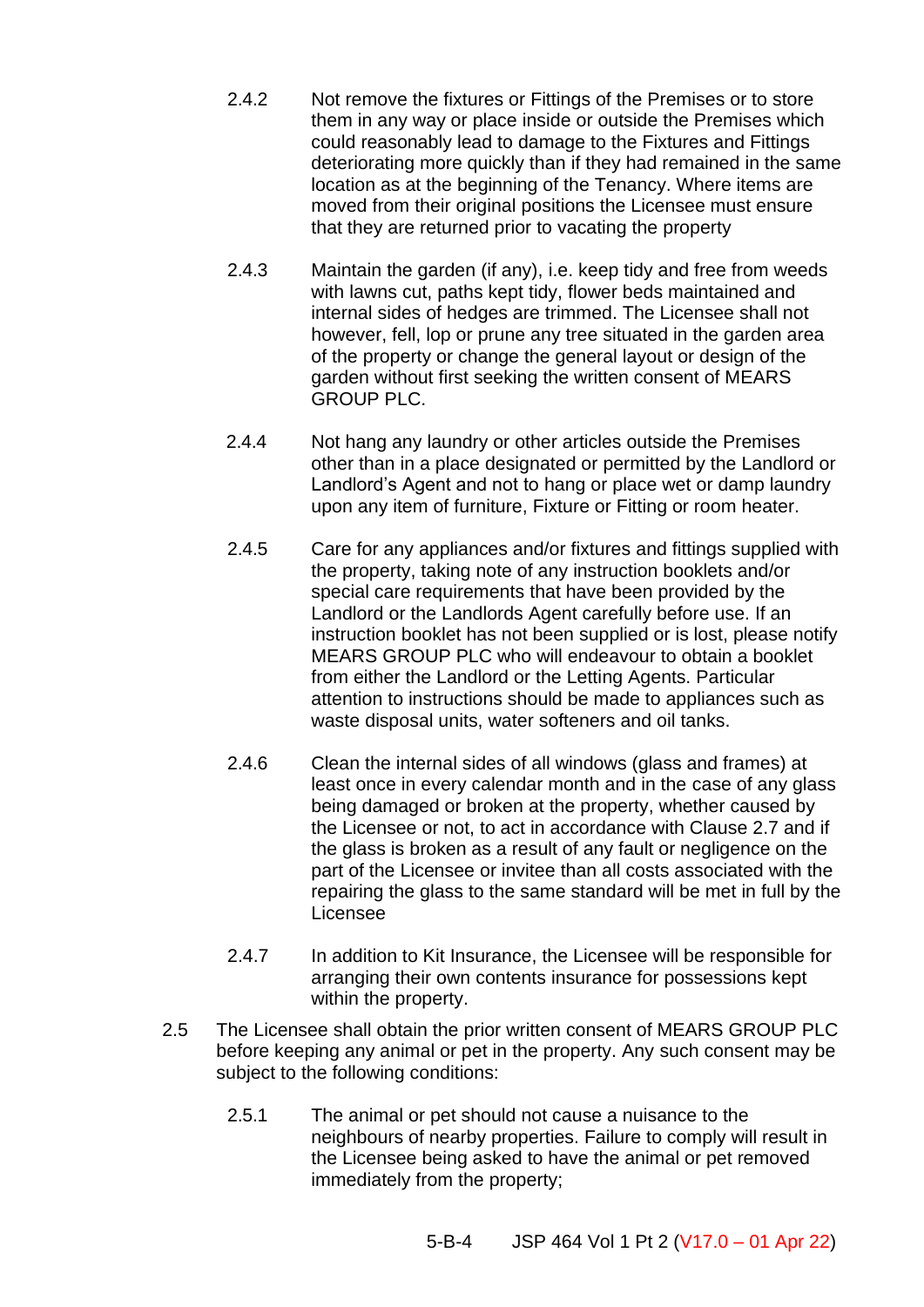2.4.2 Not remove the fixtures or Fittings of the Premises or to store them in any way or place inside or outside the Premises which could reasonably lead to damage to the Fixtures and Fittings deteriorating more quickly than if they had remained in the same location as at the beginning of the Tenancy. Where items are moved from their original positions the Licensee must ensure that they are returned prior to vacating the property

2.4.3 Maintain the garden (if any), i.e. keep tidy and free from weeds with lawns cut, paths kept tidy, flower beds maintained and internal sides of hedges are trimmed. The Licensee shall not however, fell, lop or prune any tree situated in the garden area of the property or change the general layout or design of the garden without first seeking the written consent of MEARS GROUP PLC.

2.4.4 Not hang any laundry or other articles outside the Premises other than in a place designated or permitted by the Landlord or Landlord's Agent and not to hang or place wet or damp laundry upon any item of furniture, Fixture or Fitting or room heater.

2.4.5 Care for any appliances and/or fixtures and fittings supplied with the property, taking note of any instruction booklets and/or special care requirements that have been provided by the Landlord or the Landlords Agent carefully before use. If an instruction booklet has not been supplied or is lost, please notify MEARS GROUP PLC who will endeavour to obtain a booklet from either the Landlord or the Letting Agents. Particular attention to instructions should be made to appliances such as waste disposal units, water softeners and oil tanks.

2.4.6 Clean the internal sides of all windows (glass and frames) at least once in every calendar month and in the case of any glass being damaged or broken at the property, whether caused by the Licensee or not, to act in accordance with Clause 2.7 and if the glass is broken as a result of any fault or negligence on the part of the Licensee or invitee than all costs associated with the repairing the glass to the same standard will be met in full by the Licensee

2.4.7 In addition to Kit Insurance, the Licensee will be responsible for arranging their own contents insurance for possessions kept within the property.

2.5 The Licensee shall obtain the prior written consent of MEARS GROUP PLC before keeping any animal or pet in the property. Any such consent may be subject to the following conditions:

2.5.1 The animal or pet should not cause a nuisance to the neighbours of nearby properties. Failure to comply will result in the Licensee being asked to have the animal or pet removed immediately from the property;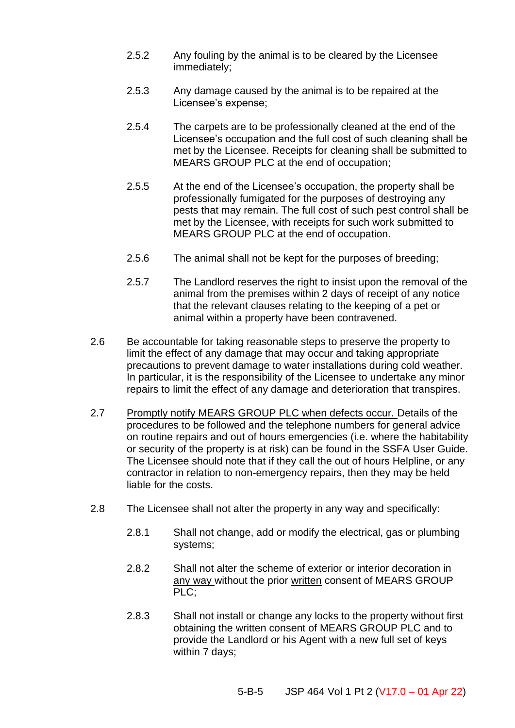2.5.2 Any fouling by the animal is to be cleared by the Licensee immediately;

2.5.3 Any damage caused by the animal is to be repaired at the Licensee's expense;

2.5.4 The carpets are to be professionally cleaned at the end of the Licensee's occupation and the full cost of such cleaning shall be met by the Licensee. Receipts for cleaning shall be submitted to MEARS GROUP PLC at the end of occupation;

2.5.5 At the end of the Licensee's occupation, the property shall be professionally fumigated for the purposes of destroying any pests that may remain. The full cost of such pest control shall be met by the Licensee, with receipts for such work submitted to MEARS GROUP PLC at the end of occupation.

2.5.6 The animal shall not be kept for the purposes of breeding;

2.5.7 The Landlord reserves the right to insist upon the removal of the animal from the premises within 2 days of receipt of any notice that the relevant clauses relating to the keeping of a pet or animal within a property have been contravened.

2.6 Be accountable for taking reasonable steps to preserve the property to limit the effect of any damage that may occur and taking appropriate precautions to prevent damage to water installations during cold weather. In particular, it is the responsibility of the Licensee to undertake any minor repairs to limit the effect of any damage and deterioration that transpires.

2.7 <u>Promptly notify MEARS GROUP PLC when defects occur.</u> Details of the procedures to be followed and the telephone numbers for general advice on routine repairs and out of hours emergencies (i.e. where the habitability or security of the property is at risk) can be found in the SSFA User Guide. The Licensee should note that if they call the out of hours Helpline, or any contractor in relation to non-emergency repairs, then they may be held liable for the costs.

2.8 The Licensee shall not alter the property in any way and specifically:

2.8.1 Shall not change, add or modify the electrical, gas or plumbing systems;

2.8.2 Shall not alter the scheme of exterior or interior decoration in <u>any way</u> without the prior <u>written</u> consent of MEARS GROUP PLC;

2.8.3 Shall not install or change any locks to the property without first obtaining the written consent of MEARS GROUP PLC and to provide the Landlord or his Agent with a new full set of keys within 7 days;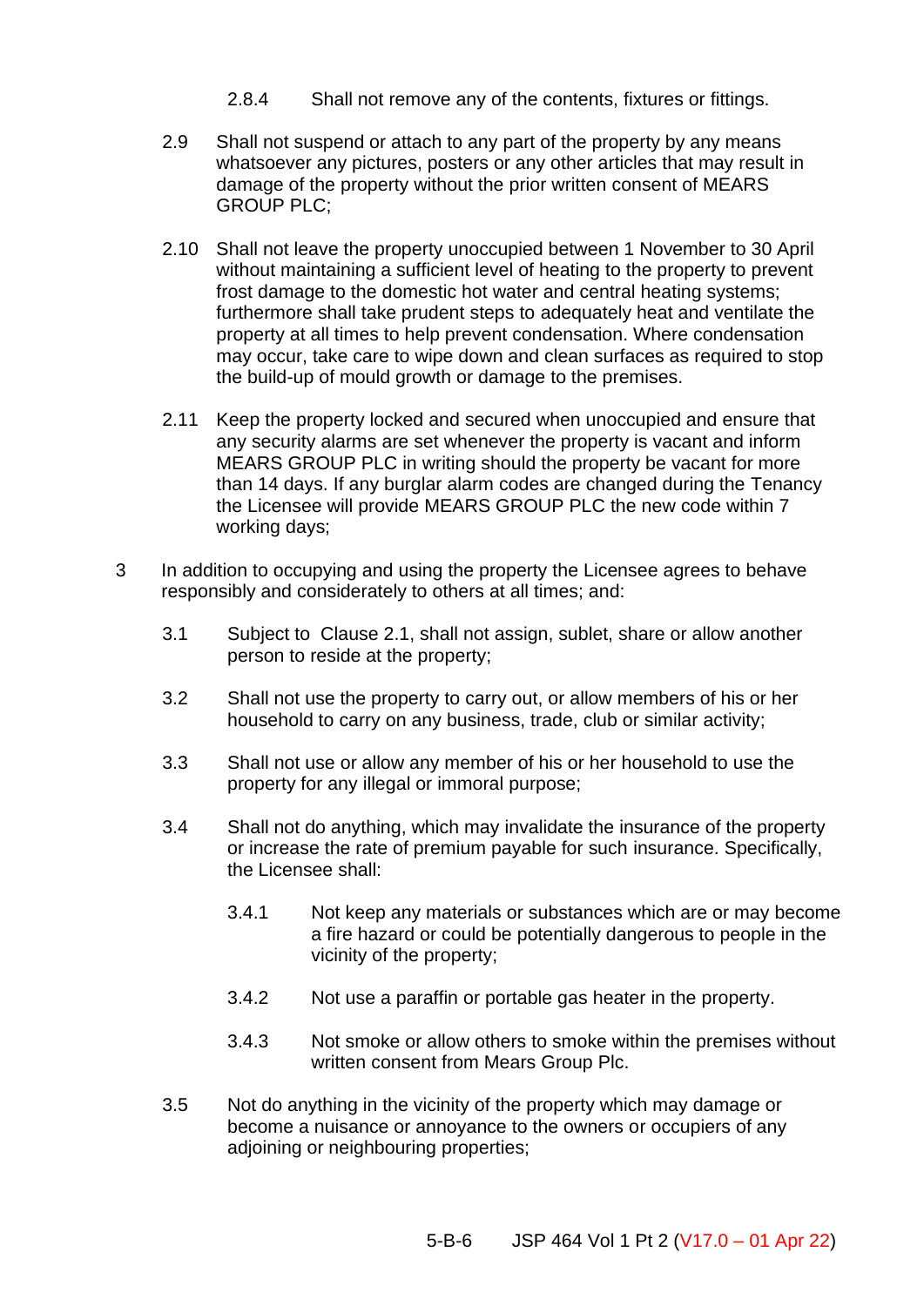2.8.4 Shall not remove any of the contents, fixtures or fittings.

2.9 Shall not suspend or attach to any part of the property by any means whatsoever any pictures, posters or any other articles that may result in damage of the property without the prior written consent of MEARS GROUP PLC;

2.10 Shall not leave the property unoccupied between 1 November to 30 April without maintaining a sufficient level of heating to the property to prevent frost damage to the domestic hot water and central heating systems; furthermore shall take prudent steps to adequately heat and ventilate the property at all times to help prevent condensation. Where condensation may occur, take care to wipe down and clean surfaces as required to stop the build-up of mould growth or damage to the premises.

2.11 Keep the property locked and secured when unoccupied and ensure that any security alarms are set whenever the property is vacant and inform MEARS GROUP PLC in writing should the property be vacant for more than 14 days. If any burglar alarm codes are changed during the Tenancy the Licensee will provide MEARS GROUP PLC the new code within 7 working days;

3 In addition to occupying and using the property the Licensee agrees to behave responsibly and considerately to others at all times; and:

3.1 Subject to Clause 2.1, shall not assign, sublet, share or allow another person to reside at the property;

3.2 Shall not use the property to carry out, or allow members of his or her household to carry on any business, trade, club or similar activity;

3.3 Shall not use or allow any member of his or her household to use the property for any illegal or immoral purpose;

3.4 Shall not do anything, which may invalidate the insurance of the property or increase the rate of premium payable for such insurance. Specifically, the Licensee shall:

3.4.1 Not keep any materials or substances which are or may become a fire hazard or could be potentially dangerous to people in the vicinity of the property;

3.4.2 Not use a paraffin or portable gas heater in the property.

3.4.3 Not smoke or allow others to smoke within the premises without written consent from Mears Group Plc.

3.5 Not do anything in the vicinity of the property which may damage or become a nuisance or annoyance to the owners or occupiers of any adjoining or neighbouring properties;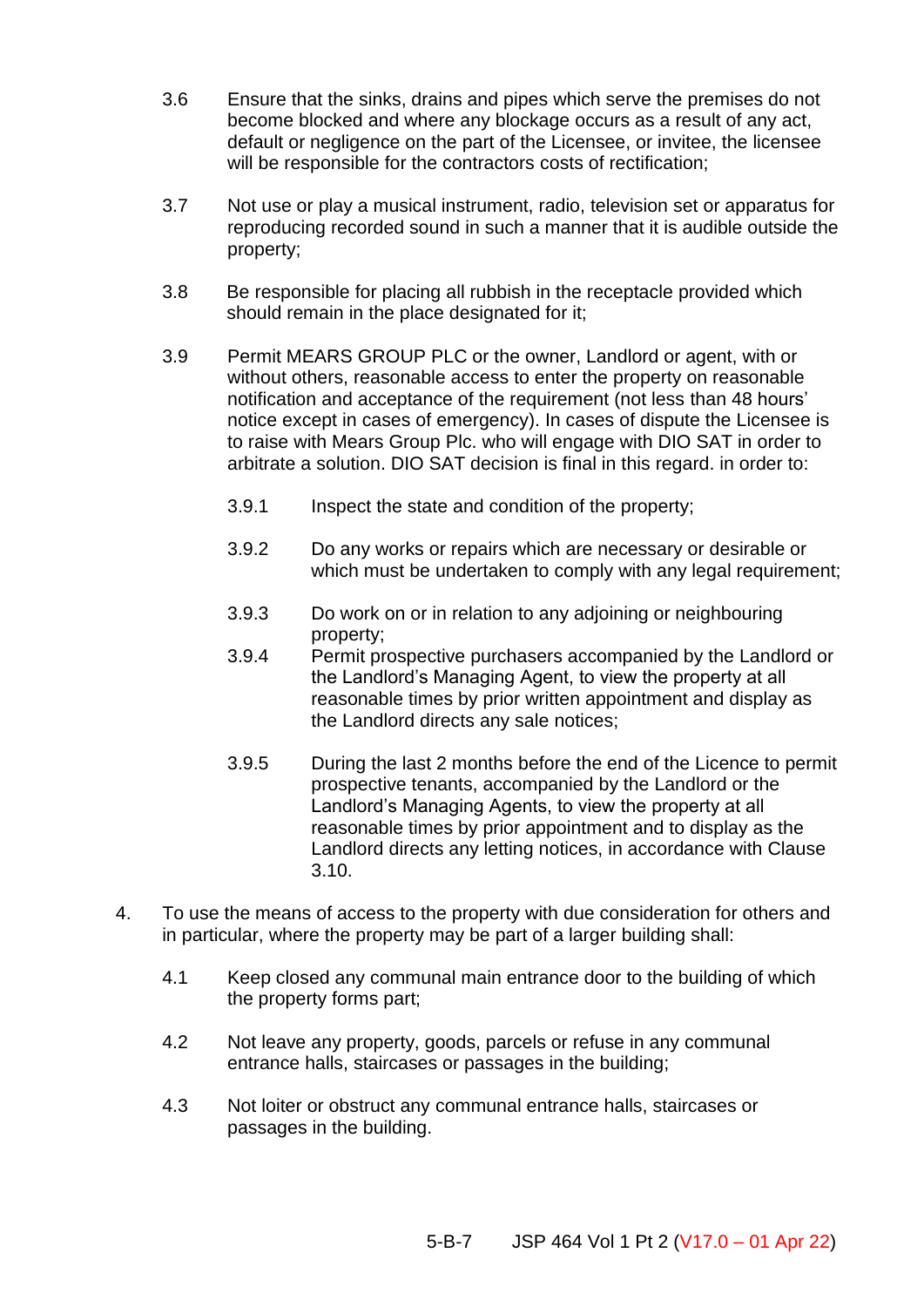3.6 Ensure that the sinks, drains and pipes which serve the premises do not become blocked and where any blockage occurs as a result of any act, default or negligence on the part of the Licensee, or invitee, the licensee will be responsible for the contractors costs of rectification;

3.7 Not use or play a musical instrument, radio, television set or apparatus for reproducing recorded sound in such a manner that it is audible outside the property;

3.8 Be responsible for placing all rubbish in the receptacle provided which should remain in the place designated for it;

3.9 Permit MEARS GROUP PLC or the owner, Landlord or agent, with or without others, reasonable access to enter the property on reasonable notification and acceptance of the requirement (not less than 48 hours' notice except in cases of emergency). In cases of dispute the Licensee is to raise with Mears Group Plc. who will engage with DIO SAT in order to arbitrate a solution. DIO SAT decision is final in this regard. in order to:

3.9.1 Inspect the state and condition of the property;

3.9.2 Do any works or repairs which are necessary or desirable or which must be undertaken to comply with any legal requirement;

3.9.3 Do work on or in relation to any adjoining or neighbouring property;

3.9.4 Permit prospective purchasers accompanied by the Landlord or the Landlord's Managing Agent, to view the property at all reasonable times by prior written appointment and display as the Landlord directs any sale notices;

3.9.5 During the last 2 months before the end of the Licence to permit prospective tenants, accompanied by the Landlord or the Landlord's Managing Agents, to view the property at all reasonable times by prior appointment and to display as the Landlord directs any letting notices, in accordance with Clause 3.10.

4. To use the means of access to the property with due consideration for others and in particular, where the property may be part of a larger building shall:

4.1 Keep closed any communal main entrance door to the building of which the property forms part;

4.2 Not leave any property, goods, parcels or refuse in any communal entrance halls, staircases or passages in the building;

4.3 Not loiter or obstruct any communal entrance halls, staircases or passages in the building.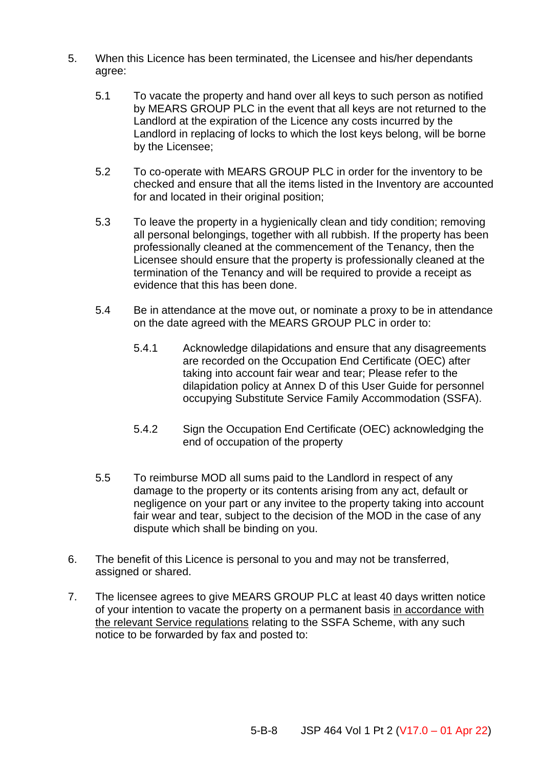5. When this Licence has been terminated, the Licensee and his/her dependants agree:

   5.1 To vacate the property and hand over all keys to such person as notified by MEARS GROUP PLC in the event that all keys are not returned to the Landlord at the expiration of the Licence any costs incurred by the Landlord in replacing of locks to which the lost keys belong, will be borne by the Licensee;

   5.2 To co-operate with MEARS GROUP PLC in order for the inventory to be checked and ensure that all the items listed in the Inventory are accounted for and located in their original position;

   5.3 To leave the property in a hygienically clean and tidy condition; removing all personal belongings, together with all rubbish. If the property has been professionally cleaned at the commencement of the Tenancy, then the Licensee should ensure that the property is professionally cleaned at the termination of the Tenancy and will be required to provide a receipt as evidence that this has been done.

   5.4 Be in attendance at the move out, or nominate a proxy to be in attendance on the date agreed with the MEARS GROUP PLC in order to:

      5.4.1 Acknowledge dilapidations and ensure that any disagreements are recorded on the Occupation End Certificate (OEC) after taking into account fair wear and tear; Please refer to the dilapidation policy at Annex D of this User Guide for personnel occupying Substitute Service Family Accommodation (SSFA).

      5.4.2 Sign the Occupation End Certificate (OEC) acknowledging the end of occupation of the property

   5.5 To reimburse MOD all sums paid to the Landlord in respect of any damage to the property or its contents arising from any act, default or negligence on your part or any invitee to the property taking into account fair wear and tear, subject to the decision of the MOD in the case of any dispute which shall be binding on you.

6. The benefit of this Licence is personal to you and may not be transferred, assigned or shared.

7. The licensee agrees to give MEARS GROUP PLC at least 40 days written notice of your intention to vacate the property on a permanent basis <u>in accordance with the relevant Service regulations</u> relating to the SSFA Scheme, with any such notice to be forwarded by fax and posted to: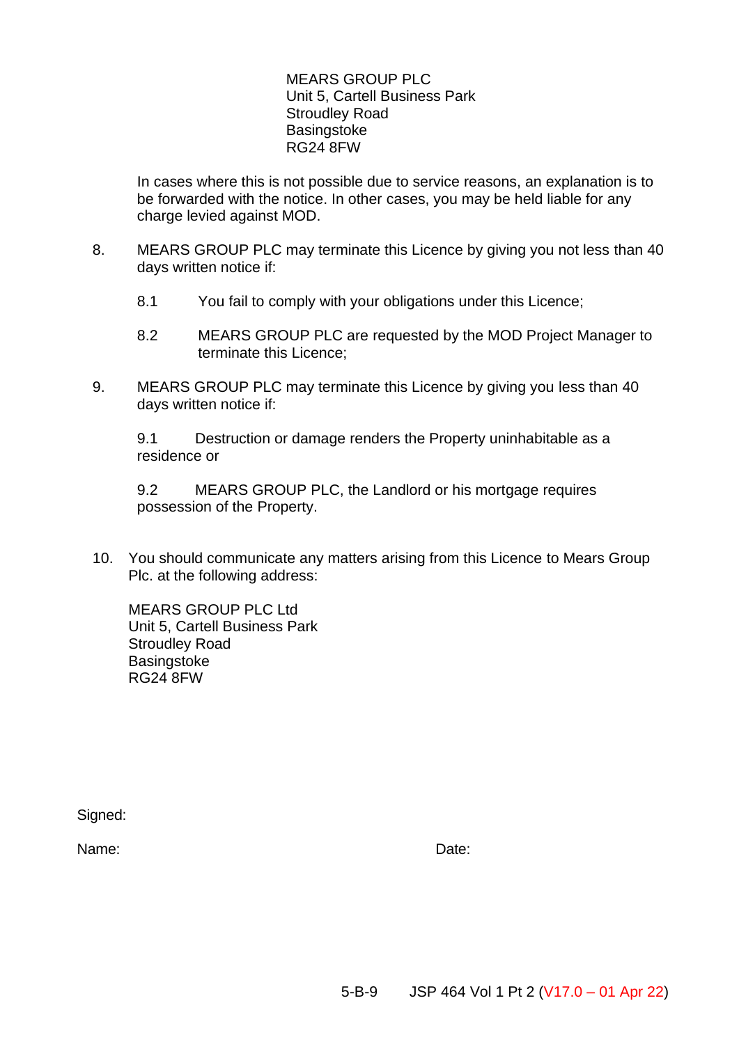MEARS GROUP PLC
Unit 5, Cartell Business Park
Stroudley Road
Basingstoke
RG24 8FW

In cases where this is not possible due to service reasons, an explanation is to be forwarded with the notice. In other cases, you may be held liable for any charge levied against MOD.

8. MEARS GROUP PLC may terminate this Licence by giving you not less than 40 days written notice if:

   8.1 You fail to comply with your obligations under this Licence;

   8.2 MEARS GROUP PLC are requested by the MOD Project Manager to terminate this Licence;

9. MEARS GROUP PLC may terminate this Licence by giving you less than 40 days written notice if:

   9.1 Destruction or damage renders the Property uninhabitable as a residence or

   9.2 MEARS GROUP PLC, the Landlord or his mortgage requires possession of the Property.

10. You should communicate any matters arising from this Licence to Mears Group Plc. at the following address:

    MEARS GROUP PLC Ltd
    Unit 5, Cartell Business Park
    Stroudley Road
    Basingstoke
    RG24 8FW

Signed:

Name: Date: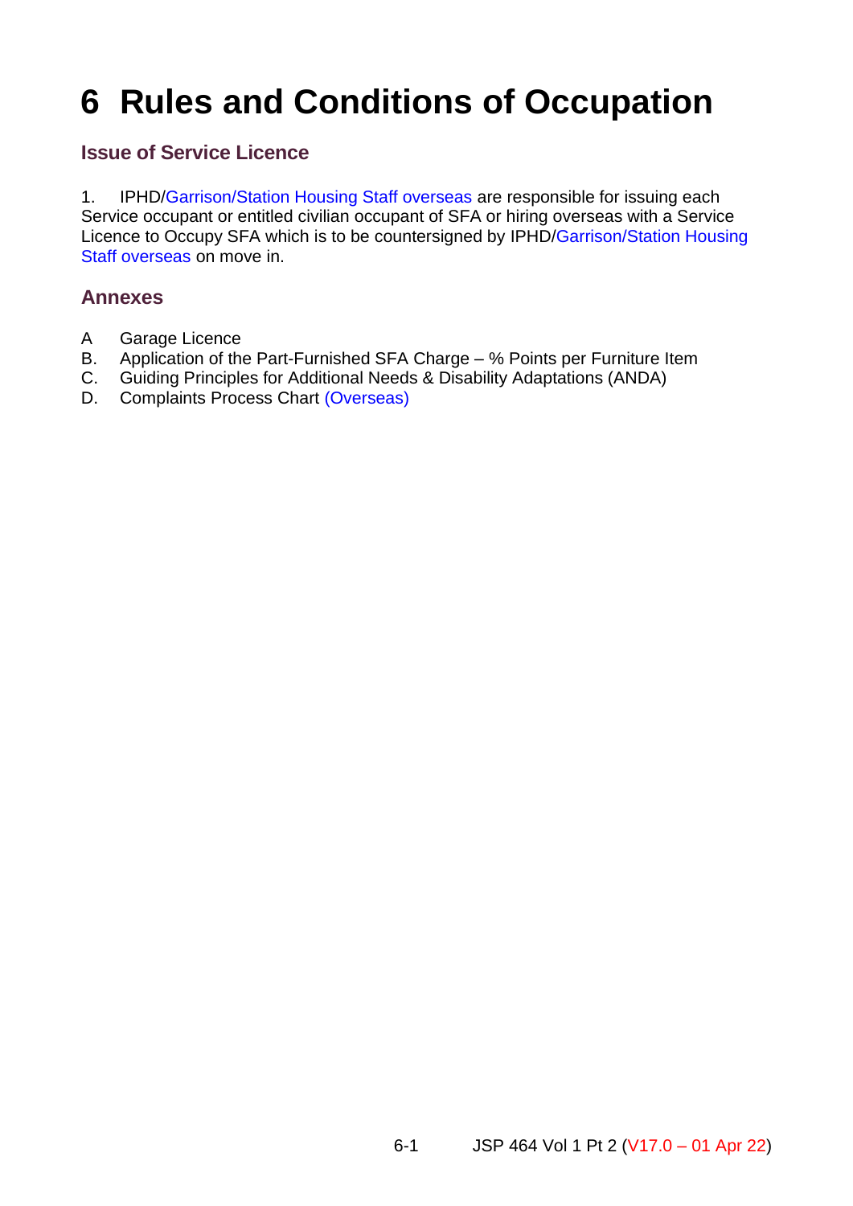# 6 Rules and Conditions of Occupation

## Issue of Service Licence

1. IPHD/Garrison/Station Housing Staff overseas are responsible for issuing each Service occupant or entitled civilian occupant of SFA or hiring overseas with a Service Licence to Occupy SFA which is to be countersigned by IPHD/Garrison/Station Housing Staff overseas on move in.

## Annexes

A Garage Licence
B. Application of the Part-Furnished SFA Charge – % Points per Furniture Item
C. Guiding Principles for Additional Needs & Disability Adaptations (ANDA)
D. Complaints Process Chart (Overseas)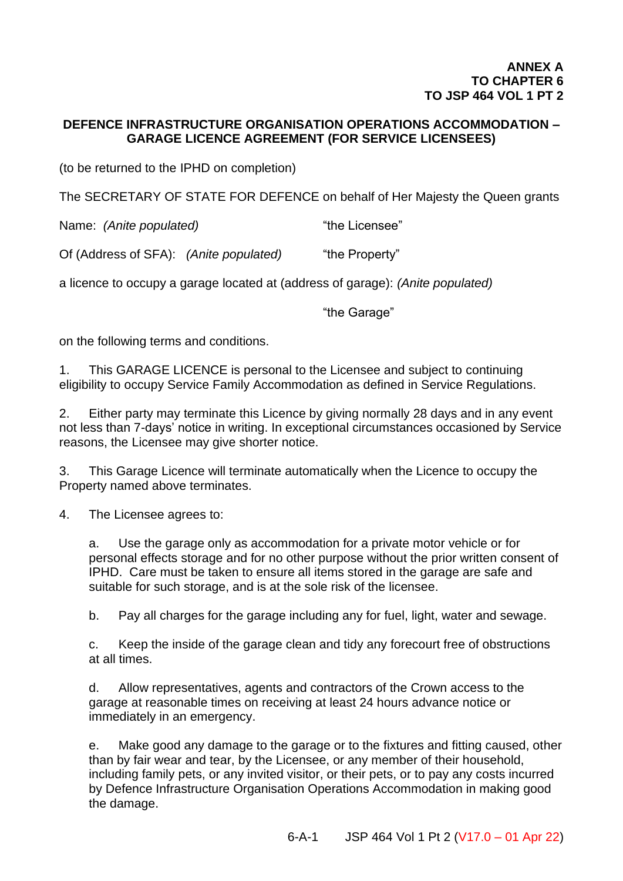**ANNEX A**
**TO CHAPTER 6**
**TO JSP 464 VOL 1 PT 2**

## DEFENCE INFRASTRUCTURE ORGANISATION OPERATIONS ACCOMMODATION – GARAGE LICENCE AGREEMENT (FOR SERVICE LICENSEES)

(to be returned to the IPHD on completion)

The SECRETARY OF STATE FOR DEFENCE on behalf of Her Majesty the Queen grants

Name: *(Anite populated)* "the Licensee"

Of (Address of SFA): *(Anite populated)* "the Property"

a licence to occupy a garage located at (address of garage): *(Anite populated)*

"the Garage"

on the following terms and conditions.

1. This GARAGE LICENCE is personal to the Licensee and subject to continuing eligibility to occupy Service Family Accommodation as defined in Service Regulations.

2. Either party may terminate this Licence by giving normally 28 days and in any event not less than 7-days' notice in writing. In exceptional circumstances occasioned by Service reasons, the Licensee may give shorter notice.

3. This Garage Licence will terminate automatically when the Licence to occupy the Property named above terminates.

4. The Licensee agrees to:

   a. Use the garage only as accommodation for a private motor vehicle or for personal effects storage and for no other purpose without the prior written consent of IPHD. Care must be taken to ensure all items stored in the garage are safe and suitable for such storage, and is at the sole risk of the licensee.

   b. Pay all charges for the garage including any for fuel, light, water and sewage.

   c. Keep the inside of the garage clean and tidy any forecourt free of obstructions at all times.

   d. Allow representatives, agents and contractors of the Crown access to the garage at reasonable times on receiving at least 24 hours advance notice or immediately in an emergency.

   e. Make good any damage to the garage or to the fixtures and fitting caused, other than by fair wear and tear, by the Licensee, or any member of their household, including family pets, or any invited visitor, or their pets, or to pay any costs incurred by Defence Infrastructure Organisation Operations Accommodation in making good the damage.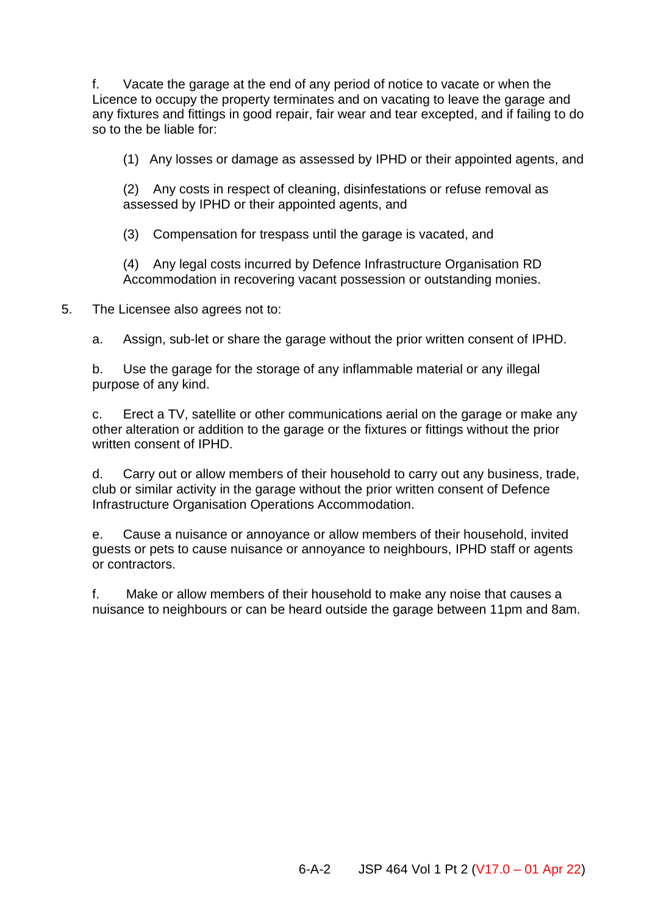f. Vacate the garage at the end of any period of notice to vacate or when the Licence to occupy the property terminates and on vacating to leave the garage and any fixtures and fittings in good repair, fair wear and tear excepted, and if failing to do so to the be liable for:

(1) Any losses or damage as assessed by IPHD or their appointed agents, and

(2) Any costs in respect of cleaning, disinfestations or refuse removal as assessed by IPHD or their appointed agents, and

(3) Compensation for trespass until the garage is vacated, and

(4) Any legal costs incurred by Defence Infrastructure Organisation RD Accommodation in recovering vacant possession or outstanding monies.

5. The Licensee also agrees not to:

a. Assign, sub-let or share the garage without the prior written consent of IPHD.

b. Use the garage for the storage of any inflammable material or any illegal purpose of any kind.

c. Erect a TV, satellite or other communications aerial on the garage or make any other alteration or addition to the garage or the fixtures or fittings without the prior written consent of IPHD.

d. Carry out or allow members of their household to carry out any business, trade, club or similar activity in the garage without the prior written consent of Defence Infrastructure Organisation Operations Accommodation.

e. Cause a nuisance or annoyance or allow members of their household, invited guests or pets to cause nuisance or annoyance to neighbours, IPHD staff or agents or contractors.

f. Make or allow members of their household to make any noise that causes a nuisance to neighbours or can be heard outside the garage between 11pm and 8am.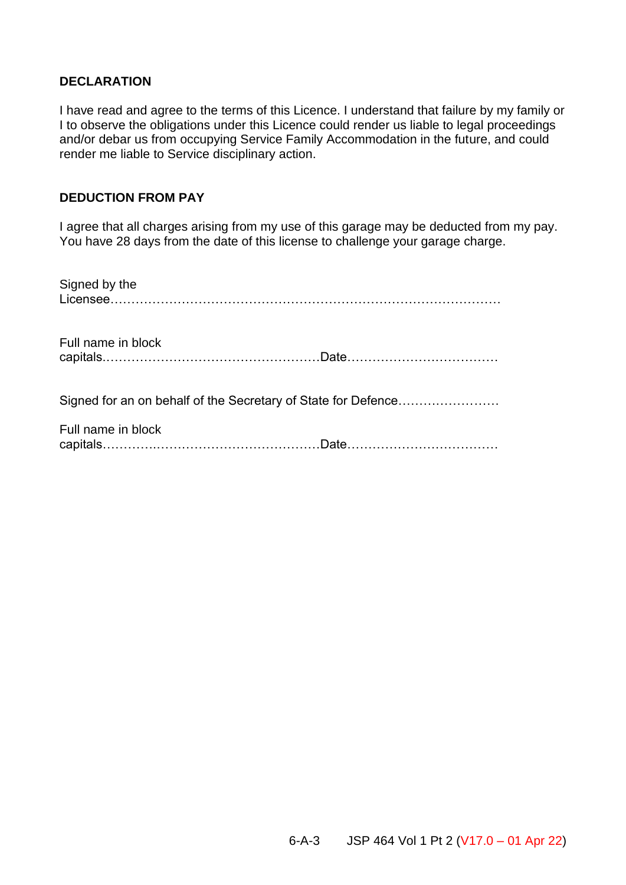**DECLARATION**

I have read and agree to the terms of this Licence. I understand that failure by my family or I to observe the obligations under this Licence could render us liable to legal proceedings and/or debar us from occupying Service Family Accommodation in the future, and could render me liable to Service disciplinary action.

**DEDUCTION FROM PAY**

I agree that all charges arising from my use of this garage may be deducted from my pay. You have 28 days from the date of this license to challenge your garage charge.

Signed by the Licensee……………………………………………………………………………

Full name in block capitals……………………………………………Date………………………………

Signed for an on behalf of the Secretary of State for Defence……………………

Full name in block capitals……………………………………………Date………………………………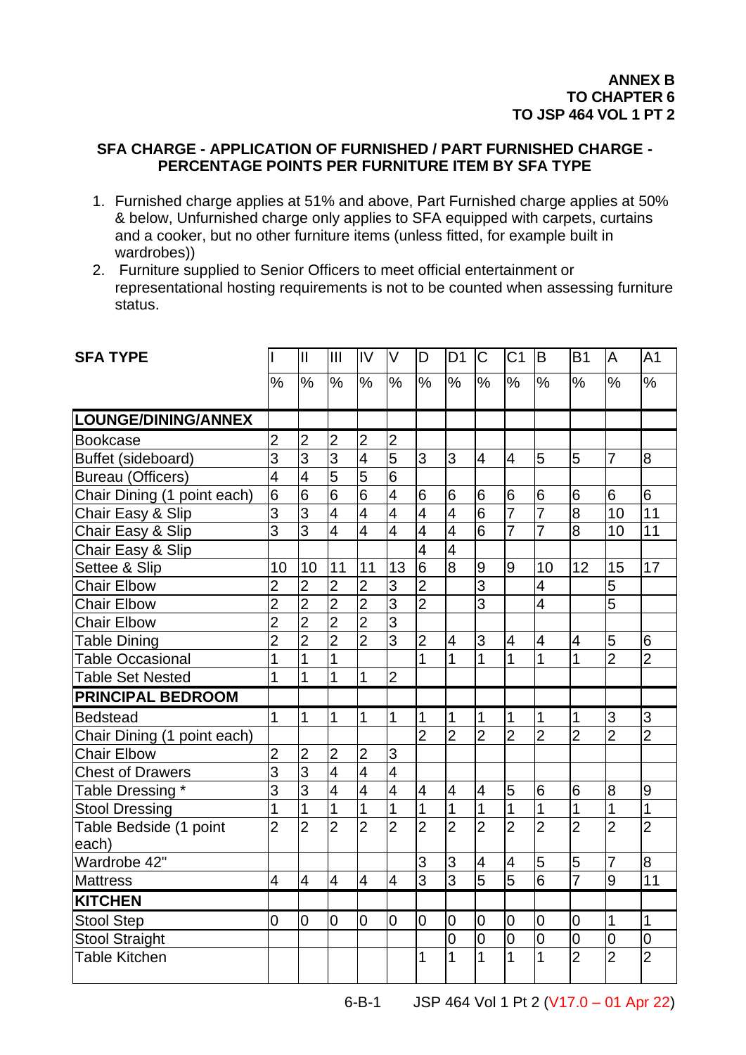**ANNEX B**
**TO CHAPTER 6**
**TO JSP 464 VOL 1 PT 2**

## SFA CHARGE - APPLICATION OF FURNISHED / PART FURNISHED CHARGE - PERCENTAGE POINTS PER FURNITURE ITEM BY SFA TYPE

1. Furnished charge applies at 51% and above, Part Furnished charge applies at 50% & below, Unfurnished charge only applies to SFA equipped with carpets, curtains and a cooker, but no other furniture items (unless fitted, for example built in wardrobes))
2. Furniture supplied to Senior Officers to meet official entertainment or representational hosting requirements is not to be counted when assessing furniture status.

| SFA TYPE | I | II | III | IV | V | D | D1 | C | C1 | B | B1 | A | A1 |
|---|---|---|---|---|---|---|---|---|---|---|---|---|---|
| | % | % | % | % | % | % | % | % | % | % | % | % | % |
| **LOUNGE/DINING/ANNEX** | | | | | | | | | | | | | |
| Bookcase | 2 | 2 | 2 | 2 | 2 | | | | | | | | |
| Buffet (sideboard) | 3 | 3 | 3 | 4 | 5 | 3 | 3 | 4 | 4 | 5 | 5 | 7 | 8 |
| Bureau (Officers) | 4 | 4 | 5 | 5 | 6 | | | | | | | | |
| Chair Dining (1 point each) | 6 | 6 | 6 | 6 | 4 | 6 | 6 | 6 | 6 | 6 | 6 | 6 | 6 |
| Chair Easy & Slip | 3 | 3 | 4 | 4 | 4 | 4 | 4 | 6 | 7 | 7 | 8 | 10 | 11 |
| Chair Easy & Slip | 3 | 3 | 4 | 4 | 4 | 4 | 4 | 6 | 7 | 7 | 8 | 10 | 11 |
| Chair Easy & Slip | | | | | | 4 | 4 | | | | | | |
| Settee & Slip | 10 | 10 | 11 | 11 | 13 | 6 | 8 | 9 | 9 | 10 | 12 | 15 | 17 |
| Chair Elbow | 2 | 2 | 2 | 2 | 3 | 2 | | 3 | | 4 | | 5 | |
| Chair Elbow | 2 | 2 | 2 | 2 | 3 | 2 | | 3 | | 4 | | 5 | |
| Chair Elbow | 2 | 2 | 2 | 2 | 3 | | | | | | | | |
| Table Dining | 2 | 2 | 2 | 2 | 3 | 2 | 4 | 3 | 4 | 4 | 4 | 5 | 6 |
| Table Occasional | 1 | 1 | 1 | | | 1 | 1 | 1 | 1 | 1 | 1 | 2 | 2 |
| Table Set Nested | 1 | 1 | 1 | 1 | 2 | | | | | | | | |
| **PRINCIPAL BEDROOM** | | | | | | | | | | | | | |
| Bedstead | 1 | 1 | 1 | 1 | 1 | 1 | 1 | 1 | 1 | 1 | 1 | 3 | 3 |
| Chair Dining (1 point each) | | | | | | 2 | 2 | 2 | 2 | 2 | 2 | 2 | 2 |
| Chair Elbow | 2 | 2 | 2 | 2 | 3 | | | | | | | | |
| Chest of Drawers | 3 | 3 | 4 | 4 | 4 | | | | | | | | |
| Table Dressing * | 3 | 3 | 4 | 4 | 4 | 4 | 4 | 4 | 5 | 6 | 6 | 8 | 9 |
| Stool Dressing | 1 | 1 | 1 | 1 | 1 | 1 | 1 | 1 | 1 | 1 | 1 | 1 | 1 |
| Table Bedside (1 point each) | 2 | 2 | 2 | 2 | 2 | 2 | 2 | 2 | 2 | 2 | 2 | 2 | 2 |
| Wardrobe 42" | | | | | | 3 | 3 | 4 | 4 | 5 | 5 | 7 | 8 |
| Mattress | 4 | 4 | 4 | 4 | 4 | 3 | 3 | 5 | 5 | 6 | 7 | 9 | 11 |
| **KITCHEN** | | | | | | | | | | | | | |
| Stool Step | 0 | 0 | 0 | 0 | 0 | 0 | 0 | 0 | 0 | 0 | 0 | 1 | 1 |
| Stool Straight | | | | | | | 0 | 0 | 0 | 0 | 0 | 0 | 0 |
| Table Kitchen | | | | | | 1 | 1 | 1 | 1 | 1 | 2 | 2 | 2 |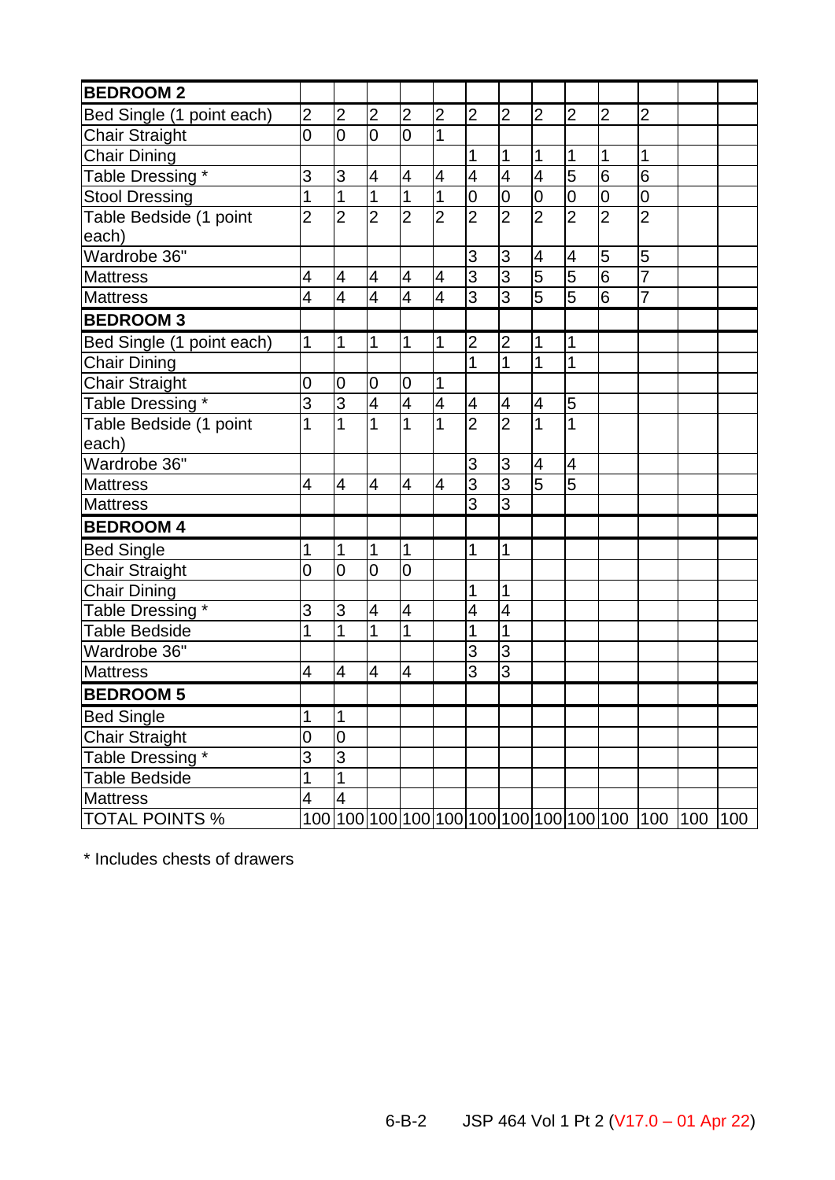| BEDROOM 2 | | | | | | | | | | | | | |
|---|---|---|---|---|---|---|---|---|---|---|---|---|---|
| Bed Single (1 point each) | 2 | 2 | 2 | 2 | 2 | 2 | 2 | 2 | 2 | 2 | 2 | | |
| Chair Straight | 0 | 0 | 0 | 0 | 1 | | | | | | | | |
| Chair Dining | | | | | | 1 | 1 | 1 | 1 | 1 | 1 | | |
| Table Dressing * | 3 | 3 | 4 | 4 | 4 | 4 | 4 | 4 | 5 | 6 | 6 | | |
| Stool Dressing | 1 | 1 | 1 | 1 | 1 | 0 | 0 | 0 | 0 | 0 | 0 | | |
| Table Bedside (1 point each) | 2 | 2 | 2 | 2 | 2 | 2 | 2 | 2 | 2 | 2 | 2 | | |
| Wardrobe 36" | | | | | | 3 | 3 | 4 | 4 | 5 | 5 | | |
| Mattress | 4 | 4 | 4 | 4 | 4 | 3 | 3 | 5 | 5 | 6 | 7 | | |
| Mattress | 4 | 4 | 4 | 4 | 4 | 3 | 3 | 5 | 5 | 6 | 7 | | |
| **BEDROOM 3** | | | | | | | | | | | | | |
| Bed Single (1 point each) | 1 | 1 | 1 | 1 | 1 | 2 | 2 | 1 | 1 | | | | |
| Chair Dining | | | | | | 1 | 1 | 1 | 1 | | | | |
| Chair Straight | 0 | 0 | 0 | 0 | 1 | | | | | | | | |
| Table Dressing * | 3 | 3 | 4 | 4 | 4 | 4 | 4 | 4 | 5 | | | | |
| Table Bedside (1 point each) | 1 | 1 | 1 | 1 | 1 | 2 | 2 | 1 | 1 | | | | |
| Wardrobe 36" | | | | | | 3 | 3 | 4 | 4 | | | | |
| Mattress | 4 | 4 | 4 | 4 | 4 | 3 | 3 | 5 | 5 | | | | |
| Mattress | | | | | | 3 | 3 | | | | | | |
| **BEDROOM 4** | | | | | | | | | | | | | |
| Bed Single | 1 | 1 | 1 | 1 | | 1 | 1 | | | | | | |
| Chair Straight | 0 | 0 | 0 | 0 | | | | | | | | | |
| Chair Dining | | | | | | 1 | 1 | | | | | | |
| Table Dressing * | 3 | 3 | 4 | 4 | | 4 | 4 | | | | | | |
| Table Bedside | 1 | 1 | 1 | 1 | | 1 | 1 | | | | | | |
| Wardrobe 36" | | | | | | 3 | 3 | | | | | | |
| Mattress | 4 | 4 | 4 | 4 | | 3 | 3 | | | | | | |
| **BEDROOM 5** | | | | | | | | | | | | | |
| Bed Single | 1 | 1 | | | | | | | | | | | |
| Chair Straight | 0 | 0 | | | | | | | | | | | |
| Table Dressing * | 3 | 3 | | | | | | | | | | | |
| Table Bedside | 1 | 1 | | | | | | | | | | | |
| Mattress | 4 | 4 | | | | | | | | | | | |
| TOTAL POINTS % | 100 | 100 | 100 | 100 | 100 | 100 | 100 | 100 | 100 | 100 | 100 | 100 | 100 |

\* Includes chests of drawers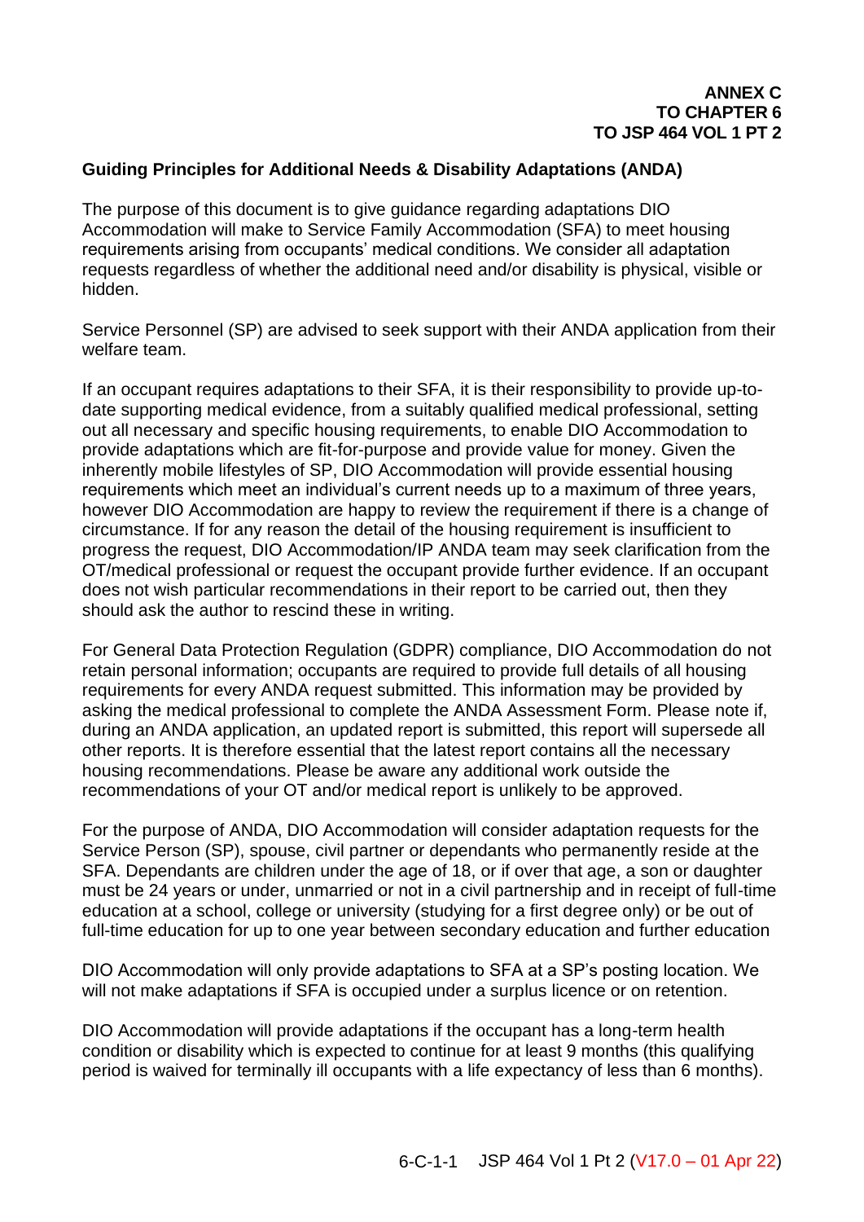**ANNEX C**
**TO CHAPTER 6**
**TO JSP 464 VOL 1 PT 2**

**Guiding Principles for Additional Needs & Disability Adaptations (ANDA)**

The purpose of this document is to give guidance regarding adaptations DIO Accommodation will make to Service Family Accommodation (SFA) to meet housing requirements arising from occupants' medical conditions. We consider all adaptation requests regardless of whether the additional need and/or disability is physical, visible or hidden.

Service Personnel (SP) are advised to seek support with their ANDA application from their welfare team.

If an occupant requires adaptations to their SFA, it is their responsibility to provide up-to-date supporting medical evidence, from a suitably qualified medical professional, setting out all necessary and specific housing requirements, to enable DIO Accommodation to provide adaptations which are fit-for-purpose and provide value for money. Given the inherently mobile lifestyles of SP, DIO Accommodation will provide essential housing requirements which meet an individual's current needs up to a maximum of three years, however DIO Accommodation are happy to review the requirement if there is a change of circumstance. If for any reason the detail of the housing requirement is insufficient to progress the request, DIO Accommodation/IP ANDA team may seek clarification from the OT/medical professional or request the occupant provide further evidence. If an occupant does not wish particular recommendations in their report to be carried out, then they should ask the author to rescind these in writing.

For General Data Protection Regulation (GDPR) compliance, DIO Accommodation do not retain personal information; occupants are required to provide full details of all housing requirements for every ANDA request submitted. This information may be provided by asking the medical professional to complete the ANDA Assessment Form. Please note if, during an ANDA application, an updated report is submitted, this report will supersede all other reports. It is therefore essential that the latest report contains all the necessary housing recommendations. Please be aware any additional work outside the recommendations of your OT and/or medical report is unlikely to be approved.

For the purpose of ANDA, DIO Accommodation will consider adaptation requests for the Service Person (SP), spouse, civil partner or dependants who permanently reside at the SFA. Dependants are children under the age of 18, or if over that age, a son or daughter must be 24 years or under, unmarried or not in a civil partnership and in receipt of full-time education at a school, college or university (studying for a first degree only) or be out of full-time education for up to one year between secondary education and further education

DIO Accommodation will only provide adaptations to SFA at a SP's posting location. We will not make adaptations if SFA is occupied under a surplus licence or on retention.

DIO Accommodation will provide adaptations if the occupant has a long-term health condition or disability which is expected to continue for at least 9 months (this qualifying period is waived for terminally ill occupants with a life expectancy of less than 6 months).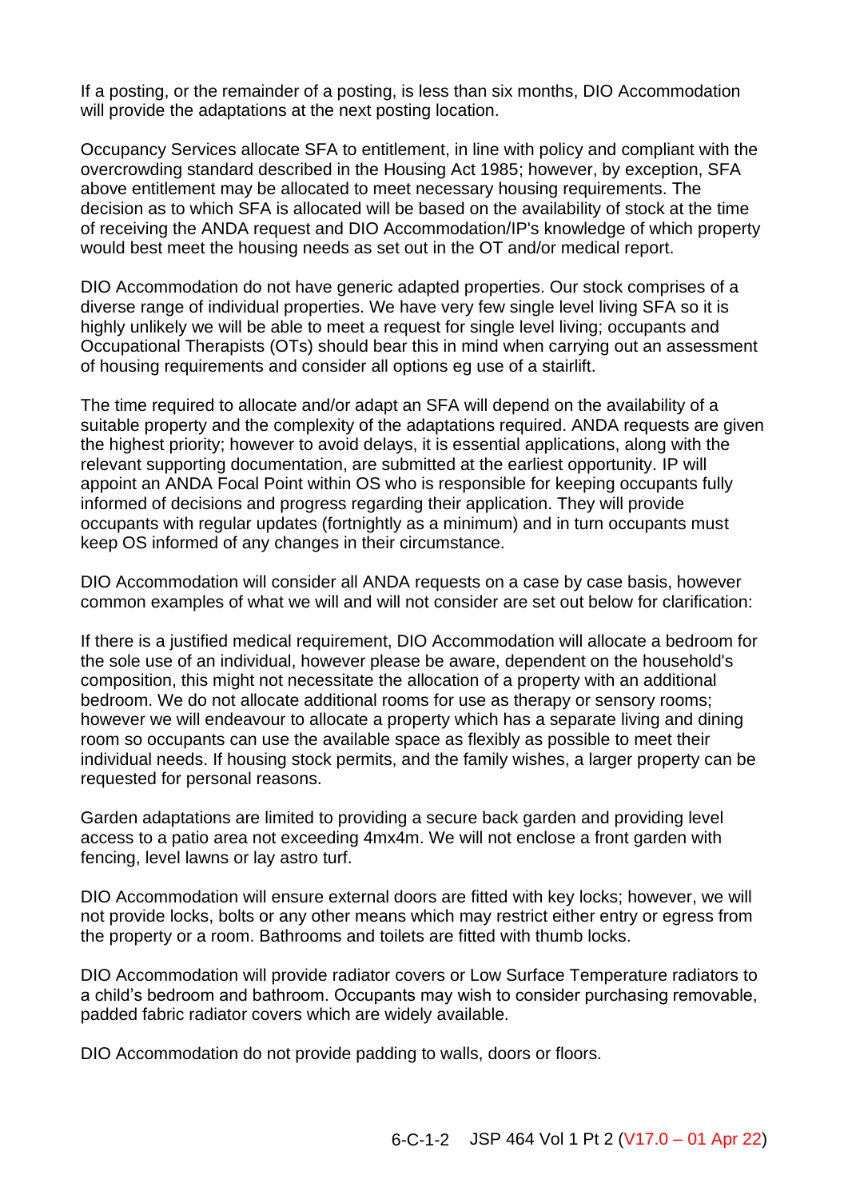If a posting, or the remainder of a posting, is less than six months, DIO Accommodation will provide the adaptations at the next posting location.

Occupancy Services allocate SFA to entitlement, in line with policy and compliant with the overcrowding standard described in the Housing Act 1985; however, by exception, SFA above entitlement may be allocated to meet necessary housing requirements. The decision as to which SFA is allocated will be based on the availability of stock at the time of receiving the ANDA request and DIO Accommodation/IP's knowledge of which property would best meet the housing needs as set out in the OT and/or medical report.

DIO Accommodation do not have generic adapted properties. Our stock comprises of a diverse range of individual properties. We have very few single level living SFA so it is highly unlikely we will be able to meet a request for single level living; occupants and Occupational Therapists (OTs) should bear this in mind when carrying out an assessment of housing requirements and consider all options eg use of a stairlift.

The time required to allocate and/or adapt an SFA will depend on the availability of a suitable property and the complexity of the adaptations required. ANDA requests are given the highest priority; however to avoid delays, it is essential applications, along with the relevant supporting documentation, are submitted at the earliest opportunity. IP will appoint an ANDA Focal Point within OS who is responsible for keeping occupants fully informed of decisions and progress regarding their application. They will provide occupants with regular updates (fortnightly as a minimum) and in turn occupants must keep OS informed of any changes in their circumstance.

DIO Accommodation will consider all ANDA requests on a case by case basis, however common examples of what we will and will not consider are set out below for clarification:

If there is a justified medical requirement, DIO Accommodation will allocate a bedroom for the sole use of an individual, however please be aware, dependent on the household's composition, this might not necessitate the allocation of a property with an additional bedroom. We do not allocate additional rooms for use as therapy or sensory rooms; however we will endeavour to allocate a property which has a separate living and dining room so occupants can use the available space as flexibly as possible to meet their individual needs. If housing stock permits, and the family wishes, a larger property can be requested for personal reasons.

Garden adaptations are limited to providing a secure back garden and providing level access to a patio area not exceeding 4mx4m. We will not enclose a front garden with fencing, level lawns or lay astro turf.

DIO Accommodation will ensure external doors are fitted with key locks; however, we will not provide locks, bolts or any other means which may restrict either entry or egress from the property or a room. Bathrooms and toilets are fitted with thumb locks.

DIO Accommodation will provide radiator covers or Low Surface Temperature radiators to a child's bedroom and bathroom. Occupants may wish to consider purchasing removable, padded fabric radiator covers which are widely available.

DIO Accommodation do not provide padding to walls, doors or floors.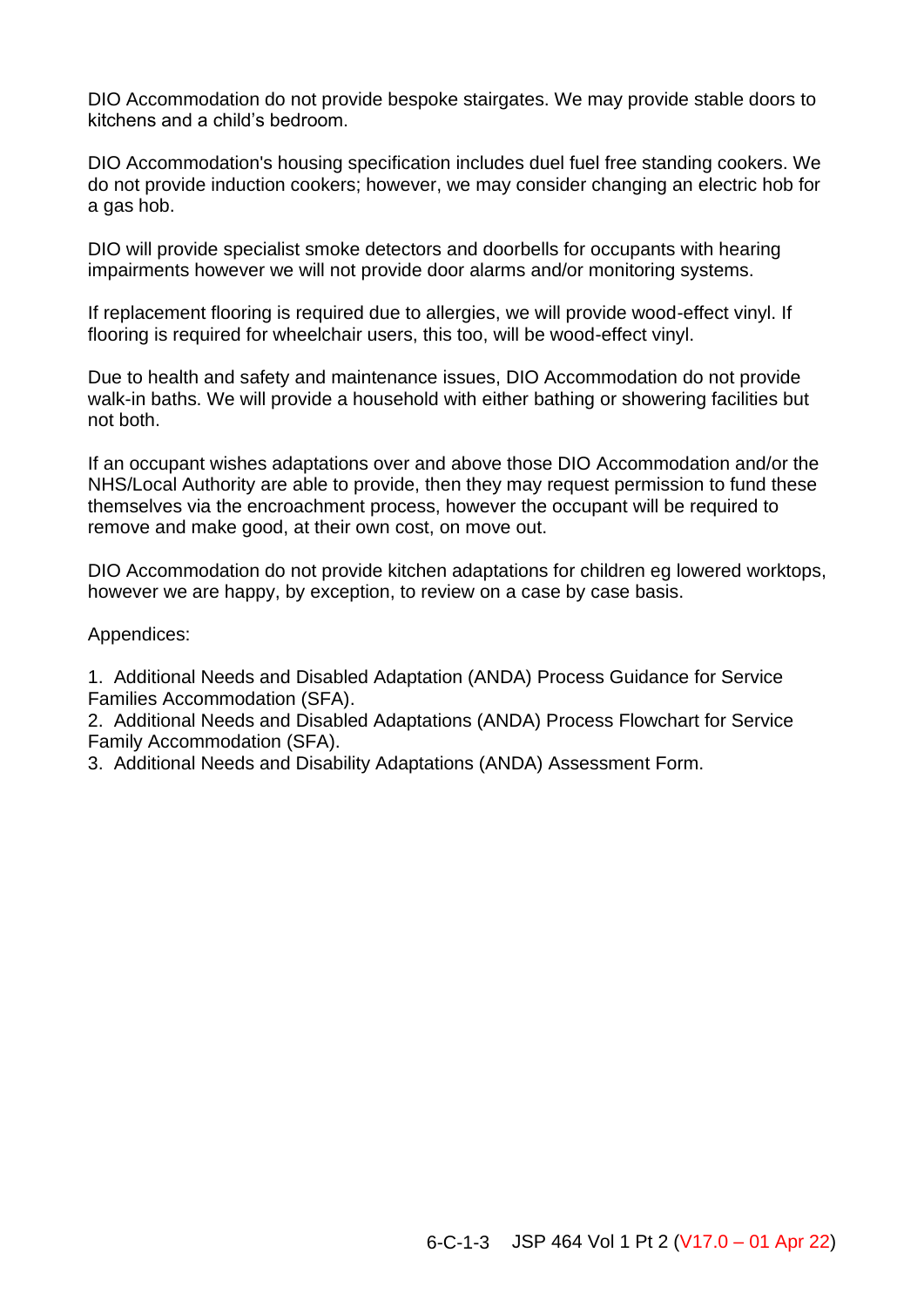DIO Accommodation do not provide bespoke stairgates. We may provide stable doors to kitchens and a child's bedroom.

DIO Accommodation's housing specification includes duel fuel free standing cookers. We do not provide induction cookers; however, we may consider changing an electric hob for a gas hob.

DIO will provide specialist smoke detectors and doorbells for occupants with hearing impairments however we will not provide door alarms and/or monitoring systems.

If replacement flooring is required due to allergies, we will provide wood-effect vinyl. If flooring is required for wheelchair users, this too, will be wood-effect vinyl.

Due to health and safety and maintenance issues, DIO Accommodation do not provide walk-in baths. We will provide a household with either bathing or showering facilities but not both.

If an occupant wishes adaptations over and above those DIO Accommodation and/or the NHS/Local Authority are able to provide, then they may request permission to fund these themselves via the encroachment process, however the occupant will be required to remove and make good, at their own cost, on move out.

DIO Accommodation do not provide kitchen adaptations for children eg lowered worktops, however we are happy, by exception, to review on a case by case basis.

Appendices:

1. Additional Needs and Disabled Adaptation (ANDA) Process Guidance for Service Families Accommodation (SFA).
2. Additional Needs and Disabled Adaptations (ANDA) Process Flowchart for Service Family Accommodation (SFA).
3. Additional Needs and Disability Adaptations (ANDA) Assessment Form.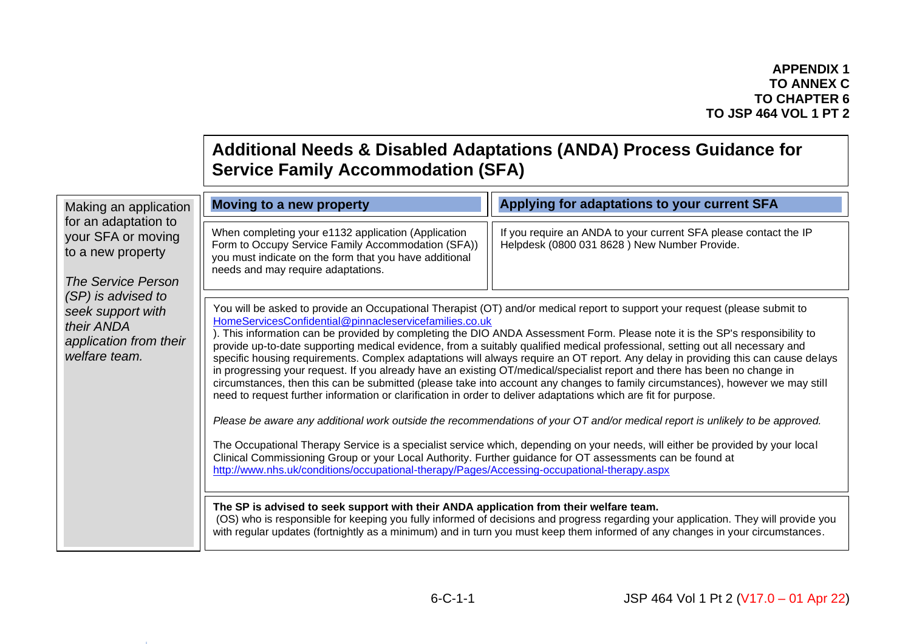**APPENDIX 1**
**TO ANNEX C**
**TO CHAPTER 6**
**TO JSP 464 VOL 1 PT 2**

# Additional Needs & Disabled Adaptations (ANDA) Process Guidance for Service Family Accommodation (SFA)

Making an application for an adaptation to your SFA or moving to a new property

*The Service Person (SP) is advised to seek support with their ANDA application from their welfare team.*

| **Moving to a new property** | **Applying for adaptations to your current SFA** |
|---|---|
| When completing your e1132 application (Application Form to Occupy Service Family Accommodation (SFA)) you must indicate on the form that you have additional needs and may require adaptations. | If you require an ANDA to your current SFA please contact the IP Helpdesk (0800 031 8628 ) New Number Provide. |

You will be asked to provide an Occupational Therapist (OT) and/or medical report to support your request (please submit to HomeServicesConfidential@pinnacleservicefamilies.co.uk
). This information can be provided by completing the DIO ANDA Assessment Form. Please note it is the SP's responsibility to provide up-to-date supporting medical evidence, from a suitably qualified medical professional, setting out all necessary and specific housing requirements. Complex adaptations will always require an OT report. Any delay in providing this can cause delays in progressing your request. If you already have an existing OT/medical/specialist report and there has been no change in circumstances, then this can be submitted (please take into account any changes to family circumstances), however we may still need to request further information or clarification in order to deliver adaptations which are fit for purpose.

*Please be aware any additional work outside the recommendations of your OT and/or medical report is unlikely to be approved.*

The Occupational Therapy Service is a specialist service which, depending on your needs, will either be provided by your local Clinical Commissioning Group or your Local Authority. Further guidance for OT assessments can be found at http://www.nhs.uk/conditions/occupational-therapy/Pages/Accessing-occupational-therapy.aspx

**The SP is advised to seek support with their ANDA application from their welfare team.**
(OS) who is responsible for keeping you fully informed of decisions and progress regarding your application. They will provide you with regular updates (fortnightly as a minimum) and in turn you must keep them informed of any changes in your circumstances.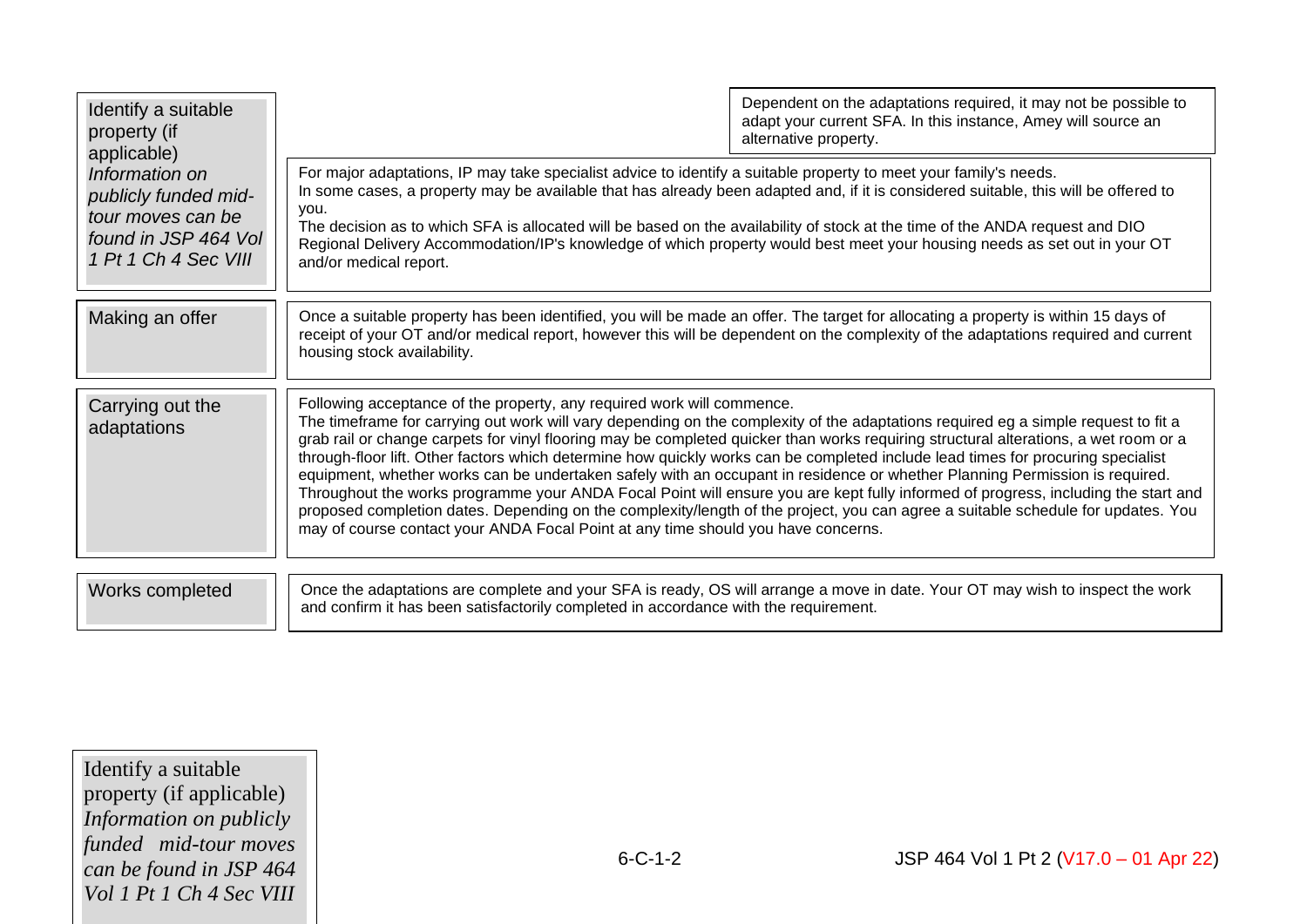| | |
|---|---|
| Identify a suitable property (if applicable) *Information on publicly funded mid-tour moves can be found in JSP 464 Vol 1 Pt 1 Ch 4 Sec VIII* | Dependent on the adaptations required, it may not be possible to adapt your current SFA. In this instance, Amey will source an alternative property.<br><br>For major adaptations, IP may take specialist advice to identify a suitable property to meet your family's needs.<br>In some cases, a property may be available that has already been adapted and, if it is considered suitable, this will be offered to you.<br>The decision as to which SFA is allocated will be based on the availability of stock at the time of the ANDA request and DIO Regional Delivery Accommodation/IP's knowledge of which property would best meet your housing needs as set out in your OT and/or medical report. |
| Making an offer | Once a suitable property has been identified, you will be made an offer. The target for allocating a property is within 15 days of receipt of your OT and/or medical report, however this will be dependent on the complexity of the adaptations required and current housing stock availability. |
| Carrying out the adaptations | Following acceptance of the property, any required work will commence.<br>The timeframe for carrying out work will vary depending on the complexity of the adaptations required eg a simple request to fit a grab rail or change carpets for vinyl flooring may be completed quicker than works requiring structural alterations, a wet room or a through-floor lift. Other factors which determine how quickly works can be completed include lead times for procuring specialist equipment, whether works can be undertaken safely with an occupant in residence or whether Planning Permission is required.<br>Throughout the works programme your ANDA Focal Point will ensure you are kept fully informed of progress, including the start and proposed completion dates. Depending on the complexity/length of the project, you can agree a suitable schedule for updates. You may of course contact your ANDA Focal Point at any time should you have concerns. |
| Works completed | Once the adaptations are complete and your SFA is ready, OS will arrange a move in date. Your OT may wish to inspect the work and confirm it has been satisfactorily completed in accordance with the requirement. |

Identify a suitable property (if applicable)
*Information on publicly funded mid-tour moves can be found in JSP 464 Vol 1 Pt 1 Ch 4 Sec VIII*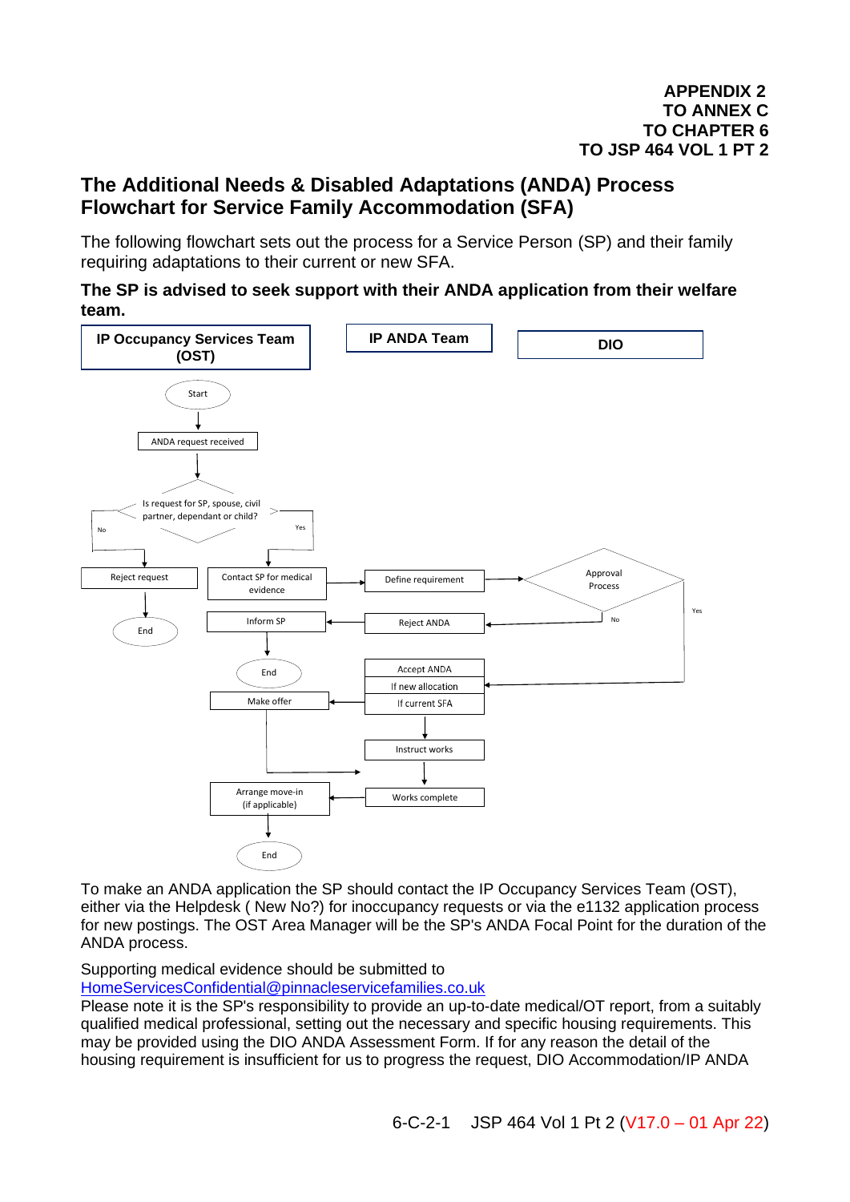**APPENDIX 2**
**TO ANNEX C**
**TO CHAPTER 6**
**TO JSP 464 VOL 1 PT 2**

## The Additional Needs & Disabled Adaptations (ANDA) Process Flowchart for Service Family Accommodation (SFA)

The following flowchart sets out the process for a Service Person (SP) and their family requiring adaptations to their current or new SFA.

**The SP is advised to seek support with their ANDA application from their welfare team.**

| IP Occupancy Services Team (OST) | IP ANDA Team | DIO |
|---|---|---|

- Start
- ANDA request received
- Is request for SP, spouse, civil partner, dependant or child?
  - No → Reject request → End
  - Yes → Contact SP for medical evidence → Define requirement → Approval Process
    - No → Reject ANDA → Inform SP → End
    - Yes → Accept ANDA
      - If new allocation → Make offer → Arrange move-in (if applicable) → End
      - If current SFA → Instruct works → Works complete → Arrange move-in (if applicable) → End

To make an ANDA application the SP should contact the IP Occupancy Services Team (OST), either via the Helpdesk ( New No?) for inoccupancy requests or via the e1132 application process for new postings. The OST Area Manager will be the SP's ANDA Focal Point for the duration of the ANDA process.

Supporting medical evidence should be submitted to HomeServicesConfidential@pinnacleservicefamilies.co.uk
Please note it is the SP's responsibility to provide an up-to-date medical/OT report, from a suitably qualified medical professional, setting out the necessary and specific housing requirements. This may be provided using the DIO ANDA Assessment Form. If for any reason the detail of the housing requirement is insufficient for us to progress the request, DIO Accommodation/IP ANDA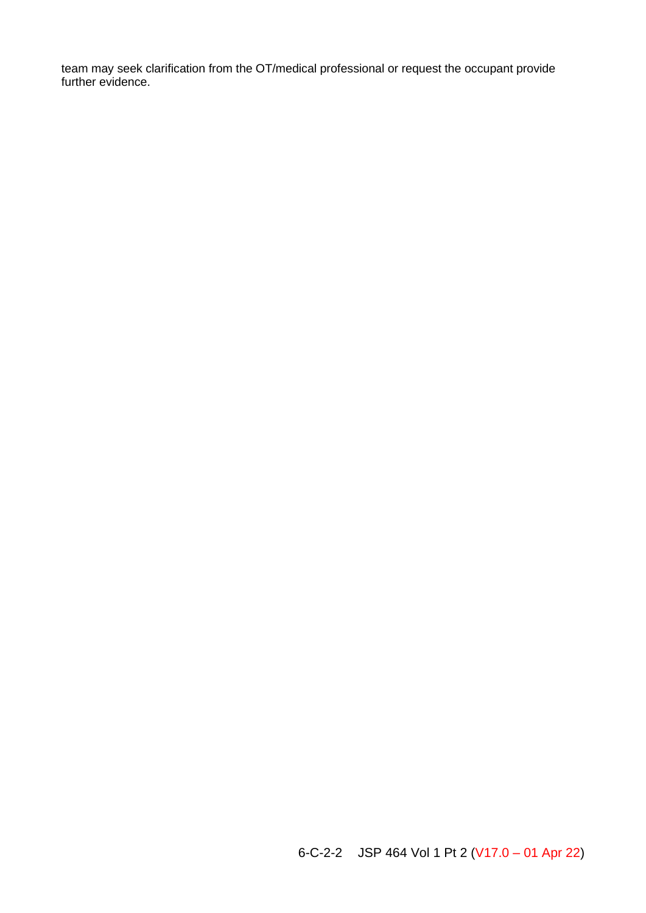team may seek clarification from the OT/medical professional or request the occupant provide further evidence.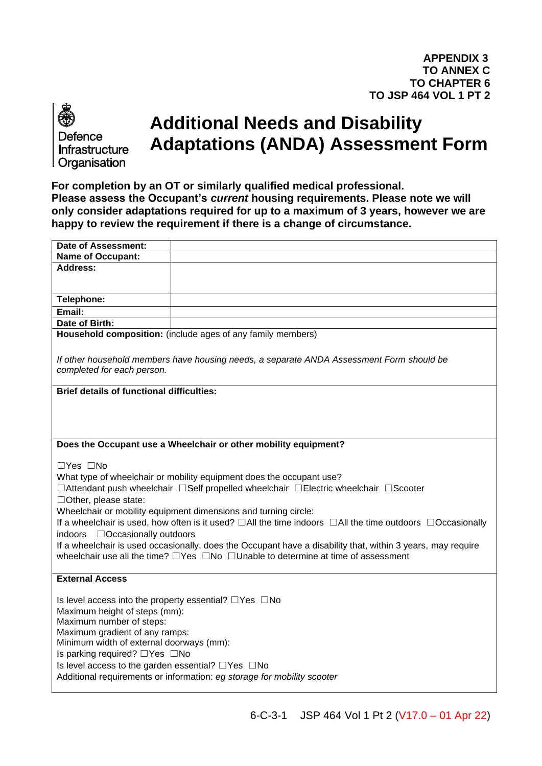**APPENDIX 3**
**TO ANNEX C**
**TO CHAPTER 6**
**TO JSP 464 VOL 1 PT 2**

Defence Infrastructure Organisation

# Additional Needs and Disability Adaptations (ANDA) Assessment Form

**For completion by an OT or similarly qualified medical professional.**
**Please assess the Occupant's *current* housing requirements. Please note we will only consider adaptations required for up to a maximum of 3 years, however we are happy to review the requirement if there is a change of circumstance.**

| **Date of Assessment:** | |
|---|---|
| **Name of Occupant:** | |
| **Address:** | |
| **Telephone:** | |
| **Email:** | |
| **Date of Birth:** | |

**Household composition:** (include ages of any family members)

*If other household members have housing needs, a separate ANDA Assessment Form should be completed for each person.*

**Brief details of functional difficulties:**

**Does the Occupant use a Wheelchair or other mobility equipment?**

☐Yes ☐No
What type of wheelchair or mobility equipment does the occupant use?
☐Attendant push wheelchair ☐Self propelled wheelchair ☐Electric wheelchair ☐Scooter
☐Other, please state:
Wheelchair or mobility equipment dimensions and turning circle:
If a wheelchair is used, how often is it used? ☐All the time indoors ☐All the time outdoors ☐Occasionally indoors ☐Occasionally outdoors
If a wheelchair is used occasionally, does the Occupant have a disability that, within 3 years, may require wheelchair use all the time? ☐Yes ☐No ☐Unable to determine at time of assessment

**External Access**

Is level access into the property essential? ☐Yes ☐No
Maximum height of steps (mm):
Maximum number of steps:
Maximum gradient of any ramps:
Minimum width of external doorways (mm):
Is parking required? ☐Yes ☐No
Is level access to the garden essential? ☐Yes ☐No
Additional requirements or information: *eg storage for mobility scooter*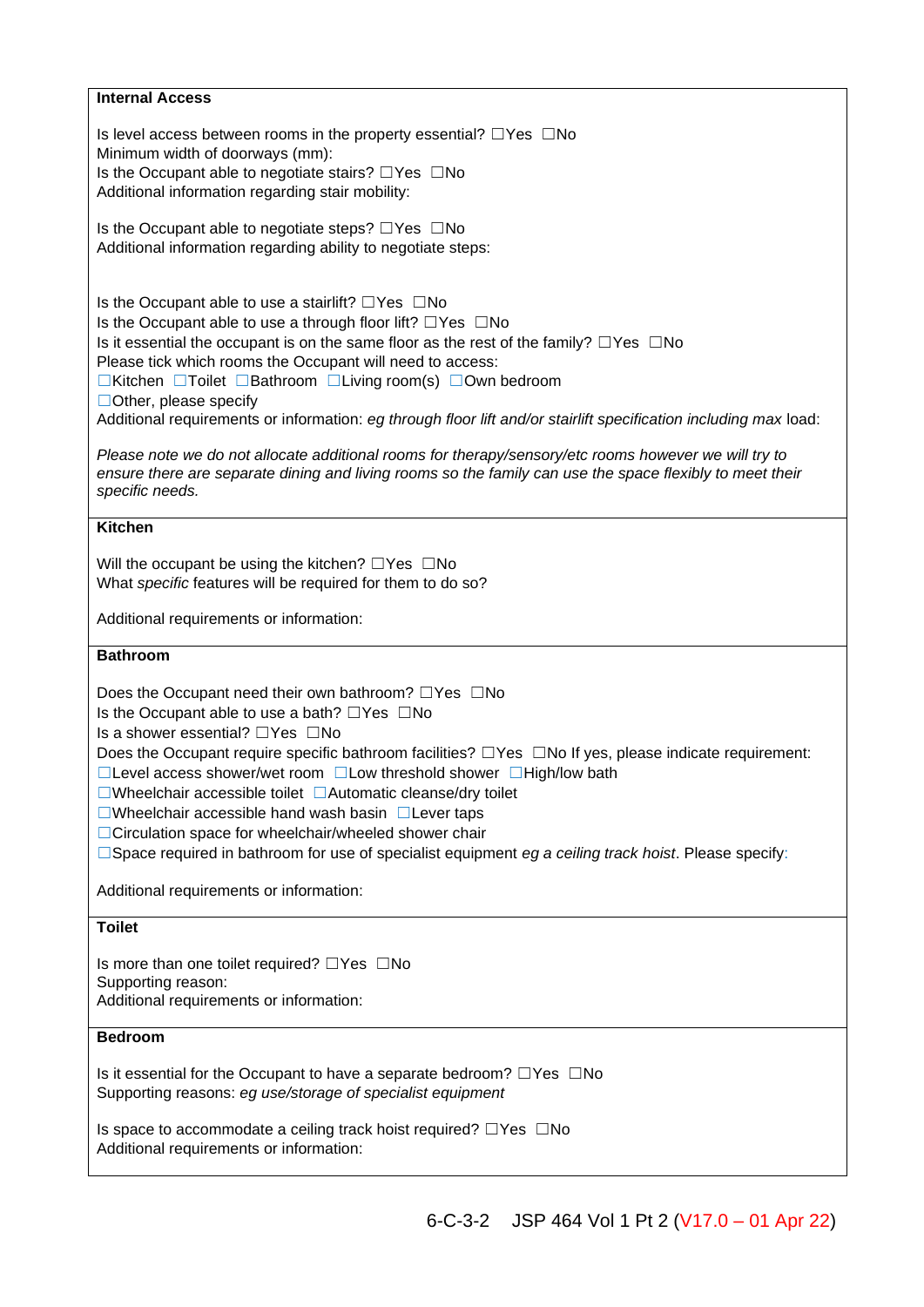**Internal Access**

Is level access between rooms in the property essential? ☐Yes ☐No
Minimum width of doorways (mm):
Is the Occupant able to negotiate stairs? ☐Yes ☐No
Additional information regarding stair mobility:

Is the Occupant able to negotiate steps? ☐Yes ☐No
Additional information regarding ability to negotiate steps:

Is the Occupant able to use a stairlift? ☐Yes ☐No
Is the Occupant able to use a through floor lift? ☐Yes ☐No
Is it essential the occupant is on the same floor as the rest of the family? ☐Yes ☐No
Please tick which rooms the Occupant will need to access:
☐Kitchen ☐Toilet ☐Bathroom ☐Living room(s) ☐Own bedroom
☐Other, please specify
Additional requirements or information: *eg through floor lift and/or stairlift specification including max* load:

*Please note we do not allocate additional rooms for therapy/sensory/etc rooms however we will try to ensure there are separate dining and living rooms so the family can use the space flexibly to meet their specific needs.*

**Kitchen**

Will the occupant be using the kitchen? ☐Yes ☐No
What *specific* features will be required for them to do so?

Additional requirements or information:

**Bathroom**

Does the Occupant need their own bathroom? ☐Yes ☐No
Is the Occupant able to use a bath? ☐Yes ☐No
Is a shower essential? ☐Yes ☐No
Does the Occupant require specific bathroom facilities? ☐Yes ☐No If yes, please indicate requirement:
☐Level access shower/wet room ☐Low threshold shower ☐High/low bath
☐Wheelchair accessible toilet ☐Automatic cleanse/dry toilet
☐Wheelchair accessible hand wash basin ☐Lever taps
☐Circulation space for wheelchair/wheeled shower chair
☐Space required in bathroom for use of specialist equipment *eg a ceiling track hoist*. Please specify:

Additional requirements or information:

**Toilet**

Is more than one toilet required? ☐Yes ☐No
Supporting reason:
Additional requirements or information:

**Bedroom**

Is it essential for the Occupant to have a separate bedroom? ☐Yes ☐No
Supporting reasons: *eg use/storage of specialist equipment*

Is space to accommodate a ceiling track hoist required? ☐Yes ☐No
Additional requirements or information: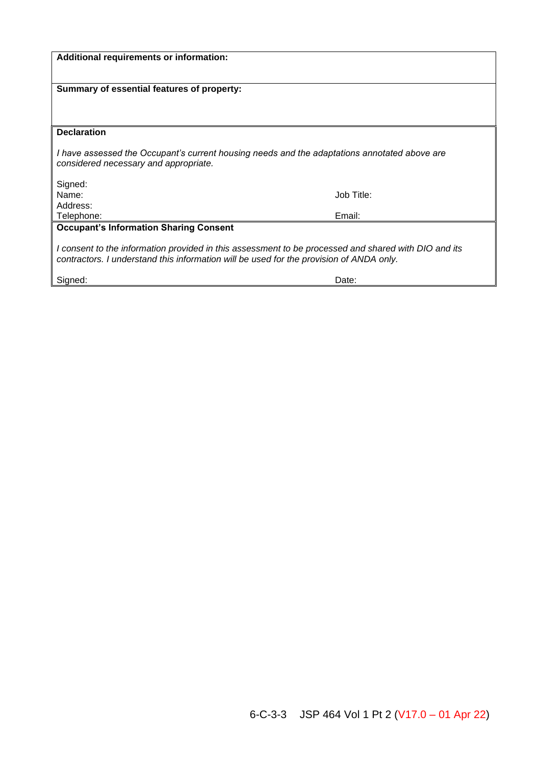| **Additional requirements or information:** | |
|---|---|
| **Summary of essential features of property:** | |

| **Declaration** | |
|---|---|
| *I have assessed the Occupant's current housing needs and the adaptations annotated above are considered necessary and appropriate.* | |
| Signed: | |
| Name: | Job Title: |
| Address: | |
| Telephone: | Email: |

| **Occupant's Information Sharing Consent** | |
|---|---|
| *I consent to the information provided in this assessment to be processed and shared with DIO and its contractors. I understand this information will be used for the provision of ANDA only.* | |
| Signed: | Date: |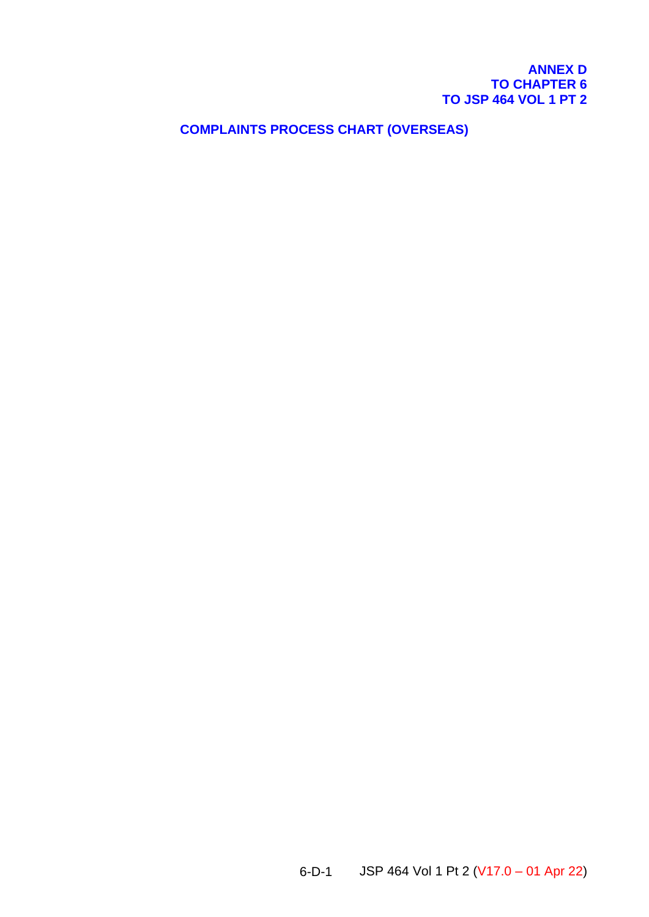**ANNEX D**
**TO CHAPTER 6**
**TO JSP 464 VOL 1 PT 2**

## COMPLAINTS PROCESS CHART (OVERSEAS)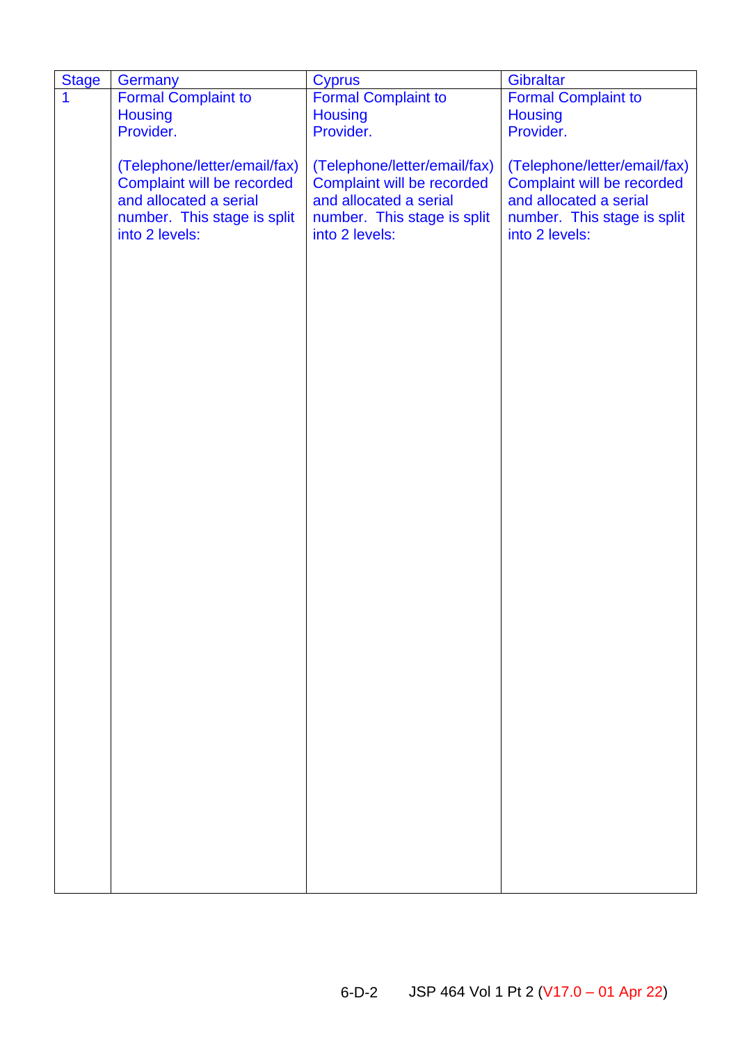| Stage | Germany | Cyprus | Gibraltar |
|---|---|---|---|
| 1 | Formal Complaint to Housing Provider.<br><br>(Telephone/letter/email/fax) Complaint will be recorded and allocated a serial number. This stage is split into 2 levels: | Formal Complaint to Housing Provider.<br><br>(Telephone/letter/email/fax) Complaint will be recorded and allocated a serial number. This stage is split into 2 levels: | Formal Complaint to Housing Provider.<br><br>(Telephone/letter/email/fax) Complaint will be recorded and allocated a serial number. This stage is split into 2 levels: |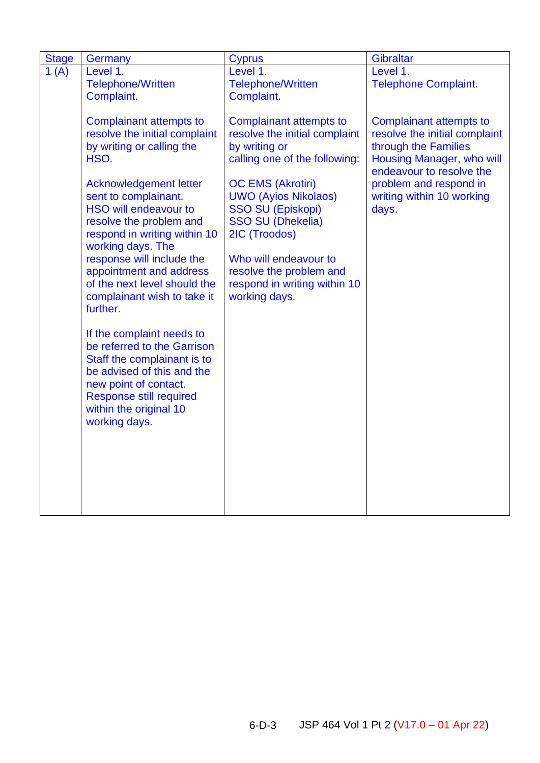| Stage | Germany | Cyprus | Gibraltar |
|---|---|---|---|
| 1 (A) | Level 1.<br>Telephone/Written Complaint.<br><br>Complainant attempts to resolve the initial complaint by writing or calling the HSO.<br><br>Acknowledgement letter sent to complainant. HSO will endeavour to resolve the problem and respond in writing within 10 working days. The response will include the appointment and address of the next level should the complainant wish to take it further.<br><br>If the complaint needs to be referred to the Garrison Staff the complainant is to be advised of this and the new point of contact. Response still required within the original 10 working days. | Level 1.<br>Telephone/Written Complaint.<br><br>Complainant attempts to resolve the initial complaint by writing or calling one of the following:<br><br>OC EMS (Akrotiri)<br>UWO (Ayios Nikolaos)<br>SSO SU (Episkopi)<br>SSO SU (Dhekelia)<br>2IC (Troodos)<br><br>Who will endeavour to resolve the problem and respond in writing within 10 working days. | Level 1.<br>Telephone Complaint.<br><br>Complainant attempts to resolve the initial complaint through the Families Housing Manager, who will endeavour to resolve the problem and respond in writing within 10 working days. |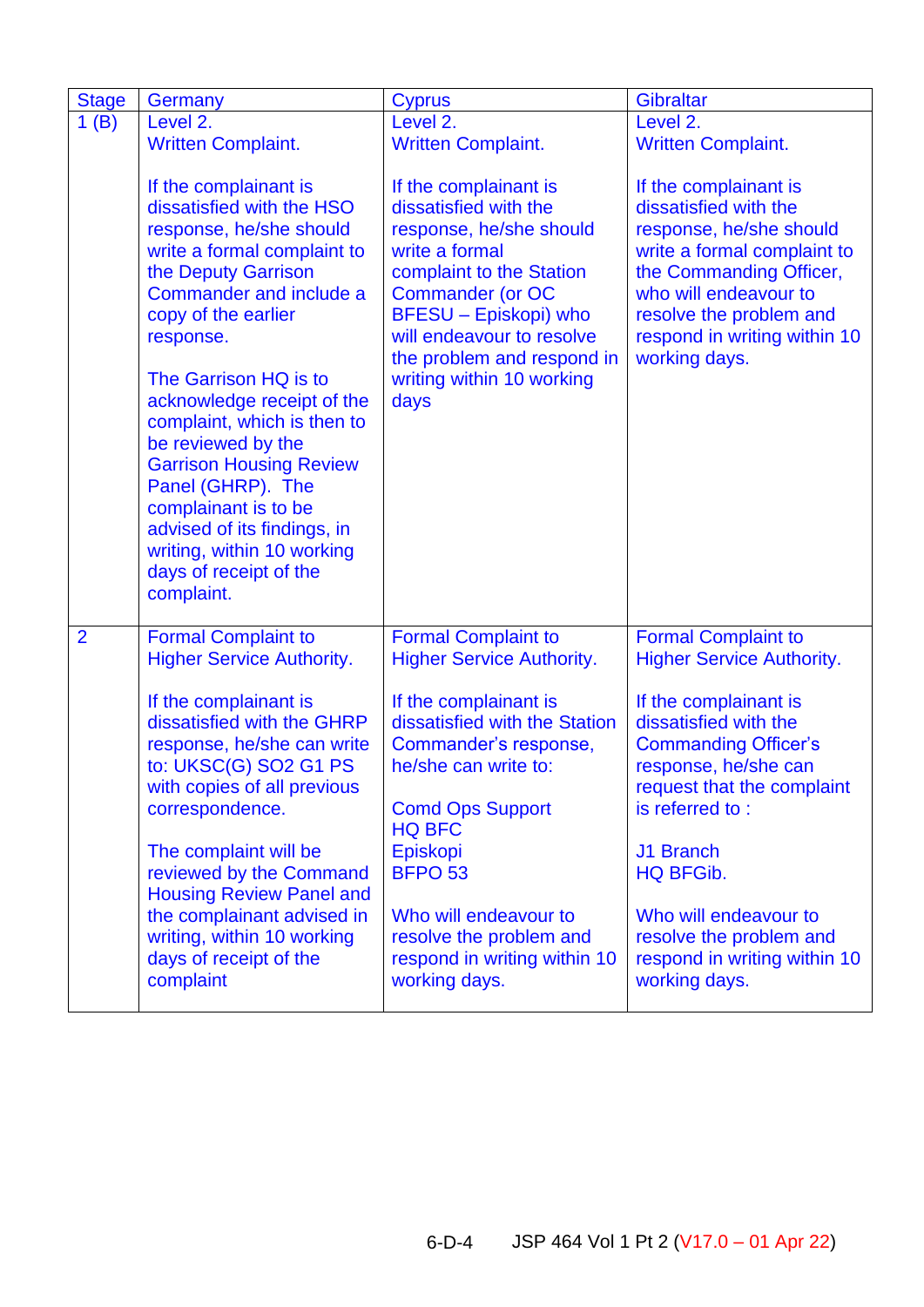| Stage | Germany | Cyprus | Gibraltar |
|---|---|---|---|
| 1 (B) | Level 2.<br>Written Complaint.<br><br>If the complainant is dissatisfied with the HSO response, he/she should write a formal complaint to the Deputy Garrison Commander and include a copy of the earlier response.<br><br>The Garrison HQ is to acknowledge receipt of the complaint, which is then to be reviewed by the Garrison Housing Review Panel (GHRP). The complainant is to be advised of its findings, in writing, within 10 working days of receipt of the complaint. | Level 2.<br>Written Complaint.<br><br>If the complainant is dissatisfied with the response, he/she should write a formal complaint to the Station Commander (or OC BFESU – Episkopi) who will endeavour to resolve the problem and respond in writing within 10 working days | Level 2.<br>Written Complaint.<br><br>If the complainant is dissatisfied with the response, he/she should write a formal complaint to the Commanding Officer, who will endeavour to resolve the problem and respond in writing within 10 working days. |
| 2 | Formal Complaint to Higher Service Authority.<br><br>If the complainant is dissatisfied with the GHRP response, he/she can write to: UKSC(G) SO2 G1 PS with copies of all previous correspondence.<br><br>The complaint will be reviewed by the Command Housing Review Panel and the complainant advised in writing, within 10 working days of receipt of the complaint | Formal Complaint to Higher Service Authority.<br><br>If the complainant is dissatisfied with the Station Commander's response, he/she can write to:<br><br>Comd Ops Support<br>HQ BFC<br>Episkopi<br>BFPO 53<br><br>Who will endeavour to resolve the problem and respond in writing within 10 working days. | Formal Complaint to Higher Service Authority.<br><br>If the complainant is dissatisfied with the Commanding Officer's response, he/she can request that the complaint is referred to :<br><br>J1 Branch<br>HQ BFGib.<br><br>Who will endeavour to resolve the problem and respond in writing within 10 working days. |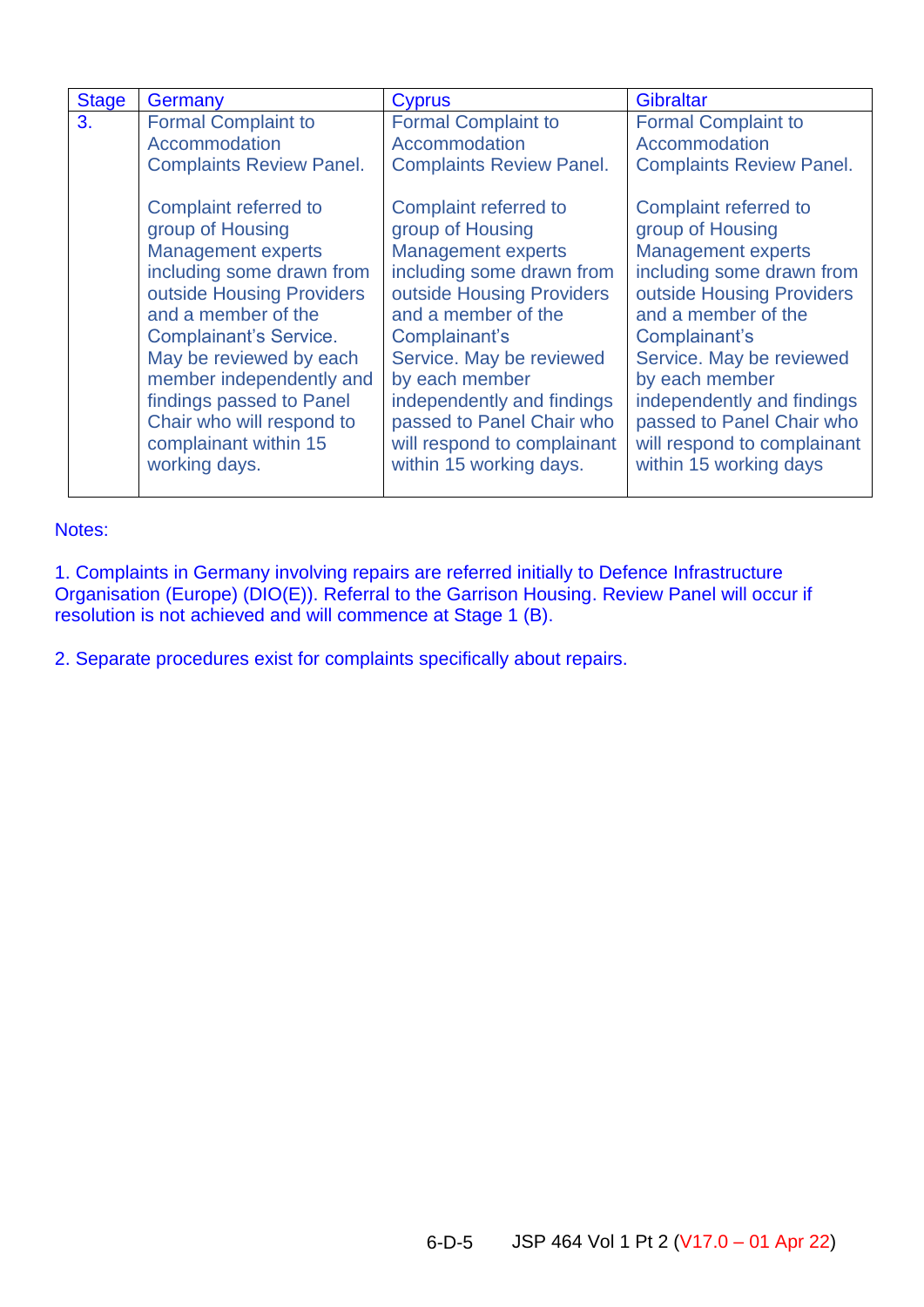| Stage | Germany | Cyprus | Gibraltar |
|---|---|---|---|
| 3. | Formal Complaint to Accommodation Complaints Review Panel.<br><br>Complaint referred to group of Housing Management experts including some drawn from outside Housing Providers and a member of the Complainant's Service. May be reviewed by each member independently and findings passed to Panel Chair who will respond to complainant within 15 working days. | Formal Complaint to Accommodation Complaints Review Panel.<br><br>Complaint referred to group of Housing Management experts including some drawn from outside Housing Providers and a member of the Complainant's Service. May be reviewed by each member independently and findings passed to Panel Chair who will respond to complainant within 15 working days. | Formal Complaint to Accommodation Complaints Review Panel.<br><br>Complaint referred to group of Housing Management experts including some drawn from outside Housing Providers and a member of the Complainant's Service. May be reviewed by each member independently and findings passed to Panel Chair who will respond to complainant within 15 working days |

Notes:

1. Complaints in Germany involving repairs are referred initially to Defence Infrastructure Organisation (Europe) (DIO(E)). Referral to the Garrison Housing. Review Panel will occur if resolution is not achieved and will commence at Stage 1 (B).

2. Separate procedures exist for complaints specifically about repairs.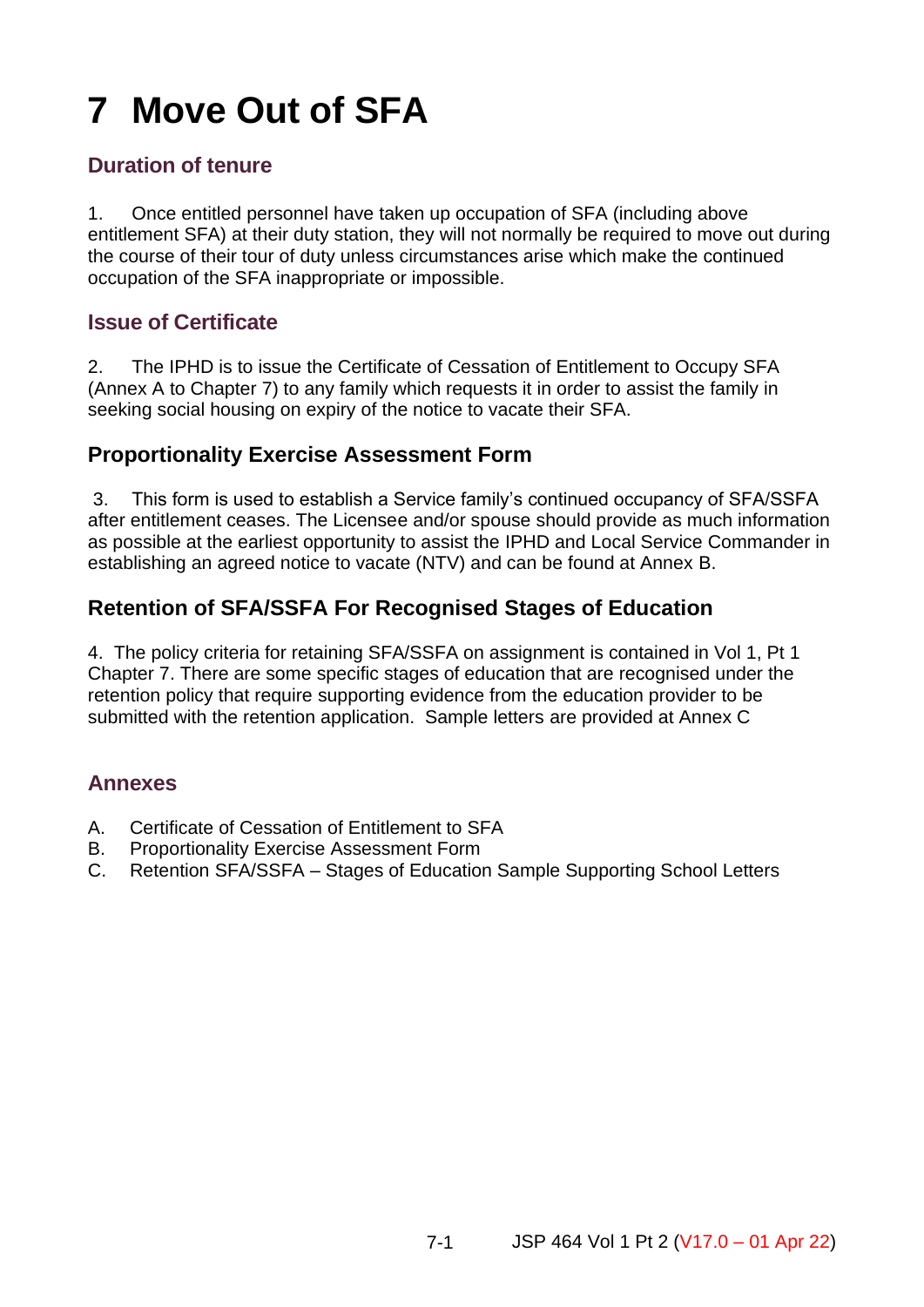# 7 Move Out of SFA

## Duration of tenure

1. Once entitled personnel have taken up occupation of SFA (including above entitlement SFA) at their duty station, they will not normally be required to move out during the course of their tour of duty unless circumstances arise which make the continued occupation of the SFA inappropriate or impossible.

## Issue of Certificate

2. The IPHD is to issue the Certificate of Cessation of Entitlement to Occupy SFA (Annex A to Chapter 7) to any family which requests it in order to assist the family in seeking social housing on expiry of the notice to vacate their SFA.

## Proportionality Exercise Assessment Form

3. This form is used to establish a Service family's continued occupancy of SFA/SSFA after entitlement ceases. The Licensee and/or spouse should provide as much information as possible at the earliest opportunity to assist the IPHD and Local Service Commander in establishing an agreed notice to vacate (NTV) and can be found at Annex B.

## Retention of SFA/SSFA For Recognised Stages of Education

4. The policy criteria for retaining SFA/SSFA on assignment is contained in Vol 1, Pt 1 Chapter 7. There are some specific stages of education that are recognised under the retention policy that require supporting evidence from the education provider to be submitted with the retention application. Sample letters are provided at Annex C

## Annexes

A. Certificate of Cessation of Entitlement to SFA
B. Proportionality Exercise Assessment Form
C. Retention SFA/SSFA – Stages of Education Sample Supporting School Letters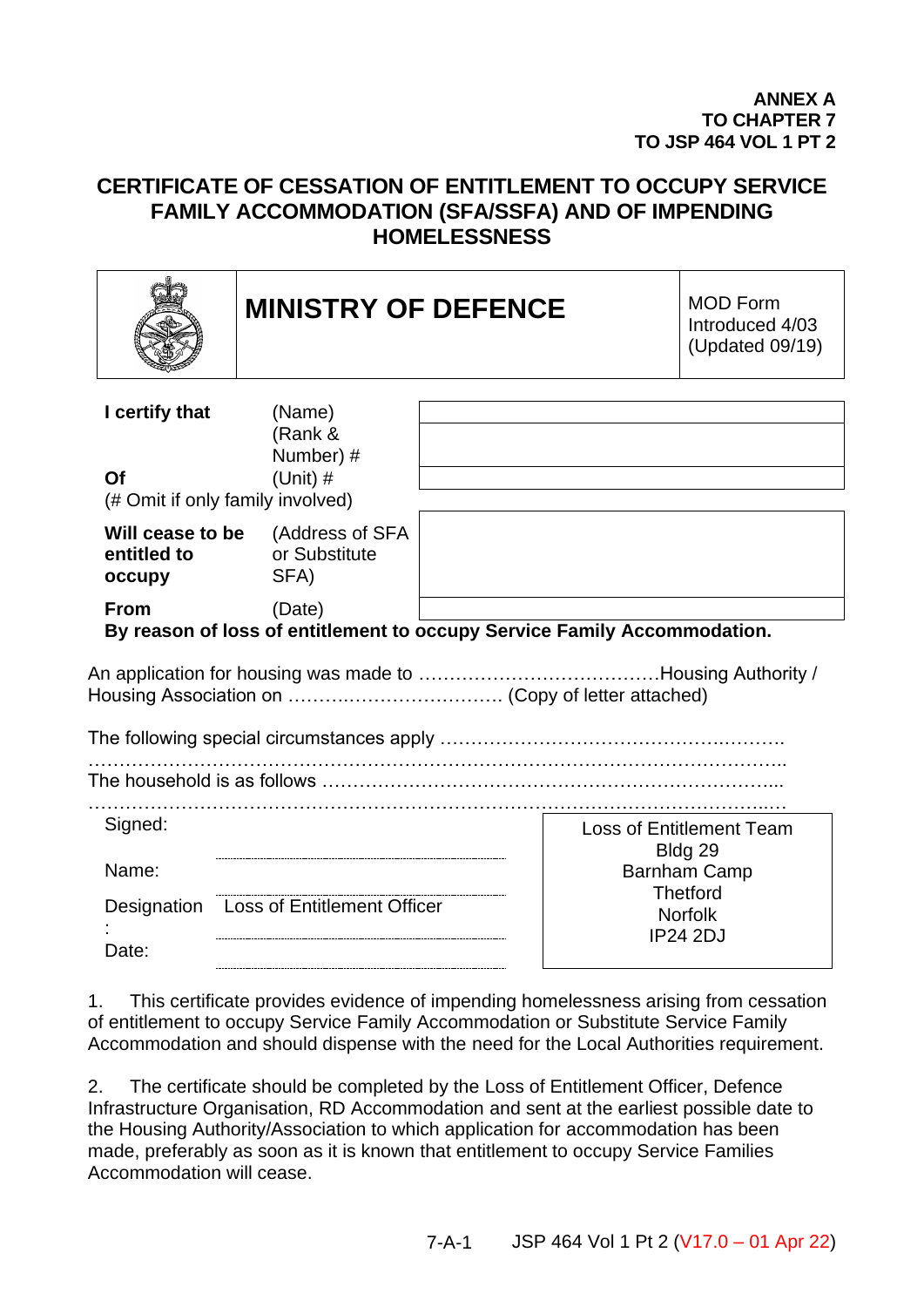**ANNEX A
TO CHAPTER 7
TO JSP 464 VOL 1 PT 2**

# CERTIFICATE OF CESSATION OF ENTITLEMENT TO OCCUPY SERVICE FAMILY ACCOMMODATION (SFA/SSFA) AND OF IMPENDING HOMELESSNESS

| | MINISTRY OF DEFENCE | MOD Form Introduced 4/03 (Updated 09/19) |
|---|---|---|

| | | |
|---|---|---|
| **I certify that** | (Name) | |
| | (Rank & Number) # | |
| **Of** | (Unit) # | |
| (# Omit if only family involved) | | |
| **Will cease to be entitled to occupy** | (Address of SFA or Substitute SFA) | |
| **From** | (Date) | |

**By reason of loss of entitlement to occupy Service Family Accommodation.**

An application for housing was made to ………………………………Housing Authority / Housing Association on ……………………………. (Copy of letter attached)

The following special circumstances apply ……………………………………………….
…………………………………………………………………………………………………..

The household is as follows ……………………………………………………………….
…………………………………………………………………………………………………..

Signed: ……………………

Name: ……………………

Designation: Loss of Entitlement Officer

Date: ……………………

Loss of Entitlement Team
Bldg 29
Barnham Camp
Thetford
Norfolk
IP24 2DJ

1. This certificate provides evidence of impending homelessness arising from cessation of entitlement to occupy Service Family Accommodation or Substitute Service Family Accommodation and should dispense with the need for the Local Authorities requirement.

2. The certificate should be completed by the Loss of Entitlement Officer, Defence Infrastructure Organisation, RD Accommodation and sent at the earliest possible date to the Housing Authority/Association to which application for accommodation has been made, preferably as soon as it is known that entitlement to occupy Service Families Accommodation will cease.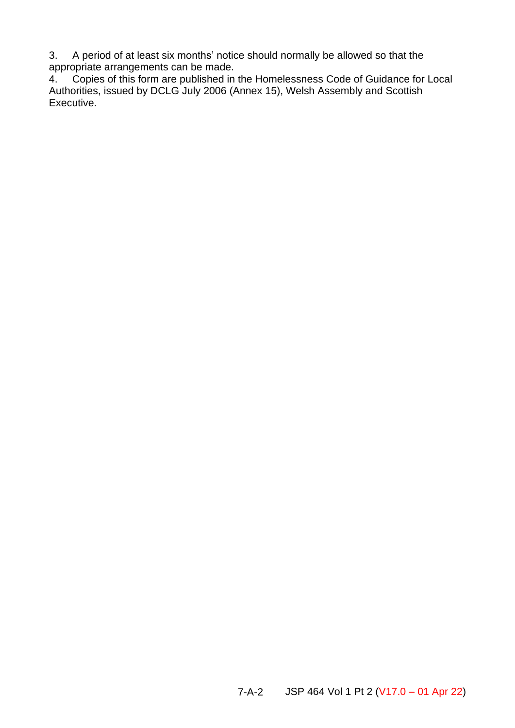3. A period of at least six months' notice should normally be allowed so that the appropriate arrangements can be made.

4. Copies of this form are published in the Homelessness Code of Guidance for Local Authorities, issued by DCLG July 2006 (Annex 15), Welsh Assembly and Scottish Executive.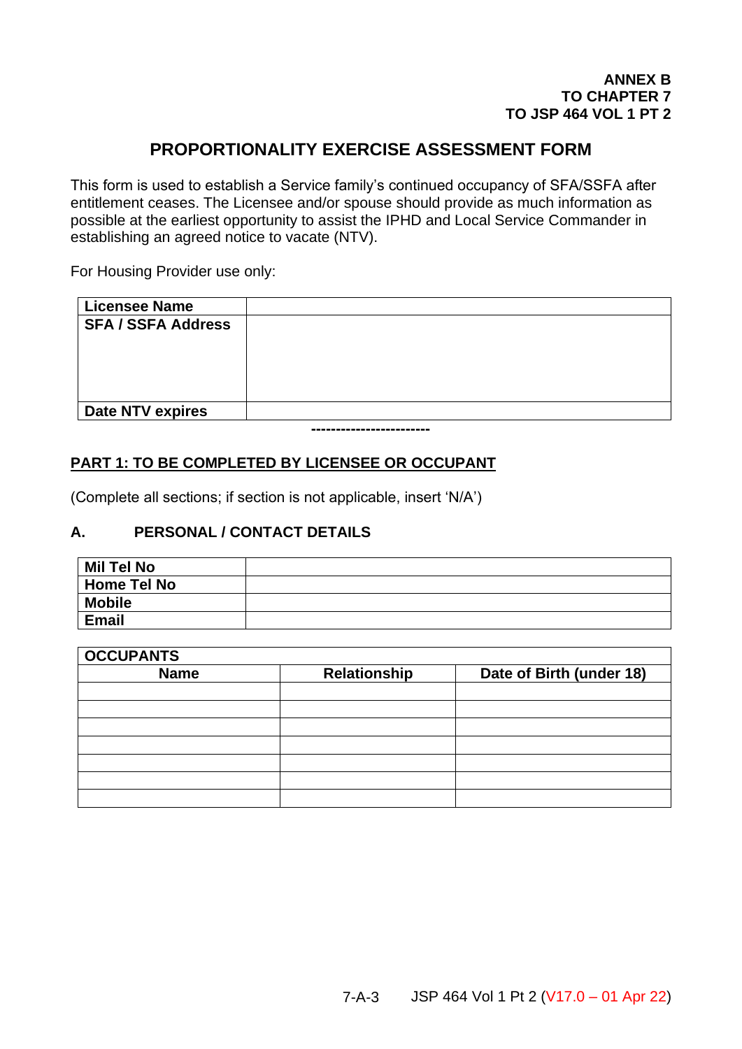**ANNEX B
TO CHAPTER 7
TO JSP 464 VOL 1 PT 2**

# PROPORTIONALITY EXERCISE ASSESSMENT FORM

This form is used to establish a Service family's continued occupancy of SFA/SSFA after entitlement ceases. The Licensee and/or spouse should provide as much information as possible at the earliest opportunity to assist the IPHD and Local Service Commander in establishing an agreed notice to vacate (NTV).

For Housing Provider use only:

| **Licensee Name** | |
|---|---|
| **SFA / SSFA Address** | |
| **Date NTV expires** | |

------------------------

## PART 1: TO BE COMPLETED BY LICENSEE OR OCCUPANT

(Complete all sections; if section is not applicable, insert 'N/A')

### A. PERSONAL / CONTACT DETAILS

| **Mil Tel No** | |
|---|---|
| **Home Tel No** | |
| **Mobile** | |
| **Email** | |

| **OCCUPANTS** | | |
|---|---|---|
| **Name** | **Relationship** | **Date of Birth (under 18)** |
| | | |
| | | |
| | | |
| | | |
| | | |
| | | |
| | | |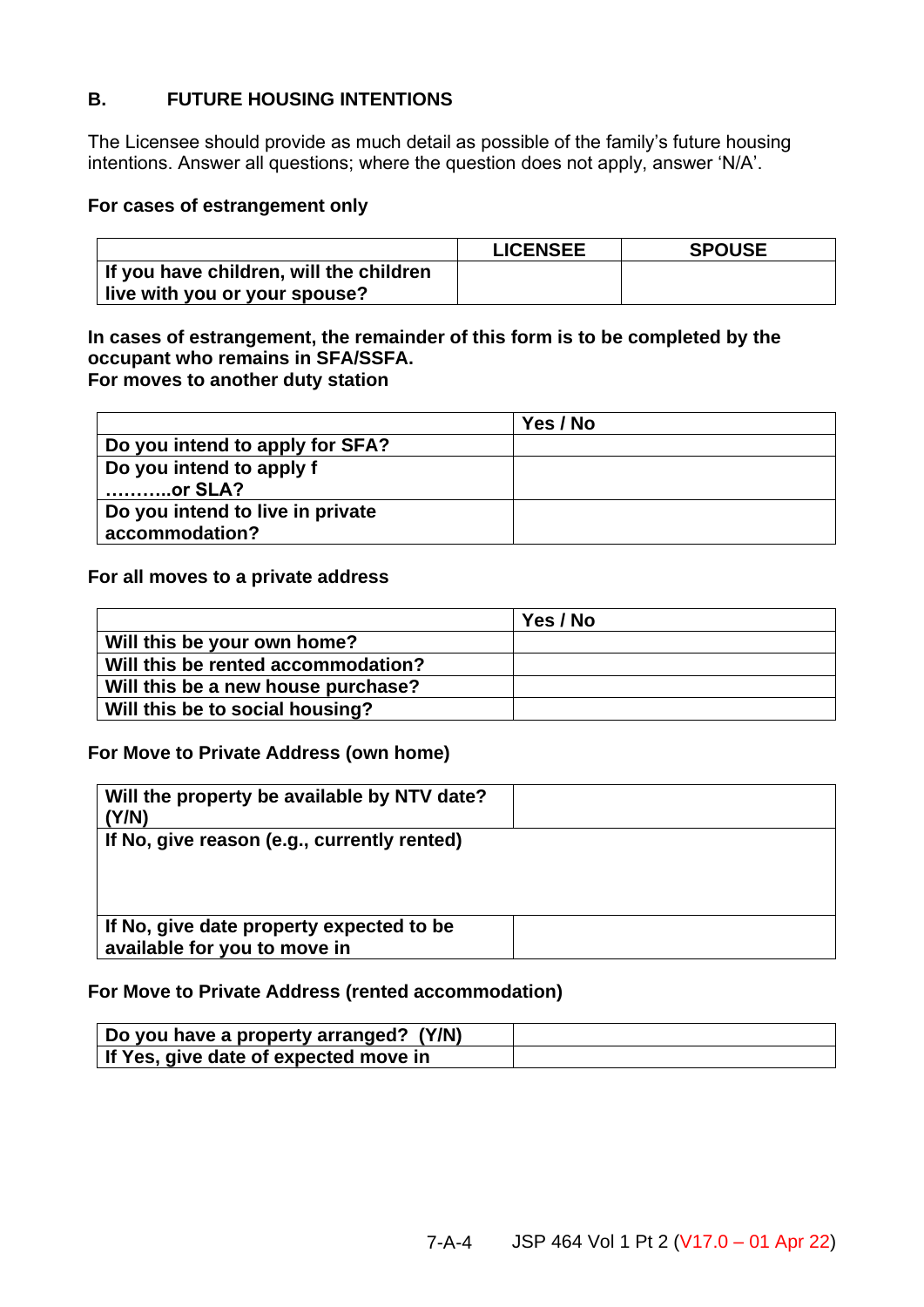## B. FUTURE HOUSING INTENTIONS

The Licensee should provide as much detail as possible of the family's future housing intentions. Answer all questions; where the question does not apply, answer 'N/A'.

**For cases of estrangement only**

| | LICENSEE | SPOUSE |
|---|---|---|
| **If you have children, will the children live with you or your spouse?** | | |

**In cases of estrangement, the remainder of this form is to be completed by the occupant who remains in SFA/SSFA.**
**For moves to another duty station**

| | Yes / No |
|---|---|
| **Do you intend to apply for SFA?** | |
| **Do you intend to apply f ………..or SLA?** | |
| **Do you intend to live in private accommodation?** | |

**For all moves to a private address**

| | Yes / No |
|---|---|
| **Will this be your own home?** | |
| **Will this be rented accommodation?** | |
| **Will this be a new house purchase?** | |
| **Will this be to social housing?** | |

**For Move to Private Address (own home)**

| | |
|---|---|
| **Will the property be available by NTV date? (Y/N)** | |
| **If No, give reason (e.g., currently rented)** | |
| **If No, give date property expected to be available for you to move in** | |

**For Move to Private Address (rented accommodation)**

| | |
|---|---|
| **Do you have a property arranged? (Y/N)** | |
| **If Yes, give date of expected move in** | |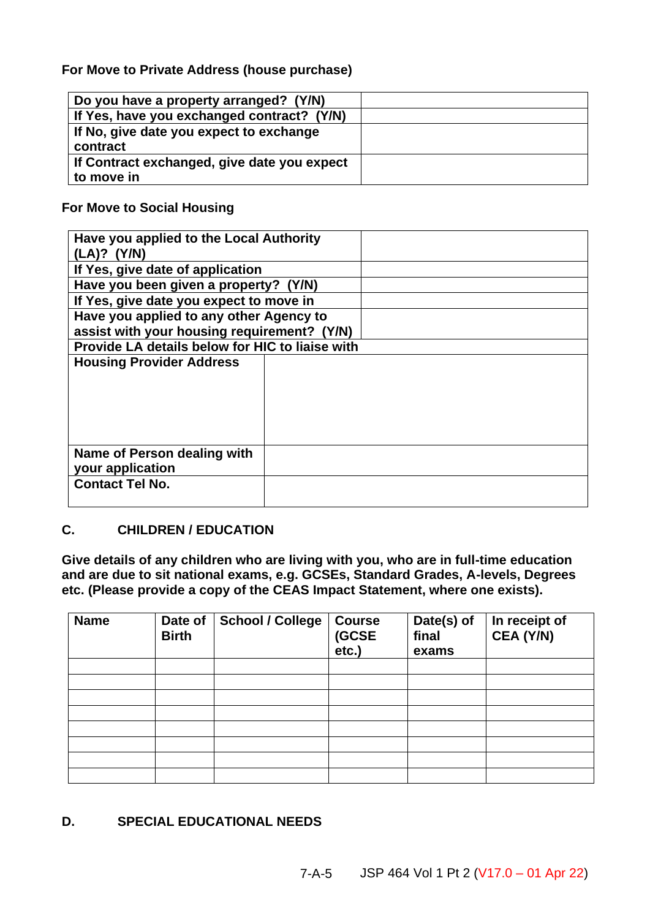**For Move to Private Address (house purchase)**

| | |
|---|---|
| **Do you have a property arranged? (Y/N)** | |
| **If Yes, have you exchanged contract? (Y/N)** | |
| **If No, give date you expect to exchange contract** | |
| **If Contract exchanged, give date you expect to move in** | |

**For Move to Social Housing**

| | |
|---|---|
| **Have you applied to the Local Authority (LA)? (Y/N)** | |
| **If Yes, give date of application** | |
| **Have you been given a property? (Y/N)** | |
| **If Yes, give date you expect to move in** | |
| **Have you applied to any other Agency to assist with your housing requirement? (Y/N)** | |
| **Provide LA details below for HIC to liaise with** | |
| **Housing Provider Address** | |
| **Name of Person dealing with your application** | |
| **Contact Tel No.** | |

## C. CHILDREN / EDUCATION

**Give details of any children who are living with you, who are in full-time education and are due to sit national exams, e.g. GCSEs, Standard Grades, A-levels, Degrees etc. (Please provide a copy of the CEAS Impact Statement, where one exists).**

| Name | Date of Birth | School / College | Course (GCSE etc.) | Date(s) of final exams | In receipt of CEA (Y/N) |
|---|---|---|---|---|---|
| | | | | | |
| | | | | | |
| | | | | | |
| | | | | | |
| | | | | | |
| | | | | | |
| | | | | | |
| | | | | | |

## D. SPECIAL EDUCATIONAL NEEDS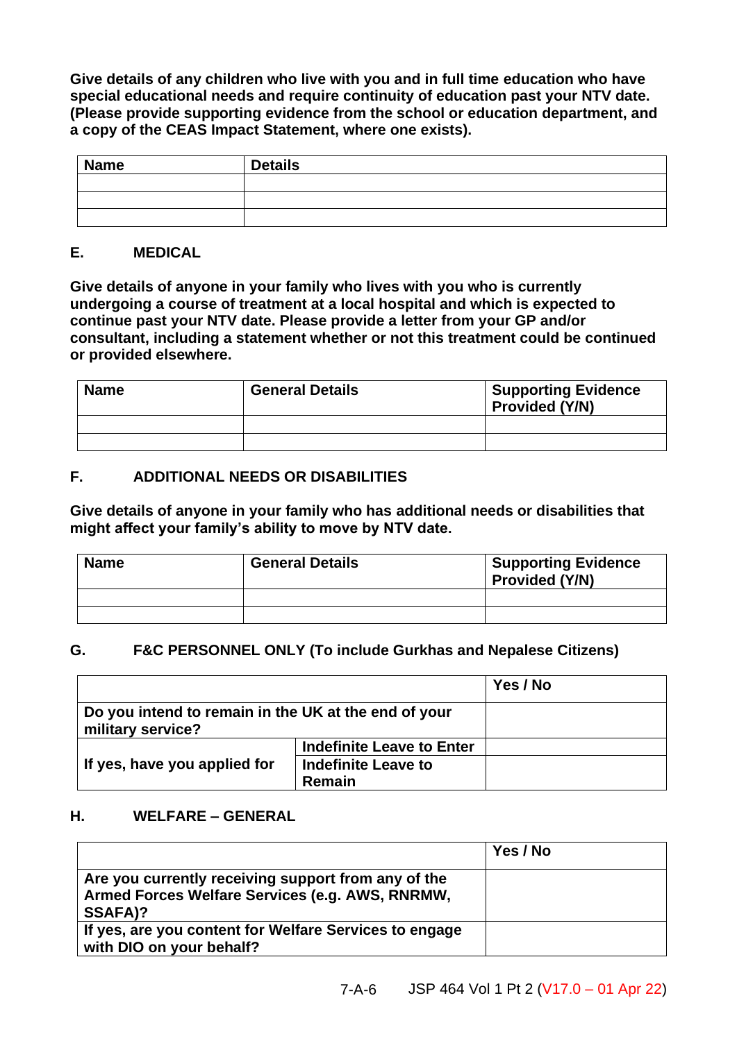**Give details of any children who live with you and in full time education who have special educational needs and require continuity of education past your NTV date. (Please provide supporting evidence from the school or education department, and a copy of the CEAS Impact Statement, where one exists).**

| Name | Details |
|---|---|
| | |
| | |
| | |

### E. MEDICAL

**Give details of anyone in your family who lives with you who is currently undergoing a course of treatment at a local hospital and which is expected to continue past your NTV date. Please provide a letter from your GP and/or consultant, including a statement whether or not this treatment could be continued or provided elsewhere.**

| Name | General Details | Supporting Evidence Provided (Y/N) |
|---|---|---|
| | | |
| | | |

### F. ADDITIONAL NEEDS OR DISABILITIES

**Give details of anyone in your family who has additional needs or disabilities that might affect your family's ability to move by NTV date.**

| Name | General Details | Supporting Evidence Provided (Y/N) |
|---|---|---|
| | | |
| | | |

### G. F&C PERSONNEL ONLY (To include Gurkhas and Nepalese Citizens)

| | | Yes / No |
|---|---|---|
| Do you intend to remain in the UK at the end of your military service? | | |
| If yes, have you applied for | Indefinite Leave to Enter | |
| | Indefinite Leave to Remain | |

### H. WELFARE – GENERAL

| | Yes / No |
|---|---|
| Are you currently receiving support from any of the Armed Forces Welfare Services (e.g. AWS, RNRMW, SSAFA)? | |
| If yes, are you content for Welfare Services to engage with DIO on your behalf? | |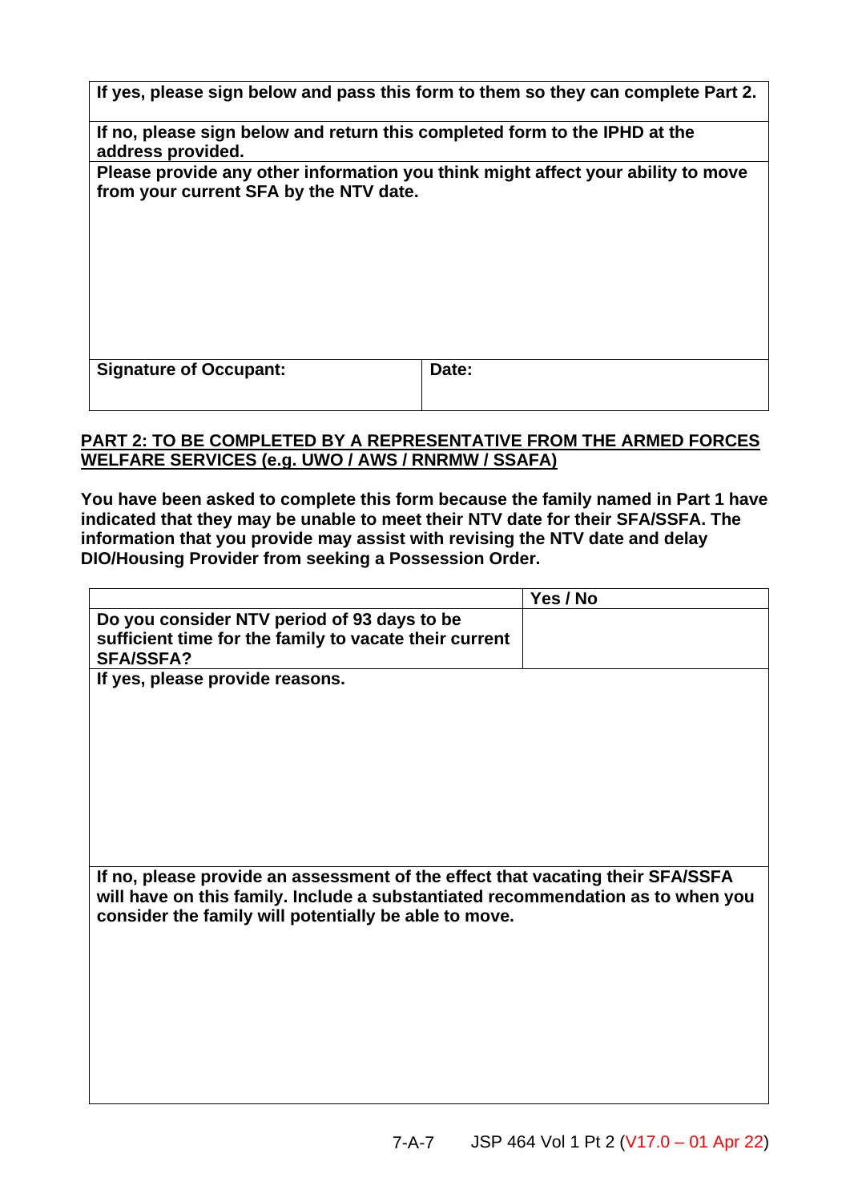| If yes, please sign below and pass this form to them so they can complete Part 2. | |
|---|---|
| **If no, please sign below and return this completed form to the IPHD at the address provided.** | |
| **Please provide any other information you think might affect your ability to move from your current SFA by the NTV date.** | |
| **Signature of Occupant:** | **Date:** |

**PART 2: TO BE COMPLETED BY A REPRESENTATIVE FROM THE ARMED FORCES WELFARE SERVICES (e.g. UWO / AWS / RNRMW / SSAFA)**

**You have been asked to complete this form because the family named in Part 1 have indicated that they may be unable to meet their NTV date for their SFA/SSFA. The information that you provide may assist with revising the NTV date and delay DIO/Housing Provider from seeking a Possession Order.**

| | **Yes / No** |
|---|---|
| **Do you consider NTV period of 93 days to be sufficient time for the family to vacate their current SFA/SSFA?** | |
| **If yes, please provide reasons.** | |
| **If no, please provide an assessment of the effect that vacating their SFA/SSFA will have on this family. Include a substantiated recommendation as to when you consider the family will potentially be able to move.** | |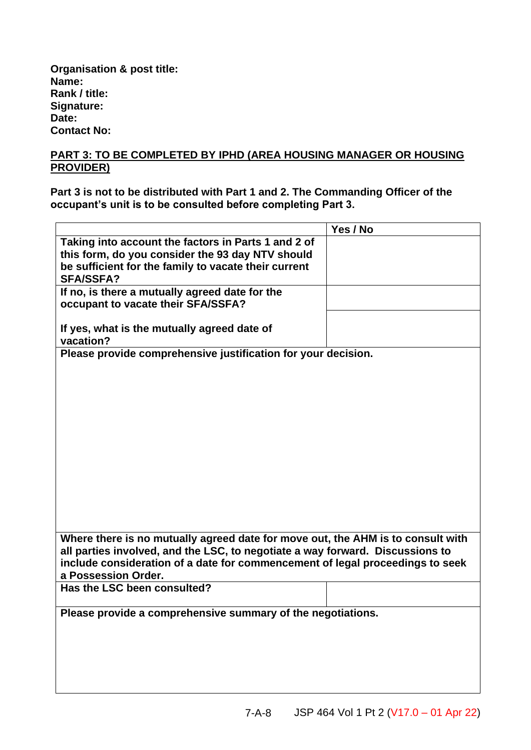**Organisation & post title:**
**Name:**
**Rank / title:**
**Signature:**
**Date:**
**Contact No:**

**PART 3: TO BE COMPLETED BY IPHD (AREA HOUSING MANAGER OR HOUSING PROVIDER)**

**Part 3 is not to be distributed with Part 1 and 2. The Commanding Officer of the occupant's unit is to be consulted before completing Part 3.**

| | Yes / No |
|---|---|
| **Taking into account the factors in Parts 1 and 2 of this form, do you consider the 93 day NTV should be sufficient for the family to vacate their current SFA/SSFA?** | |
| **If no, is there a mutually agreed date for the occupant to vacate their SFA/SSFA?** | |
| **If yes, what is the mutually agreed date of vacation?** | |
| **Please provide comprehensive justification for your decision.** | |
| **Where there is no mutually agreed date for move out, the AHM is to consult with all parties involved, and the LSC, to negotiate a way forward. Discussions to include consideration of a date for commencement of legal proceedings to seek a Possession Order.** | |
| **Has the LSC been consulted?** | |
| **Please provide a comprehensive summary of the negotiations.** | |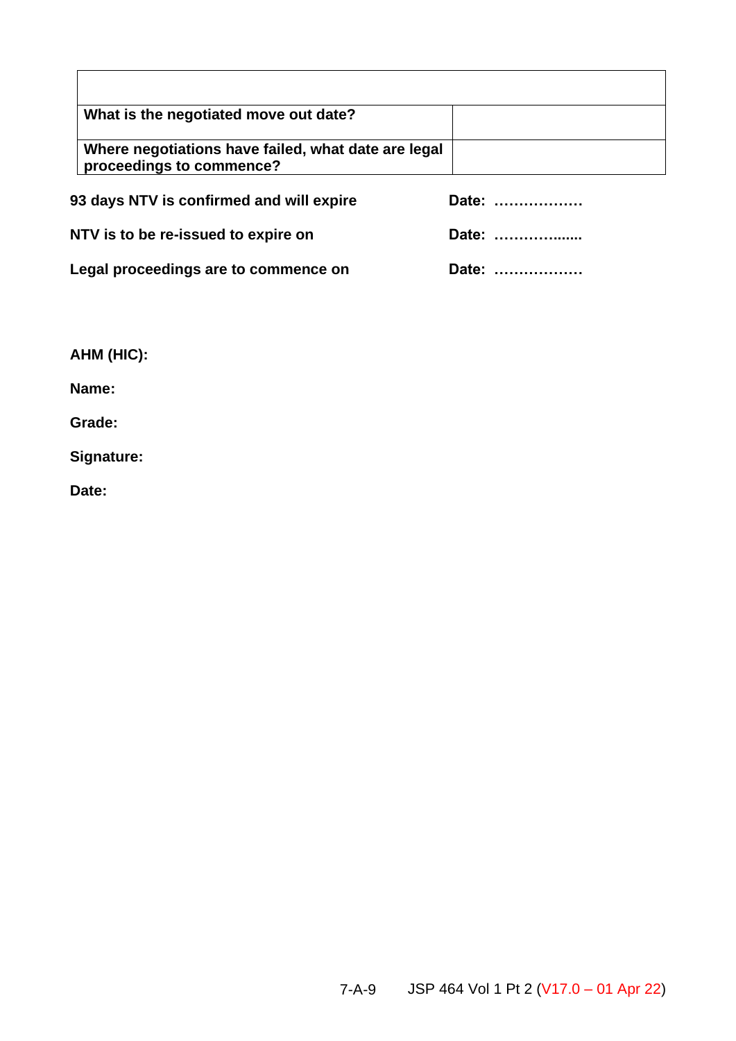| | |
|---|---|
| **What is the negotiated move out date?** | |
| **Where negotiations have failed, what date are legal proceedings to commence?** | |

**93 days NTV is confirmed and will expire** **Date: ………………**

**NTV is to be re-issued to expire on** **Date: ……………......**

**Legal proceedings are to commence on** **Date: ………………**

**AHM (HIC):**

**Name:**

**Grade:**

**Signature:**

**Date:**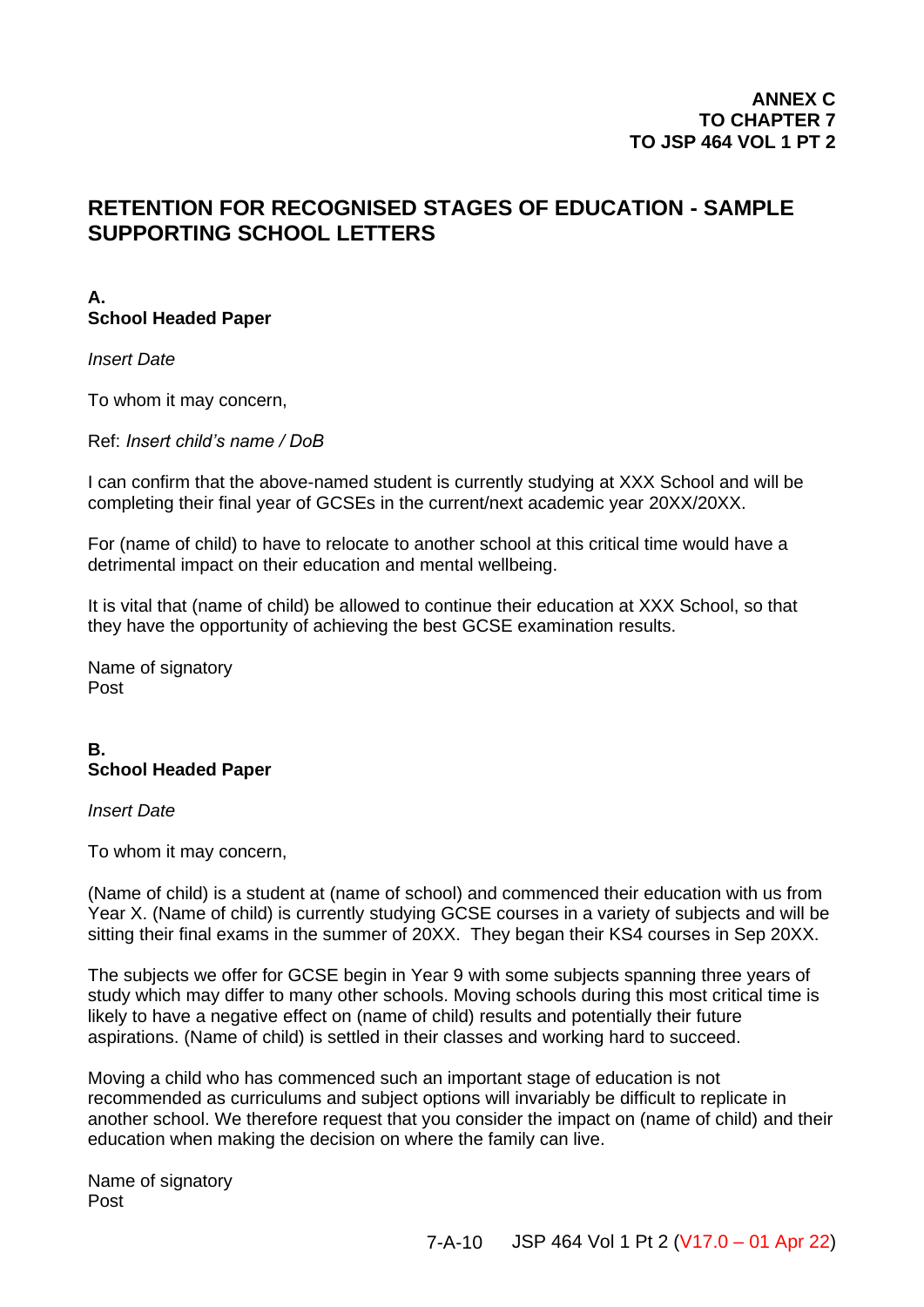**ANNEX C**
**TO CHAPTER 7**
**TO JSP 464 VOL 1 PT 2**

# RETENTION FOR RECOGNISED STAGES OF EDUCATION - SAMPLE SUPPORTING SCHOOL LETTERS

**A.**
**School Headed Paper**

*Insert Date*

To whom it may concern,

Ref: *Insert child's name / DoB*

I can confirm that the above-named student is currently studying at XXX School and will be completing their final year of GCSEs in the current/next academic year 20XX/20XX.

For (name of child) to have to relocate to another school at this critical time would have a detrimental impact on their education and mental wellbeing.

It is vital that (name of child) be allowed to continue their education at XXX School, so that they have the opportunity of achieving the best GCSE examination results.

Name of signatory
Post

**B.**
**School Headed Paper**

*Insert Date*

To whom it may concern,

(Name of child) is a student at (name of school) and commenced their education with us from Year X. (Name of child) is currently studying GCSE courses in a variety of subjects and will be sitting their final exams in the summer of 20XX. They began their KS4 courses in Sep 20XX.

The subjects we offer for GCSE begin in Year 9 with some subjects spanning three years of study which may differ to many other schools. Moving schools during this most critical time is likely to have a negative effect on (name of child) results and potentially their future aspirations. (Name of child) is settled in their classes and working hard to succeed.

Moving a child who has commenced such an important stage of education is not recommended as curriculums and subject options will invariably be difficult to replicate in another school. We therefore request that you consider the impact on (name of child) and their education when making the decision on where the family can live.

Name of signatory
Post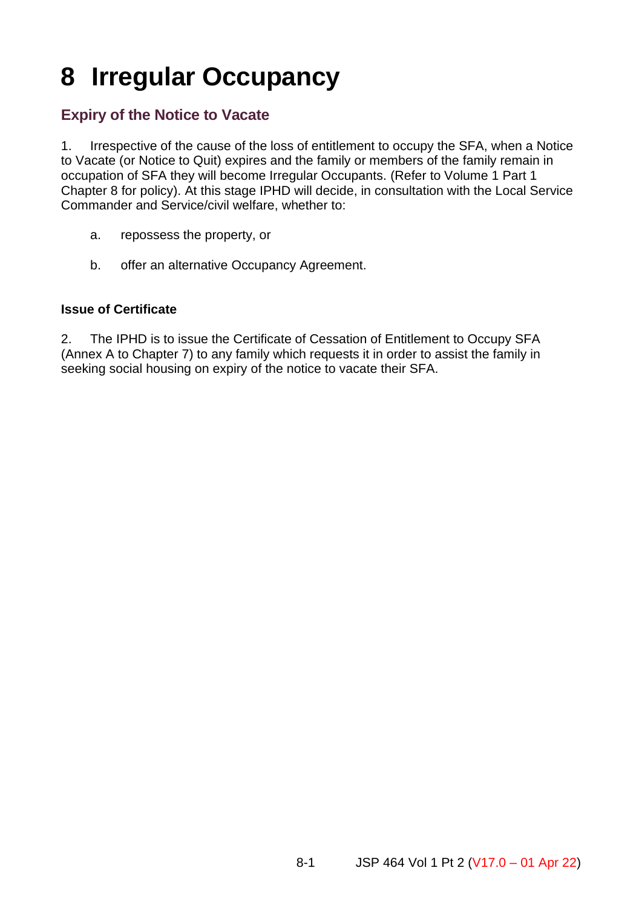# 8 Irregular Occupancy

## Expiry of the Notice to Vacate

1. Irrespective of the cause of the loss of entitlement to occupy the SFA, when a Notice to Vacate (or Notice to Quit) expires and the family or members of the family remain in occupation of SFA they will become Irregular Occupants. (Refer to Volume 1 Part 1 Chapter 8 for policy). At this stage IPHD will decide, in consultation with the Local Service Commander and Service/civil welfare, whether to:

   a. repossess the property, or

   b. offer an alternative Occupancy Agreement.

### Issue of Certificate

2. The IPHD is to issue the Certificate of Cessation of Entitlement to Occupy SFA (Annex A to Chapter 7) to any family which requests it in order to assist the family in seeking social housing on expiry of the notice to vacate their SFA.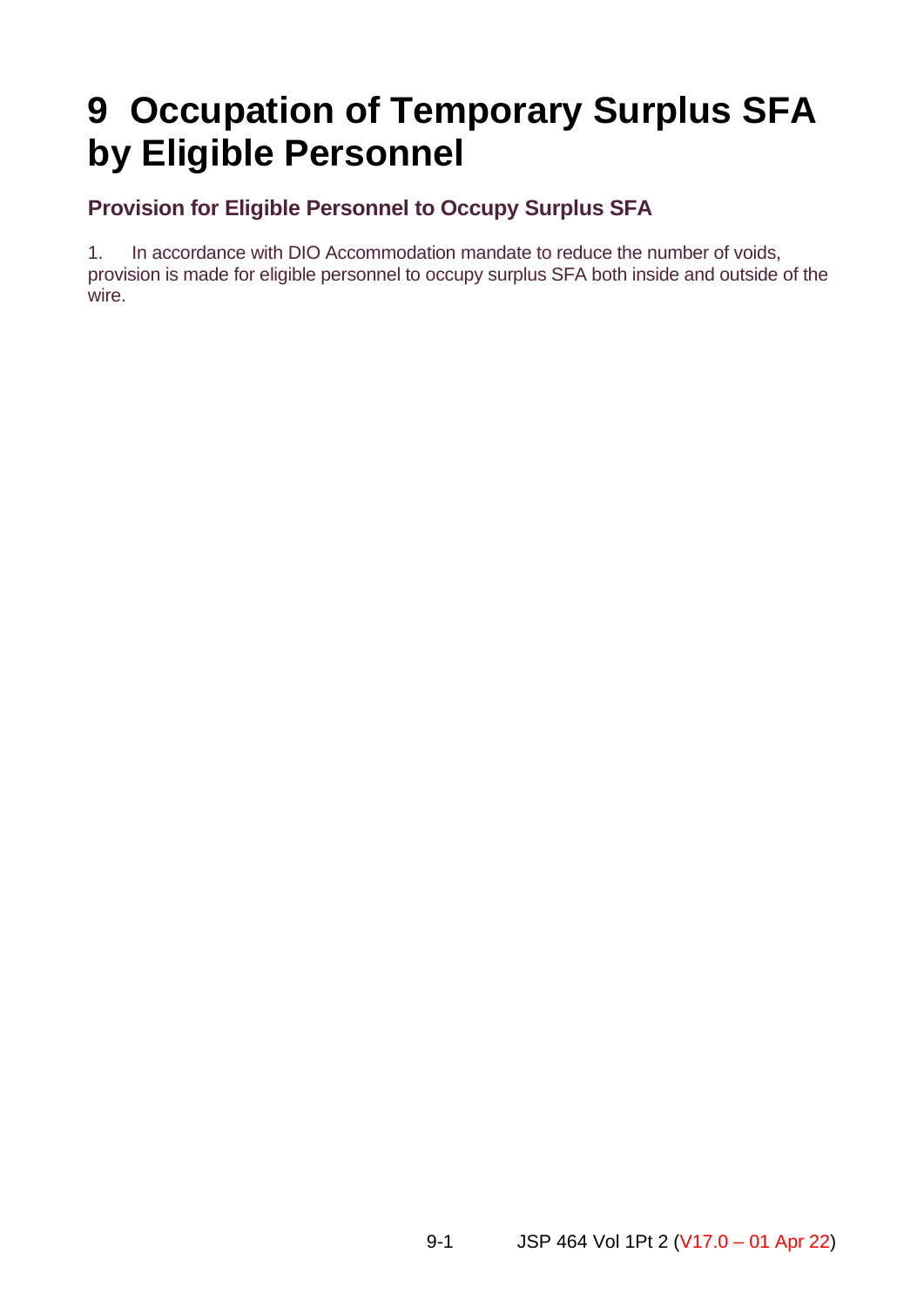# 9 Occupation of Temporary Surplus SFA by Eligible Personnel

## Provision for Eligible Personnel to Occupy Surplus SFA

1. In accordance with DIO Accommodation mandate to reduce the number of voids, provision is made for eligible personnel to occupy surplus SFA both inside and outside of the wire.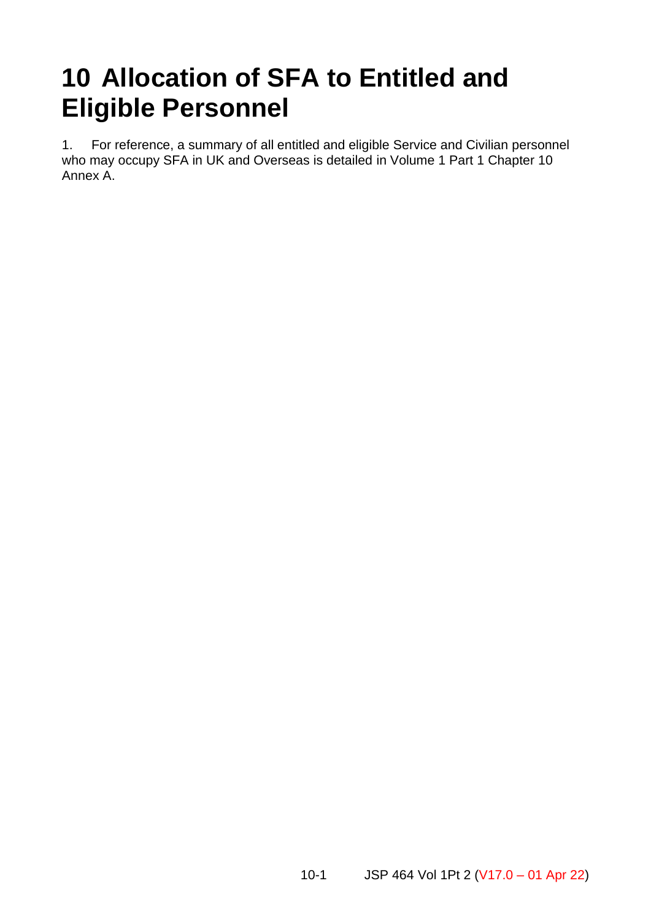# 10 Allocation of SFA to Entitled and Eligible Personnel

1. For reference, a summary of all entitled and eligible Service and Civilian personnel who may occupy SFA in UK and Overseas is detailed in Volume 1 Part 1 Chapter 10 Annex A.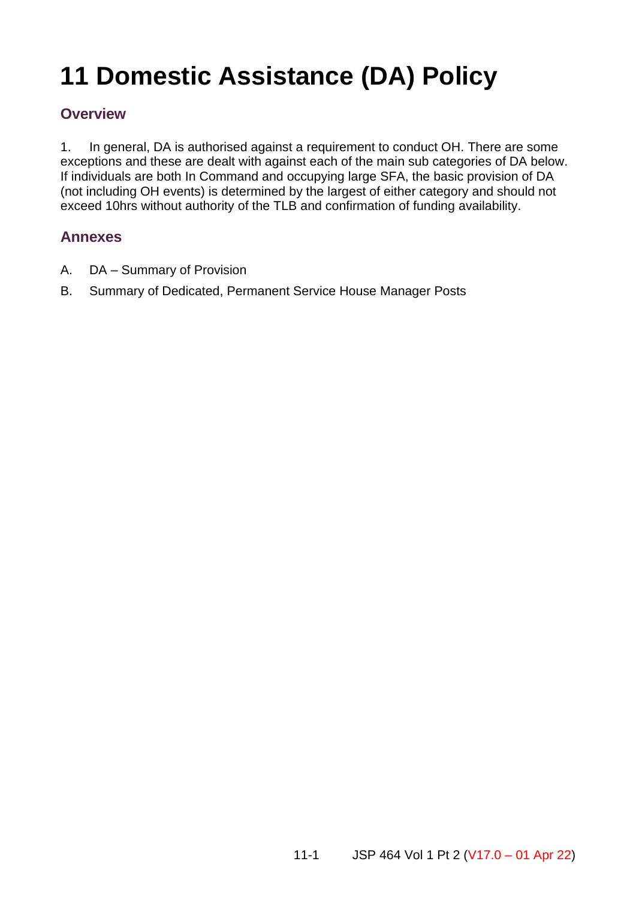# 11 Domestic Assistance (DA) Policy

## Overview

1. In general, DA is authorised against a requirement to conduct OH. There are some exceptions and these are dealt with against each of the main sub categories of DA below. If individuals are both In Command and occupying large SFA, the basic provision of DA (not including OH events) is determined by the largest of either category and should not exceed 10hrs without authority of the TLB and confirmation of funding availability.

## Annexes

A. DA – Summary of Provision

B. Summary of Dedicated, Permanent Service House Manager Posts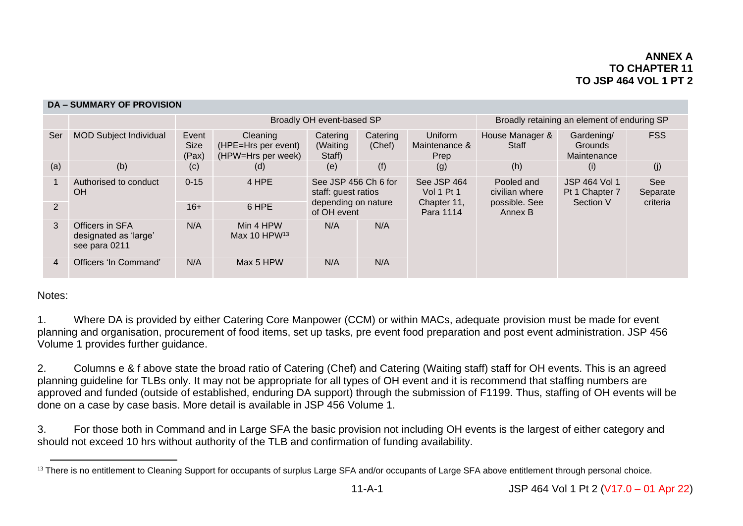**ANNEX A**
**TO CHAPTER 11**
**TO JSP 464 VOL 1 PT 2**

| **DA – SUMMARY OF PROVISION** | | | | | | | | | |
|---|---|---|---|---|---|---|---|---|---|
| | | Broadly OH event-based SP | | | | | Broadly retaining an element of enduring SP | | |
| Ser | MOD Subject Individual | Event Size (Pax) | Cleaning (HPE=Hrs per event) (HPW=Hrs per week) | Catering (Waiting Staff) | Catering (Chef) | Uniform Maintenance & Prep | House Manager & Staff | Gardening/ Grounds Maintenance | FSS |
| (a) | (b) | (c) | (d) | (e) | (f) | (g) | (h) | (i) | (j) |
| 1 | Authorised to conduct OH | 0-15 | 4 HPE | See JSP 456 Ch 6 for staff: guest ratios depending on nature of OH event | | See JSP 464 Vol 1 Pt 1 Chapter 11, Para 1114 | Pooled and civilian where possible. See Annex B | JSP 464 Vol 1 Pt 1 Chapter 7 Section V | See Separate criteria |
| 2 | | 16+ | 6 HPE | | | | | | |
| 3 | Officers in SFA designated as 'large' see para 0211 | N/A | Min 4 HPW Max 10 HPW[13] | N/A | N/A | | | | |
| 4 | Officers 'In Command' | N/A | Max 5 HPW | N/A | N/A | | | | |

Notes:

1. Where DA is provided by either Catering Core Manpower (CCM) or within MACs, adequate provision must be made for event planning and organisation, procurement of food items, set up tasks, pre event food preparation and post event administration. JSP 456 Volume 1 provides further guidance.

2. Columns e & f above state the broad ratio of Catering (Chef) and Catering (Waiting staff) staff for OH events. This is an agreed planning guideline for TLBs only. It may not be appropriate for all types of OH event and it is recommend that staffing numbers are approved and funded (outside of established, enduring DA support) through the submission of F1199. Thus, staffing of OH events will be done on a case by case basis. More detail is available in JSP 456 Volume 1.

3. For those both in Command and in Large SFA the basic provision not including OH events is the largest of either category and should not exceed 10 hrs without authority of the TLB and confirmation of funding availability.

---

[13] There is no entitlement to Cleaning Support for occupants of surplus Large SFA and/or occupants of Large SFA above entitlement through personal choice.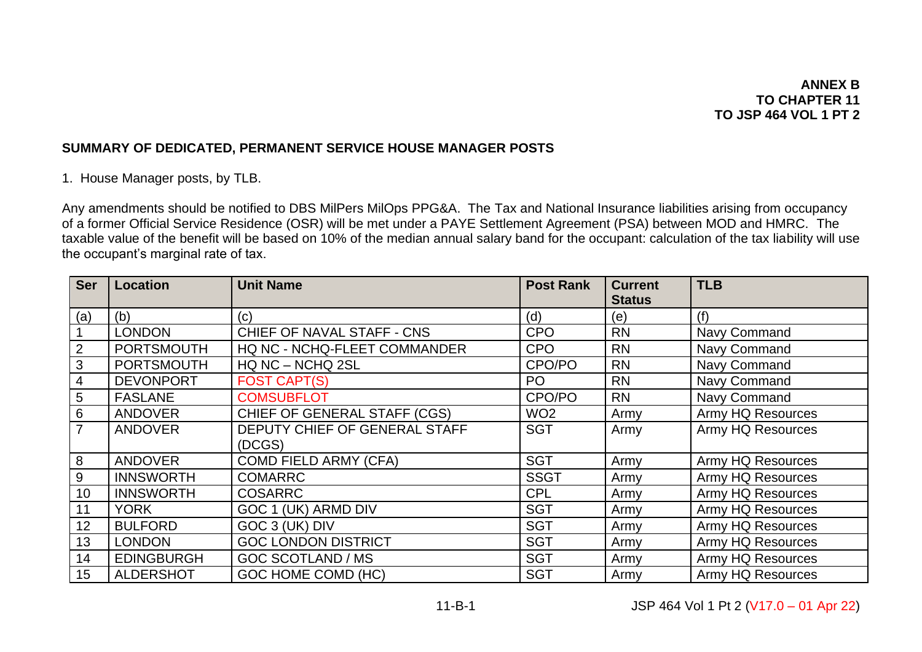**ANNEX B
TO CHAPTER 11
TO JSP 464 VOL 1 PT 2**

## SUMMARY OF DEDICATED, PERMANENT SERVICE HOUSE MANAGER POSTS

1. House Manager posts, by TLB.

Any amendments should be notified to DBS MilPers MilOps PPG&A. The Tax and National Insurance liabilities arising from occupancy of a former Official Service Residence (OSR) will be met under a PAYE Settlement Agreement (PSA) between MOD and HMRC. The taxable value of the benefit will be based on 10% of the median annual salary band for the occupant: calculation of the tax liability will use the occupant's marginal rate of tax.

| Ser | Location | Unit Name | Post Rank | Current Status | TLB |
|---|---|---|---|---|---|
| (a) | (b) | (c) | (d) | (e) | (f) |
| 1 | LONDON | CHIEF OF NAVAL STAFF - CNS | CPO | RN | Navy Command |
| 2 | PORTSMOUTH | HQ NC - NCHQ-FLEET COMMANDER | CPO | RN | Navy Command |
| 3 | PORTSMOUTH | HQ NC – NCHQ 2SL | CPO/PO | RN | Navy Command |
| 4 | DEVONPORT | FOST CAPT(S) | PO | RN | Navy Command |
| 5 | FASLANE | COMSUBFLOT | CPO/PO | RN | Navy Command |
| 6 | ANDOVER | CHIEF OF GENERAL STAFF (CGS) | WO2 | Army | Army HQ Resources |
| 7 | ANDOVER | DEPUTY CHIEF OF GENERAL STAFF (DCGS) | SGT | Army | Army HQ Resources |
| 8 | ANDOVER | COMD FIELD ARMY (CFA) | SGT | Army | Army HQ Resources |
| 9 | INNSWORTH | COMARRC | SSGT | Army | Army HQ Resources |
| 10 | INNSWORTH | COSARRC | CPL | Army | Army HQ Resources |
| 11 | YORK | GOC 1 (UK) ARMD DIV | SGT | Army | Army HQ Resources |
| 12 | BULFORD | GOC 3 (UK) DIV | SGT | Army | Army HQ Resources |
| 13 | LONDON | GOC LONDON DISTRICT | SGT | Army | Army HQ Resources |
| 14 | EDINGBURGH | GOC SCOTLAND / MS | SGT | Army | Army HQ Resources |
| 15 | ALDERSHOT | GOC HOME COMD (HC) | SGT | Army | Army HQ Resources |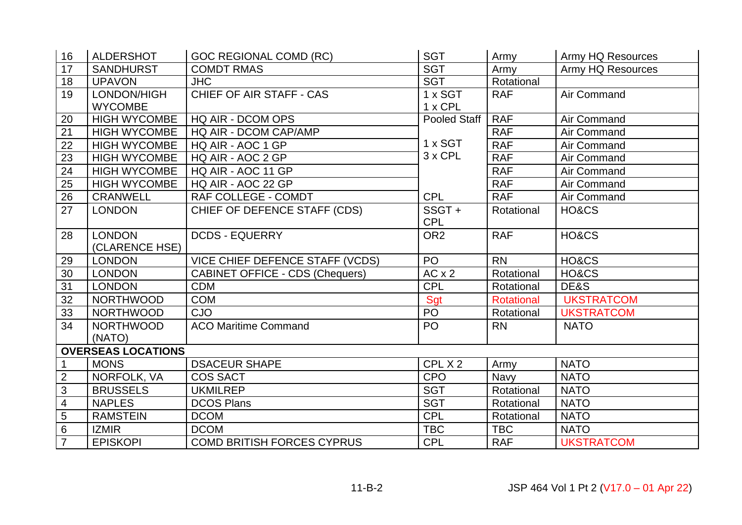| | | | | | |
|---|---|---|---|---|---|
| 16 | ALDERSHOT | GOC REGIONAL COMD (RC) | SGT | Army | Army HQ Resources |
| 17 | SANDHURST | COMDT RMAS | SGT | Army | Army HQ Resources |
| 18 | UPAVON | JHC | SGT | Rotational | |
| 19 | LONDON/HIGH WYCOMBE | CHIEF OF AIR STAFF - CAS | 1 x SGT<br>1 x CPL | RAF | Air Command |
| 20 | HIGH WYCOMBE | HQ AIR - DCOM OPS | Pooled Staff | RAF | Air Command |
| 21 | HIGH WYCOMBE | HQ AIR - DCOM CAP/AMP | 1 x SGT<br>3 x CPL | RAF | Air Command |
| 22 | HIGH WYCOMBE | HQ AIR - AOC 1 GP | | RAF | Air Command |
| 23 | HIGH WYCOMBE | HQ AIR - AOC 2 GP | | RAF | Air Command |
| 24 | HIGH WYCOMBE | HQ AIR - AOC 11 GP | | RAF | Air Command |
| 25 | HIGH WYCOMBE | HQ AIR - AOC 22 GP | | RAF | Air Command |
| 26 | CRANWELL | RAF COLLEGE - COMDT | CPL | RAF | Air Command |
| 27 | LONDON | CHIEF OF DEFENCE STAFF (CDS) | SSGT + CPL | Rotational | HO&CS |
| 28 | LONDON (CLARENCE HSE) | DCDS - EQUERRY | OR2 | RAF | HO&CS |
| 29 | LONDON | VICE CHIEF DEFENCE STAFF (VCDS) | PO | RN | HO&CS |
| 30 | LONDON | CABINET OFFICE - CDS (Chequers) | AC x 2 | Rotational | HO&CS |
| 31 | LONDON | CDM | CPL | Rotational | DE&S |
| 32 | NORTHWOOD | COM | Sgt | Rotational | UKSTRATCOM |
| 33 | NORTHWOOD | CJO | PO | Rotational | UKSTRATCOM |
| 34 | NORTHWOOD (NATO) | ACO Maritime Command | PO | RN | NATO |
| **OVERSEAS LOCATIONS** | | | | | |
| 1 | MONS | DSACEUR SHAPE | CPL X 2 | Army | NATO |
| 2 | NORFOLK, VA | COS SACT | CPO | Navy | NATO |
| 3 | BRUSSELS | UKMILREP | SGT | Rotational | NATO |
| 4 | NAPLES | DCOS Plans | SGT | Rotational | NATO |
| 5 | RAMSTEIN | DCOM | CPL | Rotational | NATO |
| 6 | IZMIR | DCOM | TBC | TBC | NATO |
| 7 | EPISKOPI | COMD BRITISH FORCES CYPRUS | CPL | RAF | UKSTRATCOM |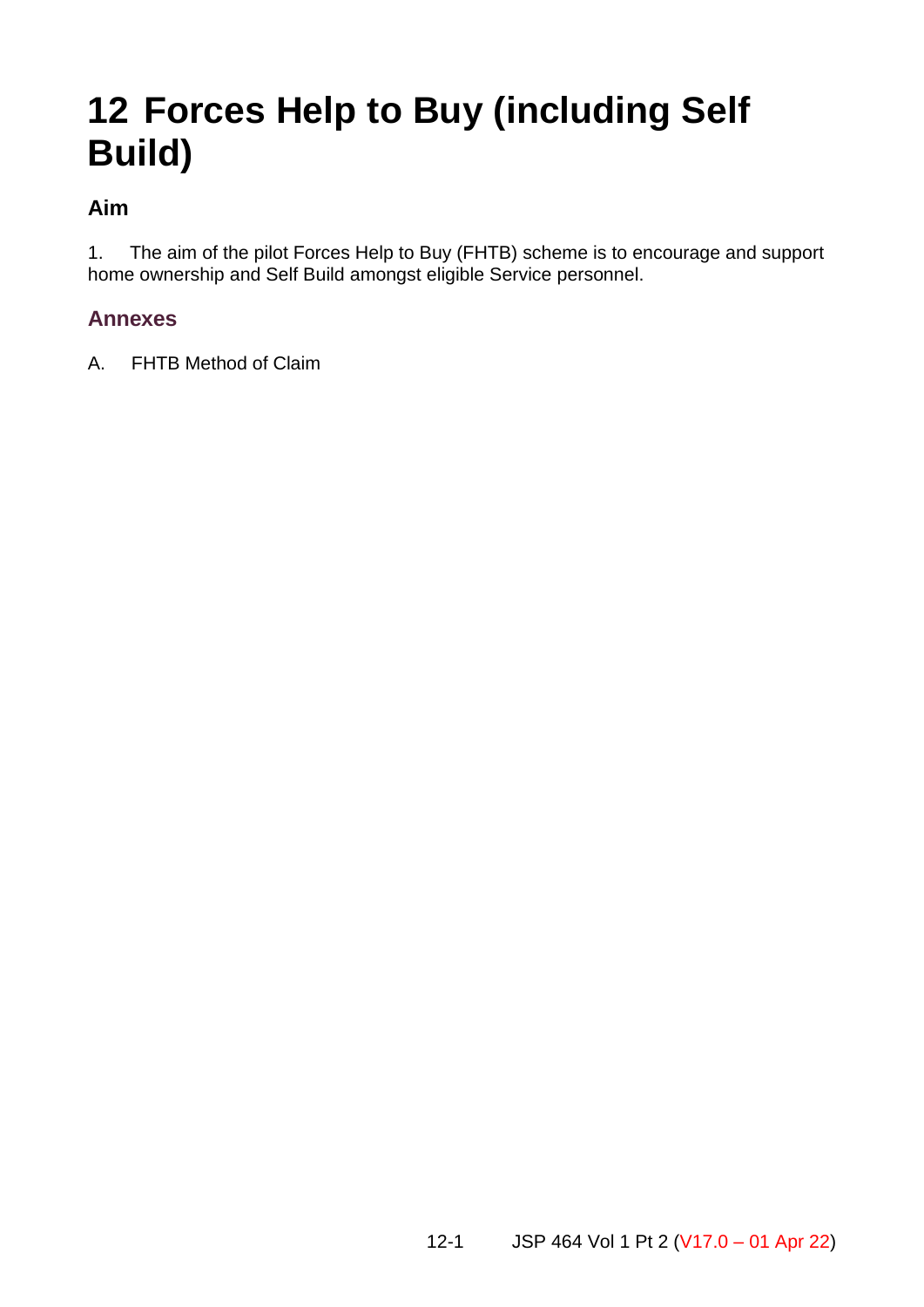# 12 Forces Help to Buy (including Self Build)

### Aim

1. The aim of the pilot Forces Help to Buy (FHTB) scheme is to encourage and support home ownership and Self Build amongst eligible Service personnel.

### Annexes

A. FHTB Method of Claim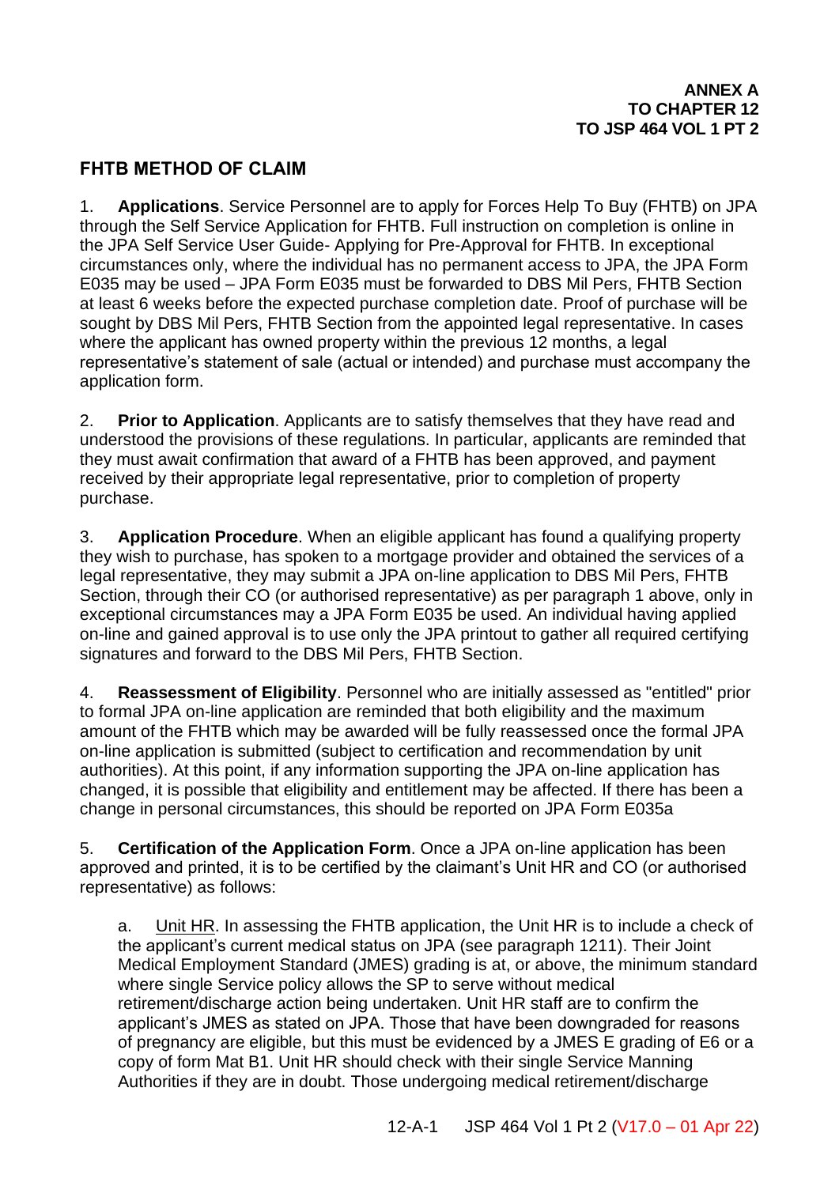**ANNEX A
TO CHAPTER 12
TO JSP 464 VOL 1 PT 2**

## FHTB METHOD OF CLAIM

1. **Applications**. Service Personnel are to apply for Forces Help To Buy (FHTB) on JPA through the Self Service Application for FHTB. Full instruction on completion is online in the JPA Self Service User Guide- Applying for Pre-Approval for FHTB. In exceptional circumstances only, where the individual has no permanent access to JPA, the JPA Form E035 may be used – JPA Form E035 must be forwarded to DBS Mil Pers, FHTB Section at least 6 weeks before the expected purchase completion date. Proof of purchase will be sought by DBS Mil Pers, FHTB Section from the appointed legal representative. In cases where the applicant has owned property within the previous 12 months, a legal representative's statement of sale (actual or intended) and purchase must accompany the application form.

2. **Prior to Application**. Applicants are to satisfy themselves that they have read and understood the provisions of these regulations. In particular, applicants are reminded that they must await confirmation that award of a FHTB has been approved, and payment received by their appropriate legal representative, prior to completion of property purchase.

3. **Application Procedure**. When an eligible applicant has found a qualifying property they wish to purchase, has spoken to a mortgage provider and obtained the services of a legal representative, they may submit a JPA on-line application to DBS Mil Pers, FHTB Section, through their CO (or authorised representative) as per paragraph 1 above, only in exceptional circumstances may a JPA Form E035 be used. An individual having applied on-line and gained approval is to use only the JPA printout to gather all required certifying signatures and forward to the DBS Mil Pers, FHTB Section.

4. **Reassessment of Eligibility**. Personnel who are initially assessed as "entitled" prior to formal JPA on-line application are reminded that both eligibility and the maximum amount of the FHTB which may be awarded will be fully reassessed once the formal JPA on-line application is submitted (subject to certification and recommendation by unit authorities). At this point, if any information supporting the JPA on-line application has changed, it is possible that eligibility and entitlement may be affected. If there has been a change in personal circumstances, this should be reported on JPA Form E035a

5. **Certification of the Application Form**. Once a JPA on-line application has been approved and printed, it is to be certified by the claimant's Unit HR and CO (or authorised representative) as follows:

a. Unit HR. In assessing the FHTB application, the Unit HR is to include a check of the applicant's current medical status on JPA (see paragraph 1211). Their Joint Medical Employment Standard (JMES) grading is at, or above, the minimum standard where single Service policy allows the SP to serve without medical retirement/discharge action being undertaken. Unit HR staff are to confirm the applicant's JMES as stated on JPA. Those that have been downgraded for reasons of pregnancy are eligible, but this must be evidenced by a JMES E grading of E6 or a copy of form Mat B1. Unit HR should check with their single Service Manning Authorities if they are in doubt. Those undergoing medical retirement/discharge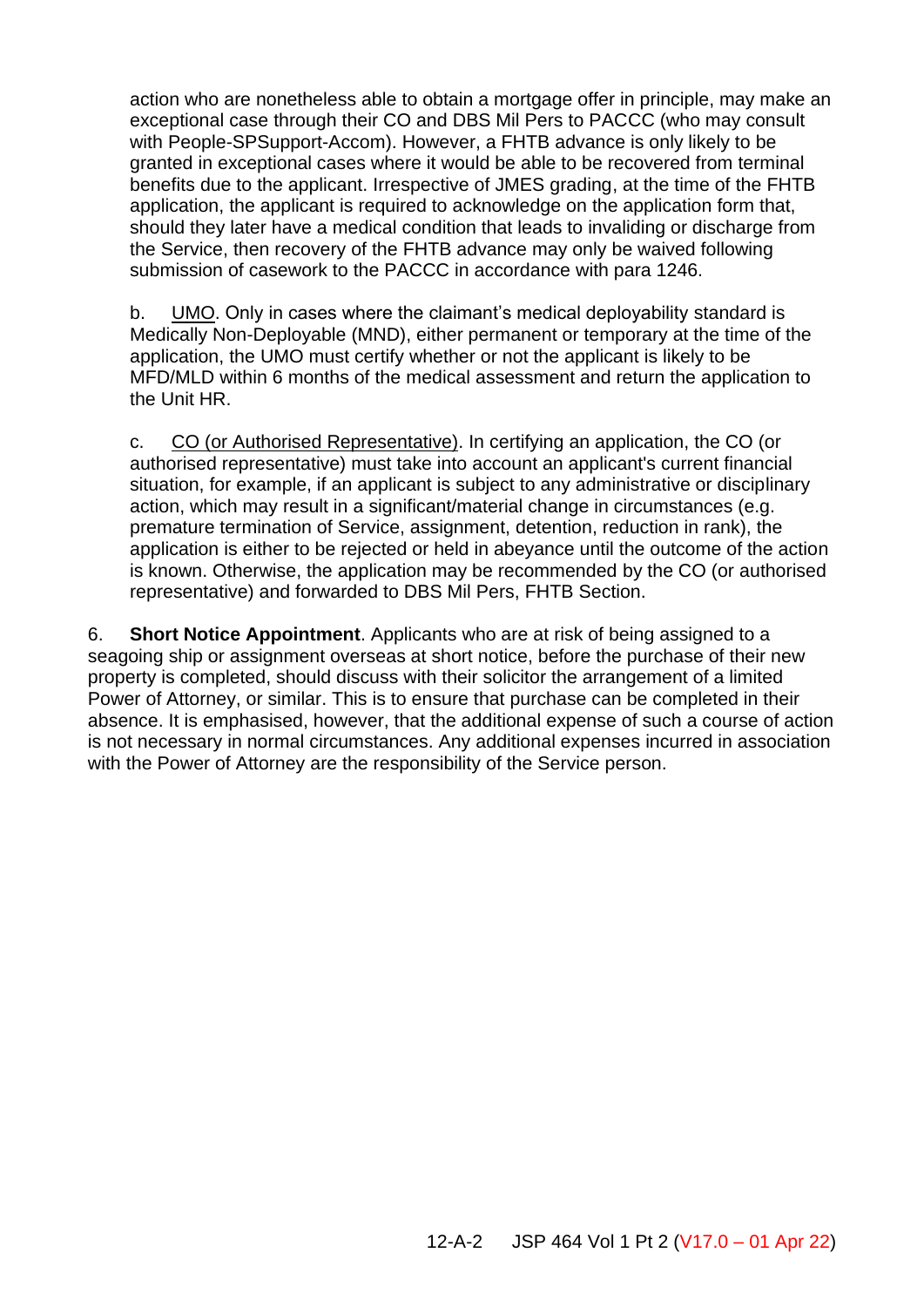action who are nonetheless able to obtain a mortgage offer in principle, may make an exceptional case through their CO and DBS Mil Pers to PACCC (who may consult with People-SPSupport-Accom). However, a FHTB advance is only likely to be granted in exceptional cases where it would be able to be recovered from terminal benefits due to the applicant. Irrespective of JMES grading, at the time of the FHTB application, the applicant is required to acknowledge on the application form that, should they later have a medical condition that leads to invaliding or discharge from the Service, then recovery of the FHTB advance may only be waived following submission of casework to the PACCC in accordance with para 1246.

b. UMO. Only in cases where the claimant's medical deployability standard is Medically Non-Deployable (MND), either permanent or temporary at the time of the application, the UMO must certify whether or not the applicant is likely to be MFD/MLD within 6 months of the medical assessment and return the application to the Unit HR.

c. CO (or Authorised Representative). In certifying an application, the CO (or authorised representative) must take into account an applicant's current financial situation, for example, if an applicant is subject to any administrative or disciplinary action, which may result in a significant/material change in circumstances (e.g. premature termination of Service, assignment, detention, reduction in rank), the application is either to be rejected or held in abeyance until the outcome of the action is known. Otherwise, the application may be recommended by the CO (or authorised representative) and forwarded to DBS Mil Pers, FHTB Section.

6. **Short Notice Appointment**. Applicants who are at risk of being assigned to a seagoing ship or assignment overseas at short notice, before the purchase of their new property is completed, should discuss with their solicitor the arrangement of a limited Power of Attorney, or similar. This is to ensure that purchase can be completed in their absence. It is emphasised, however, that the additional expense of such a course of action is not necessary in normal circumstances. Any additional expenses incurred in association with the Power of Attorney are the responsibility of the Service person.